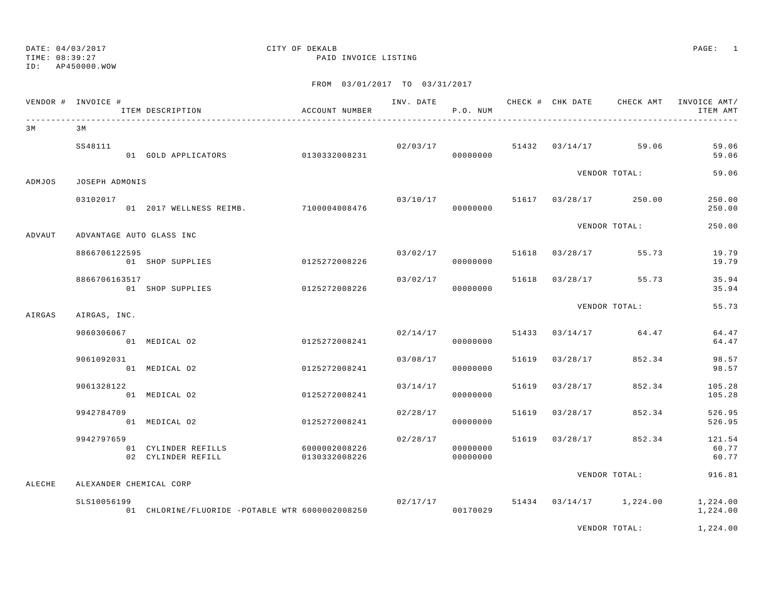DATE: 04/03/2017
TIME: 08:39:27
ID: AP450000.WOW

CITY OF DEKALB
PAID INVOICE LISTING

FROM 03/01/2017 TO 03/31/2017

| VENDOR # | INVOICE # / ITEM DESCRIPTION | ACCOUNT NUMBER | INV. DATE | P.O. NUM | CHECK # | CHK DATE | CHECK AMT | INVOICE AMT/ ITEM AMT |
|---|---|---|---|---|---|---|---|---|
| 3M | 3M | | | | | | | |
| | SS48111 | | 02/03/17 | | 51432 | 03/14/17 | 59.06 | 59.06 |
| | 01 GOLD APPLICATORS | 0130332008231 | | 00000000 | | | | 59.06 |
| | | | | | | VENDOR TOTAL: | | 59.06 |
| ADMJOS | JOSEPH ADMONIS | | | | | | | |
| | 03102017 | | 03/10/17 | | 51617 | 03/28/17 | 250.00 | 250.00 |
| | 01 2017 WELLNESS REIMB. | 7100004008476 | | 00000000 | | | | 250.00 |
| | | | | | | VENDOR TOTAL: | | 250.00 |
| ADVAUT | ADVANTAGE AUTO GLASS INC | | | | | | | |
| | 8866706122595 | | 03/02/17 | | 51618 | 03/28/17 | 55.73 | 19.79 |
| | 01 SHOP SUPPLIES | 0125272008226 | | 00000000 | | | | 19.79 |
| | 8866706163517 | | 03/02/17 | | 51618 | 03/28/17 | 55.73 | 35.94 |
| | 01 SHOP SUPPLIES | 0125272008226 | | 00000000 | | | | 35.94 |
| | | | | | | VENDOR TOTAL: | | 55.73 |
| AIRGAS | AIRGAS, INC. | | | | | | | |
| | 9060306067 | | 02/14/17 | | 51433 | 03/14/17 | 64.47 | 64.47 |
| | 01 MEDICAL O2 | 0125272008241 | | 00000000 | | | | 64.47 |
| | 9061092031 | | 03/08/17 | | 51619 | 03/28/17 | 852.34 | 98.57 |
| | 01 MEDICAL O2 | 0125272008241 | | 00000000 | | | | 98.57 |
| | 9061328122 | | 03/14/17 | | 51619 | 03/28/17 | 852.34 | 105.28 |
| | 01 MEDICAL O2 | 0125272008241 | | 00000000 | | | | 105.28 |
| | 9942784709 | | 02/28/17 | | 51619 | 03/28/17 | 852.34 | 526.95 |
| | 01 MEDICAL O2 | 0125272008241 | | 00000000 | | | | 526.95 |
| | 9942797659 | | 02/28/17 | | 51619 | 03/28/17 | 852.34 | 121.54 |
| | 01 CYLINDER REFILLS | 6000002008226 | | 00000000 | | | | 60.77 |
| | 02 CYLINDER REFILL | 0130332008226 | | 00000000 | | | | 60.77 |
| | | | | | | VENDOR TOTAL: | | 916.81 |
| ALECHE | ALEXANDER CHEMICAL CORP | | | | | | | |
| | SLS10056199 | | 02/17/17 | | 51434 | 03/14/17 | 1,224.00 | 1,224.00 |
| | 01 CHLORINE/FLUORIDE -POTABLE WTR | 6000002008250 | | 00170029 | | | | 1,224.00 |
| | | | | | | VENDOR TOTAL: | | 1,224.00 |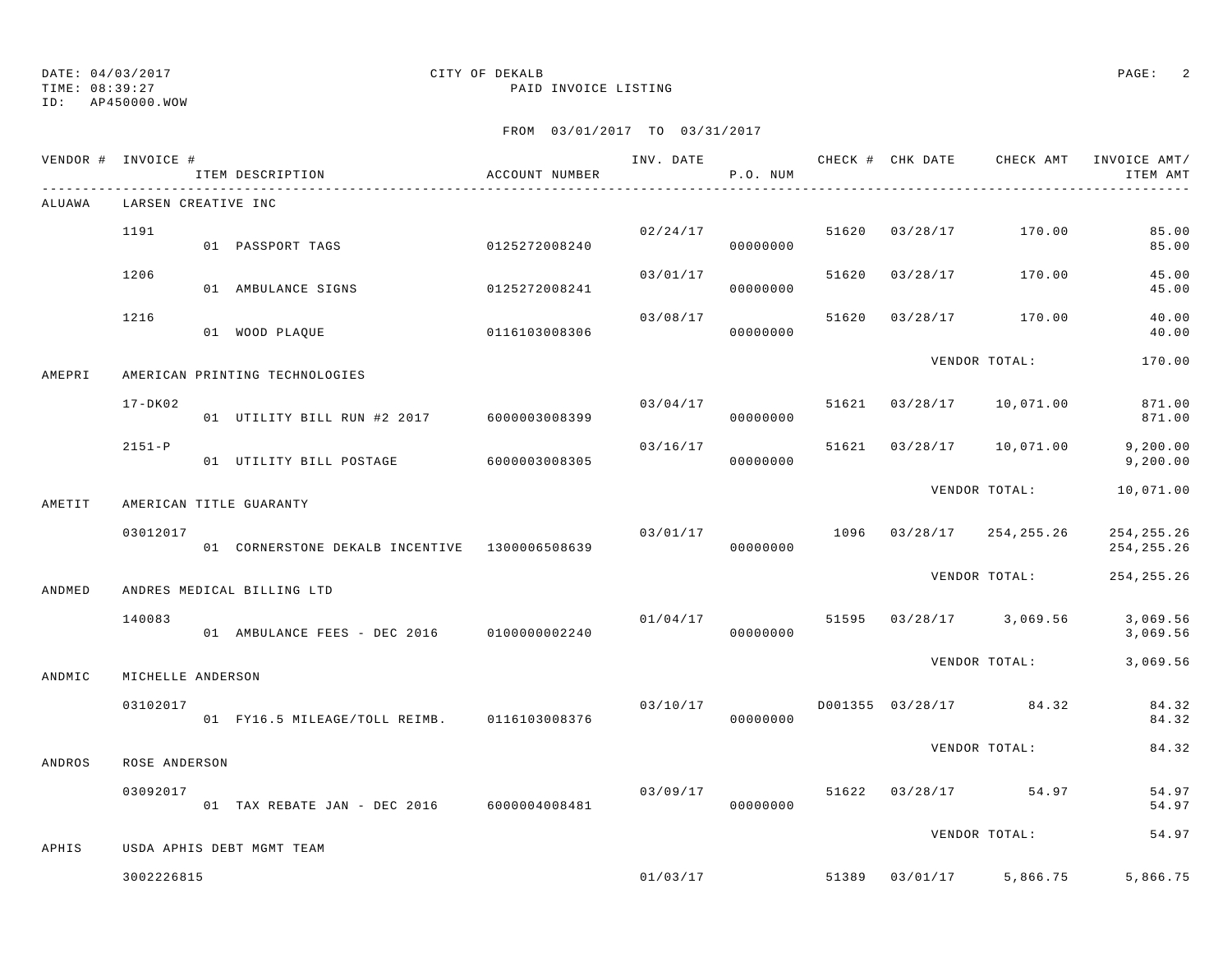DATE: 04/03/2017 CITY OF DEKALB
TIME: 08:39:27 PAID INVOICE LISTING
ID: AP450000.WOW

FROM 03/01/2017 TO 03/31/2017

| VENDOR # | INVOICE # | ITEM DESCRIPTION | ACCOUNT NUMBER | INV. DATE | P.O. NUM | CHECK # | CHK DATE | CHECK AMT | INVOICE AMT/ ITEM AMT |
|---|---|---|---|---|---|---|---|---|---|
| ALUAWA | LARSEN CREATIVE INC | | | | | | | | |
| | 1191 | | | 02/24/17 | | 51620 | 03/28/17 | 170.00 | 85.00 |
| | | 01 PASSPORT TAGS | 0125272008240 | | 00000000 | | | | 85.00 |
| | 1206 | | | 03/01/17 | | 51620 | 03/28/17 | 170.00 | 45.00 |
| | | 01 AMBULANCE SIGNS | 0125272008241 | | 00000000 | | | | 45.00 |
| | 1216 | | | 03/08/17 | | 51620 | 03/28/17 | 170.00 | 40.00 |
| | | 01 WOOD PLAQUE | 0116103008306 | | 00000000 | | | | 40.00 |
| | | | | | | | VENDOR TOTAL: | | 170.00 |
| AMEPRI | AMERICAN PRINTING TECHNOLOGIES | | | | | | | | |
| | 17-DK02 | | | 03/04/17 | | 51621 | 03/28/17 | 10,071.00 | 871.00 |
| | | 01 UTILITY BILL RUN #2 2017 | 6000003008399 | | 00000000 | | | | 871.00 |
| | 2151-P | | | 03/16/17 | | 51621 | 03/28/17 | 10,071.00 | 9,200.00 |
| | | 01 UTILITY BILL POSTAGE | 6000003008305 | | 00000000 | | | | 9,200.00 |
| | | | | | | | VENDOR TOTAL: | | 10,071.00 |
| AMETIT | AMERICAN TITLE GUARANTY | | | | | | | | |
| | 03012017 | | | 03/01/17 | | 1096 | 03/28/17 | 254,255.26 | 254,255.26 |
| | | 01 CORNERSTONE DEKALB INCENTIVE | 1300006508639 | | 00000000 | | | | 254,255.26 |
| | | | | | | | VENDOR TOTAL: | | 254,255.26 |
| ANDMED | ANDRES MEDICAL BILLING LTD | | | | | | | | |
| | 140083 | | | 01/04/17 | | 51595 | 03/28/17 | 3,069.56 | 3,069.56 |
| | | 01 AMBULANCE FEES - DEC 2016 | 0100000002240 | | 00000000 | | | | 3,069.56 |
| | | | | | | | VENDOR TOTAL: | | 3,069.56 |
| ANDMIC | MICHELLE ANDERSON | | | | | | | | |
| | 03102017 | | | 03/10/17 | | D001355 | 03/28/17 | 84.32 | 84.32 |
| | | 01 FY16.5 MILEAGE/TOLL REIMB. | 0116103008376 | | 00000000 | | | | 84.32 |
| | | | | | | | VENDOR TOTAL: | | 84.32 |
| ANDROS | ROSE ANDERSON | | | | | | | | |
| | 03092017 | | | 03/09/17 | | 51622 | 03/28/17 | 54.97 | 54.97 |
| | | 01 TAX REBATE JAN - DEC 2016 | 6000004008481 | | 00000000 | | | | 54.97 |
| | | | | | | | VENDOR TOTAL: | | 54.97 |
| APHIS | USDA APHIS DEBT MGMT TEAM | | | | | | | | |
| | 3002226815 | | | 01/03/17 | | 51389 | 03/01/17 | 5,866.75 | 5,866.75 |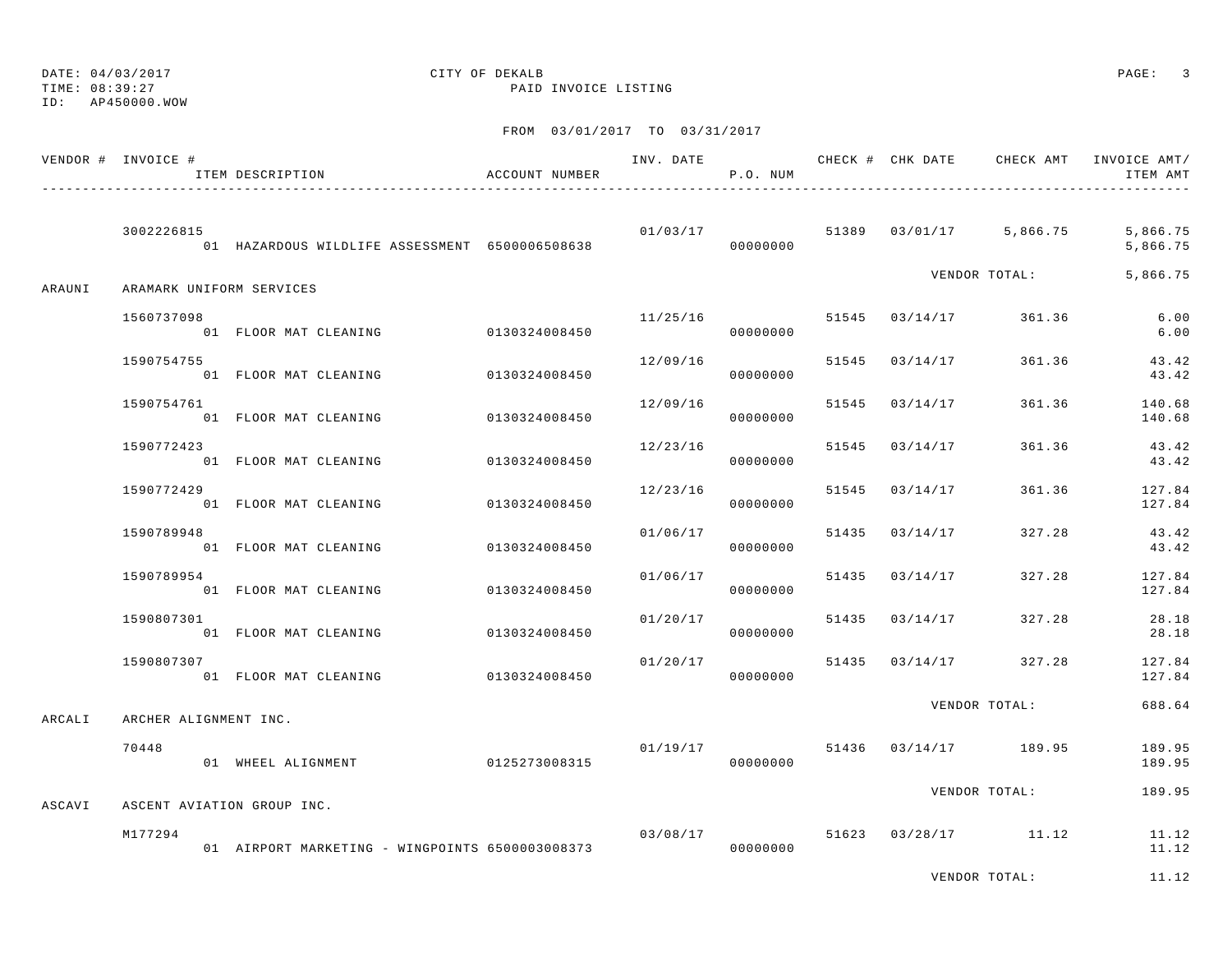DATE: 04/03/2017
TIME: 08:39:27
ID: AP450000.WOW

CITY OF DEKALB
PAID INVOICE LISTING

FROM 03/01/2017 TO 03/31/2017

| VENDOR # | INVOICE # / ITEM DESCRIPTION | ACCOUNT NUMBER | INV. DATE | P.O. NUM | CHECK # | CHK DATE | CHECK AMT | INVOICE AMT/ ITEM AMT |
|---|---|---|---|---|---|---|---|---|
| | 3002226815 | | 01/03/17 | | 51389 | 03/01/17 | 5,866.75 | 5,866.75 |
| | 01 HAZARDOUS WILDLIFE ASSESSMENT | 6500006508638 | | 00000000 | | | | 5,866.75 |
| | | | | | | VENDOR TOTAL: | | 5,866.75 |
| ARAUNI | ARAMARK UNIFORM SERVICES | | | | | | | |
| | 1560737098 | | 11/25/16 | | 51545 | 03/14/17 | 361.36 | 6.00 |
| | 01 FLOOR MAT CLEANING | 0130324008450 | | 00000000 | | | | 6.00 |
| | 1590754755 | | 12/09/16 | | 51545 | 03/14/17 | 361.36 | 43.42 |
| | 01 FLOOR MAT CLEANING | 0130324008450 | | 00000000 | | | | 43.42 |
| | 1590754761 | | 12/09/16 | | 51545 | 03/14/17 | 361.36 | 140.68 |
| | 01 FLOOR MAT CLEANING | 0130324008450 | | 00000000 | | | | 140.68 |
| | 1590772423 | | 12/23/16 | | 51545 | 03/14/17 | 361.36 | 43.42 |
| | 01 FLOOR MAT CLEANING | 0130324008450 | | 00000000 | | | | 43.42 |
| | 1590772429 | | 12/23/16 | | 51545 | 03/14/17 | 361.36 | 127.84 |
| | 01 FLOOR MAT CLEANING | 0130324008450 | | 00000000 | | | | 127.84 |
| | 1590789948 | | 01/06/17 | | 51435 | 03/14/17 | 327.28 | 43.42 |
| | 01 FLOOR MAT CLEANING | 0130324008450 | | 00000000 | | | | 43.42 |
| | 1590789954 | | 01/06/17 | | 51435 | 03/14/17 | 327.28 | 127.84 |
| | 01 FLOOR MAT CLEANING | 0130324008450 | | 00000000 | | | | 127.84 |
| | 1590807301 | | 01/20/17 | | 51435 | 03/14/17 | 327.28 | 28.18 |
| | 01 FLOOR MAT CLEANING | 0130324008450 | | 00000000 | | | | 28.18 |
| | 1590807307 | | 01/20/17 | | 51435 | 03/14/17 | 327.28 | 127.84 |
| | 01 FLOOR MAT CLEANING | 0130324008450 | | 00000000 | | | | 127.84 |
| | | | | | | VENDOR TOTAL: | | 688.64 |
| ARCALI | ARCHER ALIGNMENT INC. | | | | | | | |
| | 70448 | | 01/19/17 | | 51436 | 03/14/17 | 189.95 | 189.95 |
| | 01 WHEEL ALIGNMENT | 0125273008315 | | 00000000 | | | | 189.95 |
| | | | | | | VENDOR TOTAL: | | 189.95 |
| ASCAVI | ASCENT AVIATION GROUP INC. | | | | | | | |
| | M177294 | | 03/08/17 | | 51623 | 03/28/17 | 11.12 | 11.12 |
| | 01 AIRPORT MARKETING - WINGPOINTS | 6500003008373 | | 00000000 | | | | 11.12 |
| | | | | | | VENDOR TOTAL: | | 11.12 |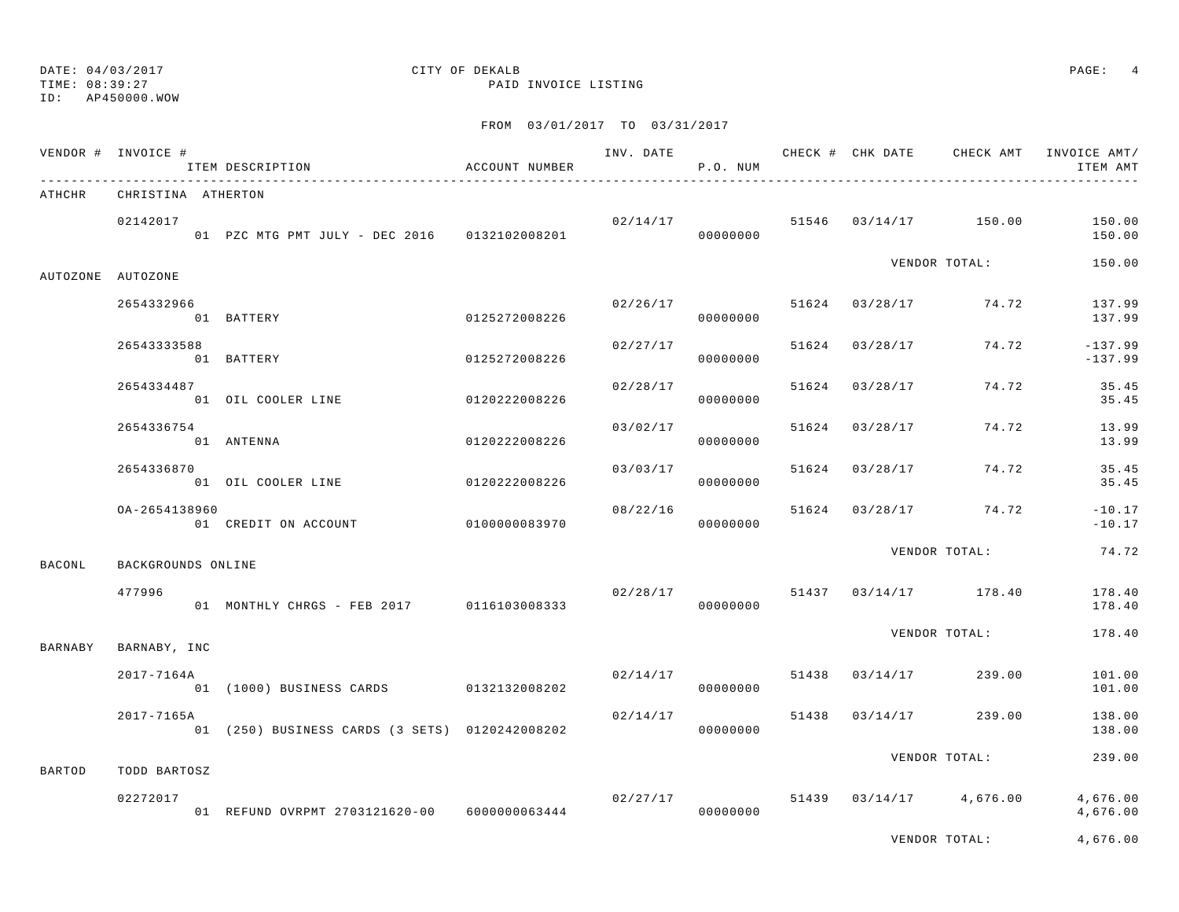DATE: 04/03/2017
TIME: 08:39:27
ID: AP450000.WOW

CITY OF DEKALB
PAID INVOICE LISTING

FROM 03/01/2017 TO 03/31/2017

| VENDOR # | INVOICE # / ITEM DESCRIPTION | ACCOUNT NUMBER | INV. DATE | P.O. NUM | CHECK # | CHK DATE | CHECK AMT | INVOICE AMT/ ITEM AMT |
|---|---|---|---|---|---|---|---|---|
| ATHCHR | CHRISTINA ATHERTON | | | | | | | |
| | 02142017 | | 02/14/17 | | 51546 | 03/14/17 | 150.00 | 150.00 |
| | 01 PZC MTG PMT JULY - DEC 2016 | 0132102008201 | | 00000000 | | | | 150.00 |
| | | | | | | VENDOR TOTAL: | | 150.00 |
| AUTOZONE | AUTOZONE | | | | | | | |
| | 2654332966 | | 02/26/17 | | 51624 | 03/28/17 | 74.72 | 137.99 |
| | 01 BATTERY | 0125272008226 | | 00000000 | | | | 137.99 |
| | 26543333588 | | 02/27/17 | | 51624 | 03/28/17 | 74.72 | -137.99 |
| | 01 BATTERY | 0125272008226 | | 00000000 | | | | -137.99 |
| | 2654334487 | | 02/28/17 | | 51624 | 03/28/17 | 74.72 | 35.45 |
| | 01 OIL COOLER LINE | 0120222008226 | | 00000000 | | | | 35.45 |
| | 2654336754 | | 03/02/17 | | 51624 | 03/28/17 | 74.72 | 13.99 |
| | 01 ANTENNA | 0120222008226 | | 00000000 | | | | 13.99 |
| | 2654336870 | | 03/03/17 | | 51624 | 03/28/17 | 74.72 | 35.45 |
| | 01 OIL COOLER LINE | 0120222008226 | | 00000000 | | | | 35.45 |
| | OA-2654138960 | | 08/22/16 | | 51624 | 03/28/17 | 74.72 | -10.17 |
| | 01 CREDIT ON ACCOUNT | 0100000083970 | | 00000000 | | | | -10.17 |
| | | | | | | VENDOR TOTAL: | | 74.72 |
| BACONL | BACKGROUNDS ONLINE | | | | | | | |
| | 477996 | | 02/28/17 | | 51437 | 03/14/17 | 178.40 | 178.40 |
| | 01 MONTHLY CHRGS - FEB 2017 | 0116103008333 | | 00000000 | | | | 178.40 |
| | | | | | | VENDOR TOTAL: | | 178.40 |
| BARNABY | BARNABY, INC | | | | | | | |
| | 2017-7164A | | 02/14/17 | | 51438 | 03/14/17 | 239.00 | 101.00 |
| | 01 (1000) BUSINESS CARDS | 0132132008202 | | 00000000 | | | | 101.00 |
| | 2017-7165A | | 02/14/17 | | 51438 | 03/14/17 | 239.00 | 138.00 |
| | 01 (250) BUSINESS CARDS (3 SETS) | 0120242008202 | | 00000000 | | | | 138.00 |
| | | | | | | VENDOR TOTAL: | | 239.00 |
| BARTOD | TODD BARTOSZ | | | | | | | |
| | 02272017 | | 02/27/17 | | 51439 | 03/14/17 | 4,676.00 | 4,676.00 |
| | 01 REFUND OVRPMT 2703121620-00 | 6000000063444 | | 00000000 | | | | 4,676.00 |
| | | | | | | VENDOR TOTAL: | | 4,676.00 |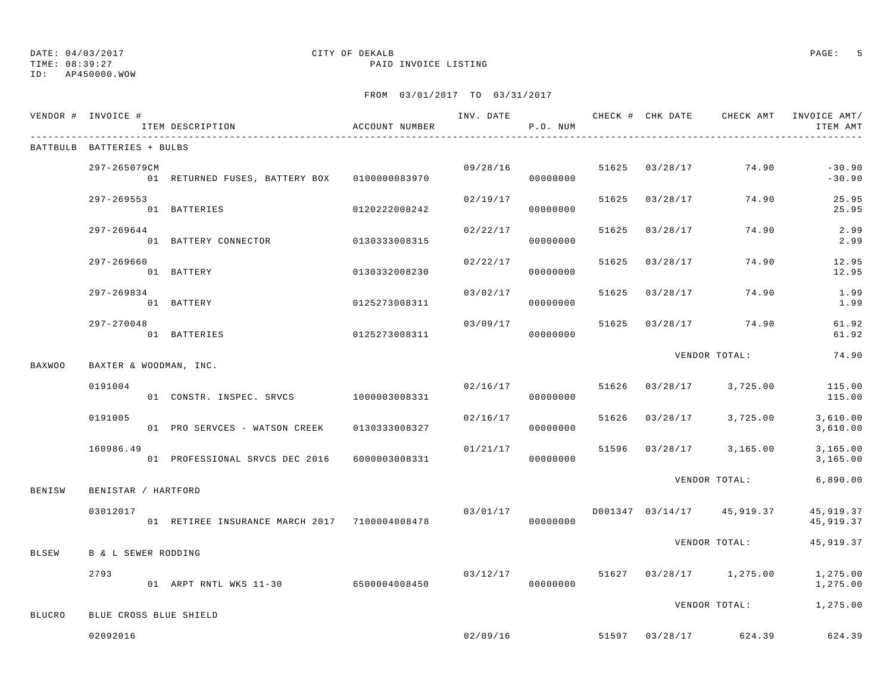DATE: 04/03/2017 CITY OF DEKALB
TIME: 08:39:27 PAID INVOICE LISTING
ID: AP450000.WOW

FROM 03/01/2017 TO 03/31/2017

| VENDOR # | INVOICE # / ITEM DESCRIPTION | ACCOUNT NUMBER | INV. DATE | P.O. NUM | CHECK # | CHK DATE | CHECK AMT | INVOICE AMT/ ITEM AMT |
|---|---|---|---|---|---|---|---|---|
| BATTBULB | BATTERIES + BULBS | | | | | | | |
| | 297-265079CM | | 09/28/16 | | 51625 | 03/28/17 | 74.90 | -30.90 |
| | 01 RETURNED FUSES, BATTERY BOX | 0100000083970 | | 00000000 | | | | -30.90 |
| | 297-269553 | | 02/19/17 | | 51625 | 03/28/17 | 74.90 | 25.95 |
| | 01 BATTERIES | 0120222008242 | | 00000000 | | | | 25.95 |
| | 297-269644 | | 02/22/17 | | 51625 | 03/28/17 | 74.90 | 2.99 |
| | 01 BATTERY CONNECTOR | 0130333008315 | | 00000000 | | | | 2.99 |
| | 297-269660 | | 02/22/17 | | 51625 | 03/28/17 | 74.90 | 12.95 |
| | 01 BATTERY | 0130332008230 | | 00000000 | | | | 12.95 |
| | 297-269834 | | 03/02/17 | | 51625 | 03/28/17 | 74.90 | 1.99 |
| | 01 BATTERY | 0125273008311 | | 00000000 | | | | 1.99 |
| | 297-270048 | | 03/09/17 | | 51625 | 03/28/17 | 74.90 | 61.92 |
| | 01 BATTERIES | 0125273008311 | | 00000000 | | | | 61.92 |
| | | | | | | | VENDOR TOTAL: | 74.90 |
| BAXWOO | BAXTER & WOODMAN, INC. | | | | | | | |
| | 0191004 | | 02/16/17 | | 51626 | 03/28/17 | 3,725.00 | 115.00 |
| | 01 CONSTR. INSPEC. SRVCS | 1000003008331 | | 00000000 | | | | 115.00 |
| | 0191005 | | 02/16/17 | | 51626 | 03/28/17 | 3,725.00 | 3,610.00 |
| | 01 PRO SERVCES - WATSON CREEK | 0130333008327 | | 00000000 | | | | 3,610.00 |
| | 160986.49 | | 01/21/17 | | 51596 | 03/28/17 | 3,165.00 | 3,165.00 |
| | 01 PROFESSIONAL SRVCS DEC 2016 | 6000003008331 | | 00000000 | | | | 3,165.00 |
| | | | | | | | VENDOR TOTAL: | 6,890.00 |
| BENISW | BENISTAR / HARTFORD | | | | | | | |
| | 03012017 | | 03/01/17 | | D001347 | 03/14/17 | 45,919.37 | 45,919.37 |
| | 01 RETIREE INSURANCE MARCH 2017 | 7100004008478 | | 00000000 | | | | 45,919.37 |
| | | | | | | | VENDOR TOTAL: | 45,919.37 |
| BLSEW | B & L SEWER RODDING | | | | | | | |
| | 2793 | | 03/12/17 | | 51627 | 03/28/17 | 1,275.00 | 1,275.00 |
| | 01 ARPT RNTL WKS 11-30 | 6500004008450 | | 00000000 | | | | 1,275.00 |
| | | | | | | | VENDOR TOTAL: | 1,275.00 |
| BLUCRO | BLUE CROSS BLUE SHIELD | | | | | | | |
| | 02092016 | | 02/09/16 | | 51597 | 03/28/17 | 624.39 | 624.39 |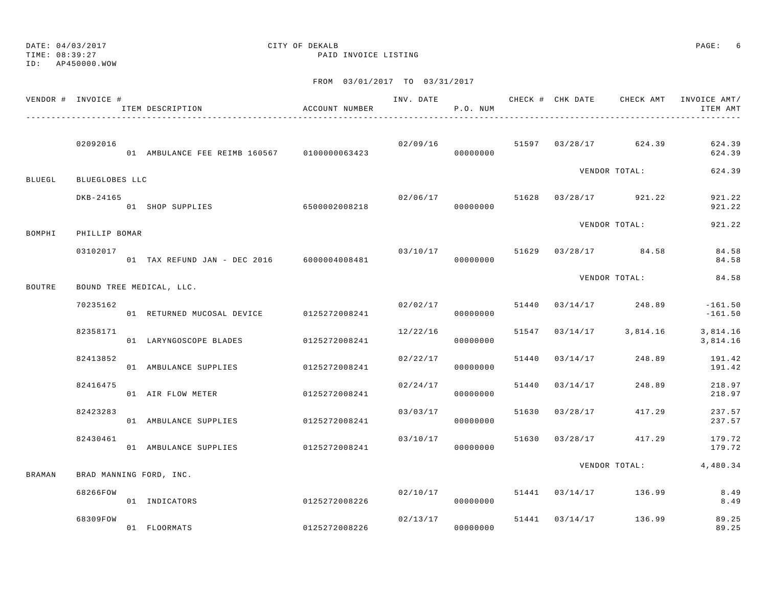DATE: 04/03/2017 CITY OF DEKALB

TIME: 08:39:27 PAID INVOICE LISTING

ID: AP450000.WOW

FROM 03/01/2017 TO 03/31/2017

| VENDOR # | INVOICE # | ITEM DESCRIPTION | ACCOUNT NUMBER | INV. DATE | P.O. NUM | CHECK # | CHK DATE | CHECK AMT | INVOICE AMT/ ITEM AMT |
|---|---|---|---|---|---|---|---|---|---|
| | 02092016 | | | 02/09/16 | | 51597 | 03/28/17 | 624.39 | 624.39 |
| | | 01 AMBULANCE FEE REIMB 160567 | 0100000063423 | | 00000000 | | | | 624.39 |
| | | | | | | | | VENDOR TOTAL: | 624.39 |
| BLUEGL | BLUEGLOBES LLC | | | | | | | | |
| | DKB-24165 | | | 02/06/17 | | 51628 | 03/28/17 | 921.22 | 921.22 |
| | | 01 SHOP SUPPLIES | 6500002008218 | | 00000000 | | | | 921.22 |
| | | | | | | | | VENDOR TOTAL: | 921.22 |
| BOMPHI | PHILLIP BOMAR | | | | | | | | |
| | 03102017 | | | 03/10/17 | | 51629 | 03/28/17 | 84.58 | 84.58 |
| | | 01 TAX REFUND JAN - DEC 2016 | 6000004008481 | | 00000000 | | | | 84.58 |
| | | | | | | | | VENDOR TOTAL: | 84.58 |
| BOUTRE | BOUND TREE MEDICAL, LLC. | | | | | | | | |
| | 70235162 | | | 02/02/17 | | 51440 | 03/14/17 | 248.89 | -161.50 |
| | | 01 RETURNED MUCOSAL DEVICE | 0125272008241 | | 00000000 | | | | -161.50 |
| | 82358171 | | | 12/22/16 | | 51547 | 03/14/17 | 3,814.16 | 3,814.16 |
| | | 01 LARYNGOSCOPE BLADES | 0125272008241 | | 00000000 | | | | 3,814.16 |
| | 82413852 | | | 02/22/17 | | 51440 | 03/14/17 | 248.89 | 191.42 |
| | | 01 AMBULANCE SUPPLIES | 0125272008241 | | 00000000 | | | | 191.42 |
| | 82416475 | | | 02/24/17 | | 51440 | 03/14/17 | 248.89 | 218.97 |
| | | 01 AIR FLOW METER | 0125272008241 | | 00000000 | | | | 218.97 |
| | 82423283 | | | 03/03/17 | | 51630 | 03/28/17 | 417.29 | 237.57 |
| | | 01 AMBULANCE SUPPLIES | 0125272008241 | | 00000000 | | | | 237.57 |
| | 82430461 | | | 03/10/17 | | 51630 | 03/28/17 | 417.29 | 179.72 |
| | | 01 AMBULANCE SUPPLIES | 0125272008241 | | 00000000 | | | | 179.72 |
| | | | | | | | | VENDOR TOTAL: | 4,480.34 |
| BRAMAN | BRAD MANNING FORD, INC. | | | | | | | | |
| | 68266FOW | | | 02/10/17 | | 51441 | 03/14/17 | 136.99 | 8.49 |
| | | 01 INDICATORS | 0125272008226 | | 00000000 | | | | 8.49 |
| | 68309FOW | | | 02/13/17 | | 51441 | 03/14/17 | 136.99 | 89.25 |
| | | 01 FLOORMATS | 0125272008226 | | 00000000 | | | | 89.25 |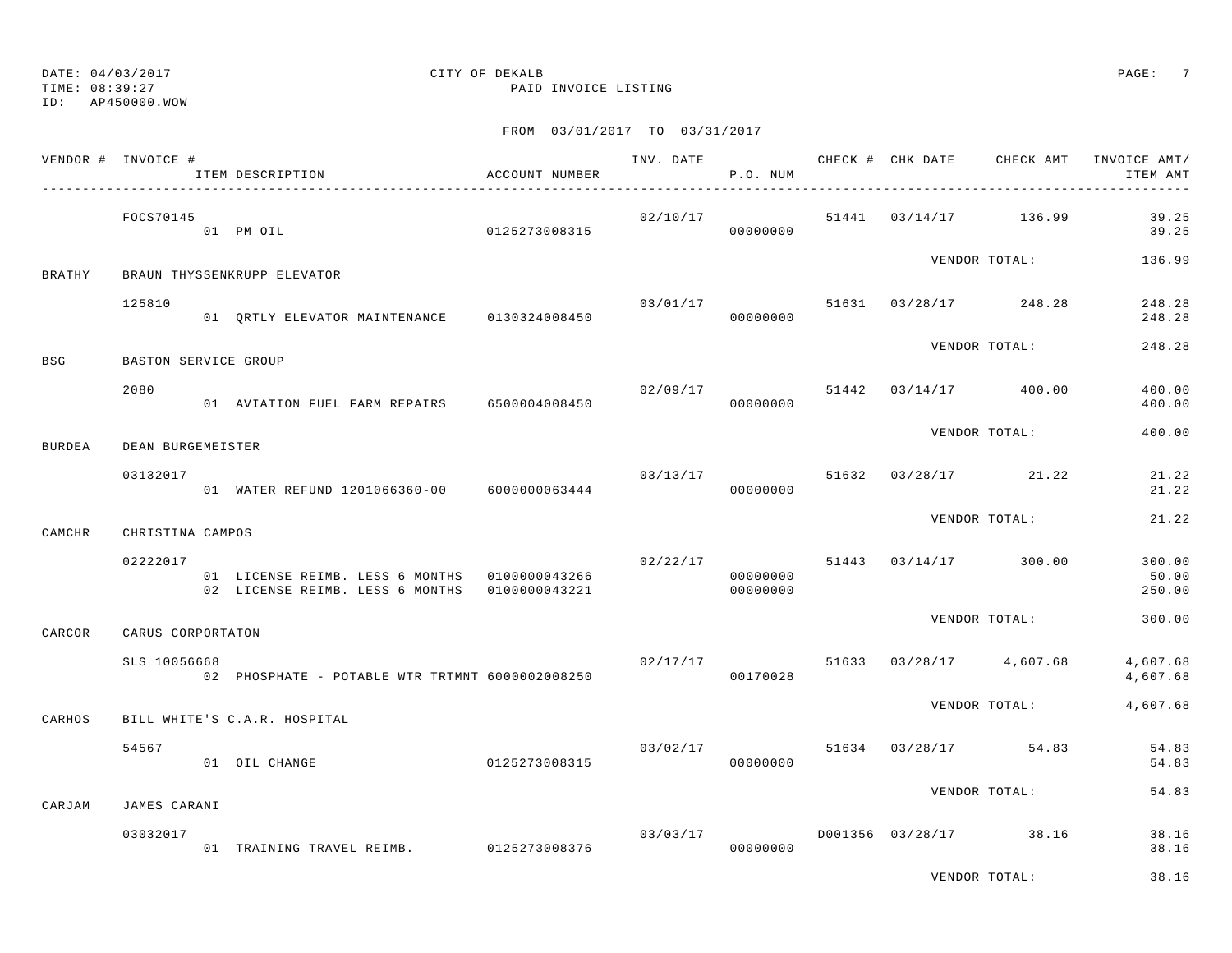DATE: 04/03/2017 CITY OF DEKALB
TIME: 08:39:27 PAID INVOICE LISTING
ID: AP450000.WOW

FROM 03/01/2017 TO 03/31/2017

| VENDOR # | INVOICE # / ITEM DESCRIPTION | ACCOUNT NUMBER | INV. DATE | P.O. NUM | CHECK # | CHK DATE | CHECK AMT | INVOICE AMT/ ITEM AMT |
|---|---|---|---|---|---|---|---|---|
| | FOCS70145 | | 02/10/17 | | 51441 | 03/14/17 | 136.99 | 39.25 |
| | 01 PM OIL | 0125273008315 | | 00000000 | | | | 39.25 |
| | | | | | | VENDOR TOTAL: | | 136.99 |
| BRATHY | BRAUN THYSSENKRUPP ELEVATOR | | | | | | | |
| | 125810 | | 03/01/17 | | 51631 | 03/28/17 | 248.28 | 248.28 |
| | 01 QRTLY ELEVATOR MAINTENANCE | 0130324008450 | | 00000000 | | | | 248.28 |
| | | | | | | VENDOR TOTAL: | | 248.28 |
| BSG | BASTON SERVICE GROUP | | | | | | | |
| | 2080 | | 02/09/17 | | 51442 | 03/14/17 | 400.00 | 400.00 |
| | 01 AVIATION FUEL FARM REPAIRS | 6500004008450 | | 00000000 | | | | 400.00 |
| | | | | | | VENDOR TOTAL: | | 400.00 |
| BURDEA | DEAN BURGEMEISTER | | | | | | | |
| | 03132017 | | 03/13/17 | | 51632 | 03/28/17 | 21.22 | 21.22 |
| | 01 WATER REFUND 1201066360-00 | 6000000063444 | | 00000000 | | | | 21.22 |
| | | | | | | VENDOR TOTAL: | | 21.22 |
| CAMCHR | CHRISTINA CAMPOS | | | | | | | |
| | 02222017 | | 02/22/17 | | 51443 | 03/14/17 | 300.00 | 300.00 |
| | 01 LICENSE REIMB. LESS 6 MONTHS | 0100000043266 | | 00000000 | | | | 50.00 |
| | 02 LICENSE REIMB. LESS 6 MONTHS | 0100000043221 | | 00000000 | | | | 250.00 |
| | | | | | | VENDOR TOTAL: | | 300.00 |
| CARCOR | CARUS CORPORTATON | | | | | | | |
| | SLS 10056668 | | 02/17/17 | | 51633 | 03/28/17 | 4,607.68 | 4,607.68 |
| | 02 PHOSPHATE - POTABLE WTR TRTMNT | 6000002008250 | | 00170028 | | | | 4,607.68 |
| | | | | | | VENDOR TOTAL: | | 4,607.68 |
| CARHOS | BILL WHITE'S C.A.R. HOSPITAL | | | | | | | |
| | 54567 | | 03/02/17 | | 51634 | 03/28/17 | 54.83 | 54.83 |
| | 01 OIL CHANGE | 0125273008315 | | 00000000 | | | | 54.83 |
| | | | | | | VENDOR TOTAL: | | 54.83 |
| CARJAM | JAMES CARANI | | | | | | | |
| | 03032017 | | 03/03/17 | | D001356 | 03/28/17 | 38.16 | 38.16 |
| | 01 TRAINING TRAVEL REIMB. | 0125273008376 | | 00000000 | | | | 38.16 |
| | | | | | | VENDOR TOTAL: | | 38.16 |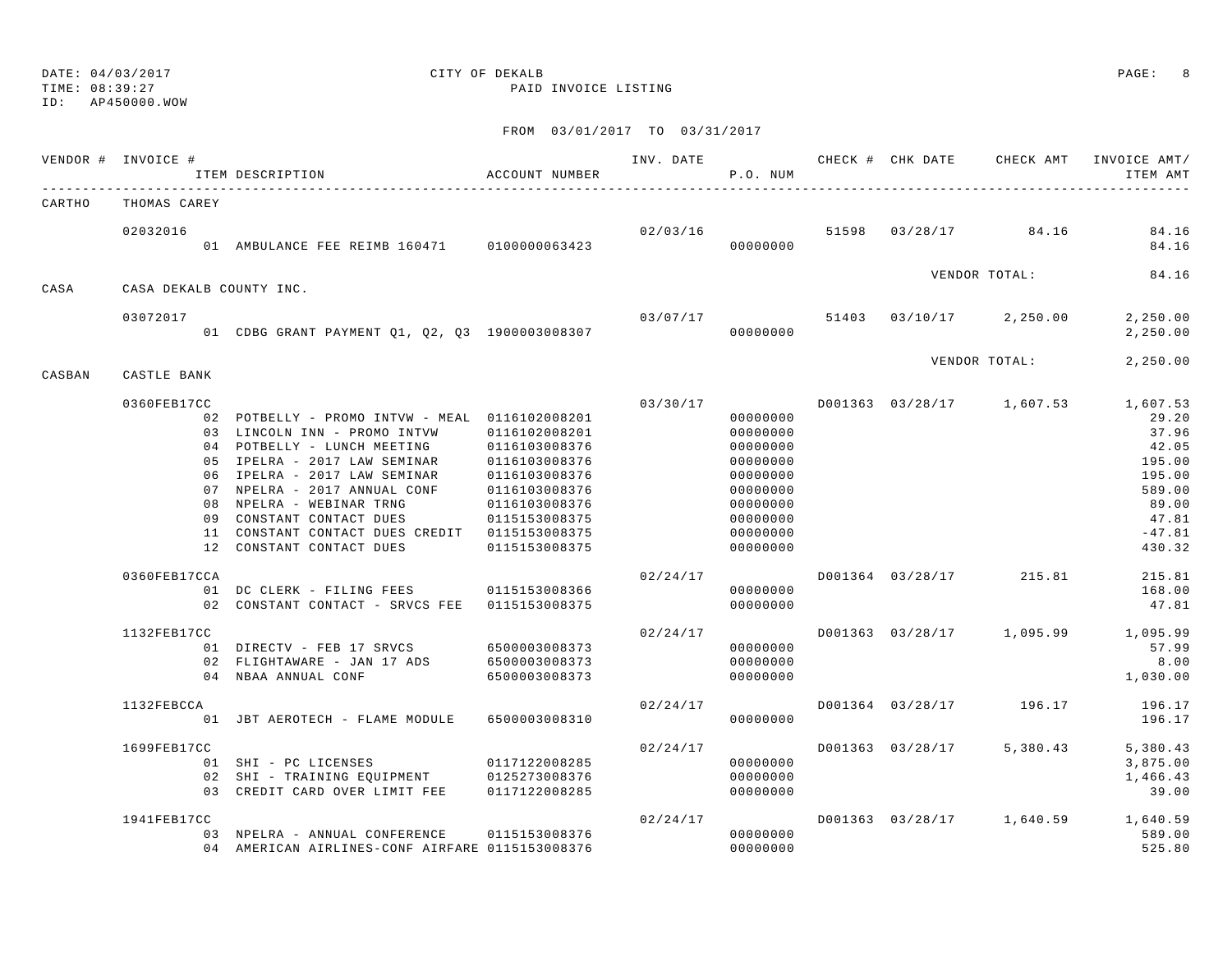DATE: 04/03/2017 CITY OF DEKALB
TIME: 08:39:27 PAID INVOICE LISTING
ID: AP450000.WOW

FROM 03/01/2017 TO 03/31/2017

| VENDOR # | INVOICE # / ITEM DESCRIPTION | ACCOUNT NUMBER | INV. DATE | P.O. NUM | CHECK # | CHK DATE | CHECK AMT | INVOICE AMT/ ITEM AMT |
|---|---|---|---|---|---|---|---|---|
| CARTHO | THOMAS CAREY | | | | | | | |
| | 02032016 | | 02/03/16 | | 51598 | 03/28/17 | 84.16 | 84.16 |
| | 01 AMBULANCE FEE REIMB 160471 | 0100000063423 | | 00000000 | | | | 84.16 |
| | | | | | | VENDOR TOTAL: | | 84.16 |
| CASA | CASA DEKALB COUNTY INC. | | | | | | | |
| | 03072017 | | 03/07/17 | | 51403 | 03/10/17 | 2,250.00 | 2,250.00 |
| | 01 CDBG GRANT PAYMENT Q1, Q2, Q3 | 1900003008307 | | 00000000 | | | | 2,250.00 |
| | | | | | | VENDOR TOTAL: | | 2,250.00 |
| CASBAN | CASTLE BANK | | | | | | | |
| | 0360FEB17CC | | 03/30/17 | | D001363 | 03/28/17 | 1,607.53 | 1,607.53 |
| | 02 POTBELLY - PROMO INTVW - MEAL | 0116102008201 | | 00000000 | | | | 29.20 |
| | 03 LINCOLN INN - PROMO INTVW | 0116102008201 | | 00000000 | | | | 37.96 |
| | 04 POTBELLY - LUNCH MEETING | 0116103008376 | | 00000000 | | | | 42.05 |
| | 05 IPELRA - 2017 LAW SEMINAR | 0116103008376 | | 00000000 | | | | 195.00 |
| | 06 IPELRA - 2017 LAW SEMINAR | 0116103008376 | | 00000000 | | | | 195.00 |
| | 07 NPELRA - 2017 ANNUAL CONF | 0116103008376 | | 00000000 | | | | 589.00 |
| | 08 NPELRA - WEBINAR TRNG | 0116103008376 | | 00000000 | | | | 89.00 |
| | 09 CONSTANT CONTACT DUES | 0115153008375 | | 00000000 | | | | 47.81 |
| | 11 CONSTANT CONTACT DUES CREDIT | 0115153008375 | | 00000000 | | | | -47.81 |
| | 12 CONSTANT CONTACT DUES | 0115153008375 | | 00000000 | | | | 430.32 |
| | 0360FEB17CCA | | 02/24/17 | | D001364 | 03/28/17 | 215.81 | 215.81 |
| | 01 DC CLERK - FILING FEES | 0115153008366 | | 00000000 | | | | 168.00 |
| | 02 CONSTANT CONTACT - SRVCS FEE | 0115153008375 | | 00000000 | | | | 47.81 |
| | 1132FEB17CC | | 02/24/17 | | D001363 | 03/28/17 | 1,095.99 | 1,095.99 |
| | 01 DIRECTV - FEB 17 SRVCS | 6500003008373 | | 00000000 | | | | 57.99 |
| | 02 FLIGHTAWARE - JAN 17 ADS | 6500003008373 | | 00000000 | | | | 8.00 |
| | 04 NBAA ANNUAL CONF | 6500003008373 | | 00000000 | | | | 1,030.00 |
| | 1132FEBCCA | | 02/24/17 | | D001364 | 03/28/17 | 196.17 | 196.17 |
| | 01 JBT AEROTECH - FLAME MODULE | 6500003008310 | | 00000000 | | | | 196.17 |
| | 1699FEB17CC | | 02/24/17 | | D001363 | 03/28/17 | 5,380.43 | 5,380.43 |
| | 01 SHI - PC LICENSES | 0117122008285 | | 00000000 | | | | 3,875.00 |
| | 02 SHI - TRAINING EQUIPMENT | 0125273008376 | | 00000000 | | | | 1,466.43 |
| | 03 CREDIT CARD OVER LIMIT FEE | 0117122008285 | | 00000000 | | | | 39.00 |
| | 1941FEB17CC | | 02/24/17 | | D001363 | 03/28/17 | 1,640.59 | 1,640.59 |
| | 03 NPELRA - ANNUAL CONFERENCE | 0115153008376 | | 00000000 | | | | 589.00 |
| | 04 AMERICAN AIRLINES-CONF AIRFARE | 0115153008376 | | 00000000 | | | | 525.80 |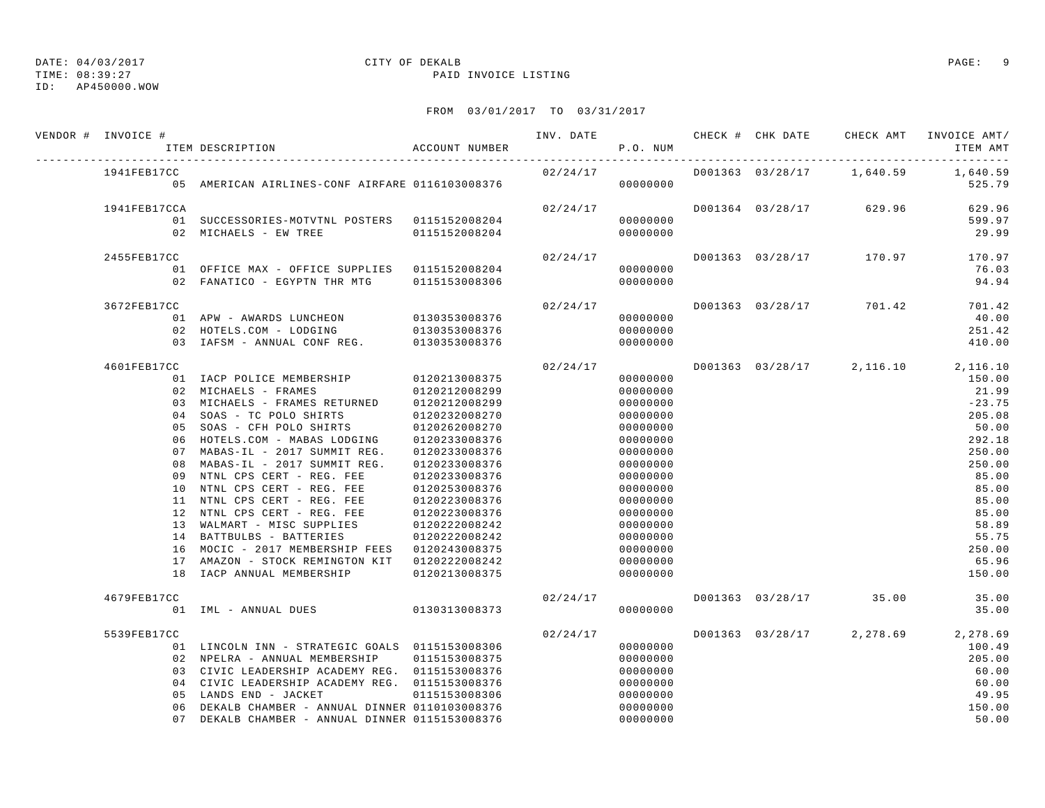DATE: 04/03/2017 CITY OF DEKALB
TIME: 08:39:27 PAID INVOICE LISTING
ID: AP450000.WOW

FROM 03/01/2017 TO 03/31/2017

| VENDOR # | INVOICE # | ITEM DESCRIPTION | ACCOUNT NUMBER | INV. DATE | P.O. NUM | CHECK # | CHK DATE | CHECK AMT | INVOICE AMT/ ITEM AMT |
|---|---|---|---|---|---|---|---|---|---|
| | 1941FEB17CC | | | 02/24/17 | | D001363 | 03/28/17 | 1,640.59 | 1,640.59 |
| | | 05 AMERICAN AIRLINES-CONF AIRFARE | 0116103008376 | | 00000000 | | | | 525.79 |
| | 1941FEB17CCA | | | 02/24/17 | | D001364 | 03/28/17 | 629.96 | 629.96 |
| | | 01 SUCCESSORIES-MOTVTNL POSTERS | 0115152008204 | | 00000000 | | | | 599.97 |
| | | 02 MICHAELS - EW TREE | 0115152008204 | | 00000000 | | | | 29.99 |
| | 2455FEB17CC | | | 02/24/17 | | D001363 | 03/28/17 | 170.97 | 170.97 |
| | | 01 OFFICE MAX - OFFICE SUPPLIES | 0115152008204 | | 00000000 | | | | 76.03 |
| | | 02 FANATICO - EGYPTN THR MTG | 0115153008306 | | 00000000 | | | | 94.94 |
| | 3672FEB17CC | | | 02/24/17 | | D001363 | 03/28/17 | 701.42 | 701.42 |
| | | 01 APW - AWARDS LUNCHEON | 0130353008376 | | 00000000 | | | | 40.00 |
| | | 02 HOTELS.COM - LODGING | 0130353008376 | | 00000000 | | | | 251.42 |
| | | 03 IAFSM - ANNUAL CONF REG. | 0130353008376 | | 00000000 | | | | 410.00 |
| | 4601FEB17CC | | | 02/24/17 | | D001363 | 03/28/17 | 2,116.10 | 2,116.10 |
| | | 01 IACP POLICE MEMBERSHIP | 0120213008375 | | 00000000 | | | | 150.00 |
| | | 02 MICHAELS - FRAMES | 0120212008299 | | 00000000 | | | | 21.99 |
| | | 03 MICHAELS - FRAMES RETURNED | 0120212008299 | | 00000000 | | | | -23.75 |
| | | 04 SOAS - TC POLO SHIRTS | 0120232008270 | | 00000000 | | | | 205.08 |
| | | 05 SOAS - CFH POLO SHIRTS | 0120262008270 | | 00000000 | | | | 50.00 |
| | | 06 HOTELS.COM - MABAS LODGING | 0120233008376 | | 00000000 | | | | 292.18 |
| | | 07 MABAS-IL - 2017 SUMMIT REG. | 0120233008376 | | 00000000 | | | | 250.00 |
| | | 08 MABAS-IL - 2017 SUMMIT REG. | 0120233008376 | | 00000000 | | | | 250.00 |
| | | 09 NTNL CPS CERT - REG. FEE | 0120233008376 | | 00000000 | | | | 85.00 |
| | | 10 NTNL CPS CERT - REG. FEE | 0120253008376 | | 00000000 | | | | 85.00 |
| | | 11 NTNL CPS CERT - REG. FEE | 0120223008376 | | 00000000 | | | | 85.00 |
| | | 12 NTNL CPS CERT - REG. FEE | 0120223008376 | | 00000000 | | | | 85.00 |
| | | 13 WALMART - MISC SUPPLIES | 0120222008242 | | 00000000 | | | | 58.89 |
| | | 14 BATTBULBS - BATTERIES | 0120222008242 | | 00000000 | | | | 55.75 |
| | | 16 MOCIC - 2017 MEMBERSHIP FEES | 0120243008375 | | 00000000 | | | | 250.00 |
| | | 17 AMAZON - STOCK REMINGTON KIT | 0120222008242 | | 00000000 | | | | 65.96 |
| | | 18 IACP ANNUAL MEMBERSHIP | 0120213008375 | | 00000000 | | | | 150.00 |
| | 4679FEB17CC | | | 02/24/17 | | D001363 | 03/28/17 | 35.00 | 35.00 |
| | | 01 IML - ANNUAL DUES | 0130313008373 | | 00000000 | | | | 35.00 |
| | 5539FEB17CC | | | 02/24/17 | | D001363 | 03/28/17 | 2,278.69 | 2,278.69 |
| | | 01 LINCOLN INN - STRATEGIC GOALS | 0115153008306 | | 00000000 | | | | 100.49 |
| | | 02 NPELRA - ANNUAL MEMBERSHIP | 0115153008375 | | 00000000 | | | | 205.00 |
| | | 03 CIVIC LEADERSHIP ACADEMY REG. | 0115153008376 | | 00000000 | | | | 60.00 |
| | | 04 CIVIC LEADERSHIP ACADEMY REG. | 0115153008376 | | 00000000 | | | | 60.00 |
| | | 05 LANDS END - JACKET | 0115153008306 | | 00000000 | | | | 49.95 |
| | | 06 DEKALB CHAMBER - ANNUAL DINNER | 0110103008376 | | 00000000 | | | | 150.00 |
| | | 07 DEKALB CHAMBER - ANNUAL DINNER | 0115153008376 | | 00000000 | | | | 50.00 |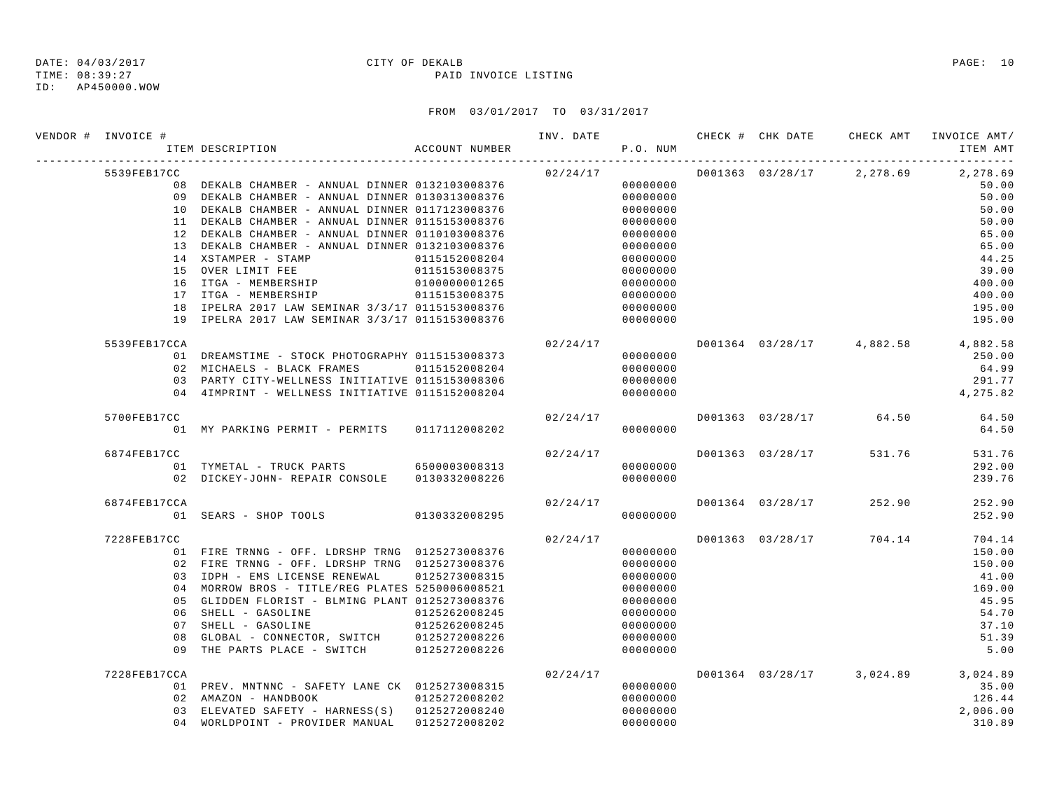DATE: 04/03/2017 CITY OF DEKALB
TIME: 08:39:27 PAID INVOICE LISTING
ID: AP450000.WOW

FROM 03/01/2017 TO 03/31/2017

| VENDOR # | INVOICE # | ITEM DESCRIPTION | ACCOUNT NUMBER | INV. DATE | P.O. NUM | CHECK # | CHK DATE | CHECK AMT | INVOICE AMT/ ITEM AMT |
|---|---|---|---|---|---|---|---|---|---|
| | 5539FEB17CC | | | 02/24/17 | | D001363 | 03/28/17 | 2,278.69 | 2,278.69 |
| | 08 | DEKALB CHAMBER - ANNUAL DINNER | 0132103008376 | | 00000000 | | | | 50.00 |
| | 09 | DEKALB CHAMBER - ANNUAL DINNER | 0130313008376 | | 00000000 | | | | 50.00 |
| | 10 | DEKALB CHAMBER - ANNUAL DINNER | 0117123008376 | | 00000000 | | | | 50.00 |
| | 11 | DEKALB CHAMBER - ANNUAL DINNER | 0115153008376 | | 00000000 | | | | 50.00 |
| | 12 | DEKALB CHAMBER - ANNUAL DINNER | 0110103008376 | | 00000000 | | | | 65.00 |
| | 13 | DEKALB CHAMBER - ANNUAL DINNER | 0132103008376 | | 00000000 | | | | 65.00 |
| | 14 | XSTAMPER - STAMP | 0115152008204 | | 00000000 | | | | 44.25 |
| | 15 | OVER LIMIT FEE | 0115153008375 | | 00000000 | | | | 39.00 |
| | 16 | ITGA - MEMBERSHIP | 0100000001265 | | 00000000 | | | | 400.00 |
| | 17 | ITGA - MEMBERSHIP | 0115153008375 | | 00000000 | | | | 400.00 |
| | 18 | IPELRA 2017 LAW SEMINAR 3/3/17 | 0115153008376 | | 00000000 | | | | 195.00 |
| | 19 | IPELRA 2017 LAW SEMINAR 3/3/17 | 0115153008376 | | 00000000 | | | | 195.00 |
| | 5539FEB17CCA | | | 02/24/17 | | D001364 | 03/28/17 | 4,882.58 | 4,882.58 |
| | 01 | DREAMSTIME - STOCK PHOTOGRAPHY | 0115153008373 | | 00000000 | | | | 250.00 |
| | 02 | MICHAELS - BLACK FRAMES | 0115152008204 | | 00000000 | | | | 64.99 |
| | 03 | PARTY CITY-WELLNESS INITIATIVE | 0115153008306 | | 00000000 | | | | 291.77 |
| | 04 | 4IMPRINT - WELLNESS INITIATIVE | 0115152008204 | | 00000000 | | | | 4,275.82 |
| | 5700FEB17CC | | | 02/24/17 | | D001363 | 03/28/17 | 64.50 | 64.50 |
| | 01 | MY PARKING PERMIT - PERMITS | 0117112008202 | | 00000000 | | | | 64.50 |
| | 6874FEB17CC | | | 02/24/17 | | D001363 | 03/28/17 | 531.76 | 531.76 |
| | 01 | TYMETAL - TRUCK PARTS | 6500003008313 | | 00000000 | | | | 292.00 |
| | 02 | DICKEY-JOHN- REPAIR CONSOLE | 0130332008226 | | 00000000 | | | | 239.76 |
| | 6874FEB17CCA | | | 02/24/17 | | D001364 | 03/28/17 | 252.90 | 252.90 |
| | 01 | SEARS - SHOP TOOLS | 0130332008295 | | 00000000 | | | | 252.90 |
| | 7228FEB17CC | | | 02/24/17 | | D001363 | 03/28/17 | 704.14 | 704.14 |
| | 01 | FIRE TRNNG - OFF. LDRSHP TRNG | 0125273008376 | | 00000000 | | | | 150.00 |
| | 02 | FIRE TRNNG - OFF. LDRSHP TRNG | 0125273008376 | | 00000000 | | | | 150.00 |
| | 03 | IDPH - EMS LICENSE RENEWAL | 0125273008315 | | 00000000 | | | | 41.00 |
| | 04 | MORROW BROS - TITLE/REG PLATES | 5250006008521 | | 00000000 | | | | 169.00 |
| | 05 | GLIDDEN FLORIST - BLMING PLANT | 0125273008376 | | 00000000 | | | | 45.95 |
| | 06 | SHELL - GASOLINE | 0125262008245 | | 00000000 | | | | 54.70 |
| | 07 | SHELL - GASOLINE | 0125262008245 | | 00000000 | | | | 37.10 |
| | 08 | GLOBAL - CONNECTOR, SWITCH | 0125272008226 | | 00000000 | | | | 51.39 |
| | 09 | THE PARTS PLACE - SWITCH | 0125272008226 | | 00000000 | | | | 5.00 |
| | 7228FEB17CCA | | | 02/24/17 | | D001364 | 03/28/17 | 3,024.89 | 3,024.89 |
| | 01 | PREV. MNTNNC - SAFETY LANE CK | 0125273008315 | | 00000000 | | | | 35.00 |
| | 02 | AMAZON - HANDBOOK | 0125272008202 | | 00000000 | | | | 126.44 |
| | 03 | ELEVATED SAFETY - HARNESS(S) | 0125272008240 | | 00000000 | | | | 2,006.00 |
| | 04 | WORLDPOINT - PROVIDER MANUAL | 0125272008202 | | 00000000 | | | | 310.89 |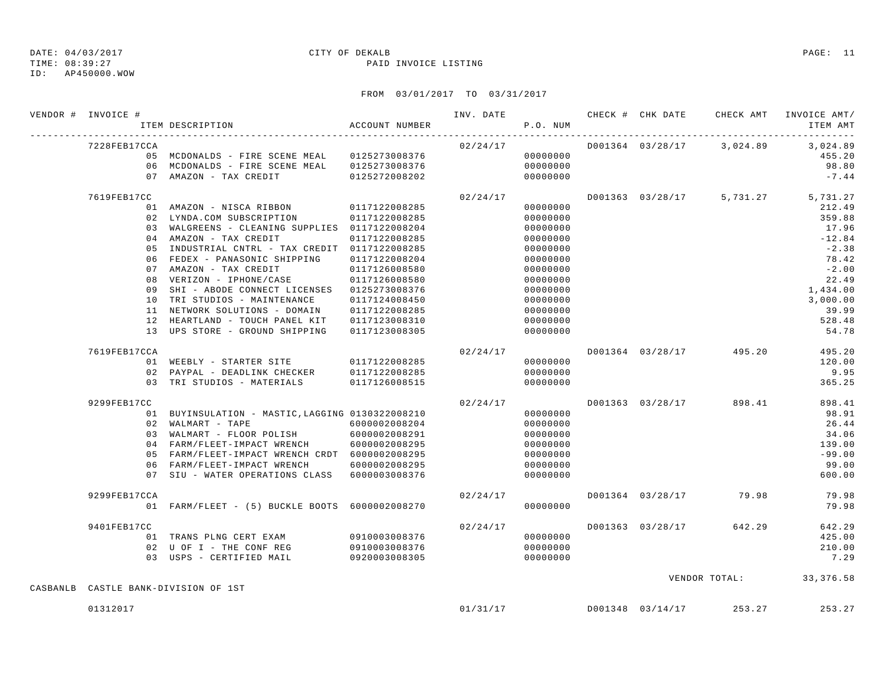DATE: 04/03/2017 CITY OF DEKALB
TIME: 08:39:27 PAID INVOICE LISTING
ID: AP450000.WOW

FROM 03/01/2017 TO 03/31/2017

| VENDOR # | INVOICE # / ITEM DESCRIPTION | ACCOUNT NUMBER | INV. DATE | P.O. NUM | CHECK # | CHK DATE | CHECK AMT | INVOICE AMT/ ITEM AMT |
|---|---|---|---|---|---|---|---|---|
| | 7228FEB17CCA | | 02/24/17 | | D001364 | 03/28/17 | 3,024.89 | 3,024.89 |
| | 05 MCDONALDS - FIRE SCENE MEAL | 0125273008376 | | 00000000 | | | | 455.20 |
| | 06 MCDONALDS - FIRE SCENE MEAL | 0125273008376 | | 00000000 | | | | 98.80 |
| | 07 AMAZON - TAX CREDIT | 0125272008202 | | 00000000 | | | | -7.44 |
| | 7619FEB17CC | | 02/24/17 | | D001363 | 03/28/17 | 5,731.27 | 5,731.27 |
| | 01 AMAZON - NISCA RIBBON | 0117122008285 | | 00000000 | | | | 212.49 |
| | 02 LYNDA.COM SUBSCRIPTION | 0117122008285 | | 00000000 | | | | 359.88 |
| | 03 WALGREENS - CLEANING SUPPLIES | 0117122008204 | | 00000000 | | | | 17.96 |
| | 04 AMAZON - TAX CREDIT | 0117122008285 | | 00000000 | | | | -12.84 |
| | 05 INDUSTRIAL CNTRL - TAX CREDIT | 0117122008285 | | 00000000 | | | | -2.38 |
| | 06 FEDEX - PANASONIC SHIPPING | 0117122008204 | | 00000000 | | | | 78.42 |
| | 07 AMAZON - TAX CREDIT | 0117126008580 | | 00000000 | | | | -2.00 |
| | 08 VERIZON - IPHONE/CASE | 0117126008580 | | 00000000 | | | | 22.49 |
| | 09 SHI - ABODE CONNECT LICENSES | 0125273008376 | | 00000000 | | | | 1,434.00 |
| | 10 TRI STUDIOS - MAINTENANCE | 0117124008450 | | 00000000 | | | | 3,000.00 |
| | 11 NETWORK SOLUTIONS - DOMAIN | 0117122008285 | | 00000000 | | | | 39.99 |
| | 12 HEARTLAND - TOUCH PANEL KIT | 0117123008310 | | 00000000 | | | | 528.48 |
| | 13 UPS STORE - GROUND SHIPPING | 0117123008305 | | 00000000 | | | | 54.78 |
| | 7619FEB17CCA | | 02/24/17 | | D001364 | 03/28/17 | 495.20 | 495.20 |
| | 01 WEEBLY - STARTER SITE | 0117122008285 | | 00000000 | | | | 120.00 |
| | 02 PAYPAL - DEADLINK CHECKER | 0117122008285 | | 00000000 | | | | 9.95 |
| | 03 TRI STUDIOS - MATERIALS | 0117126008515 | | 00000000 | | | | 365.25 |
| | 9299FEB17CC | | 02/24/17 | | D001363 | 03/28/17 | 898.41 | 898.41 |
| | 01 BUYINSULATION - MASTIC,LAGGING | 0130322008210 | | 00000000 | | | | 98.91 |
| | 02 WALMART - TAPE | 6000002008204 | | 00000000 | | | | 26.44 |
| | 03 WALMART - FLOOR POLISH | 6000002008291 | | 00000000 | | | | 34.06 |
| | 04 FARM/FLEET-IMPACT WRENCH | 6000002008295 | | 00000000 | | | | 139.00 |
| | 05 FARM/FLEET-IMPACT WRENCH CRDT | 6000002008295 | | 00000000 | | | | -99.00 |
| | 06 FARM/FLEET-IMPACT WRENCH | 6000002008295 | | 00000000 | | | | 99.00 |
| | 07 SIU - WATER OPERATIONS CLASS | 6000003008376 | | 00000000 | | | | 600.00 |
| | 9299FEB17CCA | | 02/24/17 | | D001364 | 03/28/17 | 79.98 | 79.98 |
| | 01 FARM/FLEET - (5) BUCKLE BOOTS | 6000002008270 | | 00000000 | | | | 79.98 |
| | 9401FEB17CC | | 02/24/17 | | D001363 | 03/28/17 | 642.29 | 642.29 |
| | 01 TRANS PLNG CERT EXAM | 0910003008376 | | 00000000 | | | | 425.00 |
| | 02 U OF I - THE CONF REG | 0910003008376 | | 00000000 | | | | 210.00 |
| | 03 USPS - CERTIFIED MAIL | 0920003008305 | | 00000000 | | | | 7.29 |
| | | | | | | | VENDOR TOTAL: | 33,376.58 |
| CASBANLB | CASTLE BANK-DIVISION OF 1ST | | | | | | | |
| | 01312017 | | 01/31/17 | | D001348 | 03/14/17 | 253.27 | 253.27 |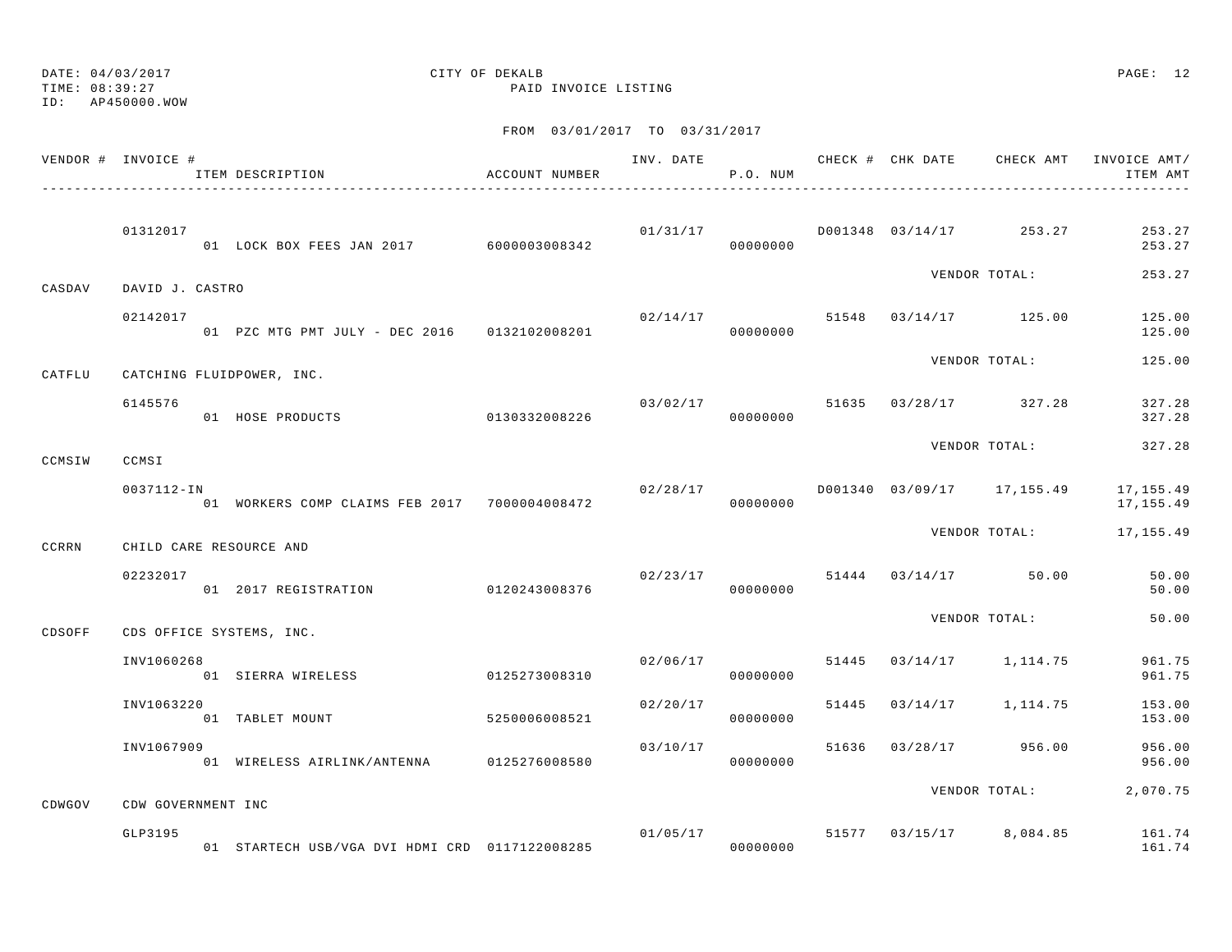DATE: 04/03/2017
TIME: 08:39:27
ID: AP450000.WOW

CITY OF DEKALB
PAID INVOICE LISTING

FROM 03/01/2017 TO 03/31/2017

| VENDOR # | INVOICE # / ITEM DESCRIPTION | ACCOUNT NUMBER | INV. DATE | P.O. NUM | CHECK # | CHK DATE | CHECK AMT | INVOICE AMT/ ITEM AMT |
|---|---|---|---|---|---|---|---|---|
| | 01312017 | | 01/31/17 | | D001348 | 03/14/17 | 253.27 | 253.27 |
| | 01 LOCK BOX FEES JAN 2017 | 6000003008342 | | 00000000 | | | | 253.27 |
| | | | | | | VENDOR TOTAL: | | 253.27 |
| CASDAV | DAVID J. CASTRO | | | | | | | |
| | 02142017 | | 02/14/17 | | 51548 | 03/14/17 | 125.00 | 125.00 |
| | 01 PZC MTG PMT JULY - DEC 2016 | 0132102008201 | | 00000000 | | | | 125.00 |
| | | | | | | VENDOR TOTAL: | | 125.00 |
| CATFLU | CATCHING FLUIDPOWER, INC. | | | | | | | |
| | 6145576 | | 03/02/17 | | 51635 | 03/28/17 | 327.28 | 327.28 |
| | 01 HOSE PRODUCTS | 0130332008226 | | 00000000 | | | | 327.28 |
| | | | | | | VENDOR TOTAL: | | 327.28 |
| CCMSIW | CCMSI | | | | | | | |
| | 0037112-IN | | 02/28/17 | | D001340 | 03/09/17 | 17,155.49 | 17,155.49 |
| | 01 WORKERS COMP CLAIMS FEB 2017 | 7000004008472 | | 00000000 | | | | 17,155.49 |
| | | | | | | VENDOR TOTAL: | | 17,155.49 |
| CCRRN | CHILD CARE RESOURCE AND | | | | | | | |
| | 02232017 | | 02/23/17 | | 51444 | 03/14/17 | 50.00 | 50.00 |
| | 01 2017 REGISTRATION | 0120243008376 | | 00000000 | | | | 50.00 |
| | | | | | | VENDOR TOTAL: | | 50.00 |
| CDSOFF | CDS OFFICE SYSTEMS, INC. | | | | | | | |
| | INV1060268 | | 02/06/17 | | 51445 | 03/14/17 | 1,114.75 | 961.75 |
| | 01 SIERRA WIRELESS | 0125273008310 | | 00000000 | | | | 961.75 |
| | INV1063220 | | 02/20/17 | | 51445 | 03/14/17 | 1,114.75 | 153.00 |
| | 01 TABLET MOUNT | 5250006008521 | | 00000000 | | | | 153.00 |
| | INV1067909 | | 03/10/17 | | 51636 | 03/28/17 | 956.00 | 956.00 |
| | 01 WIRELESS AIRLINK/ANTENNA | 0125276008580 | | 00000000 | | | | 956.00 |
| | | | | | | VENDOR TOTAL: | | 2,070.75 |
| CDWGOV | CDW GOVERNMENT INC | | | | | | | |
| | GLP3195 | | 01/05/17 | | 51577 | 03/15/17 | 8,084.85 | 161.74 |
| | 01 STARTECH USB/VGA DVI HDMI CRD | 0117122008285 | | 00000000 | | | | 161.74 |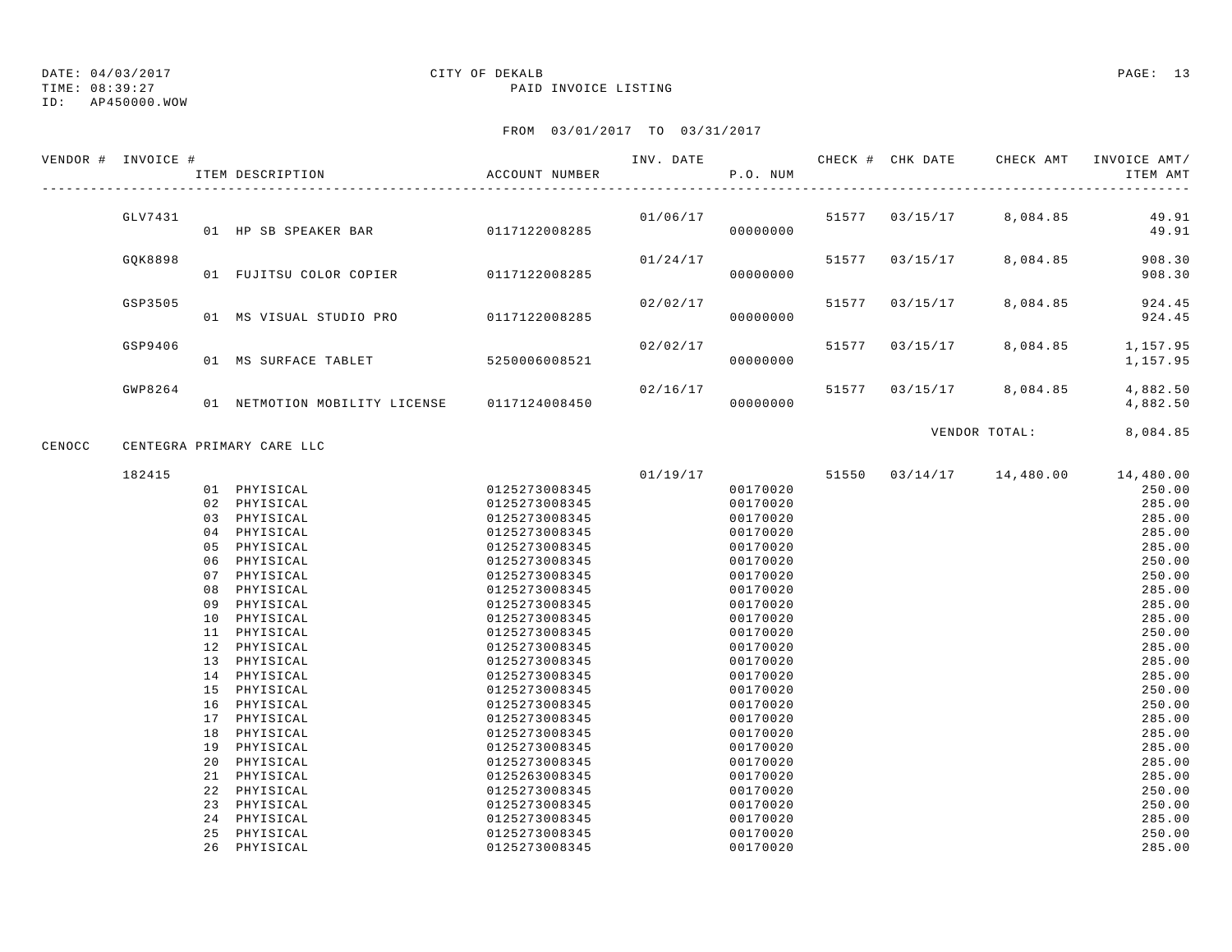DATE: 04/03/2017 | CITY OF DEKALB | PAID INVOICE LISTING

TIME: 08:39:27

ID: AP450000.WOW

FROM 03/01/2017 TO 03/31/2017

| VENDOR # | INVOICE # | ITEM DESCRIPTION | ACCOUNT NUMBER | INV. DATE | P.O. NUM | CHECK # | CHK DATE | CHECK AMT | INVOICE AMT/ ITEM AMT |
|---|---|---|---|---|---|---|---|---|---|
| | GLV7431 | | | 01/06/17 | | 51577 | 03/15/17 | 8,084.85 | 49.91 |
| | | 01 HP SB SPEAKER BAR | 0117122008285 | | 00000000 | | | | 49.91 |
| | GQK8898 | | | 01/24/17 | | 51577 | 03/15/17 | 8,084.85 | 908.30 |
| | | 01 FUJITSU COLOR COPIER | 0117122008285 | | 00000000 | | | | 908.30 |
| | GSP3505 | | | 02/02/17 | | 51577 | 03/15/17 | 8,084.85 | 924.45 |
| | | 01 MS VISUAL STUDIO PRO | 0117122008285 | | 00000000 | | | | 924.45 |
| | GSP9406 | | | 02/02/17 | | 51577 | 03/15/17 | 8,084.85 | 1,157.95 |
| | | 01 MS SURFACE TABLET | 5250006008521 | | 00000000 | | | | 1,157.95 |
| | GWP8264 | | | 02/16/17 | | 51577 | 03/15/17 | 8,084.85 | 4,882.50 |
| | | 01 NETMOTION MOBILITY LICENSE | 0117124008450 | | 00000000 | | | | 4,882.50 |
| | | | | | | | | VENDOR TOTAL: | 8,084.85 |
| CENOCC | CENTEGRA PRIMARY CARE LLC | | | | | | | | |
| | 182415 | | | 01/19/17 | | 51550 | 03/14/17 | 14,480.00 | 14,480.00 |
| | | 01 PHYISICAL | 0125273008345 | | 00170020 | | | | 250.00 |
| | | 02 PHYISICAL | 0125273008345 | | 00170020 | | | | 285.00 |
| | | 03 PHYISICAL | 0125273008345 | | 00170020 | | | | 285.00 |
| | | 04 PHYISICAL | 0125273008345 | | 00170020 | | | | 285.00 |
| | | 05 PHYISICAL | 0125273008345 | | 00170020 | | | | 285.00 |
| | | 06 PHYISICAL | 0125273008345 | | 00170020 | | | | 250.00 |
| | | 07 PHYISICAL | 0125273008345 | | 00170020 | | | | 250.00 |
| | | 08 PHYISICAL | 0125273008345 | | 00170020 | | | | 285.00 |
| | | 09 PHYISICAL | 0125273008345 | | 00170020 | | | | 285.00 |
| | | 10 PHYISICAL | 0125273008345 | | 00170020 | | | | 285.00 |
| | | 11 PHYISICAL | 0125273008345 | | 00170020 | | | | 250.00 |
| | | 12 PHYISICAL | 0125273008345 | | 00170020 | | | | 285.00 |
| | | 13 PHYISICAL | 0125273008345 | | 00170020 | | | | 285.00 |
| | | 14 PHYISICAL | 0125273008345 | | 00170020 | | | | 285.00 |
| | | 15 PHYISICAL | 0125273008345 | | 00170020 | | | | 250.00 |
| | | 16 PHYISICAL | 0125273008345 | | 00170020 | | | | 250.00 |
| | | 17 PHYISICAL | 0125273008345 | | 00170020 | | | | 285.00 |
| | | 18 PHYISICAL | 0125273008345 | | 00170020 | | | | 285.00 |
| | | 19 PHYISICAL | 0125273008345 | | 00170020 | | | | 285.00 |
| | | 20 PHYISICAL | 0125273008345 | | 00170020 | | | | 285.00 |
| | | 21 PHYISICAL | 0125263008345 | | 00170020 | | | | 285.00 |
| | | 22 PHYISICAL | 0125273008345 | | 00170020 | | | | 250.00 |
| | | 23 PHYISICAL | 0125273008345 | | 00170020 | | | | 250.00 |
| | | 24 PHYISICAL | 0125273008345 | | 00170020 | | | | 285.00 |
| | | 25 PHYISICAL | 0125273008345 | | 00170020 | | | | 250.00 |
| | | 26 PHYISICAL | 0125273008345 | | 00170020 | | | | 285.00 |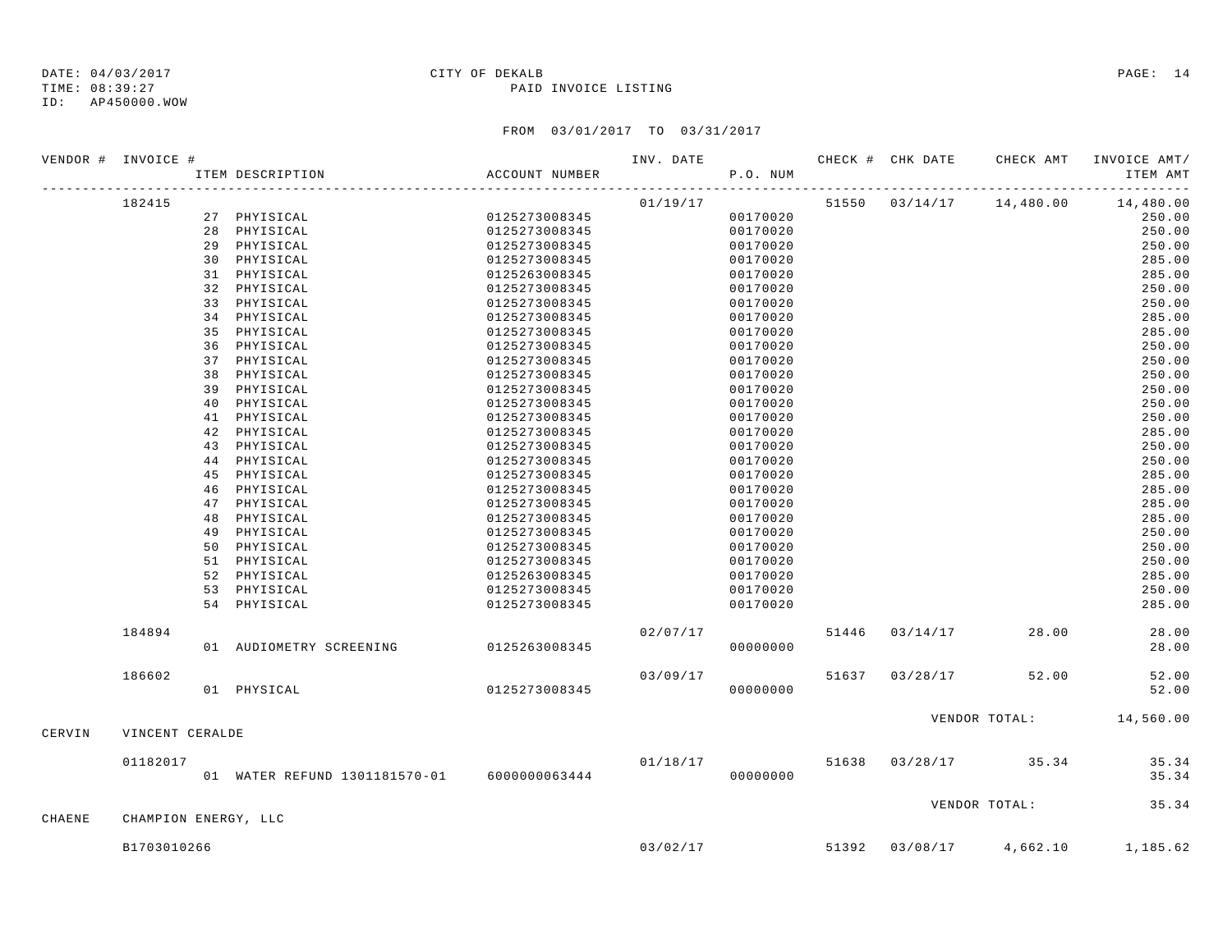DATE: 04/03/2017
TIME: 08:39:27
ID: AP450000.WOW

CITY OF DEKALB
PAID INVOICE LISTING

FROM 03/01/2017 TO 03/31/2017

| VENDOR # | INVOICE # | ITEM DESCRIPTION | ACCOUNT NUMBER | INV. DATE | P.O. NUM | CHECK # | CHK DATE | CHECK AMT | INVOICE AMT/ ITEM AMT |
|---|---|---|---|---|---|---|---|---|---|
| | 182415 | | | 01/19/17 | | 51550 | 03/14/17 | 14,480.00 | 14,480.00 |
| | | 27 PHYISICAL | 0125273008345 | | 00170020 | | | | 250.00 |
| | | 28 PHYISICAL | 0125273008345 | | 00170020 | | | | 250.00 |
| | | 29 PHYISICAL | 0125273008345 | | 00170020 | | | | 250.00 |
| | | 30 PHYISICAL | 0125273008345 | | 00170020 | | | | 285.00 |
| | | 31 PHYISICAL | 0125263008345 | | 00170020 | | | | 285.00 |
| | | 32 PHYISICAL | 0125273008345 | | 00170020 | | | | 250.00 |
| | | 33 PHYISICAL | 0125273008345 | | 00170020 | | | | 250.00 |
| | | 34 PHYISICAL | 0125273008345 | | 00170020 | | | | 285.00 |
| | | 35 PHYISICAL | 0125273008345 | | 00170020 | | | | 285.00 |
| | | 36 PHYISICAL | 0125273008345 | | 00170020 | | | | 250.00 |
| | | 37 PHYISICAL | 0125273008345 | | 00170020 | | | | 250.00 |
| | | 38 PHYISICAL | 0125273008345 | | 00170020 | | | | 250.00 |
| | | 39 PHYISICAL | 0125273008345 | | 00170020 | | | | 250.00 |
| | | 40 PHYISICAL | 0125273008345 | | 00170020 | | | | 250.00 |
| | | 41 PHYISICAL | 0125273008345 | | 00170020 | | | | 250.00 |
| | | 42 PHYISICAL | 0125273008345 | | 00170020 | | | | 285.00 |
| | | 43 PHYISICAL | 0125273008345 | | 00170020 | | | | 250.00 |
| | | 44 PHYISICAL | 0125273008345 | | 00170020 | | | | 250.00 |
| | | 45 PHYISICAL | 0125273008345 | | 00170020 | | | | 285.00 |
| | | 46 PHYISICAL | 0125273008345 | | 00170020 | | | | 285.00 |
| | | 47 PHYISICAL | 0125273008345 | | 00170020 | | | | 285.00 |
| | | 48 PHYISICAL | 0125273008345 | | 00170020 | | | | 285.00 |
| | | 49 PHYISICAL | 0125273008345 | | 00170020 | | | | 250.00 |
| | | 50 PHYISICAL | 0125273008345 | | 00170020 | | | | 250.00 |
| | | 51 PHYISICAL | 0125273008345 | | 00170020 | | | | 250.00 |
| | | 52 PHYISICAL | 0125263008345 | | 00170020 | | | | 285.00 |
| | | 53 PHYISICAL | 0125273008345 | | 00170020 | | | | 250.00 |
| | | 54 PHYISICAL | 0125273008345 | | 00170020 | | | | 285.00 |
| | 184894 | | | 02/07/17 | | 51446 | 03/14/17 | 28.00 | 28.00 |
| | | 01 AUDIOMETRY SCREENING | 0125263008345 | | 00000000 | | | | 28.00 |
| | 186602 | | | 03/09/17 | | 51637 | 03/28/17 | 52.00 | 52.00 |
| | | 01 PHYSICAL | 0125273008345 | | 00000000 | | | | 52.00 |
| | | | | | | | VENDOR TOTAL: | | 14,560.00 |
| CERVIN | VINCENT CERALDE | | | | | | | | |
| | 01182017 | | | 01/18/17 | | 51638 | 03/28/17 | 35.34 | 35.34 |
| | | 01 WATER REFUND 1301181570-01 | 6000000063444 | | 00000000 | | | | 35.34 |
| | | | | | | | VENDOR TOTAL: | | 35.34 |
| CHAENE | CHAMPION ENERGY, LLC | | | | | | | | |
| | B1703010266 | | | 03/02/17 | | 51392 | 03/08/17 | 4,662.10 | 1,185.62 |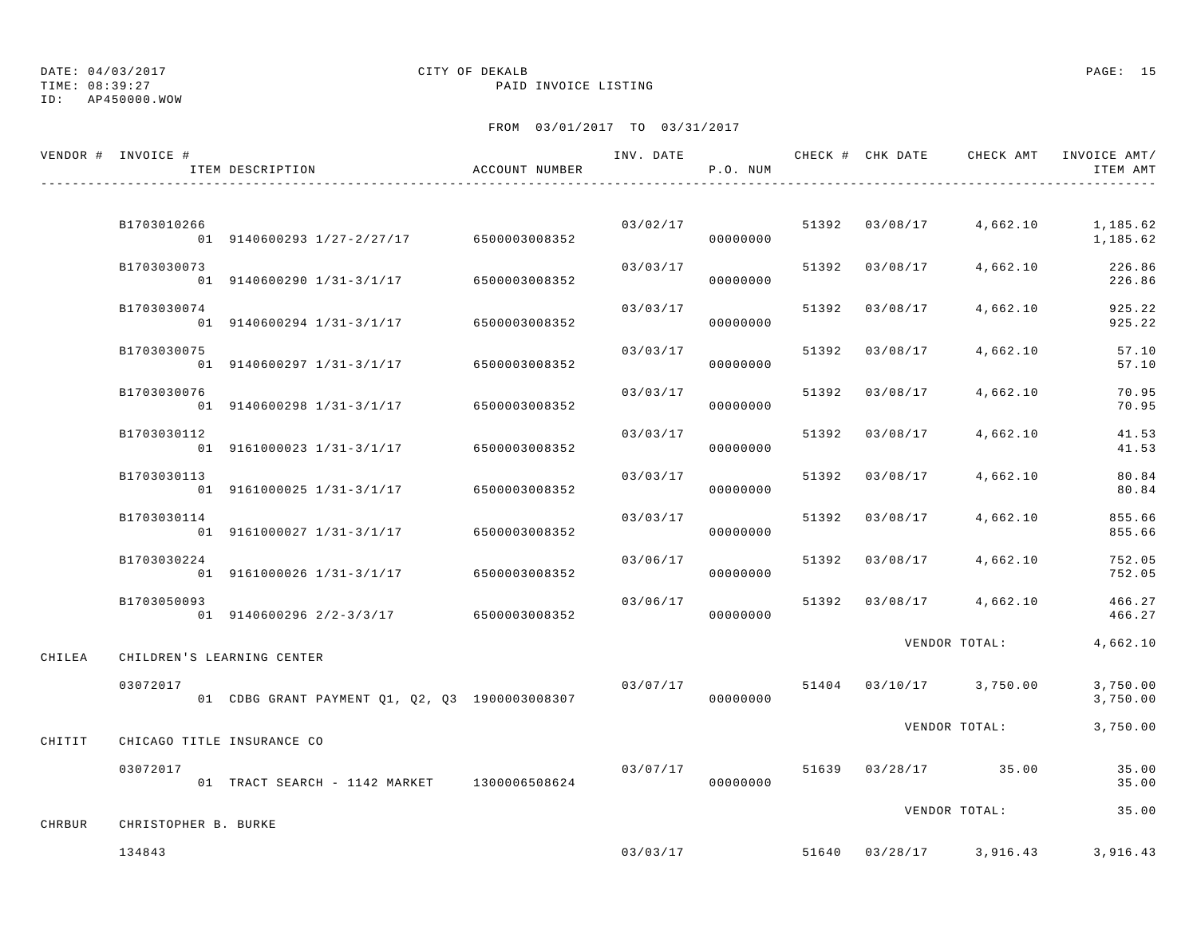DATE: 04/03/2017 CITY OF DEKALB
TIME: 08:39:27 PAID INVOICE LISTING
ID: AP450000.WOW

FROM 03/01/2017 TO 03/31/2017

| VENDOR # | INVOICE # / ITEM DESCRIPTION | ACCOUNT NUMBER | INV. DATE | P.O. NUM | CHECK # | CHK DATE | CHECK AMT | INVOICE AMT/ ITEM AMT |
|---|---|---|---|---|---|---|---|---|
| | B1703010266 | | 03/02/17 | | 51392 | 03/08/17 | 4,662.10 | 1,185.62 |
| | 01 9140600293 1/27-2/27/17 | 6500003008352 | | 00000000 | | | | 1,185.62 |
| | B1703030073 | | 03/03/17 | | 51392 | 03/08/17 | 4,662.10 | 226.86 |
| | 01 9140600290 1/31-3/1/17 | 6500003008352 | | 00000000 | | | | 226.86 |
| | B1703030074 | | 03/03/17 | | 51392 | 03/08/17 | 4,662.10 | 925.22 |
| | 01 9140600294 1/31-3/1/17 | 6500003008352 | | 00000000 | | | | 925.22 |
| | B1703030075 | | 03/03/17 | | 51392 | 03/08/17 | 4,662.10 | 57.10 |
| | 01 9140600297 1/31-3/1/17 | 6500003008352 | | 00000000 | | | | 57.10 |
| | B1703030076 | | 03/03/17 | | 51392 | 03/08/17 | 4,662.10 | 70.95 |
| | 01 9140600298 1/31-3/1/17 | 6500003008352 | | 00000000 | | | | 70.95 |
| | B1703030112 | | 03/03/17 | | 51392 | 03/08/17 | 4,662.10 | 41.53 |
| | 01 9161000023 1/31-3/1/17 | 6500003008352 | | 00000000 | | | | 41.53 |
| | B1703030113 | | 03/03/17 | | 51392 | 03/08/17 | 4,662.10 | 80.84 |
| | 01 9161000025 1/31-3/1/17 | 6500003008352 | | 00000000 | | | | 80.84 |
| | B1703030114 | | 03/03/17 | | 51392 | 03/08/17 | 4,662.10 | 855.66 |
| | 01 9161000027 1/31-3/1/17 | 6500003008352 | | 00000000 | | | | 855.66 |
| | B1703030224 | | 03/06/17 | | 51392 | 03/08/17 | 4,662.10 | 752.05 |
| | 01 9161000026 1/31-3/1/17 | 6500003008352 | | 00000000 | | | | 752.05 |
| | B1703050093 | | 03/06/17 | | 51392 | 03/08/17 | 4,662.10 | 466.27 |
| | 01 9140600296 2/2-3/3/17 | 6500003008352 | | 00000000 | | | | 466.27 |
| | | | | | | VENDOR TOTAL: | | 4,662.10 |
| CHILEA | CHILDREN'S LEARNING CENTER | | | | | | | |
| | 03072017 | | 03/07/17 | | 51404 | 03/10/17 | 3,750.00 | 3,750.00 |
| | 01 CDBG GRANT PAYMENT Q1, Q2, Q3 | 1900003008307 | | 00000000 | | | | 3,750.00 |
| | | | | | | VENDOR TOTAL: | | 3,750.00 |
| CHITIT | CHICAGO TITLE INSURANCE CO | | | | | | | |
| | 03072017 | | 03/07/17 | | 51639 | 03/28/17 | 35.00 | 35.00 |
| | 01 TRACT SEARCH - 1142 MARKET | 1300006508624 | | 00000000 | | | | 35.00 |
| | | | | | | VENDOR TOTAL: | | 35.00 |
| CHRBUR | CHRISTOPHER B. BURKE | | | | | | | |
| | 134843 | | 03/03/17 | | 51640 | 03/28/17 | 3,916.43 | 3,916.43 |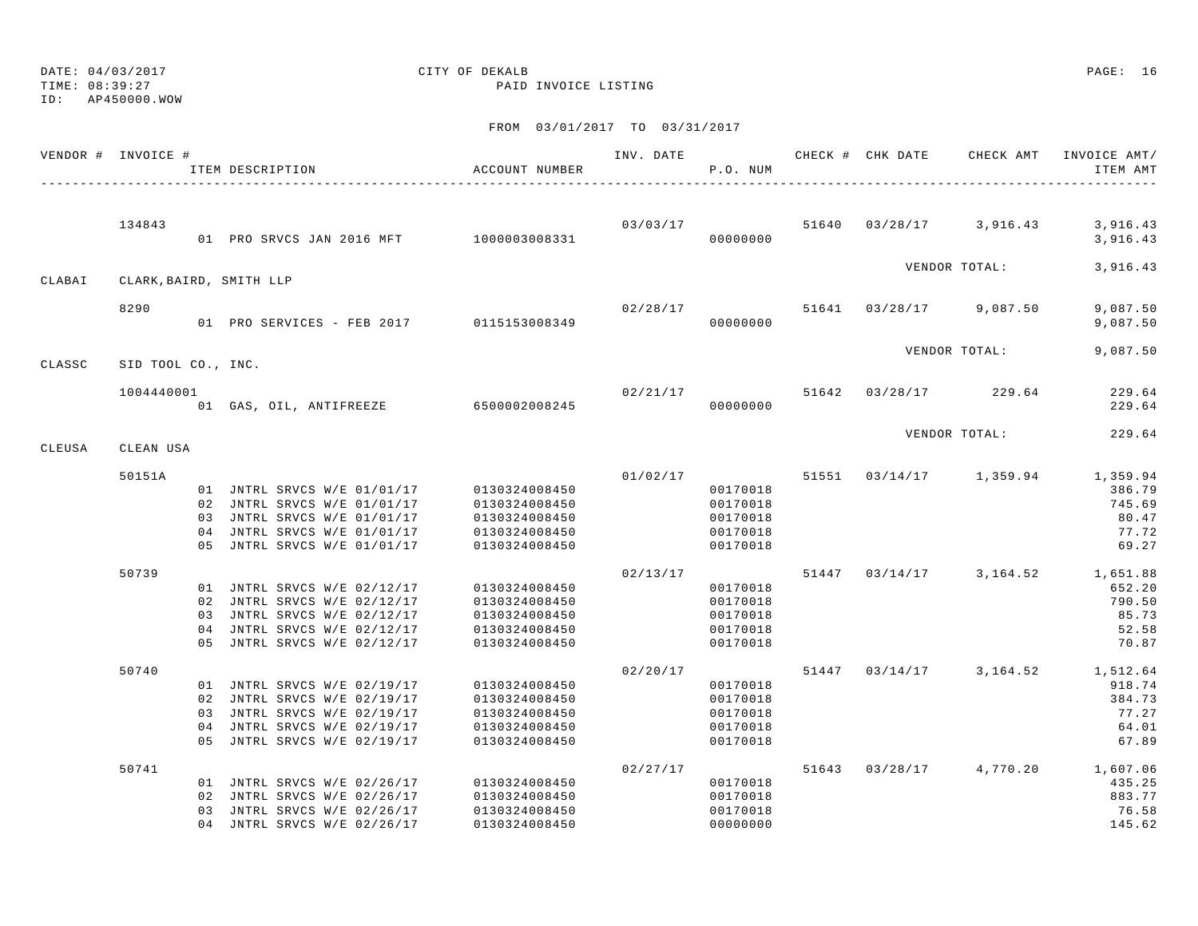DATE: 04/03/2017 CITY OF DEKALB PAGE: 16
TIME: 08:39:27 PAID INVOICE LISTING
ID: AP450000.WOW

FROM 03/01/2017 TO 03/31/2017

| VENDOR # | INVOICE # / ITEM DESCRIPTION | ACCOUNT NUMBER | INV. DATE | P.O. NUM | CHECK # | CHK DATE | CHECK AMT | INVOICE AMT/ ITEM AMT |
|---|---|---|---|---|---|---|---|---|
| | 134843 | | 03/03/17 | | 51640 | 03/28/17 | 3,916.43 | 3,916.43 |
| | 01 PRO SRVCS JAN 2016 MFT | 1000003008331 | | 00000000 | | | | 3,916.43 |
| | | | | | | VENDOR TOTAL: | | 3,916.43 |
| CLABAI | CLARK,BAIRD, SMITH LLP | | | | | | | |
| | 8290 | | 02/28/17 | | 51641 | 03/28/17 | 9,087.50 | 9,087.50 |
| | 01 PRO SERVICES - FEB 2017 | 0115153008349 | | 00000000 | | | | 9,087.50 |
| | | | | | | VENDOR TOTAL: | | 9,087.50 |
| CLASSC | SID TOOL CO., INC. | | | | | | | |
| | 1004440001 | | 02/21/17 | | 51642 | 03/28/17 | 229.64 | 229.64 |
| | 01 GAS, OIL, ANTIFREEZE | 6500002008245 | | 00000000 | | | | 229.64 |
| | | | | | | VENDOR TOTAL: | | 229.64 |
| CLEUSA | CLEAN USA | | | | | | | |
| | 50151A | | 01/02/17 | | 51551 | 03/14/17 | 1,359.94 | 1,359.94 |
| | 01 JNTRL SRVCS W/E 01/01/17 | 0130324008450 | | 00170018 | | | | 386.79 |
| | 02 JNTRL SRVCS W/E 01/01/17 | 0130324008450 | | 00170018 | | | | 745.69 |
| | 03 JNTRL SRVCS W/E 01/01/17 | 0130324008450 | | 00170018 | | | | 80.47 |
| | 04 JNTRL SRVCS W/E 01/01/17 | 0130324008450 | | 00170018 | | | | 77.72 |
| | 05 JNTRL SRVCS W/E 01/01/17 | 0130324008450 | | 00170018 | | | | 69.27 |
| | 50739 | | 02/13/17 | | 51447 | 03/14/17 | 3,164.52 | 1,651.88 |
| | 01 JNTRL SRVCS W/E 02/12/17 | 0130324008450 | | 00170018 | | | | 652.20 |
| | 02 JNTRL SRVCS W/E 02/12/17 | 0130324008450 | | 00170018 | | | | 790.50 |
| | 03 JNTRL SRVCS W/E 02/12/17 | 0130324008450 | | 00170018 | | | | 85.73 |
| | 04 JNTRL SRVCS W/E 02/12/17 | 0130324008450 | | 00170018 | | | | 52.58 |
| | 05 JNTRL SRVCS W/E 02/12/17 | 0130324008450 | | 00170018 | | | | 70.87 |
| | 50740 | | 02/20/17 | | 51447 | 03/14/17 | 3,164.52 | 1,512.64 |
| | 01 JNTRL SRVCS W/E 02/19/17 | 0130324008450 | | 00170018 | | | | 918.74 |
| | 02 JNTRL SRVCS W/E 02/19/17 | 0130324008450 | | 00170018 | | | | 384.73 |
| | 03 JNTRL SRVCS W/E 02/19/17 | 0130324008450 | | 00170018 | | | | 77.27 |
| | 04 JNTRL SRVCS W/E 02/19/17 | 0130324008450 | | 00170018 | | | | 64.01 |
| | 05 JNTRL SRVCS W/E 02/19/17 | 0130324008450 | | 00170018 | | | | 67.89 |
| | 50741 | | 02/27/17 | | 51643 | 03/28/17 | 4,770.20 | 1,607.06 |
| | 01 JNTRL SRVCS W/E 02/26/17 | 0130324008450 | | 00170018 | | | | 435.25 |
| | 02 JNTRL SRVCS W/E 02/26/17 | 0130324008450 | | 00170018 | | | | 883.77 |
| | 03 JNTRL SRVCS W/E 02/26/17 | 0130324008450 | | 00170018 | | | | 76.58 |
| | 04 JNTRL SRVCS W/E 02/26/17 | 0130324008450 | | 00000000 | | | | 145.62 |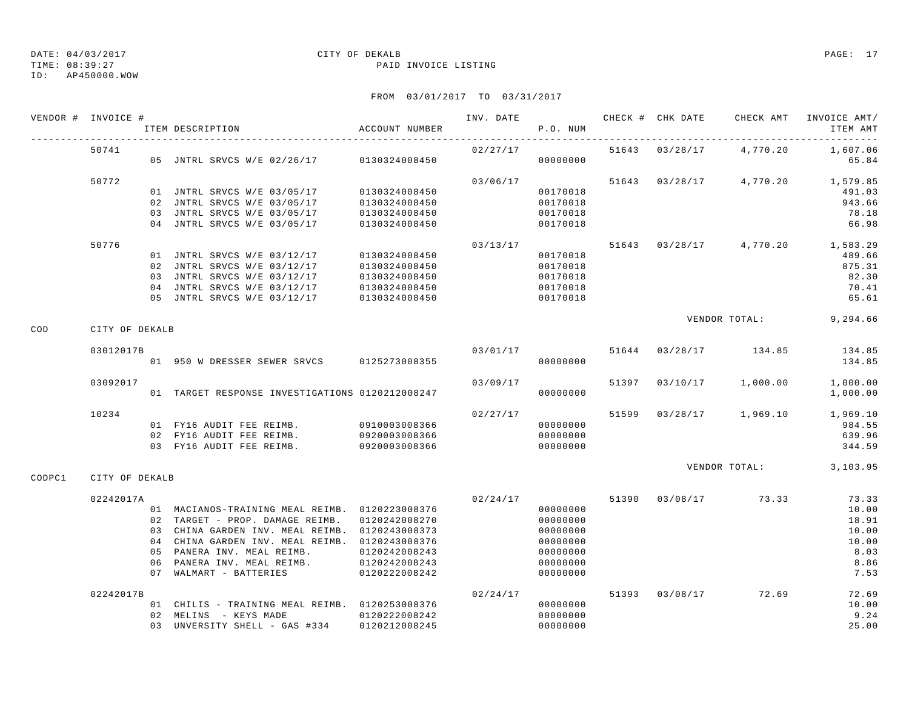DATE: 04/03/2017 CITY OF DEKALB PAGE: 17
TIME: 08:39:27 PAID INVOICE LISTING
ID: AP450000.WOW

FROM 03/01/2017 TO 03/31/2017

| VENDOR # | INVOICE # | ITEM DESCRIPTION | ACCOUNT NUMBER | INV. DATE | P.O. NUM | CHECK # | CHK DATE | CHECK AMT | INVOICE AMT/ ITEM AMT |
|---|---|---|---|---|---|---|---|---|---|
| | 50741 | | | 02/27/17 | | 51643 | 03/28/17 | 4,770.20 | 1,607.06 |
| | | 05 JNTRL SRVCS W/E 02/26/17 | 0130324008450 | | 00000000 | | | | 65.84 |
| | 50772 | | | 03/06/17 | | 51643 | 03/28/17 | 4,770.20 | 1,579.85 |
| | | 01 JNTRL SRVCS W/E 03/05/17 | 0130324008450 | | 00170018 | | | | 491.03 |
| | | 02 JNTRL SRVCS W/E 03/05/17 | 0130324008450 | | 00170018 | | | | 943.66 |
| | | 03 JNTRL SRVCS W/E 03/05/17 | 0130324008450 | | 00170018 | | | | 78.18 |
| | | 04 JNTRL SRVCS W/E 03/05/17 | 0130324008450 | | 00170018 | | | | 66.98 |
| | 50776 | | | 03/13/17 | | 51643 | 03/28/17 | 4,770.20 | 1,583.29 |
| | | 01 JNTRL SRVCS W/E 03/12/17 | 0130324008450 | | 00170018 | | | | 489.66 |
| | | 02 JNTRL SRVCS W/E 03/12/17 | 0130324008450 | | 00170018 | | | | 875.31 |
| | | 03 JNTRL SRVCS W/E 03/12/17 | 0130324008450 | | 00170018 | | | | 82.30 |
| | | 04 JNTRL SRVCS W/E 03/12/17 | 0130324008450 | | 00170018 | | | | 70.41 |
| | | 05 JNTRL SRVCS W/E 03/12/17 | 0130324008450 | | 00170018 | | | | 65.61 |
| | | | | | | | | VENDOR TOTAL: | 9,294.66 |
| COD | CITY OF DEKALB | | | | | | | | |
| | 03012017B | | | 03/01/17 | | 51644 | 03/28/17 | 134.85 | 134.85 |
| | | 01 950 W DRESSER SEWER SRVCS | 0125273008355 | | 00000000 | | | | 134.85 |
| | 03092017 | | | 03/09/17 | | 51397 | 03/10/17 | 1,000.00 | 1,000.00 |
| | | 01 TARGET RESPONSE INVESTIGATIONS | 0120212008247 | | 00000000 | | | | 1,000.00 |
| | 10234 | | | 02/27/17 | | 51599 | 03/28/17 | 1,969.10 | 1,969.10 |
| | | 01 FY16 AUDIT FEE REIMB. | 0910003008366 | | 00000000 | | | | 984.55 |
| | | 02 FY16 AUDIT FEE REIMB. | 0920003008366 | | 00000000 | | | | 639.96 |
| | | 03 FY16 AUDIT FEE REIMB. | 0920003008366 | | 00000000 | | | | 344.59 |
| | | | | | | | | VENDOR TOTAL: | 3,103.95 |
| CODPC1 | CITY OF DEKALB | | | | | | | | |
| | 02242017A | | | 02/24/17 | | 51390 | 03/08/17 | 73.33 | 73.33 |
| | | 01 MACIANOS-TRAINING MEAL REIMB. | 0120223008376 | | 00000000 | | | | 10.00 |
| | | 02 TARGET - PROP. DAMAGE REIMB. | 0120242008270 | | 00000000 | | | | 18.91 |
| | | 03 CHINA GARDEN INV. MEAL REIMB. | 0120243008373 | | 00000000 | | | | 10.00 |
| | | 04 CHINA GARDEN INV. MEAL REIMB. | 0120243008376 | | 00000000 | | | | 10.00 |
| | | 05 PANERA INV. MEAL REIMB. | 0120242008243 | | 00000000 | | | | 8.03 |
| | | 06 PANERA INV. MEAL REIMB. | 0120242008243 | | 00000000 | | | | 8.86 |
| | | 07 WALMART - BATTERIES | 0120222008242 | | 00000000 | | | | 7.53 |
| | 02242017B | | | 02/24/17 | | 51393 | 03/08/17 | 72.69 | 72.69 |
| | | 01 CHILIS - TRAINING MEAL REIMB. | 0120253008376 | | 00000000 | | | | 10.00 |
| | | 02 MELINS - KEYS MADE | 0120222008242 | | 00000000 | | | | 9.24 |
| | | 03 UNVERSITY SHELL - GAS #334 | 0120212008245 | | 00000000 | | | | 25.00 |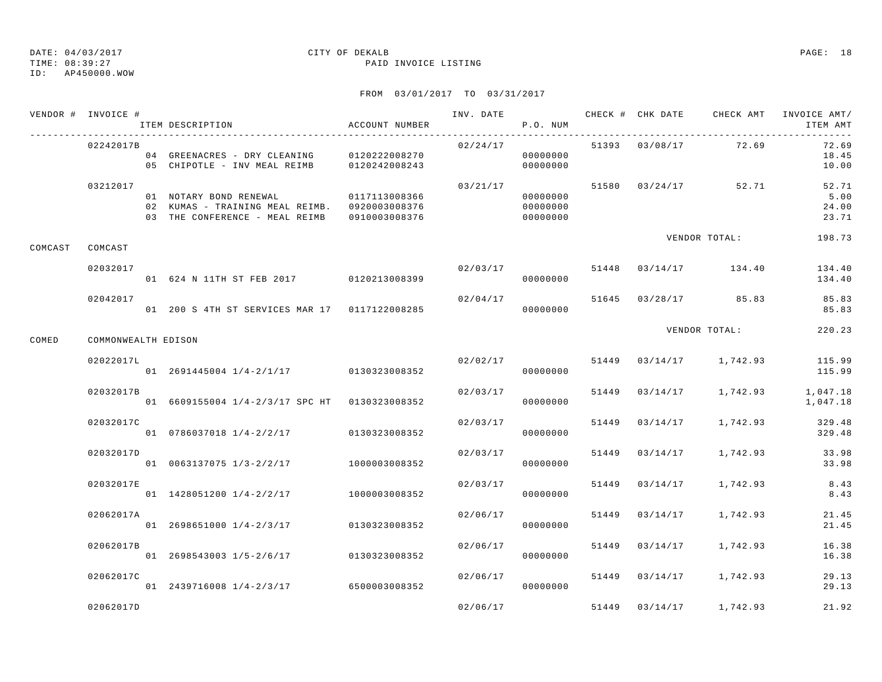DATE: 04/03/2017 CITY OF DEKALB
TIME: 08:39:27 PAID INVOICE LISTING
ID: AP450000.WOW

FROM 03/01/2017 TO 03/31/2017

| VENDOR # | INVOICE # | ITEM DESCRIPTION | ACCOUNT NUMBER | INV. DATE | P.O. NUM | CHECK # | CHK DATE | CHECK AMT | INVOICE AMT/ ITEM AMT |
|---|---|---|---|---|---|---|---|---|---|
| | 02242017B | | | 02/24/17 | | 51393 | 03/08/17 | 72.69 | 72.69 |
| | | 04 GREENACRES - DRY CLEANING | 0120222008270 | | 00000000 | | | | 18.45 |
| | | 05 CHIPOTLE - INV MEAL REIMB | 0120242008243 | | 00000000 | | | | 10.00 |
| | 03212017 | | | 03/21/17 | | 51580 | 03/24/17 | 52.71 | 52.71 |
| | | 01 NOTARY BOND RENEWAL | 0117113008366 | | 00000000 | | | | 5.00 |
| | | 02 KUMAS - TRAINING MEAL REIMB. | 0920003008376 | | 00000000 | | | | 24.00 |
| | | 03 THE CONFERENCE - MEAL REIMB | 0910003008376 | | 00000000 | | | | 23.71 |
| | | | | | | | VENDOR TOTAL: | | 198.73 |
| COMCAST | COMCAST | | | | | | | | |
| | 02032017 | | | 02/03/17 | | 51448 | 03/14/17 | 134.40 | 134.40 |
| | | 01 624 N 11TH ST FEB 2017 | 0120213008399 | | 00000000 | | | | 134.40 |
| | 02042017 | | | 02/04/17 | | 51645 | 03/28/17 | 85.83 | 85.83 |
| | | 01 200 S 4TH ST SERVICES MAR 17 | 0117122008285 | | 00000000 | | | | 85.83 |
| | | | | | | | VENDOR TOTAL: | | 220.23 |
| COMED | COMMONWEALTH EDISON | | | | | | | | |
| | 02022017L | | | 02/02/17 | | 51449 | 03/14/17 | 1,742.93 | 115.99 |
| | | 01 2691445004 1/4-2/1/17 | 0130323008352 | | 00000000 | | | | 115.99 |
| | 02032017B | | | 02/03/17 | | 51449 | 03/14/17 | 1,742.93 | 1,047.18 |
| | | 01 6609155004 1/4-2/3/17 SPC HT | 0130323008352 | | 00000000 | | | | 1,047.18 |
| | 02032017C | | | 02/03/17 | | 51449 | 03/14/17 | 1,742.93 | 329.48 |
| | | 01 0786037018 1/4-2/2/17 | 0130323008352 | | 00000000 | | | | 329.48 |
| | 02032017D | | | 02/03/17 | | 51449 | 03/14/17 | 1,742.93 | 33.98 |
| | | 01 0063137075 1/3-2/2/17 | 1000003008352 | | 00000000 | | | | 33.98 |
| | 02032017E | | | 02/03/17 | | 51449 | 03/14/17 | 1,742.93 | 8.43 |
| | | 01 1428051200 1/4-2/2/17 | 1000003008352 | | 00000000 | | | | 8.43 |
| | 02062017A | | | 02/06/17 | | 51449 | 03/14/17 | 1,742.93 | 21.45 |
| | | 01 2698651000 1/4-2/3/17 | 0130323008352 | | 00000000 | | | | 21.45 |
| | 02062017B | | | 02/06/17 | | 51449 | 03/14/17 | 1,742.93 | 16.38 |
| | | 01 2698543003 1/5-2/6/17 | 0130323008352 | | 00000000 | | | | 16.38 |
| | 02062017C | | | 02/06/17 | | 51449 | 03/14/17 | 1,742.93 | 29.13 |
| | | 01 2439716008 1/4-2/3/17 | 6500003008352 | | 00000000 | | | | 29.13 |
| | 02062017D | | | 02/06/17 | | 51449 | 03/14/17 | 1,742.93 | 21.92 |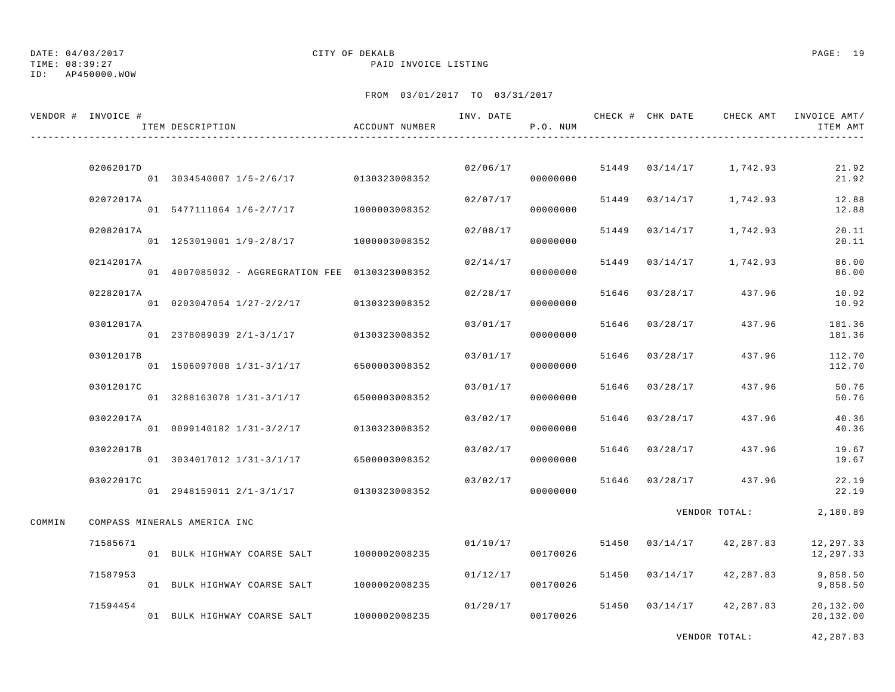DATE: 04/03/2017
TIME: 08:39:27
ID: AP450000.WOW

CITY OF DEKALB
PAID INVOICE LISTING

FROM 03/01/2017 TO 03/31/2017

| VENDOR # | INVOICE # / ITEM DESCRIPTION | ACCOUNT NUMBER | INV. DATE | P.O. NUM | CHECK # | CHK DATE | CHECK AMT | INVOICE AMT/ ITEM AMT |
|---|---|---|---|---|---|---|---|---|
| | 02062017D | | 02/06/17 | | 51449 | 03/14/17 | 1,742.93 | 21.92 |
| | 01 3034540007 1/5-2/6/17 | 0130323008352 | | 00000000 | | | | 21.92 |
| | 02072017A | | 02/07/17 | | 51449 | 03/14/17 | 1,742.93 | 12.88 |
| | 01 5477111064 1/6-2/7/17 | 1000003008352 | | 00000000 | | | | 12.88 |
| | 02082017A | | 02/08/17 | | 51449 | 03/14/17 | 1,742.93 | 20.11 |
| | 01 1253019001 1/9-2/8/17 | 1000003008352 | | 00000000 | | | | 20.11 |
| | 02142017A | | 02/14/17 | | 51449 | 03/14/17 | 1,742.93 | 86.00 |
| | 01 4007085032 - AGGREGRATION FEE | 0130323008352 | | 00000000 | | | | 86.00 |
| | 02282017A | | 02/28/17 | | 51646 | 03/28/17 | 437.96 | 10.92 |
| | 01 0203047054 1/27-2/2/17 | 0130323008352 | | 00000000 | | | | 10.92 |
| | 03012017A | | 03/01/17 | | 51646 | 03/28/17 | 437.96 | 181.36 |
| | 01 2378089039 2/1-3/1/17 | 0130323008352 | | 00000000 | | | | 181.36 |
| | 03012017B | | 03/01/17 | | 51646 | 03/28/17 | 437.96 | 112.70 |
| | 01 1506097008 1/31-3/1/17 | 6500003008352 | | 00000000 | | | | 112.70 |
| | 03012017C | | 03/01/17 | | 51646 | 03/28/17 | 437.96 | 50.76 |
| | 01 3288163078 1/31-3/1/17 | 6500003008352 | | 00000000 | | | | 50.76 |
| | 03022017A | | 03/02/17 | | 51646 | 03/28/17 | 437.96 | 40.36 |
| | 01 0099140182 1/31-3/2/17 | 0130323008352 | | 00000000 | | | | 40.36 |
| | 03022017B | | 03/02/17 | | 51646 | 03/28/17 | 437.96 | 19.67 |
| | 01 3034017012 1/31-3/1/17 | 6500003008352 | | 00000000 | | | | 19.67 |
| | 03022017C | | 03/02/17 | | 51646 | 03/28/17 | 437.96 | 22.19 |
| | 01 2948159011 2/1-3/1/17 | 0130323008352 | | 00000000 | | | | 22.19 |
| | | | | | | | VENDOR TOTAL: | 2,180.89 |
| COMMIN | COMPASS MINERALS AMERICA INC | | | | | | | |
| | 71585671 | | 01/10/17 | | 51450 | 03/14/17 | 42,287.83 | 12,297.33 |
| | 01 BULK HIGHWAY COARSE SALT | 1000002008235 | | 00170026 | | | | 12,297.33 |
| | 71587953 | | 01/12/17 | | 51450 | 03/14/17 | 42,287.83 | 9,858.50 |
| | 01 BULK HIGHWAY COARSE SALT | 1000002008235 | | 00170026 | | | | 9,858.50 |
| | 71594454 | | 01/20/17 | | 51450 | 03/14/17 | 42,287.83 | 20,132.00 |
| | 01 BULK HIGHWAY COARSE SALT | 1000002008235 | | 00170026 | | | | 20,132.00 |
| | | | | | | | VENDOR TOTAL: | 42,287.83 |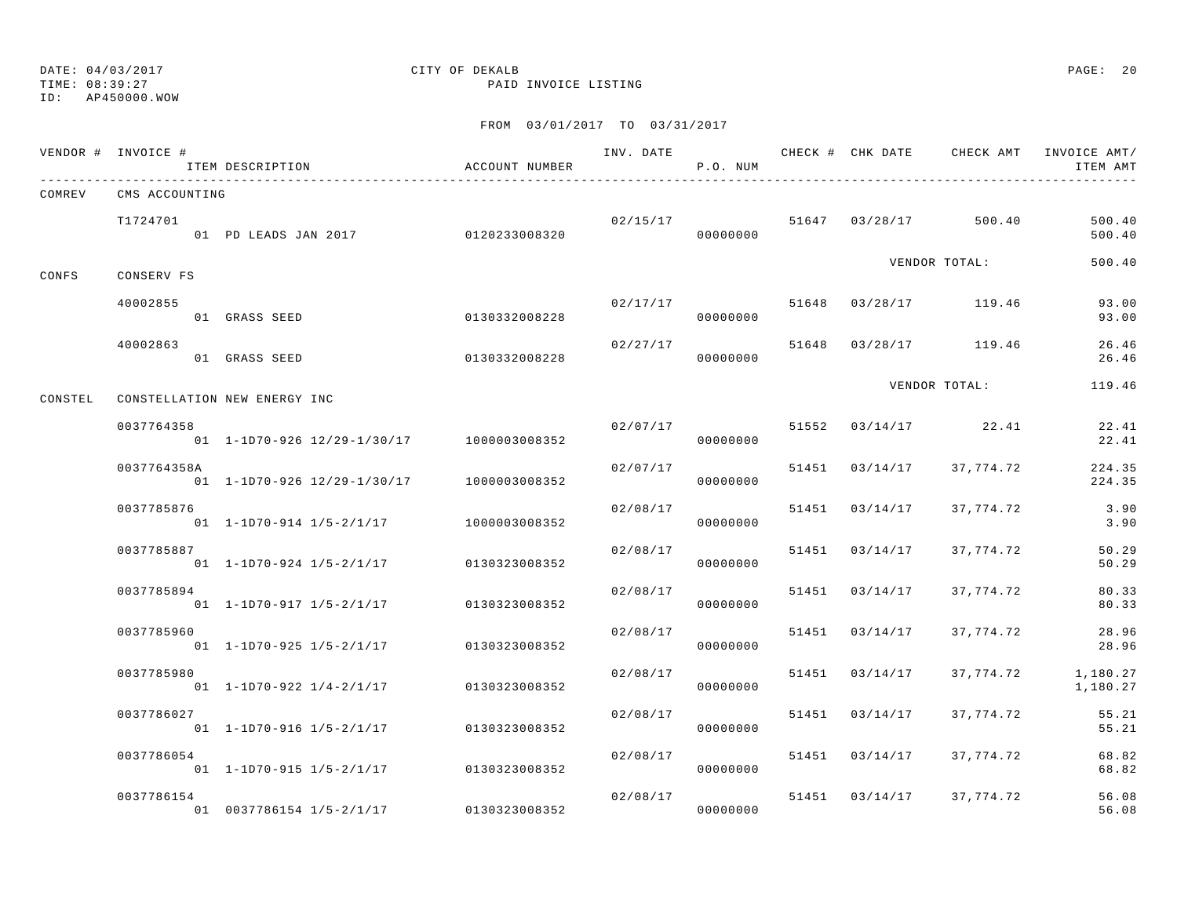DATE: 04/03/2017
TIME: 08:39:27
ID: AP450000.WOW

CITY OF DEKALB
PAID INVOICE LISTING

FROM 03/01/2017 TO 03/31/2017

| VENDOR # | INVOICE # / ITEM DESCRIPTION | ACCOUNT NUMBER | INV. DATE | P.O. NUM | CHECK # | CHK DATE | CHECK AMT | INVOICE AMT/ ITEM AMT |
|---|---|---|---|---|---|---|---|---|
| COMREV | CMS ACCOUNTING | | | | | | | |
| | T1724701 | | 02/15/17 | | 51647 | 03/28/17 | 500.40 | 500.40 |
| | 01 PD LEADS JAN 2017 | 0120233008320 | | 00000000 | | | | 500.40 |
| | | | | | | VENDOR TOTAL: | | 500.40 |
| CONFS | CONSERV FS | | | | | | | |
| | 40002855 | | 02/17/17 | | 51648 | 03/28/17 | 119.46 | 93.00 |
| | 01 GRASS SEED | 0130332008228 | | 00000000 | | | | 93.00 |
| | 40002863 | | 02/27/17 | | 51648 | 03/28/17 | 119.46 | 26.46 |
| | 01 GRASS SEED | 0130332008228 | | 00000000 | | | | 26.46 |
| | | | | | | VENDOR TOTAL: | | 119.46 |
| CONSTEL | CONSTELLATION NEW ENERGY INC | | | | | | | |
| | 0037764358 | | 02/07/17 | | 51552 | 03/14/17 | 22.41 | 22.41 |
| | 01 1-1D70-926 12/29-1/30/17 | 1000003008352 | | 00000000 | | | | 22.41 |
| | 0037764358A | | 02/07/17 | | 51451 | 03/14/17 | 37,774.72 | 224.35 |
| | 01 1-1D70-926 12/29-1/30/17 | 1000003008352 | | 00000000 | | | | 224.35 |
| | 0037785876 | | 02/08/17 | | 51451 | 03/14/17 | 37,774.72 | 3.90 |
| | 01 1-1D70-914 1/5-2/1/17 | 1000003008352 | | 00000000 | | | | 3.90 |
| | 0037785887 | | 02/08/17 | | 51451 | 03/14/17 | 37,774.72 | 50.29 |
| | 01 1-1D70-924 1/5-2/1/17 | 0130323008352 | | 00000000 | | | | 50.29 |
| | 0037785894 | | 02/08/17 | | 51451 | 03/14/17 | 37,774.72 | 80.33 |
| | 01 1-1D70-917 1/5-2/1/17 | 0130323008352 | | 00000000 | | | | 80.33 |
| | 0037785960 | | 02/08/17 | | 51451 | 03/14/17 | 37,774.72 | 28.96 |
| | 01 1-1D70-925 1/5-2/1/17 | 0130323008352 | | 00000000 | | | | 28.96 |
| | 0037785980 | | 02/08/17 | | 51451 | 03/14/17 | 37,774.72 | 1,180.27 |
| | 01 1-1D70-922 1/4-2/1/17 | 0130323008352 | | 00000000 | | | | 1,180.27 |
| | 0037786027 | | 02/08/17 | | 51451 | 03/14/17 | 37,774.72 | 55.21 |
| | 01 1-1D70-916 1/5-2/1/17 | 0130323008352 | | 00000000 | | | | 55.21 |
| | 0037786054 | | 02/08/17 | | 51451 | 03/14/17 | 37,774.72 | 68.82 |
| | 01 1-1D70-915 1/5-2/1/17 | 0130323008352 | | 00000000 | | | | 68.82 |
| | 0037786154 | | 02/08/17 | | 51451 | 03/14/17 | 37,774.72 | 56.08 |
| | 01 0037786154 1/5-2/1/17 | 0130323008352 | | 00000000 | | | | 56.08 |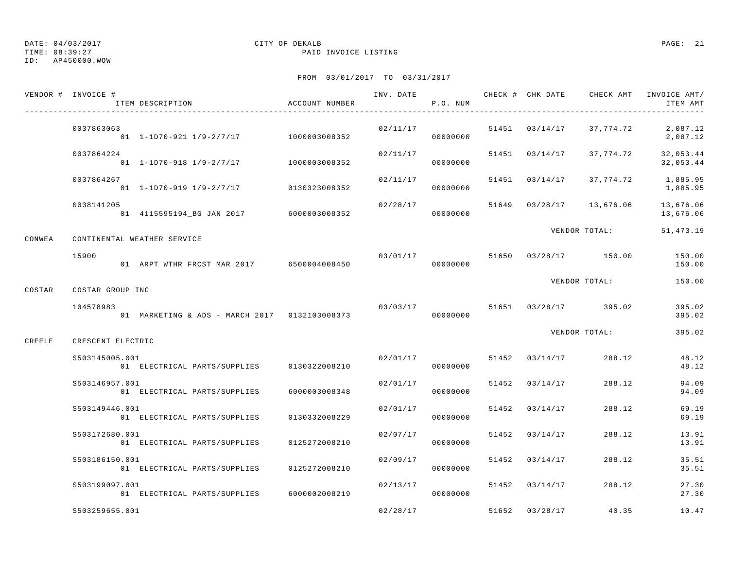DATE: 04/03/2017
TIME: 08:39:27
ID: AP450000.WOW

CITY OF DEKALB
PAID INVOICE LISTING

FROM 03/01/2017 TO 03/31/2017

| VENDOR # | INVOICE # / ITEM DESCRIPTION | ACCOUNT NUMBER | INV. DATE | P.O. NUM | CHECK # | CHK DATE | CHECK AMT | INVOICE AMT/ ITEM AMT |
|---|---|---|---|---|---|---|---|---|
| | 0037863063 | | 02/11/17 | | 51451 | 03/14/17 | 37,774.72 | 2,087.12 |
| | 01 1-1D70-921 1/9-2/7/17 | 1000003008352 | | 00000000 | | | | 2,087.12 |
| | 0037864224 | | 02/11/17 | | 51451 | 03/14/17 | 37,774.72 | 32,053.44 |
| | 01 1-1D70-918 1/9-2/7/17 | 1000003008352 | | 00000000 | | | | 32,053.44 |
| | 0037864267 | | 02/11/17 | | 51451 | 03/14/17 | 37,774.72 | 1,885.95 |
| | 01 1-1D70-919 1/9-2/7/17 | 0130323008352 | | 00000000 | | | | 1,885.95 |
| | 0038141205 | | 02/28/17 | | 51649 | 03/28/17 | 13,676.06 | 13,676.06 |
| | 01 4115595194_BG JAN 2017 | 6000003008352 | | 00000000 | | | | 13,676.06 |
| | | | | | | | VENDOR TOTAL: | 51,473.19 |
| CONWEA | CONTINENTAL WEATHER SERVICE | | | | | | | |
| | 15900 | | 03/01/17 | | 51650 | 03/28/17 | 150.00 | 150.00 |
| | 01 ARPT WTHR FRCST MAR 2017 | 6500004008450 | | 00000000 | | | | 150.00 |
| | | | | | | | VENDOR TOTAL: | 150.00 |
| COSTAR | COSTAR GROUP INC | | | | | | | |
| | 104578983 | | 03/03/17 | | 51651 | 03/28/17 | 395.02 | 395.02 |
| | 01 MARKETING & ADS - MARCH 2017 | 0132103008373 | | 00000000 | | | | 395.02 |
| | | | | | | | VENDOR TOTAL: | 395.02 |
| CREELE | CRESCENT ELECTRIC | | | | | | | |
| | S503145005.001 | | 02/01/17 | | 51452 | 03/14/17 | 288.12 | 48.12 |
| | 01 ELECTRICAL PARTS/SUPPLIES | 0130322008210 | | 00000000 | | | | 48.12 |
| | S503146957.001 | | 02/01/17 | | 51452 | 03/14/17 | 288.12 | 94.09 |
| | 01 ELECTRICAL PARTS/SUPPLIES | 6000003008348 | | 00000000 | | | | 94.09 |
| | S503149446.001 | | 02/01/17 | | 51452 | 03/14/17 | 288.12 | 69.19 |
| | 01 ELECTRICAL PARTS/SUPPLIES | 0130332008229 | | 00000000 | | | | 69.19 |
| | S503172680.001 | | 02/07/17 | | 51452 | 03/14/17 | 288.12 | 13.91 |
| | 01 ELECTRICAL PARTS/SUPPLIES | 0125272008210 | | 00000000 | | | | 13.91 |
| | S503186150.001 | | 02/09/17 | | 51452 | 03/14/17 | 288.12 | 35.51 |
| | 01 ELECTRICAL PARTS/SUPPLIES | 0125272008210 | | 00000000 | | | | 35.51 |
| | S503199097.001 | | 02/13/17 | | 51452 | 03/14/17 | 288.12 | 27.30 |
| | 01 ELECTRICAL PARTS/SUPPLIES | 6000002008219 | | 00000000 | | | | 27.30 |
| | S503259655.001 | | 02/28/17 | | 51652 | 03/28/17 | 40.35 | 10.47 |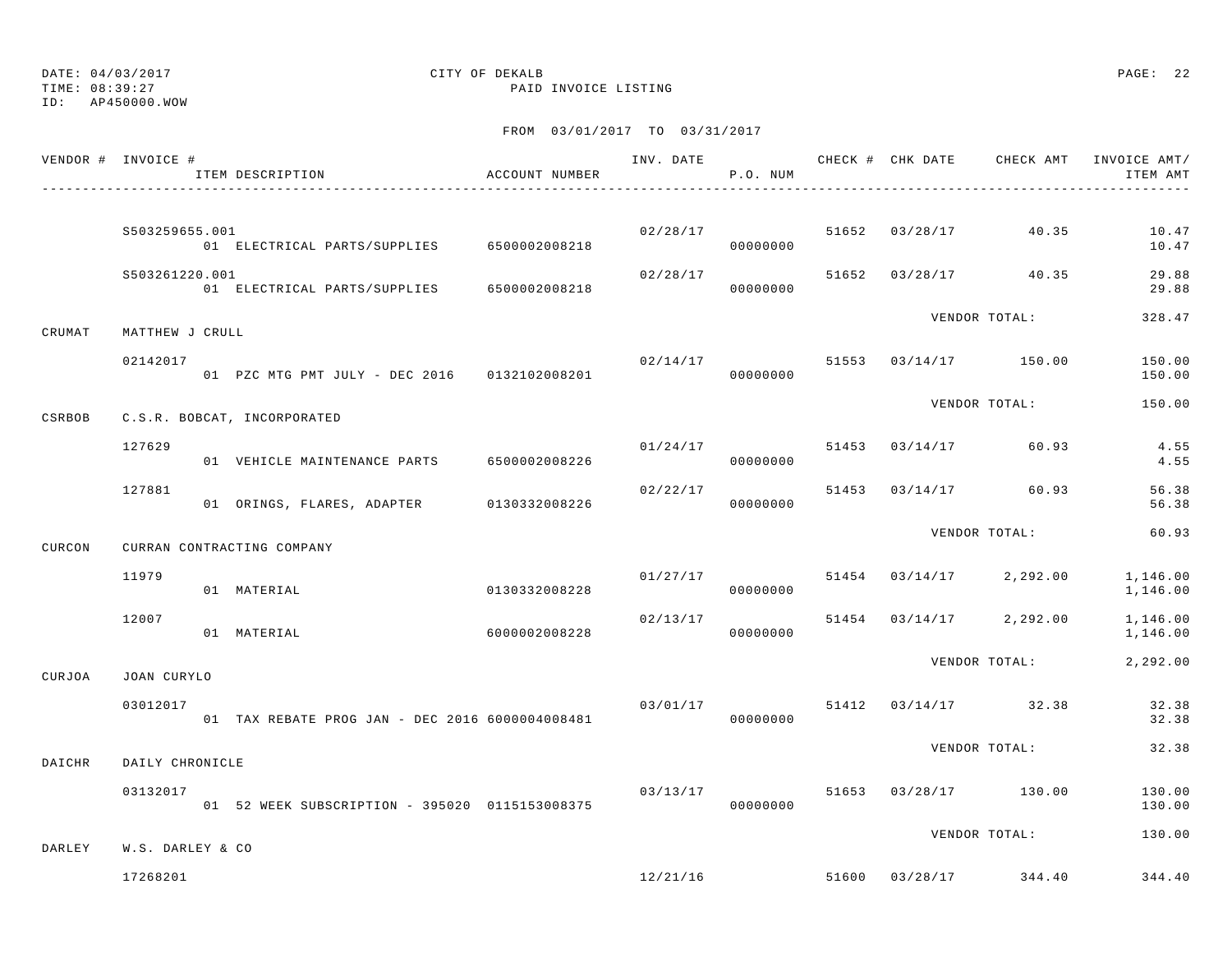DATE: 04/03/2017 CITY OF DEKALB
TIME: 08:39:27 PAID INVOICE LISTING
ID: AP450000.WOW

FROM 03/01/2017 TO 03/31/2017

| VENDOR # | INVOICE # / ITEM DESCRIPTION | ACCOUNT NUMBER | INV. DATE | P.O. NUM | CHECK # | CHK DATE | CHECK AMT | INVOICE AMT/ ITEM AMT |
|---|---|---|---|---|---|---|---|---|
| | S503259655.001 | | 02/28/17 | | 51652 | 03/28/17 | 40.35 | 10.47 |
| | 01 ELECTRICAL PARTS/SUPPLIES | 6500002008218 | | 00000000 | | | | 10.47 |
| | S503261220.001 | | 02/28/17 | | 51652 | 03/28/17 | 40.35 | 29.88 |
| | 01 ELECTRICAL PARTS/SUPPLIES | 6500002008218 | | 00000000 | | | | 29.88 |
| | | | | | | VENDOR TOTAL: | | 328.47 |
| CRUMAT | MATTHEW J CRULL | | | | | | | |
| | 02142017 | | 02/14/17 | | 51553 | 03/14/17 | 150.00 | 150.00 |
| | 01 PZC MTG PMT JULY - DEC 2016 | 0132102008201 | | 00000000 | | | | 150.00 |
| | | | | | | VENDOR TOTAL: | | 150.00 |
| CSRBOB | C.S.R. BOBCAT, INCORPORATED | | | | | | | |
| | 127629 | | 01/24/17 | | 51453 | 03/14/17 | 60.93 | 4.55 |
| | 01 VEHICLE MAINTENANCE PARTS | 6500002008226 | | 00000000 | | | | 4.55 |
| | 127881 | | 02/22/17 | | 51453 | 03/14/17 | 60.93 | 56.38 |
| | 01 ORINGS, FLARES, ADAPTER | 0130332008226 | | 00000000 | | | | 56.38 |
| | | | | | | VENDOR TOTAL: | | 60.93 |
| CURCON | CURRAN CONTRACTING COMPANY | | | | | | | |
| | 11979 | | 01/27/17 | | 51454 | 03/14/17 | 2,292.00 | 1,146.00 |
| | 01 MATERIAL | 0130332008228 | | 00000000 | | | | 1,146.00 |
| | 12007 | | 02/13/17 | | 51454 | 03/14/17 | 2,292.00 | 1,146.00 |
| | 01 MATERIAL | 6000002008228 | | 00000000 | | | | 1,146.00 |
| | | | | | | VENDOR TOTAL: | | 2,292.00 |
| CURJOA | JOAN CURYLO | | | | | | | |
| | 03012017 | | 03/01/17 | | 51412 | 03/14/17 | 32.38 | 32.38 |
| | 01 TAX REBATE PROG JAN - DEC 2016 | 6000004008481 | | 00000000 | | | | 32.38 |
| | | | | | | VENDOR TOTAL: | | 32.38 |
| DAICHR | DAILY CHRONICLE | | | | | | | |
| | 03132017 | | 03/13/17 | | 51653 | 03/28/17 | 130.00 | 130.00 |
| | 01 52 WEEK SUBSCRIPTION - 395020 | 0115153008375 | | 00000000 | | | | 130.00 |
| | | | | | | VENDOR TOTAL: | | 130.00 |
| DARLEY | W.S. DARLEY & CO | | | | | | | |
| | 17268201 | | 12/21/16 | | 51600 | 03/28/17 | 344.40 | 344.40 |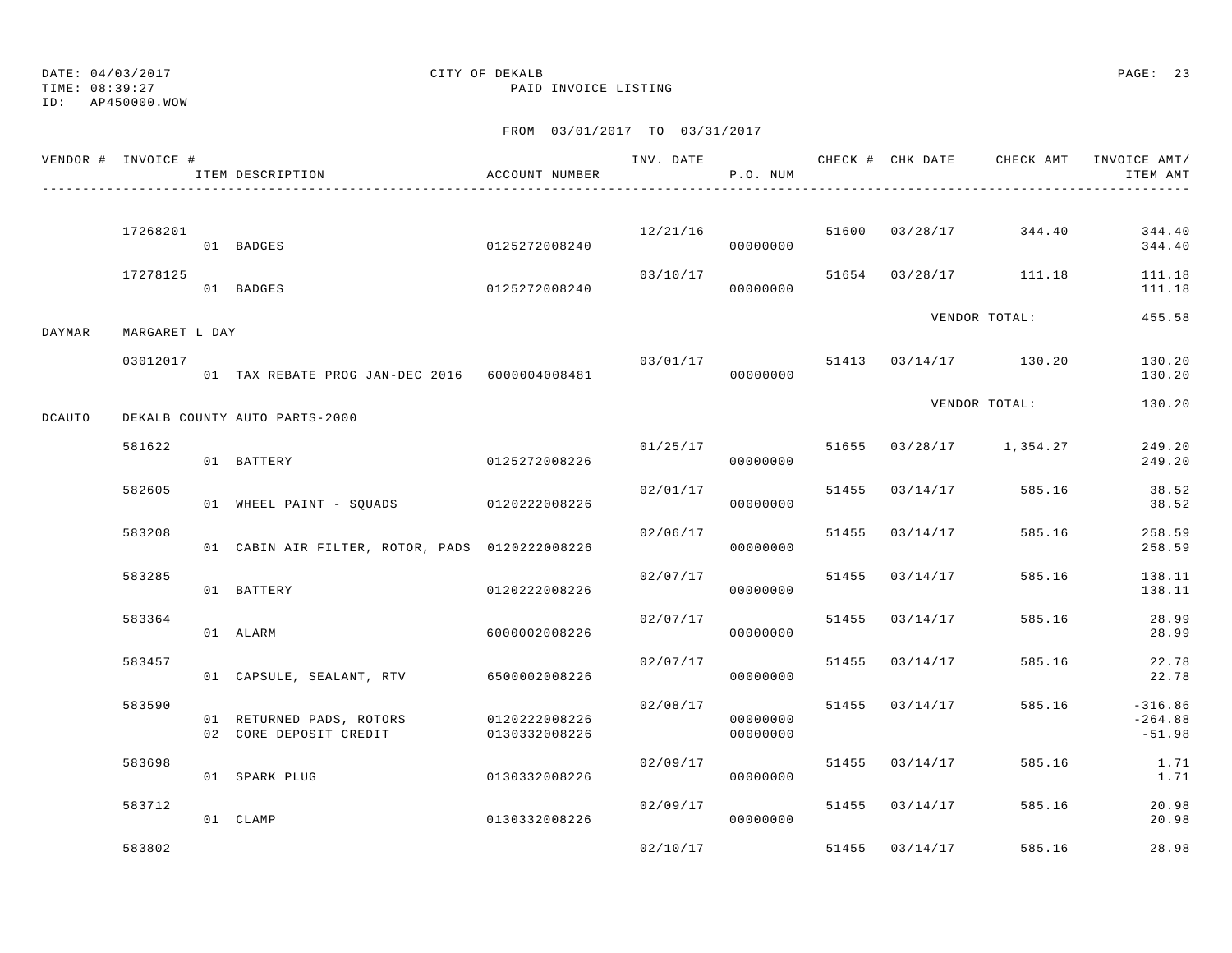DATE: 04/03/2017 CITY OF DEKALB
TIME: 08:39:27 PAID INVOICE LISTING
ID: AP450000.WOW

FROM 03/01/2017 TO 03/31/2017

| VENDOR # | INVOICE # | ITEM DESCRIPTION | ACCOUNT NUMBER | INV. DATE | P.O. NUM | CHECK # | CHK DATE | CHECK AMT | INVOICE AMT/ ITEM AMT |
|---|---|---|---|---|---|---|---|---|---|
| | 17268201 | | | 12/21/16 | | 51600 | 03/28/17 | 344.40 | 344.40 |
| | | 01 BADGES | 0125272008240 | | 00000000 | | | | 344.40 |
| | 17278125 | | | 03/10/17 | | 51654 | 03/28/17 | 111.18 | 111.18 |
| | | 01 BADGES | 0125272008240 | | 00000000 | | | | 111.18 |
| | | | | | | | VENDOR TOTAL: | | 455.58 |
| DAYMAR | MARGARET L DAY | | | | | | | | |
| | 03012017 | | | 03/01/17 | | 51413 | 03/14/17 | 130.20 | 130.20 |
| | | 01 TAX REBATE PROG JAN-DEC 2016 | 6000004008481 | | 00000000 | | | | 130.20 |
| | | | | | | | VENDOR TOTAL: | | 130.20 |
| DCAUTO | DEKALB COUNTY AUTO PARTS-2000 | | | | | | | | |
| | 581622 | | | 01/25/17 | | 51655 | 03/28/17 | 1,354.27 | 249.20 |
| | | 01 BATTERY | 0125272008226 | | 00000000 | | | | 249.20 |
| | 582605 | | | 02/01/17 | | 51455 | 03/14/17 | 585.16 | 38.52 |
| | | 01 WHEEL PAINT - SQUADS | 0120222008226 | | 00000000 | | | | 38.52 |
| | 583208 | | | 02/06/17 | | 51455 | 03/14/17 | 585.16 | 258.59 |
| | | 01 CABIN AIR FILTER, ROTOR, PADS | 0120222008226 | | 00000000 | | | | 258.59 |
| | 583285 | | | 02/07/17 | | 51455 | 03/14/17 | 585.16 | 138.11 |
| | | 01 BATTERY | 0120222008226 | | 00000000 | | | | 138.11 |
| | 583364 | | | 02/07/17 | | 51455 | 03/14/17 | 585.16 | 28.99 |
| | | 01 ALARM | 6000002008226 | | 00000000 | | | | 28.99 |
| | 583457 | | | 02/07/17 | | 51455 | 03/14/17 | 585.16 | 22.78 |
| | | 01 CAPSULE, SEALANT, RTV | 6500002008226 | | 00000000 | | | | 22.78 |
| | 583590 | | | 02/08/17 | | 51455 | 03/14/17 | 585.16 | -316.86 |
| | | 01 RETURNED PADS, ROTORS | 0120222008226 | | 00000000 | | | | -264.88 |
| | | 02 CORE DEPOSIT CREDIT | 0130332008226 | | 00000000 | | | | -51.98 |
| | 583698 | | | 02/09/17 | | 51455 | 03/14/17 | 585.16 | 1.71 |
| | | 01 SPARK PLUG | 0130332008226 | | 00000000 | | | | 1.71 |
| | 583712 | | | 02/09/17 | | 51455 | 03/14/17 | 585.16 | 20.98 |
| | | 01 CLAMP | 0130332008226 | | 00000000 | | | | 20.98 |
| | 583802 | | | 02/10/17 | | 51455 | 03/14/17 | 585.16 | 28.98 |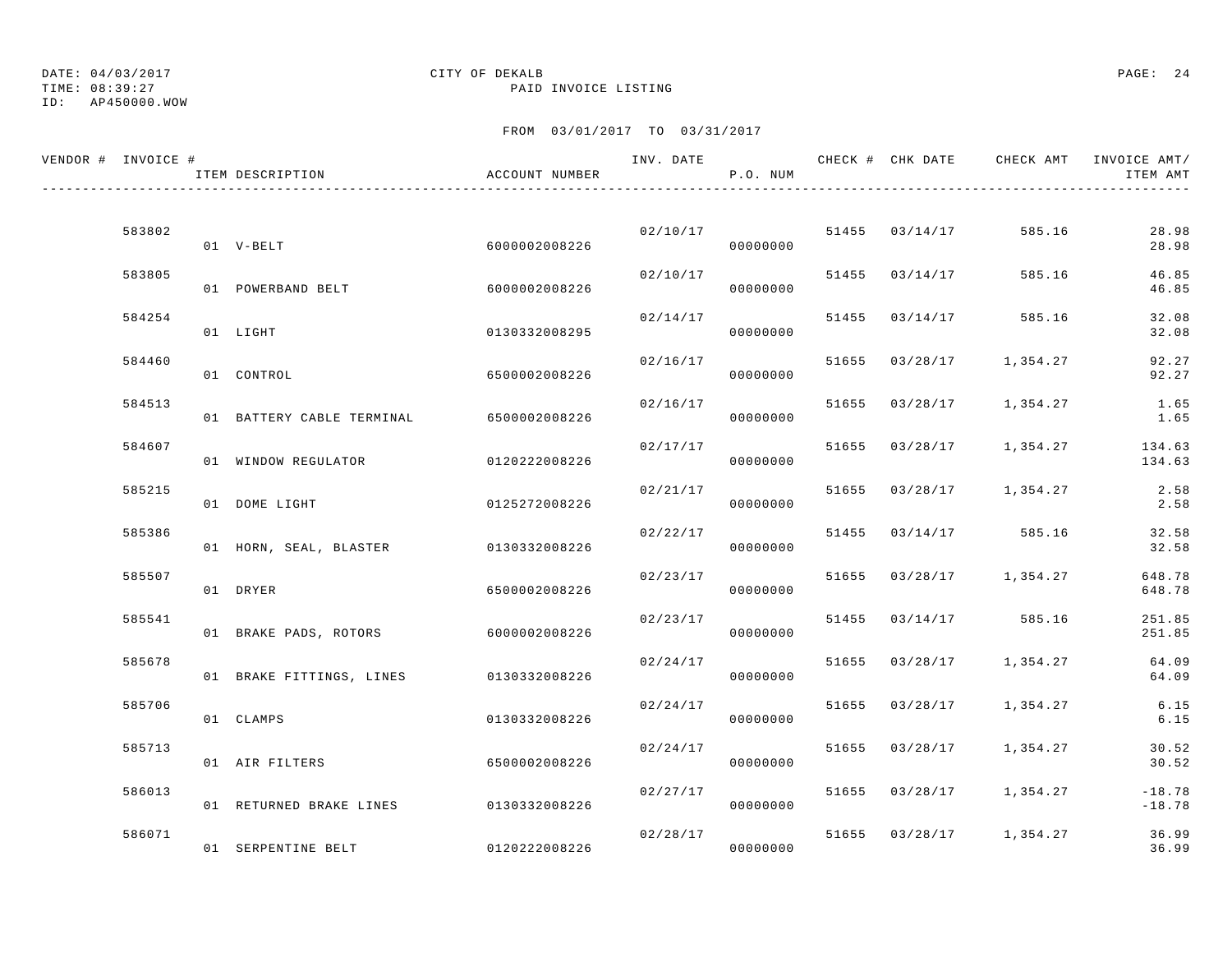DATE: 04/03/2017
TIME: 08:39:27
ID: AP450000.WOW

CITY OF DEKALB
PAID INVOICE LISTING

FROM 03/01/2017 TO 03/31/2017

| VENDOR # | INVOICE # | ITEM DESCRIPTION | ACCOUNT NUMBER | INV. DATE | P.O. NUM | CHECK # | CHK DATE | CHECK AMT | INVOICE AMT/ ITEM AMT |
|---|---|---|---|---|---|---|---|---|---|
| | 583802 | | | 02/10/17 | | 51455 | 03/14/17 | 585.16 | 28.98 |
| | | 01 V-BELT | 6000002008226 | | 00000000 | | | | 28.98 |
| | 583805 | | | 02/10/17 | | 51455 | 03/14/17 | 585.16 | 46.85 |
| | | 01 POWERBAND BELT | 6000002008226 | | 00000000 | | | | 46.85 |
| | 584254 | | | 02/14/17 | | 51455 | 03/14/17 | 585.16 | 32.08 |
| | | 01 LIGHT | 0130332008295 | | 00000000 | | | | 32.08 |
| | 584460 | | | 02/16/17 | | 51655 | 03/28/17 | 1,354.27 | 92.27 |
| | | 01 CONTROL | 6500002008226 | | 00000000 | | | | 92.27 |
| | 584513 | | | 02/16/17 | | 51655 | 03/28/17 | 1,354.27 | 1.65 |
| | | 01 BATTERY CABLE TERMINAL | 6500002008226 | | 00000000 | | | | 1.65 |
| | 584607 | | | 02/17/17 | | 51655 | 03/28/17 | 1,354.27 | 134.63 |
| | | 01 WINDOW REGULATOR | 0120222008226 | | 00000000 | | | | 134.63 |
| | 585215 | | | 02/21/17 | | 51655 | 03/28/17 | 1,354.27 | 2.58 |
| | | 01 DOME LIGHT | 0125272008226 | | 00000000 | | | | 2.58 |
| | 585386 | | | 02/22/17 | | 51455 | 03/14/17 | 585.16 | 32.58 |
| | | 01 HORN, SEAL, BLASTER | 0130332008226 | | 00000000 | | | | 32.58 |
| | 585507 | | | 02/23/17 | | 51655 | 03/28/17 | 1,354.27 | 648.78 |
| | | 01 DRYER | 6500002008226 | | 00000000 | | | | 648.78 |
| | 585541 | | | 02/23/17 | | 51455 | 03/14/17 | 585.16 | 251.85 |
| | | 01 BRAKE PADS, ROTORS | 6000002008226 | | 00000000 | | | | 251.85 |
| | 585678 | | | 02/24/17 | | 51655 | 03/28/17 | 1,354.27 | 64.09 |
| | | 01 BRAKE FITTINGS, LINES | 0130332008226 | | 00000000 | | | | 64.09 |
| | 585706 | | | 02/24/17 | | 51655 | 03/28/17 | 1,354.27 | 6.15 |
| | | 01 CLAMPS | 0130332008226 | | 00000000 | | | | 6.15 |
| | 585713 | | | 02/24/17 | | 51655 | 03/28/17 | 1,354.27 | 30.52 |
| | | 01 AIR FILTERS | 6500002008226 | | 00000000 | | | | 30.52 |
| | 586013 | | | 02/27/17 | | 51655 | 03/28/17 | 1,354.27 | -18.78 |
| | | 01 RETURNED BRAKE LINES | 0130332008226 | | 00000000 | | | | -18.78 |
| | 586071 | | | 02/28/17 | | 51655 | 03/28/17 | 1,354.27 | 36.99 |
| | | 01 SERPENTINE BELT | 0120222008226 | | 00000000 | | | | 36.99 |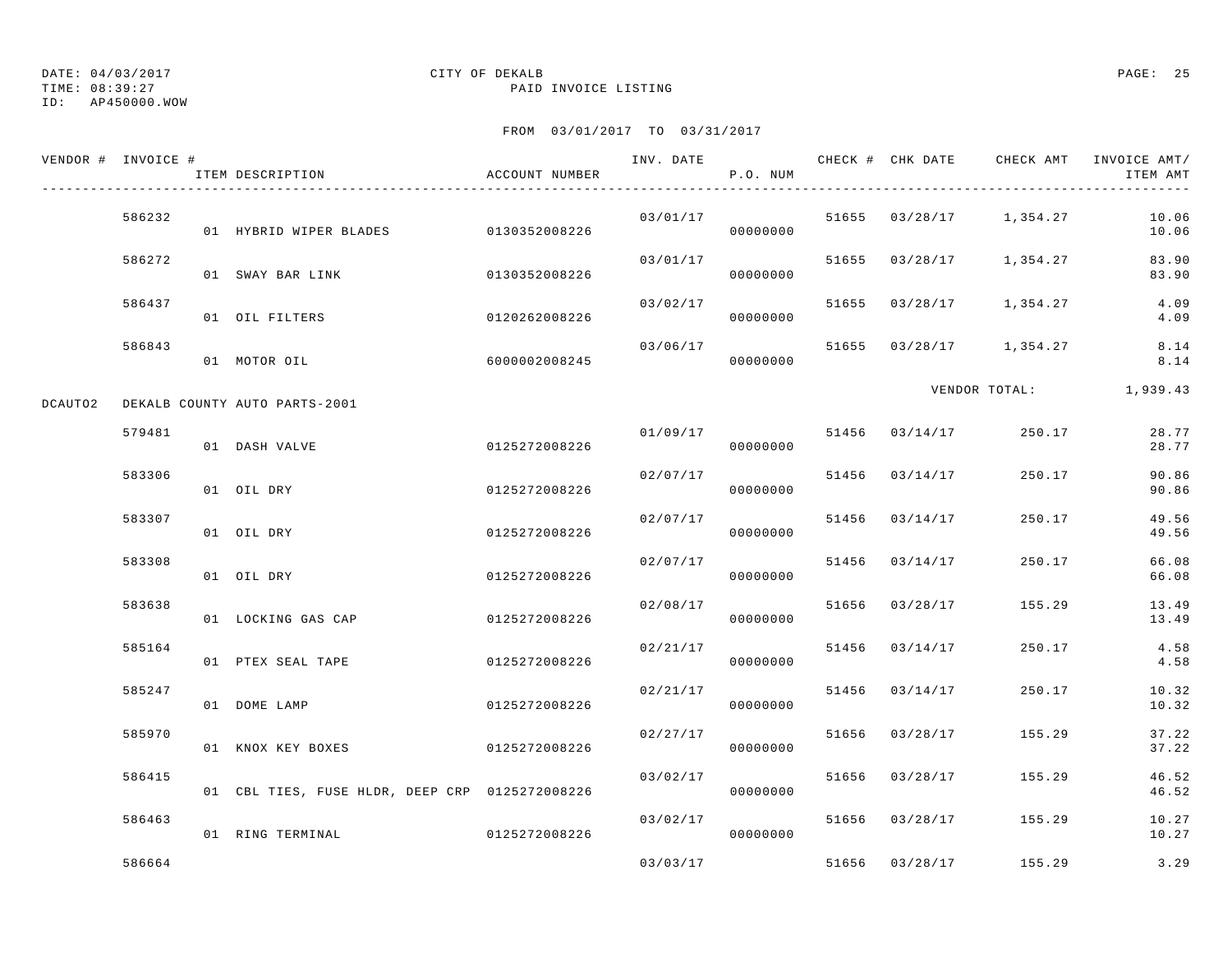DATE: 04/03/2017 | CITY OF DEKALB | PAID INVOICE LISTING
TIME: 08:39:27
ID: AP450000.WOW

FROM 03/01/2017 TO 03/31/2017

| VENDOR # | INVOICE # | ITEM DESCRIPTION | ACCOUNT NUMBER | INV. DATE | P.O. NUM | CHECK # | CHK DATE | CHECK AMT | INVOICE AMT/ ITEM AMT |
|---|---|---|---|---|---|---|---|---|---|
| | 586232 | | | 03/01/17 | | 51655 | 03/28/17 | 1,354.27 | 10.06 |
| | | 01 HYBRID WIPER BLADES | 0130352008226 | | 00000000 | | | | 10.06 |
| | 586272 | | | 03/01/17 | | 51655 | 03/28/17 | 1,354.27 | 83.90 |
| | | 01 SWAY BAR LINK | 0130352008226 | | 00000000 | | | | 83.90 |
| | 586437 | | | 03/02/17 | | 51655 | 03/28/17 | 1,354.27 | 4.09 |
| | | 01 OIL FILTERS | 0120262008226 | | 00000000 | | | | 4.09 |
| | 586843 | | | 03/06/17 | | 51655 | 03/28/17 | 1,354.27 | 8.14 |
| | | 01 MOTOR OIL | 6000002008245 | | 00000000 | | | | 8.14 |
| | | | | | | | | VENDOR TOTAL: | 1,939.43 |
| DCAUTO2 | DEKALB COUNTY AUTO PARTS-2001 | | | | | | | | |
| | 579481 | | | 01/09/17 | | 51456 | 03/14/17 | 250.17 | 28.77 |
| | | 01 DASH VALVE | 0125272008226 | | 00000000 | | | | 28.77 |
| | 583306 | | | 02/07/17 | | 51456 | 03/14/17 | 250.17 | 90.86 |
| | | 01 OIL DRY | 0125272008226 | | 00000000 | | | | 90.86 |
| | 583307 | | | 02/07/17 | | 51456 | 03/14/17 | 250.17 | 49.56 |
| | | 01 OIL DRY | 0125272008226 | | 00000000 | | | | 49.56 |
| | 583308 | | | 02/07/17 | | 51456 | 03/14/17 | 250.17 | 66.08 |
| | | 01 OIL DRY | 0125272008226 | | 00000000 | | | | 66.08 |
| | 583638 | | | 02/08/17 | | 51656 | 03/28/17 | 155.29 | 13.49 |
| | | 01 LOCKING GAS CAP | 0125272008226 | | 00000000 | | | | 13.49 |
| | 585164 | | | 02/21/17 | | 51456 | 03/14/17 | 250.17 | 4.58 |
| | | 01 PTEX SEAL TAPE | 0125272008226 | | 00000000 | | | | 4.58 |
| | 585247 | | | 02/21/17 | | 51456 | 03/14/17 | 250.17 | 10.32 |
| | | 01 DOME LAMP | 0125272008226 | | 00000000 | | | | 10.32 |
| | 585970 | | | 02/27/17 | | 51656 | 03/28/17 | 155.29 | 37.22 |
| | | 01 KNOX KEY BOXES | 0125272008226 | | 00000000 | | | | 37.22 |
| | 586415 | | | 03/02/17 | | 51656 | 03/28/17 | 155.29 | 46.52 |
| | | 01 CBL TIES, FUSE HLDR, DEEP CRP | 0125272008226 | | 00000000 | | | | 46.52 |
| | 586463 | | | 03/02/17 | | 51656 | 03/28/17 | 155.29 | 10.27 |
| | | 01 RING TERMINAL | 0125272008226 | | 00000000 | | | | 10.27 |
| | 586664 | | | 03/03/17 | | 51656 | 03/28/17 | 155.29 | 3.29 |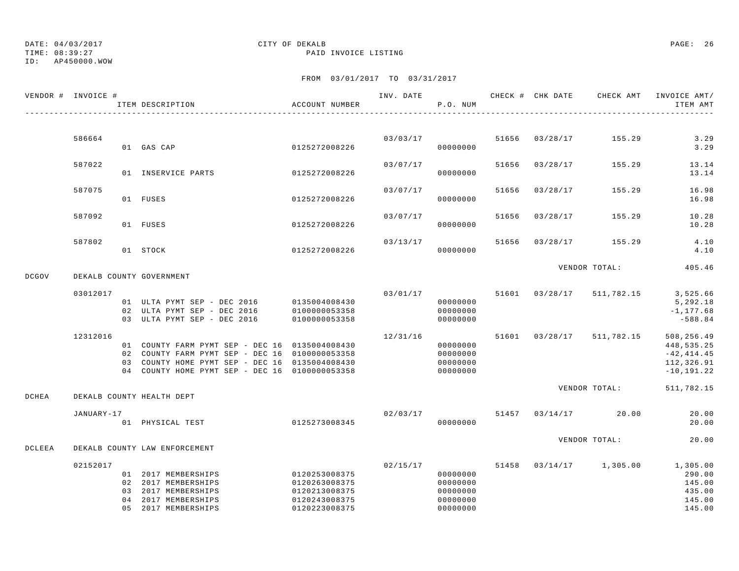DATE: 04/03/2017 CITY OF DEKALB
TIME: 08:39:27 PAID INVOICE LISTING
ID: AP450000.WOW

FROM 03/01/2017 TO 03/31/2017

| VENDOR # | INVOICE # | ITEM DESCRIPTION | ACCOUNT NUMBER | INV. DATE | P.O. NUM | CHECK # | CHK DATE | CHECK AMT | INVOICE AMT/ ITEM AMT |
|---|---|---|---|---|---|---|---|---|---|
| | 586664 | | | 03/03/17 | | 51656 | 03/28/17 | 155.29 | 3.29 |
| | | 01 GAS CAP | 0125272008226 | | 00000000 | | | | 3.29 |
| | 587022 | | | 03/07/17 | | 51656 | 03/28/17 | 155.29 | 13.14 |
| | | 01 INSERVICE PARTS | 0125272008226 | | 00000000 | | | | 13.14 |
| | 587075 | | | 03/07/17 | | 51656 | 03/28/17 | 155.29 | 16.98 |
| | | 01 FUSES | 0125272008226 | | 00000000 | | | | 16.98 |
| | 587092 | | | 03/07/17 | | 51656 | 03/28/17 | 155.29 | 10.28 |
| | | 01 FUSES | 0125272008226 | | 00000000 | | | | 10.28 |
| | 587802 | | | 03/13/17 | | 51656 | 03/28/17 | 155.29 | 4.10 |
| | | 01 STOCK | 0125272008226 | | 00000000 | | | | 4.10 |
| | | | | | | | | VENDOR TOTAL: | 405.46 |
| DCGOV | DEKALB COUNTY GOVERNMENT | | | | | | | | |
| | 03012017 | | | 03/01/17 | | 51601 | 03/28/17 | 511,782.15 | 3,525.66 |
| | | 01 ULTA PYMT SEP - DEC 2016 | 0135004008430 | | 00000000 | | | | 5,292.18 |
| | | 02 ULTA PYMT SEP - DEC 2016 | 0100000053358 | | 00000000 | | | | -1,177.68 |
| | | 03 ULTA PYMT SEP - DEC 2016 | 0100000053358 | | 00000000 | | | | -588.84 |
| | 12312016 | | | 12/31/16 | | 51601 | 03/28/17 | 511,782.15 | 508,256.49 |
| | | 01 COUNTY FARM PYMT SEP - DEC 16 | 0135004008430 | | 00000000 | | | | 448,535.25 |
| | | 02 COUNTY FARM PYMT SEP - DEC 16 | 0100000053358 | | 00000000 | | | | -42,414.45 |
| | | 03 COUNTY HOME PYMT SEP - DEC 16 | 0135004008430 | | 00000000 | | | | 112,326.91 |
| | | 04 COUNTY HOME PYMT SEP - DEC 16 | 0100000053358 | | 00000000 | | | | -10,191.22 |
| | | | | | | | | VENDOR TOTAL: | 511,782.15 |
| DCHEA | DEKALB COUNTY HEALTH DEPT | | | | | | | | |
| | JANUARY-17 | | | 02/03/17 | | 51457 | 03/14/17 | 20.00 | 20.00 |
| | | 01 PHYSICAL TEST | 0125273008345 | | 00000000 | | | | 20.00 |
| | | | | | | | | VENDOR TOTAL: | 20.00 |
| DCLEEA | DEKALB COUNTY LAW ENFORCEMENT | | | | | | | | |
| | 02152017 | | | 02/15/17 | | 51458 | 03/14/17 | 1,305.00 | 1,305.00 |
| | | 01 2017 MEMBERSHIPS | 0120253008375 | | 00000000 | | | | 290.00 |
| | | 02 2017 MEMBERSHIPS | 0120263008375 | | 00000000 | | | | 145.00 |
| | | 03 2017 MEMBERSHIPS | 0120213008375 | | 00000000 | | | | 435.00 |
| | | 04 2017 MEMBERSHIPS | 0120243008375 | | 00000000 | | | | 145.00 |
| | | 05 2017 MEMBERSHIPS | 0120223008375 | | 00000000 | | | | 145.00 |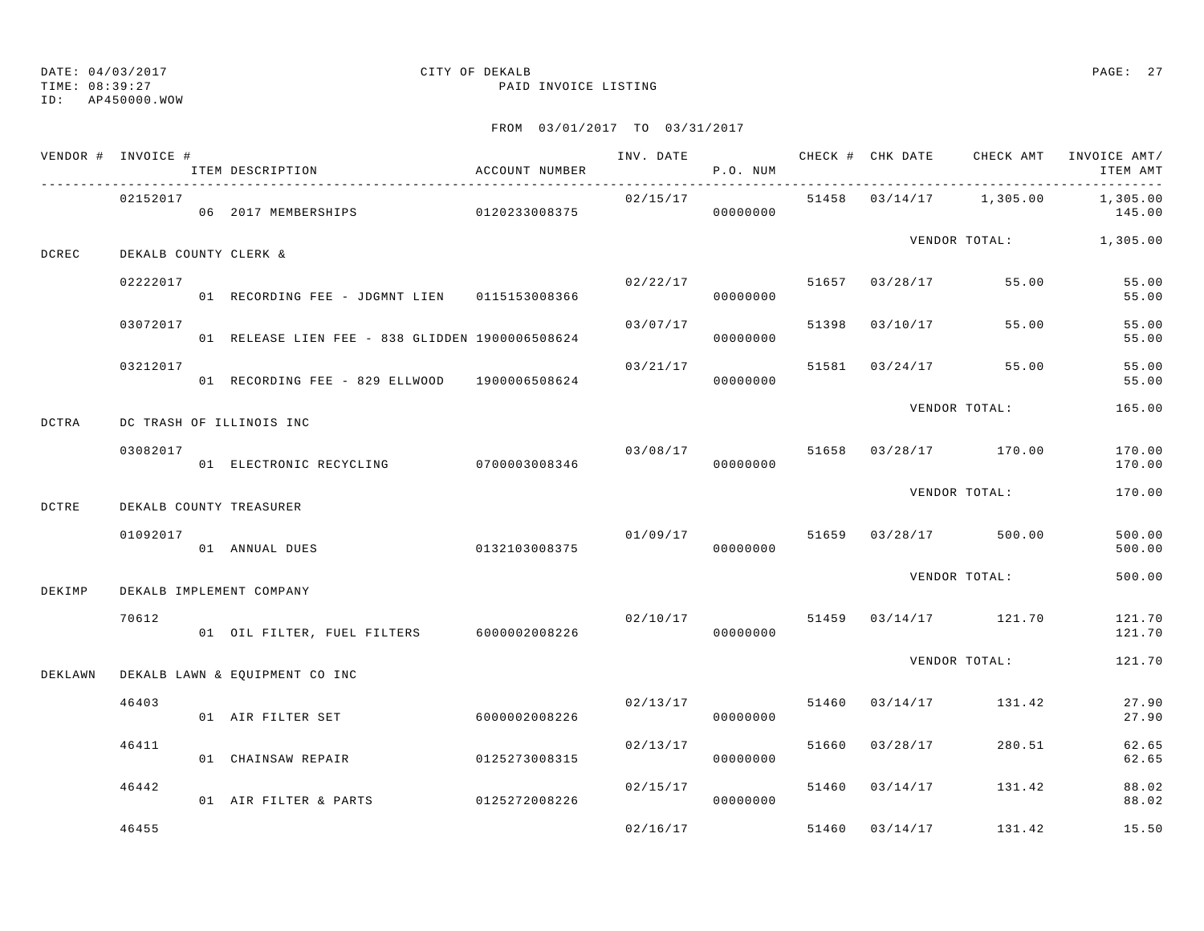DATE: 04/03/2017 CITY OF DEKALB
TIME: 08:39:27 PAID INVOICE LISTING
ID: AP450000.WOW

FROM 03/01/2017 TO 03/31/2017

| VENDOR # | INVOICE # | ITEM DESCRIPTION | ACCOUNT NUMBER | INV. DATE | P.O. NUM | CHECK # | CHK DATE | CHECK AMT | INVOICE AMT/ ITEM AMT |
|---|---|---|---|---|---|---|---|---|---|
| | 02152017 | | | 02/15/17 | | 51458 | 03/14/17 | 1,305.00 | 1,305.00 |
| | | 06 2017 MEMBERSHIPS | 0120233008375 | | 00000000 | | | | 145.00 |
| | | | | | | | | VENDOR TOTAL: | 1,305.00 |
| DCREC | DEKALB COUNTY CLERK & | | | | | | | | |
| | 02222017 | | | 02/22/17 | | 51657 | 03/28/17 | 55.00 | 55.00 |
| | | 01 RECORDING FEE - JDGMNT LIEN | 0115153008366 | | 00000000 | | | | 55.00 |
| | 03072017 | | | 03/07/17 | | 51398 | 03/10/17 | 55.00 | 55.00 |
| | | 01 RELEASE LIEN FEE - 838 GLIDDEN | 1900006508624 | | 00000000 | | | | 55.00 |
| | 03212017 | | | 03/21/17 | | 51581 | 03/24/17 | 55.00 | 55.00 |
| | | 01 RECORDING FEE - 829 ELLWOOD | 1900006508624 | | 00000000 | | | | 55.00 |
| | | | | | | | | VENDOR TOTAL: | 165.00 |
| DCTRA | DC TRASH OF ILLINOIS INC | | | | | | | | |
| | 03082017 | | | 03/08/17 | | 51658 | 03/28/17 | 170.00 | 170.00 |
| | | 01 ELECTRONIC RECYCLING | 0700003008346 | | 00000000 | | | | 170.00 |
| | | | | | | | | VENDOR TOTAL: | 170.00 |
| DCTRE | DEKALB COUNTY TREASURER | | | | | | | | |
| | 01092017 | | | 01/09/17 | | 51659 | 03/28/17 | 500.00 | 500.00 |
| | | 01 ANNUAL DUES | 0132103008375 | | 00000000 | | | | 500.00 |
| | | | | | | | | VENDOR TOTAL: | 500.00 |
| DEKIMP | DEKALB IMPLEMENT COMPANY | | | | | | | | |
| | 70612 | | | 02/10/17 | | 51459 | 03/14/17 | 121.70 | 121.70 |
| | | 01 OIL FILTER, FUEL FILTERS | 6000002008226 | | 00000000 | | | | 121.70 |
| | | | | | | | | VENDOR TOTAL: | 121.70 |
| DEKLAWN | DEKALB LAWN & EQUIPMENT CO INC | | | | | | | | |
| | 46403 | | | 02/13/17 | | 51460 | 03/14/17 | 131.42 | 27.90 |
| | | 01 AIR FILTER SET | 6000002008226 | | 00000000 | | | | 27.90 |
| | 46411 | | | 02/13/17 | | 51660 | 03/28/17 | 280.51 | 62.65 |
| | | 01 CHAINSAW REPAIR | 0125273008315 | | 00000000 | | | | 62.65 |
| | 46442 | | | 02/15/17 | | 51460 | 03/14/17 | 131.42 | 88.02 |
| | | 01 AIR FILTER & PARTS | 0125272008226 | | 00000000 | | | | 88.02 |
| | 46455 | | | 02/16/17 | | 51460 | 03/14/17 | 131.42 | 15.50 |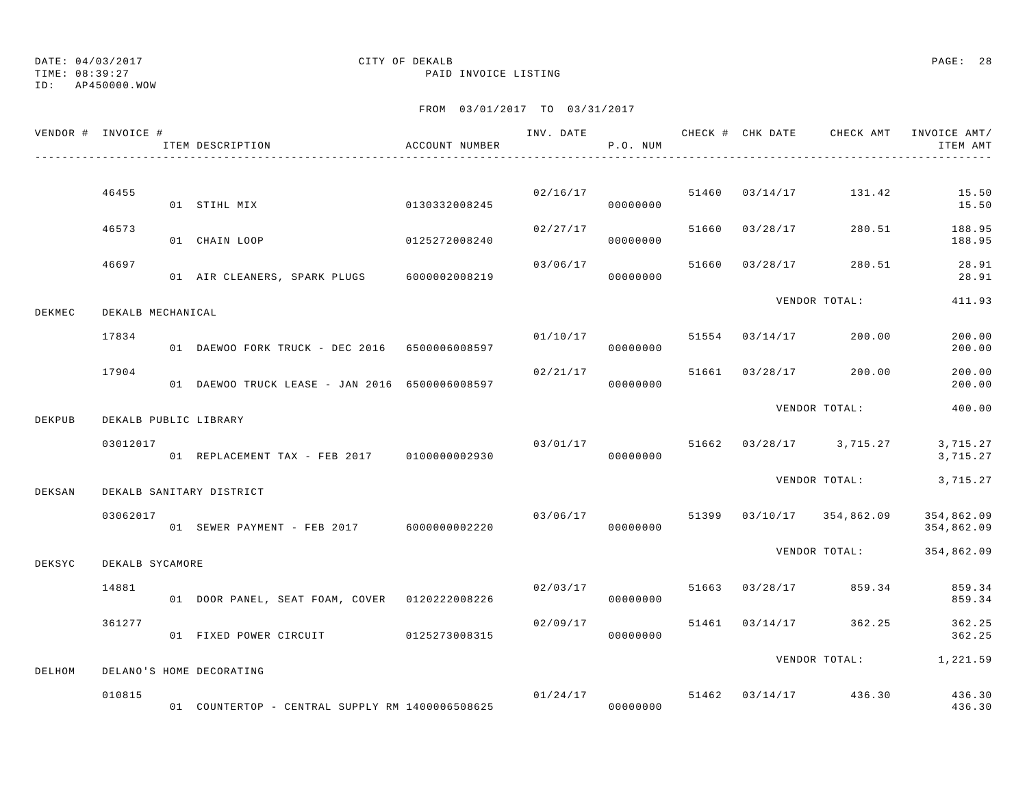DATE: 04/03/2017
TIME: 08:39:27
ID: AP450000.WOW

CITY OF DEKALB
PAID INVOICE LISTING

FROM 03/01/2017 TO 03/31/2017

| VENDOR # | INVOICE # | ITEM DESCRIPTION | ACCOUNT NUMBER | INV. DATE | P.O. NUM | CHECK # | CHK DATE | CHECK AMT | INVOICE AMT/ ITEM AMT |
|---|---|---|---|---|---|---|---|---|---|
| | 46455 | | | 02/16/17 | | 51460 | 03/14/17 | 131.42 | 15.50 |
| | | 01 STIHL MIX | 0130332008245 | | 00000000 | | | | 15.50 |
| | 46573 | | | 02/27/17 | | 51660 | 03/28/17 | 280.51 | 188.95 |
| | | 01 CHAIN LOOP | 0125272008240 | | 00000000 | | | | 188.95 |
| | 46697 | | | 03/06/17 | | 51660 | 03/28/17 | 280.51 | 28.91 |
| | | 01 AIR CLEANERS, SPARK PLUGS | 6000002008219 | | 00000000 | | | | 28.91 |
| | | | | | | | VENDOR TOTAL: | | 411.93 |
| DEKMEC | DEKALB MECHANICAL | | | | | | | | |
| | 17834 | | | 01/10/17 | | 51554 | 03/14/17 | 200.00 | 200.00 |
| | | 01 DAEWOO FORK TRUCK - DEC 2016 | 6500006008597 | | 00000000 | | | | 200.00 |
| | 17904 | | | 02/21/17 | | 51661 | 03/28/17 | 200.00 | 200.00 |
| | | 01 DAEWOO TRUCK LEASE - JAN 2016 | 6500006008597 | | 00000000 | | | | 200.00 |
| | | | | | | | VENDOR TOTAL: | | 400.00 |
| DEKPUB | DEKALB PUBLIC LIBRARY | | | | | | | | |
| | 03012017 | | | 03/01/17 | | 51662 | 03/28/17 | 3,715.27 | 3,715.27 |
| | | 01 REPLACEMENT TAX - FEB 2017 | 0100000002930 | | 00000000 | | | | 3,715.27 |
| | | | | | | | VENDOR TOTAL: | | 3,715.27 |
| DEKSAN | DEKALB SANITARY DISTRICT | | | | | | | | |
| | 03062017 | | | 03/06/17 | | 51399 | 03/10/17 | 354,862.09 | 354,862.09 |
| | | 01 SEWER PAYMENT - FEB 2017 | 6000000002220 | | 00000000 | | | | 354,862.09 |
| | | | | | | | VENDOR TOTAL: | | 354,862.09 |
| DEKSYC | DEKALB SYCAMORE | | | | | | | | |
| | 14881 | | | 02/03/17 | | 51663 | 03/28/17 | 859.34 | 859.34 |
| | | 01 DOOR PANEL, SEAT FOAM, COVER | 0120222008226 | | 00000000 | | | | 859.34 |
| | 361277 | | | 02/09/17 | | 51461 | 03/14/17 | 362.25 | 362.25 |
| | | 01 FIXED POWER CIRCUIT | 0125273008315 | | 00000000 | | | | 362.25 |
| | | | | | | | VENDOR TOTAL: | | 1,221.59 |
| DELHOM | DELANO'S HOME DECORATING | | | | | | | | |
| | 010815 | | | 01/24/17 | | 51462 | 03/14/17 | 436.30 | 436.30 |
| | | 01 COUNTERTOP - CENTRAL SUPPLY RM | 1400006508625 | | 00000000 | | | | 436.30 |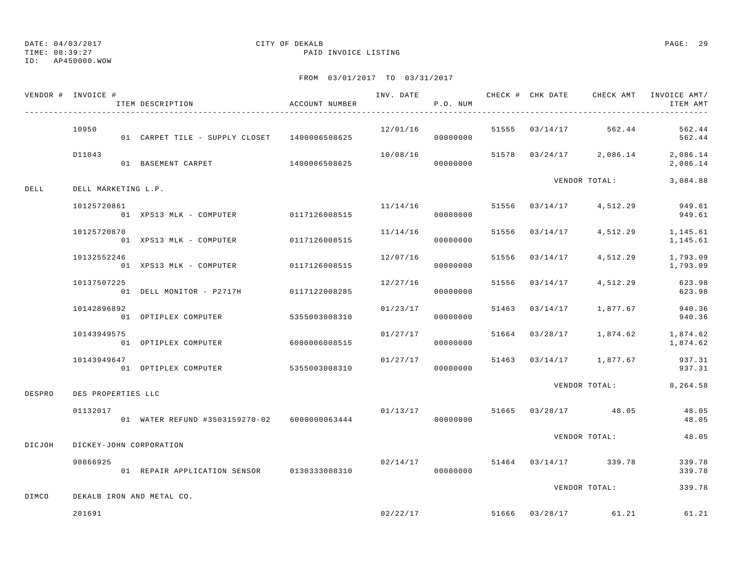DATE: 04/03/2017 CITY OF DEKALB
TIME: 08:39:27 PAID INVOICE LISTING
ID: AP450000.WOW

FROM 03/01/2017 TO 03/31/2017

| VENDOR # | INVOICE # / ITEM DESCRIPTION | ACCOUNT NUMBER | INV. DATE | P.O. NUM | CHECK # | CHK DATE | CHECK AMT | INVOICE AMT/ ITEM AMT |
|---|---|---|---|---|---|---|---|---|
| | 10950 | | 12/01/16 | | 51555 | 03/14/17 | 562.44 | 562.44 |
| | 01 CARPET TILE - SUPPLY CLOSET | 1400006508625 | | 00000000 | | | | 562.44 |
| | D11043 | | 10/08/16 | | 51578 | 03/24/17 | 2,086.14 | 2,086.14 |
| | 01 BASEMENT CARPET | 1400006508625 | | 00000000 | | | | 2,086.14 |
| | | | | | | VENDOR TOTAL: | | 3,084.88 |
| DELL | DELL MARKETING L.P. | | | | | | | |
| | 10125720861 | | 11/14/16 | | 51556 | 03/14/17 | 4,512.29 | 949.61 |
| | 01 XPS13 MLK - COMPUTER | 0117126008515 | | 00000000 | | | | 949.61 |
| | 10125720870 | | 11/14/16 | | 51556 | 03/14/17 | 4,512.29 | 1,145.61 |
| | 01 XPS13 MLK - COMPUTER | 0117126008515 | | 00000000 | | | | 1,145.61 |
| | 10132552246 | | 12/07/16 | | 51556 | 03/14/17 | 4,512.29 | 1,793.09 |
| | 01 XPS13 MLK - COMPUTER | 0117126008515 | | 00000000 | | | | 1,793.09 |
| | 10137507225 | | 12/27/16 | | 51556 | 03/14/17 | 4,512.29 | 623.98 |
| | 01 DELL MONITOR - P2717H | 0117122008285 | | 00000000 | | | | 623.98 |
| | 10142896892 | | 01/23/17 | | 51463 | 03/14/17 | 1,877.67 | 940.36 |
| | 01 OPTIPLEX COMPUTER | 5355003008310 | | 00000000 | | | | 940.36 |
| | 10143949575 | | 01/27/17 | | 51664 | 03/28/17 | 1,874.62 | 1,874.62 |
| | 01 OPTIPLEX COMPUTER | 6000006008515 | | 00000000 | | | | 1,874.62 |
| | 10143949647 | | 01/27/17 | | 51463 | 03/14/17 | 1,877.67 | 937.31 |
| | 01 OPTIPLEX COMPUTER | 5355003008310 | | 00000000 | | | | 937.31 |
| | | | | | | VENDOR TOTAL: | | 8,264.58 |
| DESPRO | DES PROPERTIES LLC | | | | | | | |
| | 01132017 | | 01/13/17 | | 51665 | 03/28/17 | 48.05 | 48.05 |
| | 01 WATER REFUND #3503159270-02 | 6000000063444 | | 00000000 | | | | 48.05 |
| | | | | | | VENDOR TOTAL: | | 48.05 |
| DICJOH | DICKEY-JOHN CORPORATION | | | | | | | |
| | 90866925 | | 02/14/17 | | 51464 | 03/14/17 | 339.78 | 339.78 |
| | 01 REPAIR APPLICATION SENSOR | 0130333008310 | | 00000000 | | | | 339.78 |
| | | | | | | VENDOR TOTAL: | | 339.78 |
| DIMCO | DEKALB IRON AND METAL CO. | | | | | | | |
| | 201691 | | 02/22/17 | | 51666 | 03/28/17 | 61.21 | 61.21 |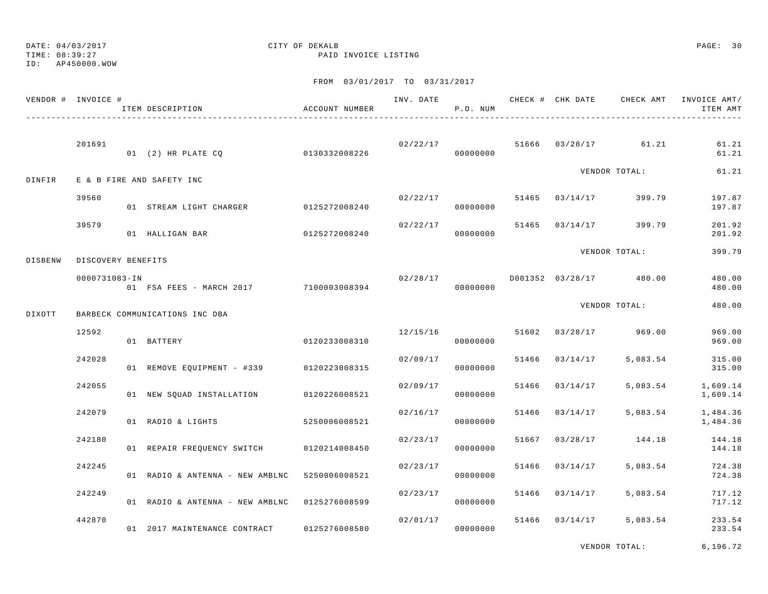DATE: 04/03/2017
TIME: 08:39:27
ID: AP450000.WOW

CITY OF DEKALB
PAID INVOICE LISTING

FROM 03/01/2017 TO 03/31/2017

| VENDOR # | INVOICE # / ITEM DESCRIPTION | ACCOUNT NUMBER | INV. DATE | P.O. NUM | CHECK # | CHK DATE | CHECK AMT | INVOICE AMT/ ITEM AMT |
|---|---|---|---|---|---|---|---|---|
| | 201691 | | 02/22/17 | | 51666 | 03/28/17 | 61.21 | 61.21 |
| | 01 (2) HR PLATE CQ | 0130332008226 | | 00000000 | | | | 61.21 |
| | | | | | | VENDOR TOTAL: | | 61.21 |
| DINFIR | E & B FIRE AND SAFETY INC | | | | | | | |
| | 39560 | | 02/22/17 | | 51465 | 03/14/17 | 399.79 | 197.87 |
| | 01 STREAM LIGHT CHARGER | 0125272008240 | | 00000000 | | | | 197.87 |
| | 39579 | | 02/22/17 | | 51465 | 03/14/17 | 399.79 | 201.92 |
| | 01 HALLIGAN BAR | 0125272008240 | | 00000000 | | | | 201.92 |
| | | | | | | VENDOR TOTAL: | | 399.79 |
| DISBENW | DISCOVERY BENEFITS | | | | | | | |
| | 0000731083-IN | | 02/28/17 | | D001352 | 03/28/17 | 480.00 | 480.00 |
| | 01 FSA FEES - MARCH 2017 | 7100003008394 | | 00000000 | | | | 480.00 |
| | | | | | | VENDOR TOTAL: | | 480.00 |
| DIXOTT | BARBECK COMMUNICATIONS INC DBA | | | | | | | |
| | 12592 | | 12/15/16 | | 51602 | 03/28/17 | 969.00 | 969.00 |
| | 01 BATTERY | 0120233008310 | | 00000000 | | | | 969.00 |
| | 242028 | | 02/09/17 | | 51466 | 03/14/17 | 5,083.54 | 315.00 |
| | 01 REMOVE EQUIPMENT - #339 | 0120223008315 | | 00000000 | | | | 315.00 |
| | 242055 | | 02/09/17 | | 51466 | 03/14/17 | 5,083.54 | 1,609.14 |
| | 01 NEW SQUAD INSTALLATION | 0120226008521 | | 00000000 | | | | 1,609.14 |
| | 242079 | | 02/16/17 | | 51466 | 03/14/17 | 5,083.54 | 1,484.36 |
| | 01 RADIO & LIGHTS | 5250006008521 | | 00000000 | | | | 1,484.36 |
| | 242180 | | 02/23/17 | | 51667 | 03/28/17 | 144.18 | 144.18 |
| | 01 REPAIR FREQUENCY SWITCH | 0120214008450 | | 00000000 | | | | 144.18 |
| | 242245 | | 02/23/17 | | 51466 | 03/14/17 | 5,083.54 | 724.38 |
| | 01 RADIO & ANTENNA - NEW AMBLNC | 5250006008521 | | 00000000 | | | | 724.38 |
| | 242249 | | 02/23/17 | | 51466 | 03/14/17 | 5,083.54 | 717.12 |
| | 01 RADIO & ANTENNA - NEW AMBLNC | 0125276008599 | | 00000000 | | | | 717.12 |
| | 442870 | | 02/01/17 | | 51466 | 03/14/17 | 5,083.54 | 233.54 |
| | 01 2017 MAINTENANCE CONTRACT | 0125276008580 | | 00000000 | | | | 233.54 |
| | | | | | | VENDOR TOTAL: | | 6,196.72 |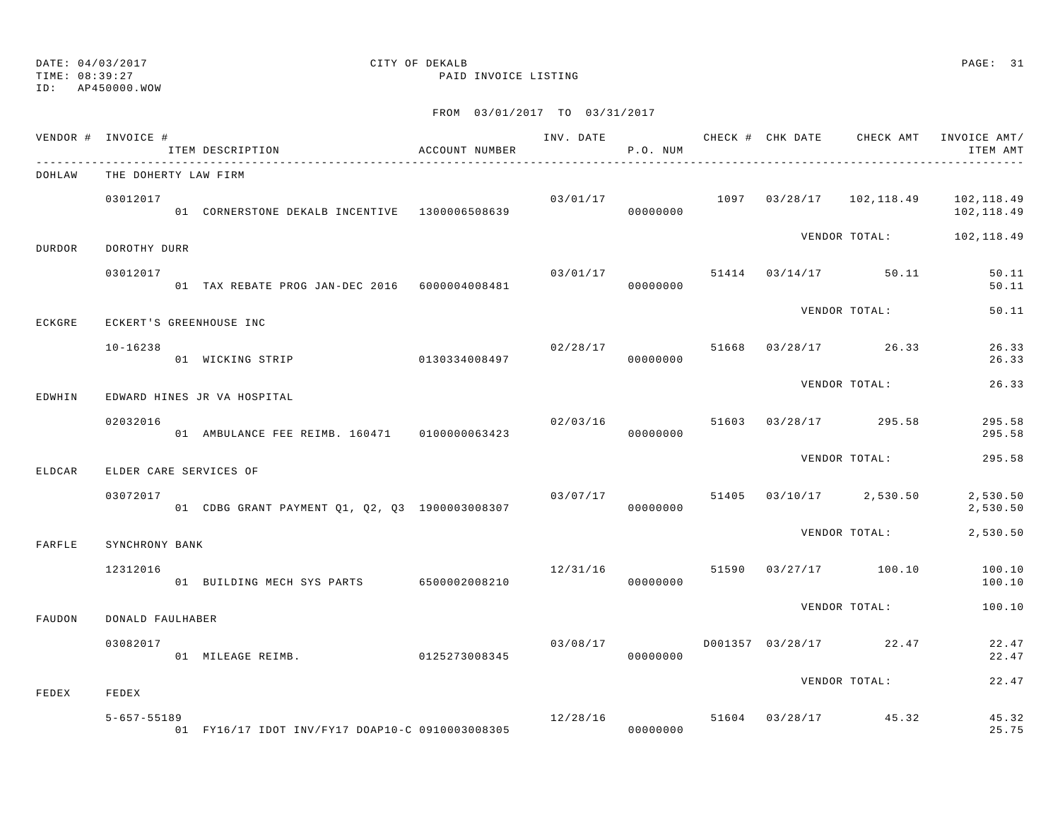DATE: 04/03/2017
TIME: 08:39:27
ID: AP450000.WOW

CITY OF DEKALB
PAID INVOICE LISTING

FROM 03/01/2017 TO 03/31/2017

| VENDOR # | INVOICE # / ITEM DESCRIPTION | ACCOUNT NUMBER | INV. DATE | P.O. NUM | CHECK # | CHK DATE | CHECK AMT | INVOICE AMT/ ITEM AMT |
|---|---|---|---|---|---|---|---|---|
| DOHLAW | THE DOHERTY LAW FIRM | | | | | | | |
| | 03012017 | | 03/01/17 | | 1097 | 03/28/17 | 102,118.49 | 102,118.49 |
| | 01 CORNERSTONE DEKALB INCENTIVE | 1300006508639 | | 00000000 | | | | 102,118.49 |
| | | | | | | VENDOR TOTAL: | | 102,118.49 |
| DURDOR | DOROTHY DURR | | | | | | | |
| | 03012017 | | 03/01/17 | | 51414 | 03/14/17 | 50.11 | 50.11 |
| | 01 TAX REBATE PROG JAN-DEC 2016 | 6000004008481 | | 00000000 | | | | 50.11 |
| | | | | | | VENDOR TOTAL: | | 50.11 |
| ECKGRE | ECKERT'S GREENHOUSE INC | | | | | | | |
| | 10-16238 | | 02/28/17 | | 51668 | 03/28/17 | 26.33 | 26.33 |
| | 01 WICKING STRIP | 0130334008497 | | 00000000 | | | | 26.33 |
| | | | | | | VENDOR TOTAL: | | 26.33 |
| EDWHIN | EDWARD HINES JR VA HOSPITAL | | | | | | | |
| | 02032016 | | 02/03/16 | | 51603 | 03/28/17 | 295.58 | 295.58 |
| | 01 AMBULANCE FEE REIMB. 160471 | 0100000063423 | | 00000000 | | | | 295.58 |
| | | | | | | VENDOR TOTAL: | | 295.58 |
| ELDCAR | ELDER CARE SERVICES OF | | | | | | | |
| | 03072017 | | 03/07/17 | | 51405 | 03/10/17 | 2,530.50 | 2,530.50 |
| | 01 CDBG GRANT PAYMENT Q1, Q2, Q3 | 1900003008307 | | 00000000 | | | | 2,530.50 |
| | | | | | | VENDOR TOTAL: | | 2,530.50 |
| FARFLE | SYNCHRONY BANK | | | | | | | |
| | 12312016 | | 12/31/16 | | 51590 | 03/27/17 | 100.10 | 100.10 |
| | 01 BUILDING MECH SYS PARTS | 6500002008210 | | 00000000 | | | | 100.10 |
| | | | | | | VENDOR TOTAL: | | 100.10 |
| FAUDON | DONALD FAULHABER | | | | | | | |
| | 03082017 | | 03/08/17 | | D001357 | 03/28/17 | 22.47 | 22.47 |
| | 01 MILEAGE REIMB. | 0125273008345 | | 00000000 | | | | 22.47 |
| | | | | | | VENDOR TOTAL: | | 22.47 |
| FEDEX | FEDEX | | | | | | | |
| | 5-657-55189 | | 12/28/16 | | 51604 | 03/28/17 | 45.32 | 45.32 |
| | 01 FY16/17 IDOT INV/FY17 DOAP10-C | 0910003008305 | | 00000000 | | | | 25.75 |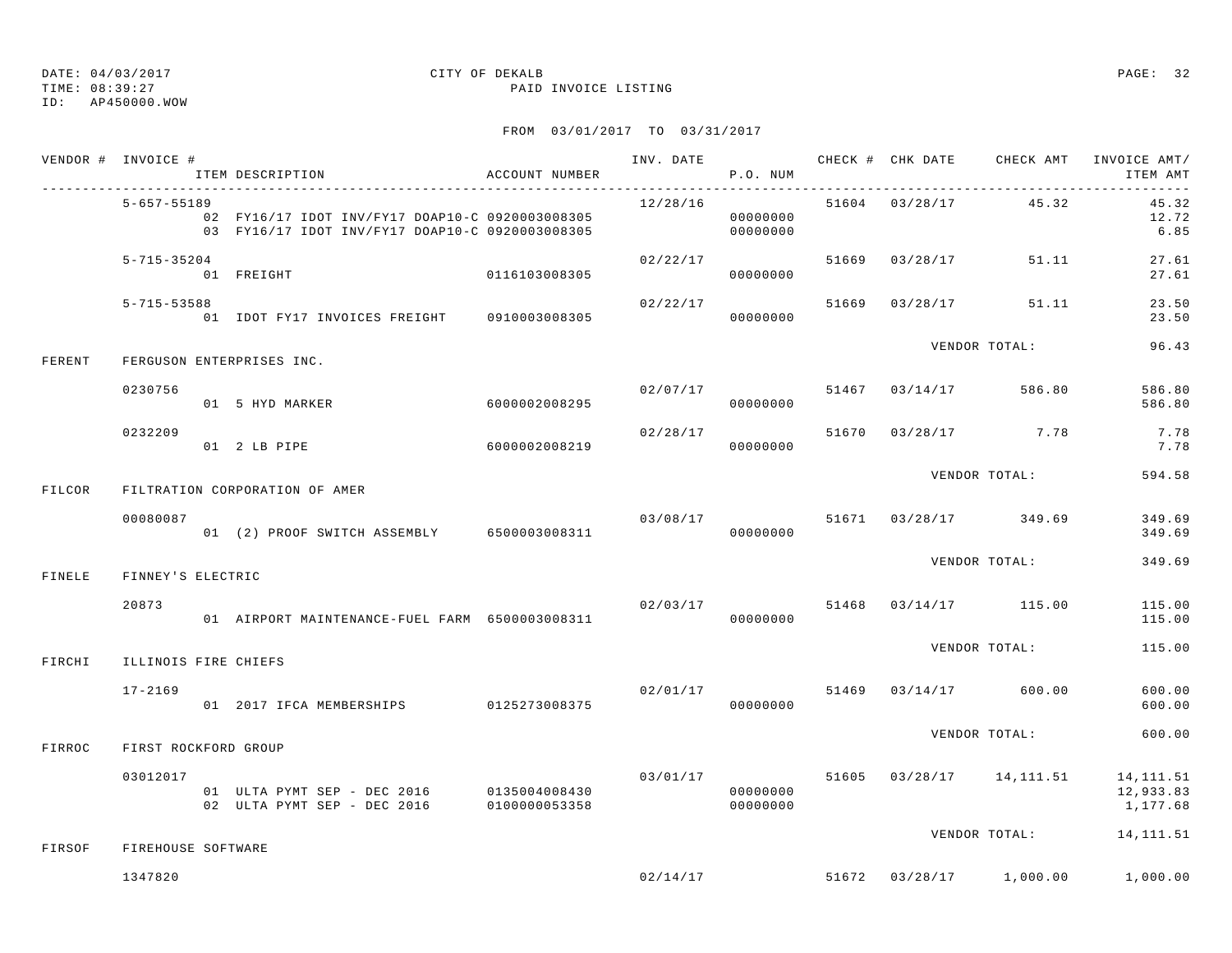DATE: 04/03/2017 CITY OF DEKALB
TIME: 08:39:27 PAID INVOICE LISTING
ID: AP450000.WOW

FROM 03/01/2017 TO 03/31/2017

| VENDOR # | INVOICE # | ITEM DESCRIPTION | ACCOUNT NUMBER | INV. DATE | P.O. NUM | CHECK # | CHK DATE | CHECK AMT | INVOICE AMT/ ITEM AMT |
|---|---|---|---|---|---|---|---|---|---|
| | 5-657-55189 | | | 12/28/16 | | 51604 | 03/28/17 | 45.32 | 45.32 |
| | | 02 FY16/17 IDOT INV/FY17 DOAP10-C | 0920003008305 | | 00000000 | | | | 12.72 |
| | | 03 FY16/17 IDOT INV/FY17 DOAP10-C | 0920003008305 | | 00000000 | | | | 6.85 |
| | 5-715-35204 | | | 02/22/17 | | 51669 | 03/28/17 | 51.11 | 27.61 |
| | | 01 FREIGHT | 0116103008305 | | 00000000 | | | | 27.61 |
| | 5-715-53588 | | | 02/22/17 | | 51669 | 03/28/17 | 51.11 | 23.50 |
| | | 01 IDOT FY17 INVOICES FREIGHT | 0910003008305 | | 00000000 | | | | 23.50 |
| | | | | | | | VENDOR TOTAL: | | 96.43 |
| FERENT | FERGUSON ENTERPRISES INC. | | | | | | | | |
| | 0230756 | | | 02/07/17 | | 51467 | 03/14/17 | 586.80 | 586.80 |
| | | 01 5 HYD MARKER | 6000002008295 | | 00000000 | | | | 586.80 |
| | 0232209 | | | 02/28/17 | | 51670 | 03/28/17 | 7.78 | 7.78 |
| | | 01 2 LB PIPE | 6000002008219 | | 00000000 | | | | 7.78 |
| | | | | | | | VENDOR TOTAL: | | 594.58 |
| FILCOR | FILTRATION CORPORATION OF AMER | | | | | | | | |
| | 00080087 | | | 03/08/17 | | 51671 | 03/28/17 | 349.69 | 349.69 |
| | | 01 (2) PROOF SWITCH ASSEMBLY | 6500003008311 | | 00000000 | | | | 349.69 |
| | | | | | | | VENDOR TOTAL: | | 349.69 |
| FINELE | FINNEY'S ELECTRIC | | | | | | | | |
| | 20873 | | | 02/03/17 | | 51468 | 03/14/17 | 115.00 | 115.00 |
| | | 01 AIRPORT MAINTENANCE-FUEL FARM | 6500003008311 | | 00000000 | | | | 115.00 |
| | | | | | | | VENDOR TOTAL: | | 115.00 |
| FIRCHI | ILLINOIS FIRE CHIEFS | | | | | | | | |
| | 17-2169 | | | 02/01/17 | | 51469 | 03/14/17 | 600.00 | 600.00 |
| | | 01 2017 IFCA MEMBERSHIPS | 0125273008375 | | 00000000 | | | | 600.00 |
| | | | | | | | VENDOR TOTAL: | | 600.00 |
| FIRROC | FIRST ROCKFORD GROUP | | | | | | | | |
| | 03012017 | | | 03/01/17 | | 51605 | 03/28/17 | 14,111.51 | 14,111.51 |
| | | 01 ULTA PYMT SEP - DEC 2016 | 0135004008430 | | 00000000 | | | | 12,933.83 |
| | | 02 ULTA PYMT SEP - DEC 2016 | 0100000053358 | | 00000000 | | | | 1,177.68 |
| | | | | | | | VENDOR TOTAL: | | 14,111.51 |
| FIRSOF | FIREHOUSE SOFTWARE | | | | | | | | |
| | 1347820 | | | 02/14/17 | | 51672 | 03/28/17 | 1,000.00 | 1,000.00 |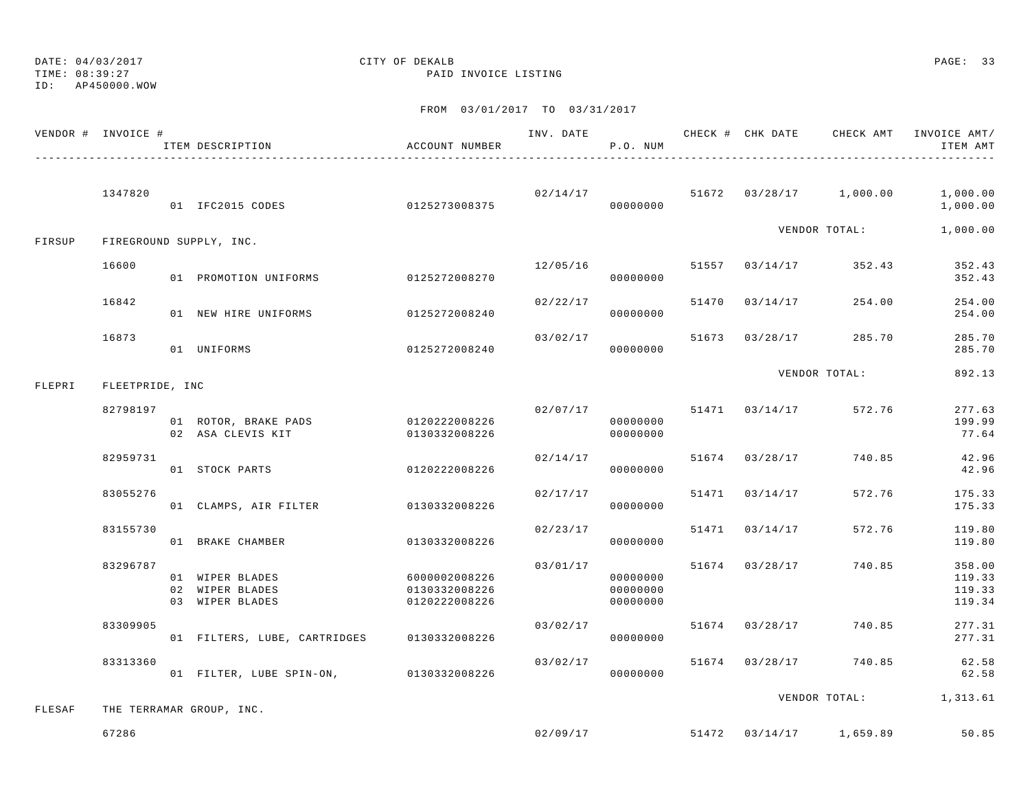DATE: 04/03/2017 CITY OF DEKALB
TIME: 08:39:27 PAID INVOICE LISTING
ID: AP450000.WOW

FROM 03/01/2017 TO 03/31/2017

| VENDOR # | INVOICE # | ITEM DESCRIPTION | ACCOUNT NUMBER | INV. DATE | P.O. NUM | CHECK # | CHK DATE | CHECK AMT | INVOICE AMT/ ITEM AMT |
|---|---|---|---|---|---|---|---|---|---|
| | 1347820 | | | 02/14/17 | | 51672 | 03/28/17 | 1,000.00 | 1,000.00 |
| | | 01 IFC2015 CODES | 0125273008375 | | 00000000 | | | | 1,000.00 |
| | | | | | | | | VENDOR TOTAL: | 1,000.00 |
| FIRSUP | FIREGROUND SUPPLY, INC. | | | | | | | | |
| | 16600 | | | 12/05/16 | | 51557 | 03/14/17 | 352.43 | 352.43 |
| | | 01 PROMOTION UNIFORMS | 0125272008270 | | 00000000 | | | | 352.43 |
| | 16842 | | | 02/22/17 | | 51470 | 03/14/17 | 254.00 | 254.00 |
| | | 01 NEW HIRE UNIFORMS | 0125272008240 | | 00000000 | | | | 254.00 |
| | 16873 | | | 03/02/17 | | 51673 | 03/28/17 | 285.70 | 285.70 |
| | | 01 UNIFORMS | 0125272008240 | | 00000000 | | | | 285.70 |
| | | | | | | | | VENDOR TOTAL: | 892.13 |
| FLEPRI | FLEETPRIDE, INC | | | | | | | | |
| | 82798197 | | | 02/07/17 | | 51471 | 03/14/17 | 572.76 | 277.63 |
| | | 01 ROTOR, BRAKE PADS | 0120222008226 | | 00000000 | | | | 199.99 |
| | | 02 ASA CLEVIS KIT | 0130332008226 | | 00000000 | | | | 77.64 |
| | 82959731 | | | 02/14/17 | | 51674 | 03/28/17 | 740.85 | 42.96 |
| | | 01 STOCK PARTS | 0120222008226 | | 00000000 | | | | 42.96 |
| | 83055276 | | | 02/17/17 | | 51471 | 03/14/17 | 572.76 | 175.33 |
| | | 01 CLAMPS, AIR FILTER | 0130332008226 | | 00000000 | | | | 175.33 |
| | 83155730 | | | 02/23/17 | | 51471 | 03/14/17 | 572.76 | 119.80 |
| | | 01 BRAKE CHAMBER | 0130332008226 | | 00000000 | | | | 119.80 |
| | 83296787 | | | 03/01/17 | | 51674 | 03/28/17 | 740.85 | 358.00 |
| | | 01 WIPER BLADES | 6000002008226 | | 00000000 | | | | 119.33 |
| | | 02 WIPER BLADES | 0130332008226 | | 00000000 | | | | 119.33 |
| | | 03 WIPER BLADES | 0120222008226 | | 00000000 | | | | 119.34 |
| | 83309905 | | | 03/02/17 | | 51674 | 03/28/17 | 740.85 | 277.31 |
| | | 01 FILTERS, LUBE, CARTRIDGES | 0130332008226 | | 00000000 | | | | 277.31 |
| | 83313360 | | | 03/02/17 | | 51674 | 03/28/17 | 740.85 | 62.58 |
| | | 01 FILTER, LUBE SPIN-ON, | 0130332008226 | | 00000000 | | | | 62.58 |
| | | | | | | | | VENDOR TOTAL: | 1,313.61 |
| FLESAF | THE TERRAMAR GROUP, INC. | | | | | | | | |
| | 67286 | | | 02/09/17 | | 51472 | 03/14/17 | 1,659.89 | 50.85 |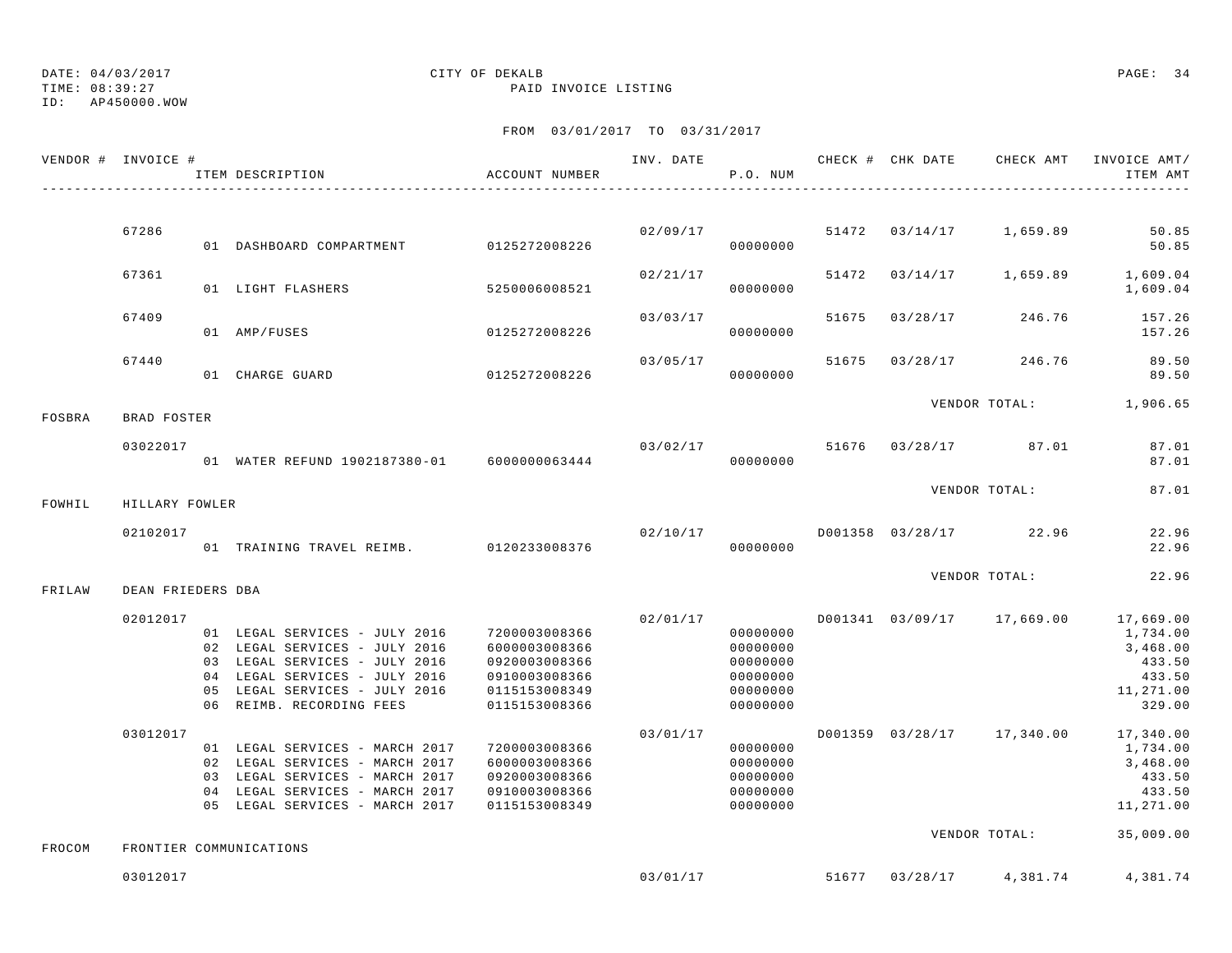DATE: 04/03/2017 CITY OF DEKALB
TIME: 08:39:27 PAID INVOICE LISTING
ID: AP450000.WOW

FROM 03/01/2017 TO 03/31/2017

| VENDOR # | INVOICE # | ITEM DESCRIPTION | ACCOUNT NUMBER | INV. DATE | P.O. NUM | CHECK # | CHK DATE | CHECK AMT | INVOICE AMT/ ITEM AMT |
|---|---|---|---|---|---|---|---|---|---|
| | 67286 | | | 02/09/17 | | 51472 | 03/14/17 | 1,659.89 | 50.85 |
| | | 01 DASHBOARD COMPARTMENT | 0125272008226 | | 00000000 | | | | 50.85 |
| | 67361 | | | 02/21/17 | | 51472 | 03/14/17 | 1,659.89 | 1,609.04 |
| | | 01 LIGHT FLASHERS | 5250006008521 | | 00000000 | | | | 1,609.04 |
| | 67409 | | | 03/03/17 | | 51675 | 03/28/17 | 246.76 | 157.26 |
| | | 01 AMP/FUSES | 0125272008226 | | 00000000 | | | | 157.26 |
| | 67440 | | | 03/05/17 | | 51675 | 03/28/17 | 246.76 | 89.50 |
| | | 01 CHARGE GUARD | 0125272008226 | | 00000000 | | | | 89.50 |
| | | | | | | | VENDOR TOTAL: | | 1,906.65 |
| FOSBRA | BRAD FOSTER | | | | | | | | |
| | 03022017 | | | 03/02/17 | | 51676 | 03/28/17 | 87.01 | 87.01 |
| | | 01 WATER REFUND 1902187380-01 | 6000000063444 | | 00000000 | | | | 87.01 |
| | | | | | | | VENDOR TOTAL: | | 87.01 |
| FOWHIL | HILLARY FOWLER | | | | | | | | |
| | 02102017 | | | 02/10/17 | | D001358 | 03/28/17 | 22.96 | 22.96 |
| | | 01 TRAINING TRAVEL REIMB. | 0120233008376 | | 00000000 | | | | 22.96 |
| | | | | | | | VENDOR TOTAL: | | 22.96 |
| FRILAW | DEAN FRIEDERS DBA | | | | | | | | |
| | 02012017 | | | 02/01/17 | | D001341 | 03/09/17 | 17,669.00 | 17,669.00 |
| | | 01 LEGAL SERVICES - JULY 2016 | 7200003008366 | | 00000000 | | | | 1,734.00 |
| | | 02 LEGAL SERVICES - JULY 2016 | 6000003008366 | | 00000000 | | | | 3,468.00 |
| | | 03 LEGAL SERVICES - JULY 2016 | 0920003008366 | | 00000000 | | | | 433.50 |
| | | 04 LEGAL SERVICES - JULY 2016 | 0910003008366 | | 00000000 | | | | 433.50 |
| | | 05 LEGAL SERVICES - JULY 2016 | 0115153008349 | | 00000000 | | | | 11,271.00 |
| | | 06 REIMB. RECORDING FEES | 0115153008366 | | 00000000 | | | | 329.00 |
| | 03012017 | | | 03/01/17 | | D001359 | 03/28/17 | 17,340.00 | 17,340.00 |
| | | 01 LEGAL SERVICES - MARCH 2017 | 7200003008366 | | 00000000 | | | | 1,734.00 |
| | | 02 LEGAL SERVICES - MARCH 2017 | 6000003008366 | | 00000000 | | | | 3,468.00 |
| | | 03 LEGAL SERVICES - MARCH 2017 | 0920003008366 | | 00000000 | | | | 433.50 |
| | | 04 LEGAL SERVICES - MARCH 2017 | 0910003008366 | | 00000000 | | | | 433.50 |
| | | 05 LEGAL SERVICES - MARCH 2017 | 0115153008349 | | 00000000 | | | | 11,271.00 |
| | | | | | | | VENDOR TOTAL: | | 35,009.00 |
| FROCOM | FRONTIER COMMUNICATIONS | | | | | | | | |
| | 03012017 | | | 03/01/17 | | 51677 | 03/28/17 | 4,381.74 | 4,381.74 |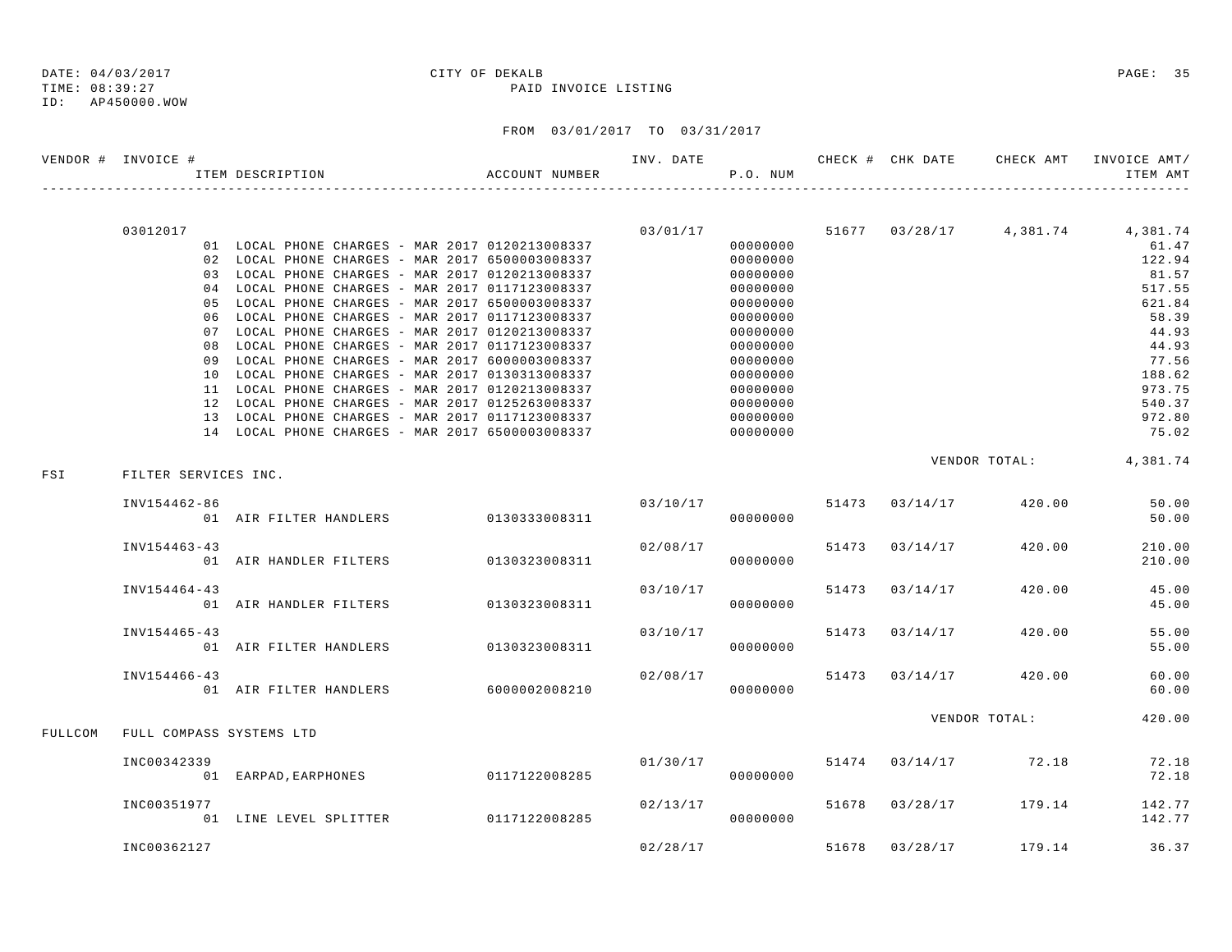DATE: 04/03/2017 CITY OF DEKALB
TIME: 08:39:27 PAID INVOICE LISTING
ID: AP450000.WOW

FROM 03/01/2017 TO 03/31/2017

| VENDOR # | INVOICE # / ITEM DESCRIPTION | ACCOUNT NUMBER | INV. DATE | P.O. NUM | CHECK # | CHK DATE | CHECK AMT | INVOICE AMT/ ITEM AMT |
|---|---|---|---|---|---|---|---|---|
| | 03012017 | | 03/01/17 | | 51677 | 03/28/17 | 4,381.74 | 4,381.74 |
| | 01 LOCAL PHONE CHARGES - MAR 2017 | 0120213008337 | | 00000000 | | | | 61.47 |
| | 02 LOCAL PHONE CHARGES - MAR 2017 | 6500003008337 | | 00000000 | | | | 122.94 |
| | 03 LOCAL PHONE CHARGES - MAR 2017 | 0120213008337 | | 00000000 | | | | 81.57 |
| | 04 LOCAL PHONE CHARGES - MAR 2017 | 0117123008337 | | 00000000 | | | | 517.55 |
| | 05 LOCAL PHONE CHARGES - MAR 2017 | 6500003008337 | | 00000000 | | | | 621.84 |
| | 06 LOCAL PHONE CHARGES - MAR 2017 | 0117123008337 | | 00000000 | | | | 58.39 |
| | 07 LOCAL PHONE CHARGES - MAR 2017 | 0120213008337 | | 00000000 | | | | 44.93 |
| | 08 LOCAL PHONE CHARGES - MAR 2017 | 0117123008337 | | 00000000 | | | | 44.93 |
| | 09 LOCAL PHONE CHARGES - MAR 2017 | 6000003008337 | | 00000000 | | | | 77.56 |
| | 10 LOCAL PHONE CHARGES - MAR 2017 | 0130313008337 | | 00000000 | | | | 188.62 |
| | 11 LOCAL PHONE CHARGES - MAR 2017 | 0120213008337 | | 00000000 | | | | 973.75 |
| | 12 LOCAL PHONE CHARGES - MAR 2017 | 0125263008337 | | 00000000 | | | | 540.37 |
| | 13 LOCAL PHONE CHARGES - MAR 2017 | 0117123008337 | | 00000000 | | | | 972.80 |
| | 14 LOCAL PHONE CHARGES - MAR 2017 | 6500003008337 | | 00000000 | | | | 75.02 |
| | | | | | | | VENDOR TOTAL: | 4,381.74 |
| FSI | FILTER SERVICES INC. | | | | | | | |
| | INV154462-86 | | 03/10/17 | | 51473 | 03/14/17 | 420.00 | 50.00 |
| | 01 AIR FILTER HANDLERS | 0130333008311 | | 00000000 | | | | 50.00 |
| | INV154463-43 | | 02/08/17 | | 51473 | 03/14/17 | 420.00 | 210.00 |
| | 01 AIR HANDLER FILTERS | 0130323008311 | | 00000000 | | | | 210.00 |
| | INV154464-43 | | 03/10/17 | | 51473 | 03/14/17 | 420.00 | 45.00 |
| | 01 AIR HANDLER FILTERS | 0130323008311 | | 00000000 | | | | 45.00 |
| | INV154465-43 | | 03/10/17 | | 51473 | 03/14/17 | 420.00 | 55.00 |
| | 01 AIR FILTER HANDLERS | 0130323008311 | | 00000000 | | | | 55.00 |
| | INV154466-43 | | 02/08/17 | | 51473 | 03/14/17 | 420.00 | 60.00 |
| | 01 AIR FILTER HANDLERS | 6000002008210 | | 00000000 | | | | 60.00 |
| | | | | | | | VENDOR TOTAL: | 420.00 |
| FULLCOM | FULL COMPASS SYSTEMS LTD | | | | | | | |
| | INC00342339 | | 01/30/17 | | 51474 | 03/14/17 | 72.18 | 72.18 |
| | 01 EARPAD,EARPHONES | 0117122008285 | | 00000000 | | | | 72.18 |
| | INC00351977 | | 02/13/17 | | 51678 | 03/28/17 | 179.14 | 142.77 |
| | 01 LINE LEVEL SPLITTER | 0117122008285 | | 00000000 | | | | 142.77 |
| | INC00362127 | | 02/28/17 | | 51678 | 03/28/17 | 179.14 | 36.37 |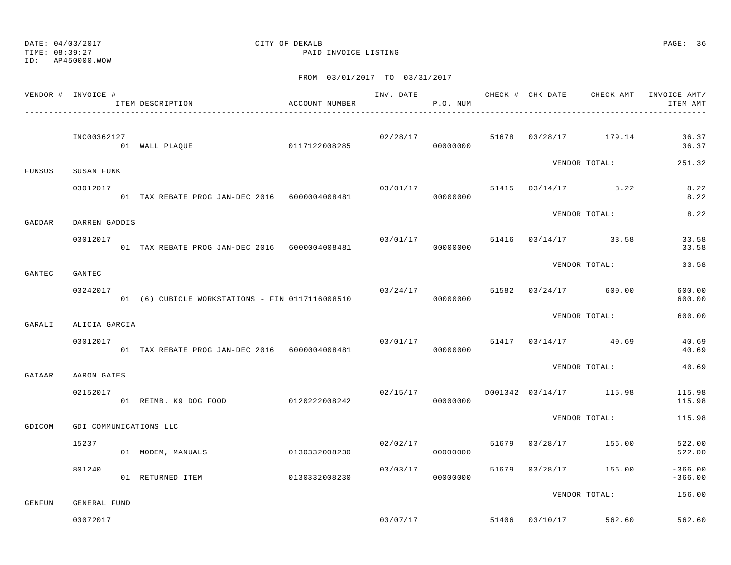DATE: 04/03/2017
TIME: 08:39:27
ID: AP450000.WOW

CITY OF DEKALB
PAID INVOICE LISTING

FROM 03/01/2017 TO 03/31/2017

| VENDOR # | INVOICE # / ITEM DESCRIPTION | ACCOUNT NUMBER | INV. DATE | P.O. NUM | CHECK # | CHK DATE | CHECK AMT | INVOICE AMT/ ITEM AMT |
|---|---|---|---|---|---|---|---|---|
| | INC00362127 | | 02/28/17 | | 51678 | 03/28/17 | 179.14 | 36.37 |
| | 01 WALL PLAQUE | 0117122008285 | | 00000000 | | | | 36.37 |
| | | | | | | VENDOR TOTAL: | | 251.32 |
| FUNSUS | SUSAN FUNK | | | | | | | |
| | 03012017 | | 03/01/17 | | 51415 | 03/14/17 | 8.22 | 8.22 |
| | 01 TAX REBATE PROG JAN-DEC 2016 | 6000004008481 | | 00000000 | | | | 8.22 |
| | | | | | | VENDOR TOTAL: | | 8.22 |
| GADDAR | DARREN GADDIS | | | | | | | |
| | 03012017 | | 03/01/17 | | 51416 | 03/14/17 | 33.58 | 33.58 |
| | 01 TAX REBATE PROG JAN-DEC 2016 | 6000004008481 | | 00000000 | | | | 33.58 |
| | | | | | | VENDOR TOTAL: | | 33.58 |
| GANTEC | GANTEC | | | | | | | |
| | 03242017 | | 03/24/17 | | 51582 | 03/24/17 | 600.00 | 600.00 |
| | 01 (6) CUBICLE WORKSTATIONS - FIN | 0117116008510 | | 00000000 | | | | 600.00 |
| | | | | | | VENDOR TOTAL: | | 600.00 |
| GARALI | ALICIA GARCIA | | | | | | | |
| | 03012017 | | 03/01/17 | | 51417 | 03/14/17 | 40.69 | 40.69 |
| | 01 TAX REBATE PROG JAN-DEC 2016 | 6000004008481 | | 00000000 | | | | 40.69 |
| | | | | | | VENDOR TOTAL: | | 40.69 |
| GATAAR | AARON GATES | | | | | | | |
| | 02152017 | | 02/15/17 | | D001342 | 03/14/17 | 115.98 | 115.98 |
| | 01 REIMB. K9 DOG FOOD | 0120222008242 | | 00000000 | | | | 115.98 |
| | | | | | | VENDOR TOTAL: | | 115.98 |
| GDICOM | GDI COMMUNICATIONS LLC | | | | | | | |
| | 15237 | | 02/02/17 | | 51679 | 03/28/17 | 156.00 | 522.00 |
| | 01 MODEM, MANUALS | 0130332008230 | | 00000000 | | | | 522.00 |
| | 801240 | | 03/03/17 | | 51679 | 03/28/17 | 156.00 | -366.00 |
| | 01 RETURNED ITEM | 0130332008230 | | 00000000 | | | | -366.00 |
| | | | | | | VENDOR TOTAL: | | 156.00 |
| GENFUN | GENERAL FUND | | | | | | | |
| | 03072017 | | 03/07/17 | | 51406 | 03/10/17 | 562.60 | 562.60 |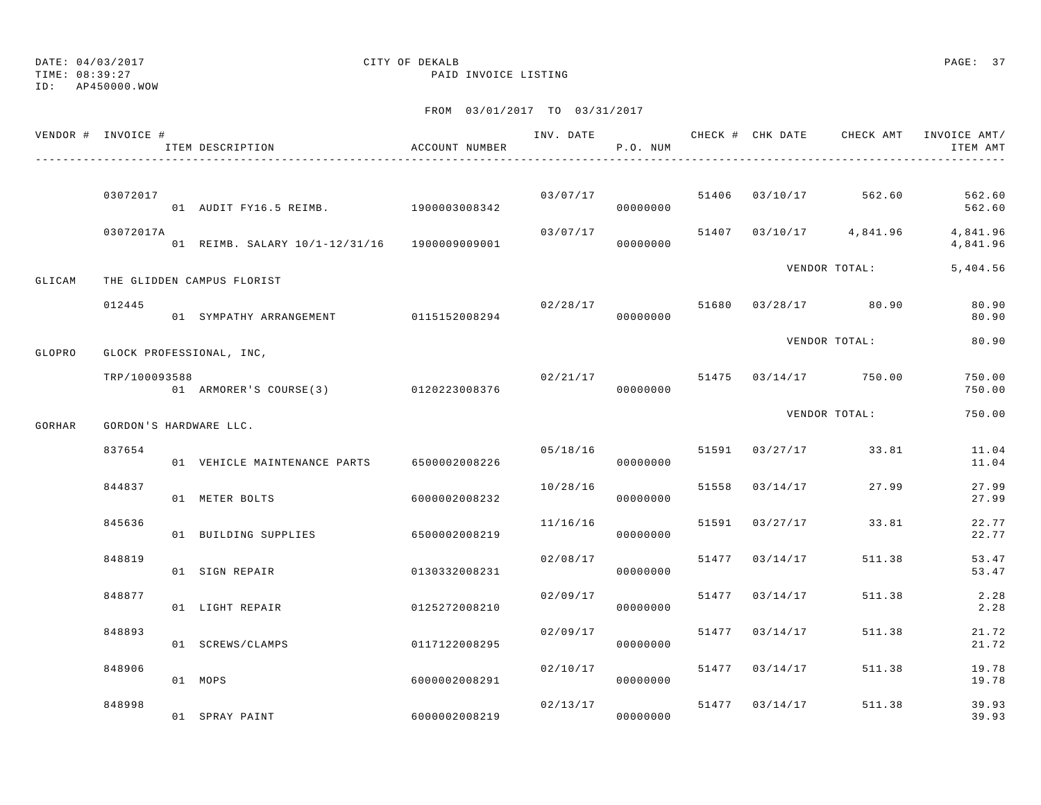DATE: 04/03/2017 CITY OF DEKALB
TIME: 08:39:27 PAID INVOICE LISTING
ID: AP450000.WOW

FROM 03/01/2017 TO 03/31/2017

| VENDOR # | INVOICE # / ITEM DESCRIPTION | ACCOUNT NUMBER | INV. DATE | P.O. NUM | CHECK # | CHK DATE | CHECK AMT | INVOICE AMT/ ITEM AMT |
|---|---|---|---|---|---|---|---|---|
| | 03072017 | | 03/07/17 | | 51406 | 03/10/17 | 562.60 | 562.60 |
| | 01 AUDIT FY16.5 REIMB. | 1900003008342 | | 00000000 | | | | 562.60 |
| | 03072017A | | 03/07/17 | | 51407 | 03/10/17 | 4,841.96 | 4,841.96 |
| | 01 REIMB. SALARY 10/1-12/31/16 | 1900009009001 | | 00000000 | | | | 4,841.96 |
| | | | | | | VENDOR TOTAL: | | 5,404.56 |
| GLICAM | THE GLIDDEN CAMPUS FLORIST | | | | | | | |
| | 012445 | | 02/28/17 | | 51680 | 03/28/17 | 80.90 | 80.90 |
| | 01 SYMPATHY ARRANGEMENT | 0115152008294 | | 00000000 | | | | 80.90 |
| | | | | | | VENDOR TOTAL: | | 80.90 |
| GLOPRO | GLOCK PROFESSIONAL, INC, | | | | | | | |
| | TRP/100093588 | | 02/21/17 | | 51475 | 03/14/17 | 750.00 | 750.00 |
| | 01 ARMORER'S COURSE(3) | 0120223008376 | | 00000000 | | | | 750.00 |
| | | | | | | VENDOR TOTAL: | | 750.00 |
| GORHAR | GORDON'S HARDWARE LLC. | | | | | | | |
| | 837654 | | 05/18/16 | | 51591 | 03/27/17 | 33.81 | 11.04 |
| | 01 VEHICLE MAINTENANCE PARTS | 6500002008226 | | 00000000 | | | | 11.04 |
| | 844837 | | 10/28/16 | | 51558 | 03/14/17 | 27.99 | 27.99 |
| | 01 METER BOLTS | 6000002008232 | | 00000000 | | | | 27.99 |
| | 845636 | | 11/16/16 | | 51591 | 03/27/17 | 33.81 | 22.77 |
| | 01 BUILDING SUPPLIES | 6500002008219 | | 00000000 | | | | 22.77 |
| | 848819 | | 02/08/17 | | 51477 | 03/14/17 | 511.38 | 53.47 |
| | 01 SIGN REPAIR | 0130332008231 | | 00000000 | | | | 53.47 |
| | 848877 | | 02/09/17 | | 51477 | 03/14/17 | 511.38 | 2.28 |
| | 01 LIGHT REPAIR | 0125272008210 | | 00000000 | | | | 2.28 |
| | 848893 | | 02/09/17 | | 51477 | 03/14/17 | 511.38 | 21.72 |
| | 01 SCREWS/CLAMPS | 0117122008295 | | 00000000 | | | | 21.72 |
| | 848906 | | 02/10/17 | | 51477 | 03/14/17 | 511.38 | 19.78 |
| | 01 MOPS | 6000002008291 | | 00000000 | | | | 19.78 |
| | 848998 | | 02/13/17 | | 51477 | 03/14/17 | 511.38 | 39.93 |
| | 01 SPRAY PAINT | 6000002008219 | | 00000000 | | | | 39.93 |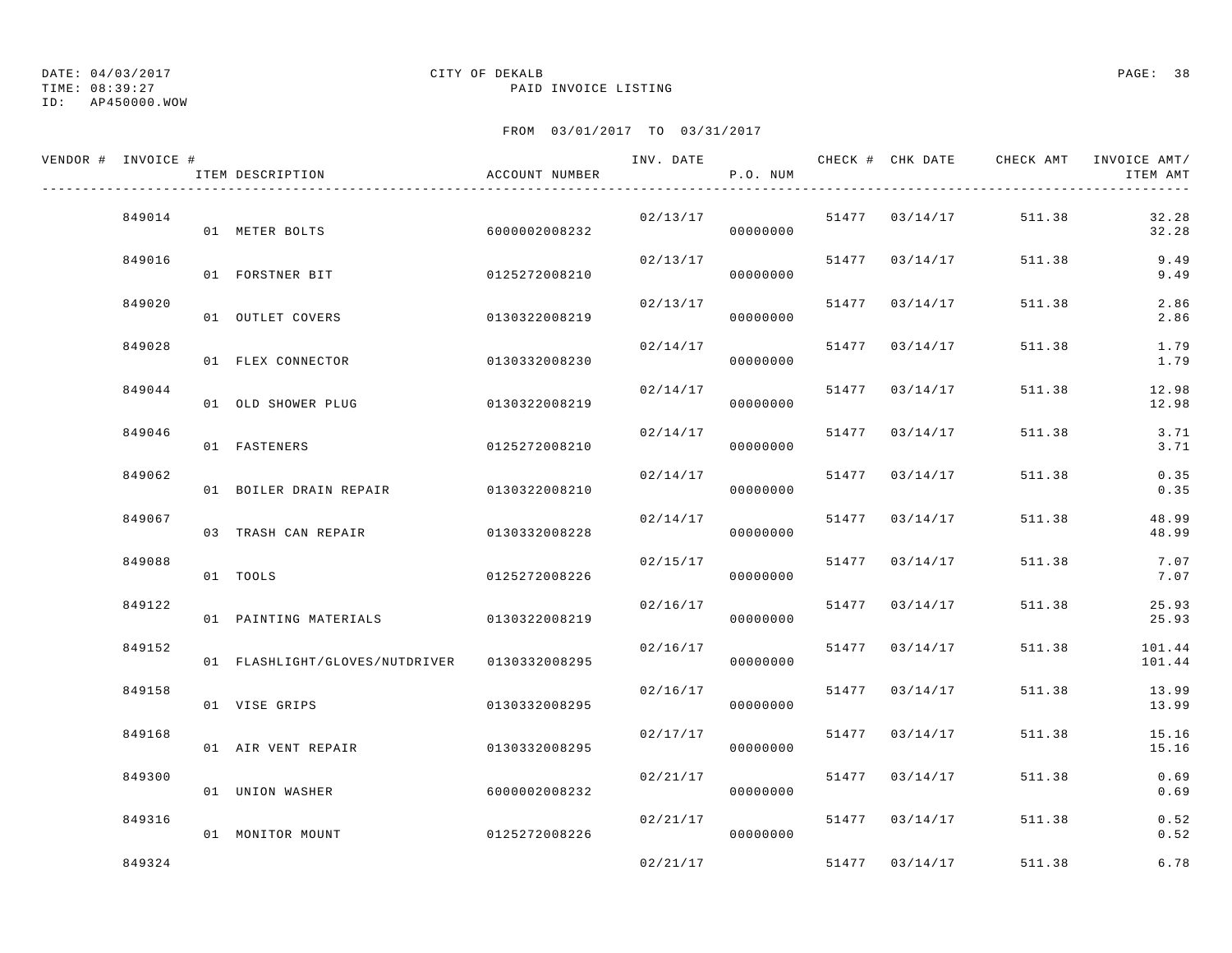DATE: 04/03/2017
TIME: 08:39:27
ID: AP450000.WOW

CITY OF DEKALB
PAID INVOICE LISTING

FROM 03/01/2017 TO 03/31/2017

| VENDOR # | INVOICE # | ITEM DESCRIPTION | ACCOUNT NUMBER | INV. DATE | P.O. NUM | CHECK # | CHK DATE | CHECK AMT | INVOICE AMT/ ITEM AMT |
|---|---|---|---|---|---|---|---|---|---|
| | 849014 | | | 02/13/17 | | 51477 | 03/14/17 | 511.38 | 32.28 |
| | | 01 METER BOLTS | 6000002008232 | | 00000000 | | | | 32.28 |
| | 849016 | | | 02/13/17 | | 51477 | 03/14/17 | 511.38 | 9.49 |
| | | 01 FORSTNER BIT | 0125272008210 | | 00000000 | | | | 9.49 |
| | 849020 | | | 02/13/17 | | 51477 | 03/14/17 | 511.38 | 2.86 |
| | | 01 OUTLET COVERS | 0130322008219 | | 00000000 | | | | 2.86 |
| | 849028 | | | 02/14/17 | | 51477 | 03/14/17 | 511.38 | 1.79 |
| | | 01 FLEX CONNECTOR | 0130332008230 | | 00000000 | | | | 1.79 |
| | 849044 | | | 02/14/17 | | 51477 | 03/14/17 | 511.38 | 12.98 |
| | | 01 OLD SHOWER PLUG | 0130322008219 | | 00000000 | | | | 12.98 |
| | 849046 | | | 02/14/17 | | 51477 | 03/14/17 | 511.38 | 3.71 |
| | | 01 FASTENERS | 0125272008210 | | 00000000 | | | | 3.71 |
| | 849062 | | | 02/14/17 | | 51477 | 03/14/17 | 511.38 | 0.35 |
| | | 01 BOILER DRAIN REPAIR | 0130322008210 | | 00000000 | | | | 0.35 |
| | 849067 | | | 02/14/17 | | 51477 | 03/14/17 | 511.38 | 48.99 |
| | | 03 TRASH CAN REPAIR | 0130332008228 | | 00000000 | | | | 48.99 |
| | 849088 | | | 02/15/17 | | 51477 | 03/14/17 | 511.38 | 7.07 |
| | | 01 TOOLS | 0125272008226 | | 00000000 | | | | 7.07 |
| | 849122 | | | 02/16/17 | | 51477 | 03/14/17 | 511.38 | 25.93 |
| | | 01 PAINTING MATERIALS | 0130322008219 | | 00000000 | | | | 25.93 |
| | 849152 | | | 02/16/17 | | 51477 | 03/14/17 | 511.38 | 101.44 |
| | | 01 FLASHLIGHT/GLOVES/NUTDRIVER | 0130332008295 | | 00000000 | | | | 101.44 |
| | 849158 | | | 02/16/17 | | 51477 | 03/14/17 | 511.38 | 13.99 |
| | | 01 VISE GRIPS | 0130332008295 | | 00000000 | | | | 13.99 |
| | 849168 | | | 02/17/17 | | 51477 | 03/14/17 | 511.38 | 15.16 |
| | | 01 AIR VENT REPAIR | 0130332008295 | | 00000000 | | | | 15.16 |
| | 849300 | | | 02/21/17 | | 51477 | 03/14/17 | 511.38 | 0.69 |
| | | 01 UNION WASHER | 6000002008232 | | 00000000 | | | | 0.69 |
| | 849316 | | | 02/21/17 | | 51477 | 03/14/17 | 511.38 | 0.52 |
| | | 01 MONITOR MOUNT | 0125272008226 | | 00000000 | | | | 0.52 |
| | 849324 | | | 02/21/17 | | 51477 | 03/14/17 | 511.38 | 6.78 |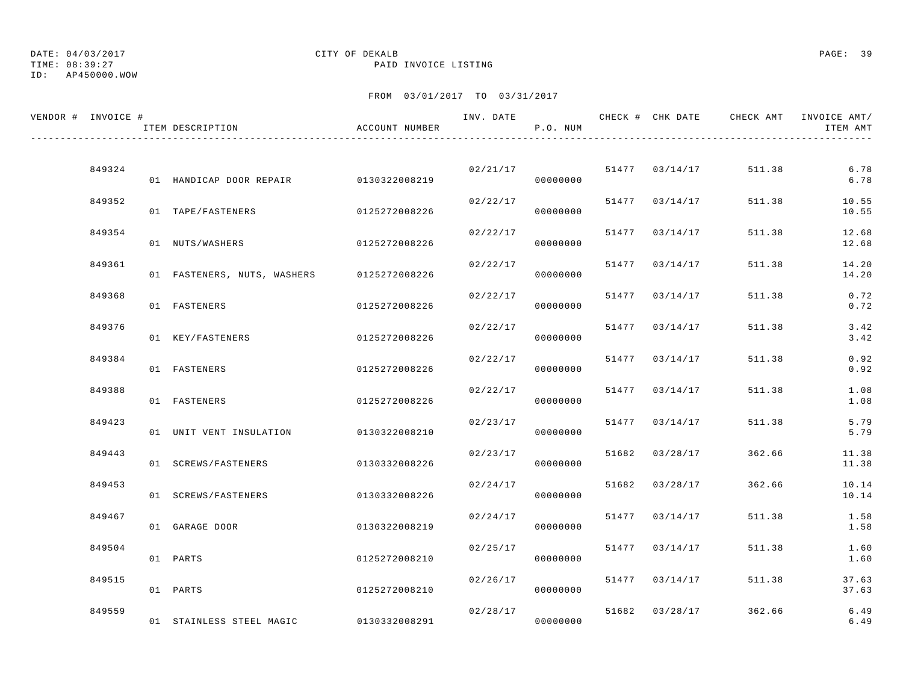DATE: 04/03/2017
TIME: 08:39:27
ID: AP450000.WOW

CITY OF DEKALB
PAID INVOICE LISTING

FROM 03/01/2017 TO 03/31/2017

| VENDOR # | INVOICE # | ITEM DESCRIPTION | ACCOUNT NUMBER | INV. DATE | P.O. NUM | CHECK # | CHK DATE | CHECK AMT | INVOICE AMT/ ITEM AMT |
|---|---|---|---|---|---|---|---|---|---|
| | 849324 | | | 02/21/17 | | 51477 | 03/14/17 | 511.38 | 6.78 |
| | | 01 HANDICAP DOOR REPAIR | 0130322008219 | | 00000000 | | | | 6.78 |
| | 849352 | | | 02/22/17 | | 51477 | 03/14/17 | 511.38 | 10.55 |
| | | 01 TAPE/FASTENERS | 0125272008226 | | 00000000 | | | | 10.55 |
| | 849354 | | | 02/22/17 | | 51477 | 03/14/17 | 511.38 | 12.68 |
| | | 01 NUTS/WASHERS | 0125272008226 | | 00000000 | | | | 12.68 |
| | 849361 | | | 02/22/17 | | 51477 | 03/14/17 | 511.38 | 14.20 |
| | | 01 FASTENERS, NUTS, WASHERS | 0125272008226 | | 00000000 | | | | 14.20 |
| | 849368 | | | 02/22/17 | | 51477 | 03/14/17 | 511.38 | 0.72 |
| | | 01 FASTENERS | 0125272008226 | | 00000000 | | | | 0.72 |
| | 849376 | | | 02/22/17 | | 51477 | 03/14/17 | 511.38 | 3.42 |
| | | 01 KEY/FASTENERS | 0125272008226 | | 00000000 | | | | 3.42 |
| | 849384 | | | 02/22/17 | | 51477 | 03/14/17 | 511.38 | 0.92 |
| | | 01 FASTENERS | 0125272008226 | | 00000000 | | | | 0.92 |
| | 849388 | | | 02/22/17 | | 51477 | 03/14/17 | 511.38 | 1.08 |
| | | 01 FASTENERS | 0125272008226 | | 00000000 | | | | 1.08 |
| | 849423 | | | 02/23/17 | | 51477 | 03/14/17 | 511.38 | 5.79 |
| | | 01 UNIT VENT INSULATION | 0130322008210 | | 00000000 | | | | 5.79 |
| | 849443 | | | 02/23/17 | | 51682 | 03/28/17 | 362.66 | 11.38 |
| | | 01 SCREWS/FASTENERS | 0130332008226 | | 00000000 | | | | 11.38 |
| | 849453 | | | 02/24/17 | | 51682 | 03/28/17 | 362.66 | 10.14 |
| | | 01 SCREWS/FASTENERS | 0130332008226 | | 00000000 | | | | 10.14 |
| | 849467 | | | 02/24/17 | | 51477 | 03/14/17 | 511.38 | 1.58 |
| | | 01 GARAGE DOOR | 0130322008219 | | 00000000 | | | | 1.58 |
| | 849504 | | | 02/25/17 | | 51477 | 03/14/17 | 511.38 | 1.60 |
| | | 01 PARTS | 0125272008210 | | 00000000 | | | | 1.60 |
| | 849515 | | | 02/26/17 | | 51477 | 03/14/17 | 511.38 | 37.63 |
| | | 01 PARTS | 0125272008210 | | 00000000 | | | | 37.63 |
| | 849559 | | | 02/28/17 | | 51682 | 03/28/17 | 362.66 | 6.49 |
| | | 01 STAINLESS STEEL MAGIC | 0130332008291 | | 00000000 | | | | 6.49 |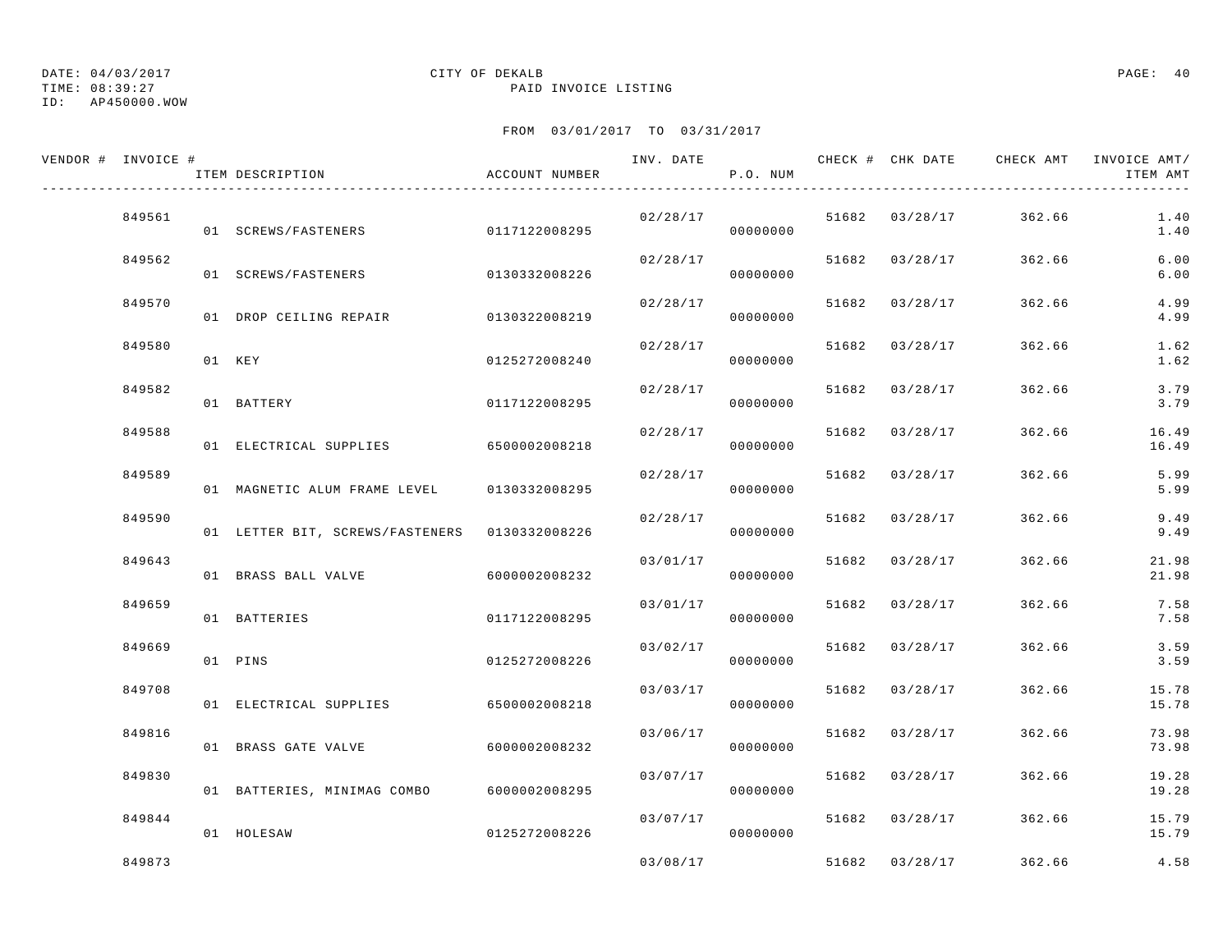DATE: 04/03/2017
TIME: 08:39:27
ID: AP450000.WOW

CITY OF DEKALB
PAID INVOICE LISTING

FROM 03/01/2017 TO 03/31/2017

| VENDOR # | INVOICE # | ITEM DESCRIPTION | ACCOUNT NUMBER | INV. DATE | P.O. NUM | CHECK # | CHK DATE | CHECK AMT | INVOICE AMT/ ITEM AMT |
|---|---|---|---|---|---|---|---|---|---|
| | 849561 | | | 02/28/17 | | 51682 | 03/28/17 | 362.66 | 1.40 |
| | | 01 SCREWS/FASTENERS | 0117122008295 | | 00000000 | | | | 1.40 |
| | 849562 | | | 02/28/17 | | 51682 | 03/28/17 | 362.66 | 6.00 |
| | | 01 SCREWS/FASTENERS | 0130332008226 | | 00000000 | | | | 6.00 |
| | 849570 | | | 02/28/17 | | 51682 | 03/28/17 | 362.66 | 4.99 |
| | | 01 DROP CEILING REPAIR | 0130322008219 | | 00000000 | | | | 4.99 |
| | 849580 | | | 02/28/17 | | 51682 | 03/28/17 | 362.66 | 1.62 |
| | | 01 KEY | 0125272008240 | | 00000000 | | | | 1.62 |
| | 849582 | | | 02/28/17 | | 51682 | 03/28/17 | 362.66 | 3.79 |
| | | 01 BATTERY | 0117122008295 | | 00000000 | | | | 3.79 |
| | 849588 | | | 02/28/17 | | 51682 | 03/28/17 | 362.66 | 16.49 |
| | | 01 ELECTRICAL SUPPLIES | 6500002008218 | | 00000000 | | | | 16.49 |
| | 849589 | | | 02/28/17 | | 51682 | 03/28/17 | 362.66 | 5.99 |
| | | 01 MAGNETIC ALUM FRAME LEVEL | 0130332008295 | | 00000000 | | | | 5.99 |
| | 849590 | | | 02/28/17 | | 51682 | 03/28/17 | 362.66 | 9.49 |
| | | 01 LETTER BIT, SCREWS/FASTENERS | 0130332008226 | | 00000000 | | | | 9.49 |
| | 849643 | | | 03/01/17 | | 51682 | 03/28/17 | 362.66 | 21.98 |
| | | 01 BRASS BALL VALVE | 6000002008232 | | 00000000 | | | | 21.98 |
| | 849659 | | | 03/01/17 | | 51682 | 03/28/17 | 362.66 | 7.58 |
| | | 01 BATTERIES | 0117122008295 | | 00000000 | | | | 7.58 |
| | 849669 | | | 03/02/17 | | 51682 | 03/28/17 | 362.66 | 3.59 |
| | | 01 PINS | 0125272008226 | | 00000000 | | | | 3.59 |
| | 849708 | | | 03/03/17 | | 51682 | 03/28/17 | 362.66 | 15.78 |
| | | 01 ELECTRICAL SUPPLIES | 6500002008218 | | 00000000 | | | | 15.78 |
| | 849816 | | | 03/06/17 | | 51682 | 03/28/17 | 362.66 | 73.98 |
| | | 01 BRASS GATE VALVE | 6000002008232 | | 00000000 | | | | 73.98 |
| | 849830 | | | 03/07/17 | | 51682 | 03/28/17 | 362.66 | 19.28 |
| | | 01 BATTERIES, MINIMAG COMBO | 6000002008295 | | 00000000 | | | | 19.28 |
| | 849844 | | | 03/07/17 | | 51682 | 03/28/17 | 362.66 | 15.79 |
| | | 01 HOLESAW | 0125272008226 | | 00000000 | | | | 15.79 |
| | 849873 | | | 03/08/17 | | 51682 | 03/28/17 | 362.66 | 4.58 |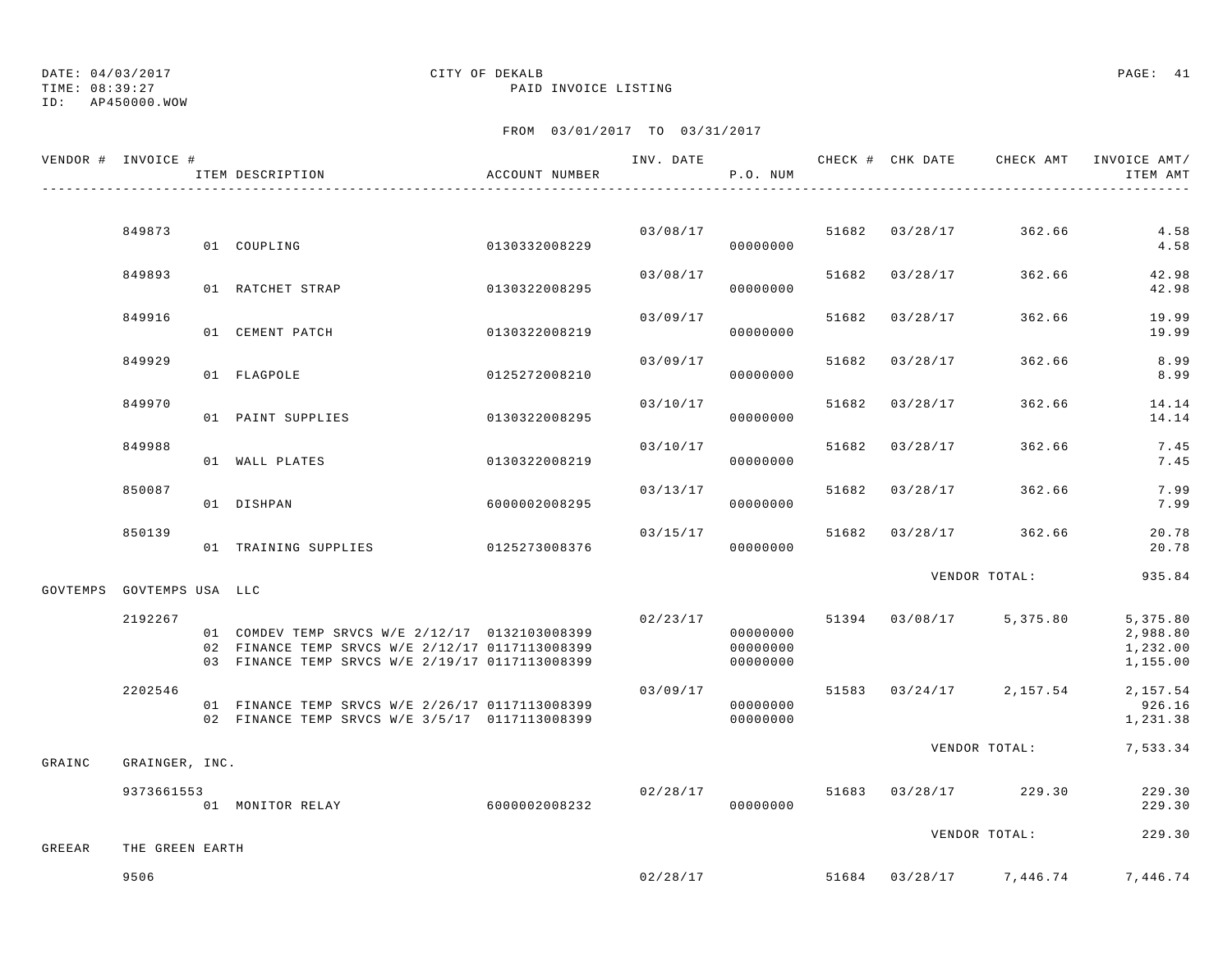DATE: 04/03/2017
TIME: 08:39:27
ID: AP450000.WOW

CITY OF DEKALB
PAID INVOICE LISTING

FROM 03/01/2017 TO 03/31/2017

| VENDOR # | INVOICE # | ITEM DESCRIPTION | ACCOUNT NUMBER | INV. DATE | P.O. NUM | CHECK # | CHK DATE | CHECK AMT | INVOICE AMT/ ITEM AMT |
|---|---|---|---|---|---|---|---|---|---|
| | 849873 | | | 03/08/17 | | 51682 | 03/28/17 | 362.66 | 4.58 |
| | | 01 COUPLING | 0130332008229 | | 00000000 | | | | 4.58 |
| | 849893 | | | 03/08/17 | | 51682 | 03/28/17 | 362.66 | 42.98 |
| | | 01 RATCHET STRAP | 0130322008295 | | 00000000 | | | | 42.98 |
| | 849916 | | | 03/09/17 | | 51682 | 03/28/17 | 362.66 | 19.99 |
| | | 01 CEMENT PATCH | 0130322008219 | | 00000000 | | | | 19.99 |
| | 849929 | | | 03/09/17 | | 51682 | 03/28/17 | 362.66 | 8.99 |
| | | 01 FLAGPOLE | 0125272008210 | | 00000000 | | | | 8.99 |
| | 849970 | | | 03/10/17 | | 51682 | 03/28/17 | 362.66 | 14.14 |
| | | 01 PAINT SUPPLIES | 0130322008295 | | 00000000 | | | | 14.14 |
| | 849988 | | | 03/10/17 | | 51682 | 03/28/17 | 362.66 | 7.45 |
| | | 01 WALL PLATES | 0130322008219 | | 00000000 | | | | 7.45 |
| | 850087 | | | 03/13/17 | | 51682 | 03/28/17 | 362.66 | 7.99 |
| | | 01 DISHPAN | 6000002008295 | | 00000000 | | | | 7.99 |
| | 850139 | | | 03/15/17 | | 51682 | 03/28/17 | 362.66 | 20.78 |
| | | 01 TRAINING SUPPLIES | 0125273008376 | | 00000000 | | | | 20.78 |
| | | | | | | | VENDOR TOTAL: | | 935.84 |
| GOVTEMPS | GOVTEMPS USA LLC | | | | | | | | |
| | 2192267 | | | 02/23/17 | | 51394 | 03/08/17 | 5,375.80 | 5,375.80 |
| | | 01 COMDEV TEMP SRVCS W/E 2/12/17 | 0132103008399 | | 00000000 | | | | 2,988.80 |
| | | 02 FINANCE TEMP SRVCS W/E 2/12/17 | 0117113008399 | | 00000000 | | | | 1,232.00 |
| | | 03 FINANCE TEMP SRVCS W/E 2/19/17 | 0117113008399 | | 00000000 | | | | 1,155.00 |
| | 2202546 | | | 03/09/17 | | 51583 | 03/24/17 | 2,157.54 | 2,157.54 |
| | | 01 FINANCE TEMP SRVCS W/E 2/26/17 | 0117113008399 | | 00000000 | | | | 926.16 |
| | | 02 FINANCE TEMP SRVCS W/E 3/5/17 | 0117113008399 | | 00000000 | | | | 1,231.38 |
| | | | | | | | VENDOR TOTAL: | | 7,533.34 |
| GRAINC | GRAINGER, INC. | | | | | | | | |
| | 9373661553 | | | 02/28/17 | | 51683 | 03/28/17 | 229.30 | 229.30 |
| | | 01 MONITOR RELAY | 6000002008232 | | 00000000 | | | | 229.30 |
| | | | | | | | VENDOR TOTAL: | | 229.30 |
| GREEAR | THE GREEN EARTH | | | | | | | | |
| | 9506 | | | 02/28/17 | | 51684 | 03/28/17 | 7,446.74 | 7,446.74 |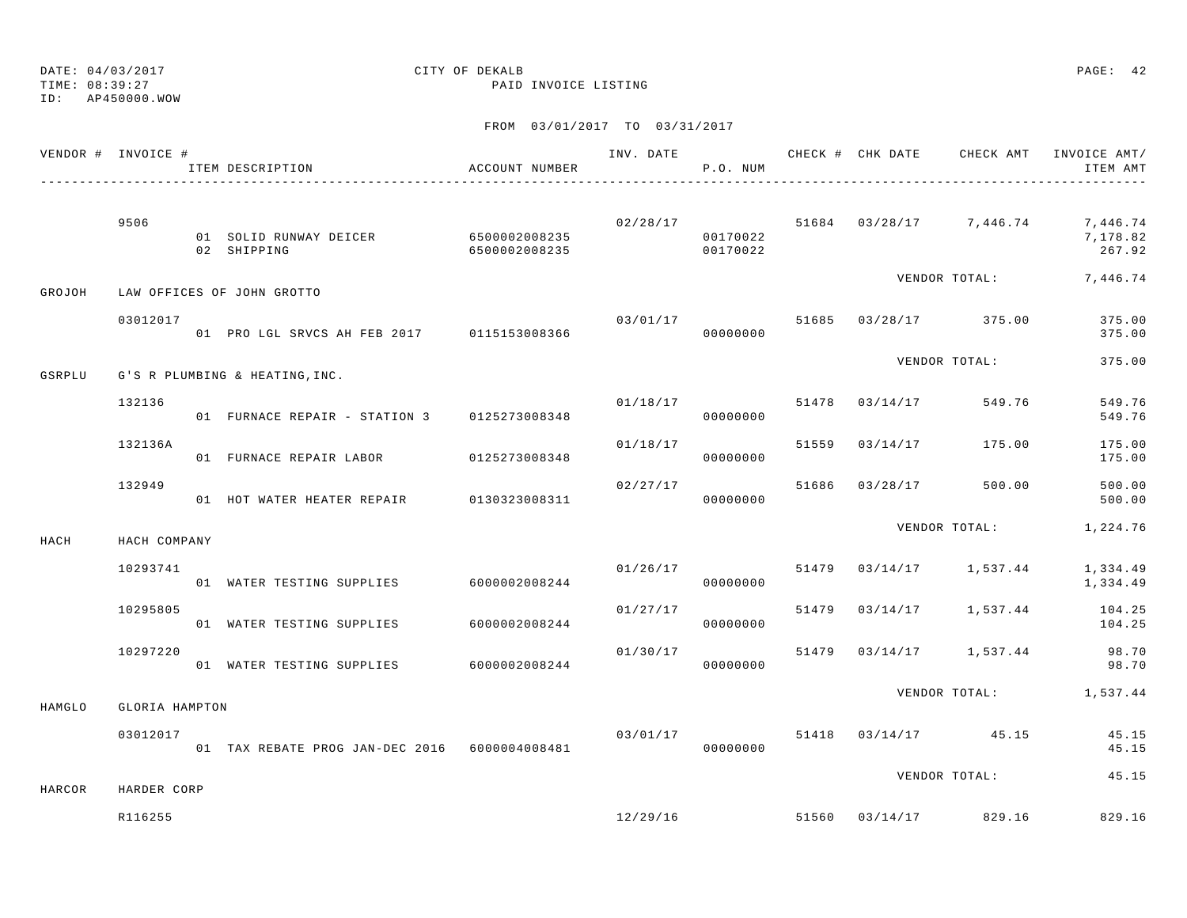DATE: 04/03/2017 CITY OF DEKALB
TIME: 08:39:27 PAID INVOICE LISTING
ID: AP450000.WOW

FROM 03/01/2017 TO 03/31/2017

| VENDOR # | INVOICE # | ITEM DESCRIPTION | ACCOUNT NUMBER | INV. DATE | P.O. NUM | CHECK # | CHK DATE | CHECK AMT | INVOICE AMT/ ITEM AMT |
|---|---|---|---|---|---|---|---|---|---|
| | 9506 | | | 02/28/17 | | 51684 | 03/28/17 | 7,446.74 | 7,446.74 |
| | | 01 SOLID RUNWAY DEICER | 6500002008235 | | 00170022 | | | | 7,178.82 |
| | | 02 SHIPPING | 6500002008235 | | 00170022 | | | | 267.92 |
| | | | | | | | VENDOR TOTAL: | | 7,446.74 |
| GROJOH | LAW OFFICES OF JOHN GROTTO | | | | | | | | |
| | 03012017 | | | 03/01/17 | | 51685 | 03/28/17 | 375.00 | 375.00 |
| | | 01 PRO LGL SRVCS AH FEB 2017 | 0115153008366 | | 00000000 | | | | 375.00 |
| | | | | | | | VENDOR TOTAL: | | 375.00 |
| GSRPLU | G'S R PLUMBING & HEATING,INC. | | | | | | | | |
| | 132136 | | | 01/18/17 | | 51478 | 03/14/17 | 549.76 | 549.76 |
| | | 01 FURNACE REPAIR - STATION 3 | 0125273008348 | | 00000000 | | | | 549.76 |
| | 132136A | | | 01/18/17 | | 51559 | 03/14/17 | 175.00 | 175.00 |
| | | 01 FURNACE REPAIR LABOR | 0125273008348 | | 00000000 | | | | 175.00 |
| | 132949 | | | 02/27/17 | | 51686 | 03/28/17 | 500.00 | 500.00 |
| | | 01 HOT WATER HEATER REPAIR | 0130323008311 | | 00000000 | | | | 500.00 |
| | | | | | | | VENDOR TOTAL: | | 1,224.76 |
| HACH | HACH COMPANY | | | | | | | | |
| | 10293741 | | | 01/26/17 | | 51479 | 03/14/17 | 1,537.44 | 1,334.49 |
| | | 01 WATER TESTING SUPPLIES | 6000002008244 | | 00000000 | | | | 1,334.49 |
| | 10295805 | | | 01/27/17 | | 51479 | 03/14/17 | 1,537.44 | 104.25 |
| | | 01 WATER TESTING SUPPLIES | 6000002008244 | | 00000000 | | | | 104.25 |
| | 10297220 | | | 01/30/17 | | 51479 | 03/14/17 | 1,537.44 | 98.70 |
| | | 01 WATER TESTING SUPPLIES | 6000002008244 | | 00000000 | | | | 98.70 |
| | | | | | | | VENDOR TOTAL: | | 1,537.44 |
| HAMGLO | GLORIA HAMPTON | | | | | | | | |
| | 03012017 | | | 03/01/17 | | 51418 | 03/14/17 | 45.15 | 45.15 |
| | | 01 TAX REBATE PROG JAN-DEC 2016 | 6000004008481 | | 00000000 | | | | 45.15 |
| | | | | | | | VENDOR TOTAL: | | 45.15 |
| HARCOR | HARDER CORP | | | | | | | | |
| | R116255 | | | 12/29/16 | | 51560 | 03/14/17 | 829.16 | 829.16 |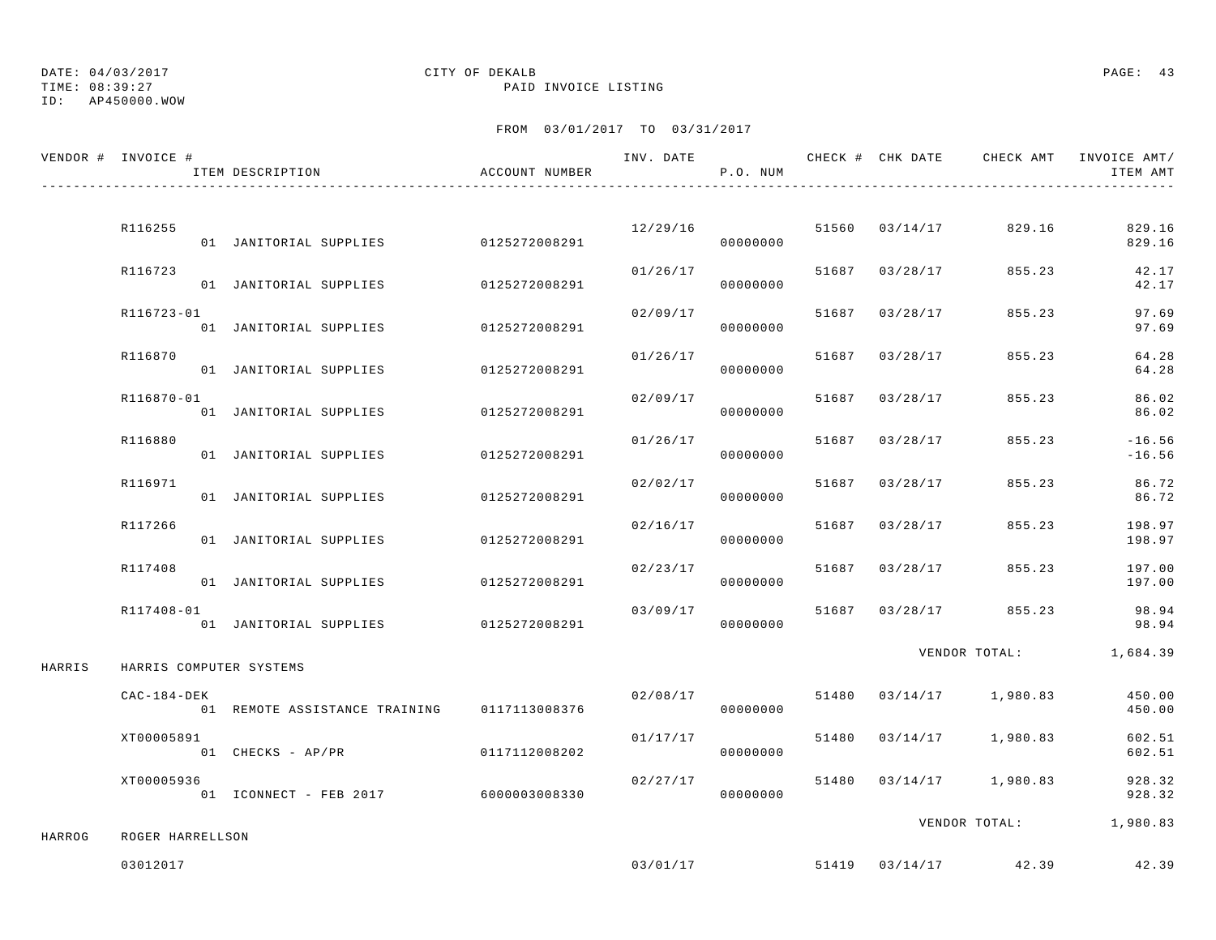DATE: 04/03/2017 CITY OF DEKALB
TIME: 08:39:27 PAID INVOICE LISTING
ID: AP450000.WOW

FROM 03/01/2017 TO 03/31/2017

| VENDOR # | INVOICE # | ITEM DESCRIPTION | ACCOUNT NUMBER | INV. DATE | P.O. NUM | CHECK # | CHK DATE | CHECK AMT | INVOICE AMT/ ITEM AMT |
|---|---|---|---|---|---|---|---|---|---|
| | R116255 | | | 12/29/16 | | 51560 | 03/14/17 | 829.16 | 829.16 |
| | | 01 JANITORIAL SUPPLIES | 0125272008291 | | 00000000 | | | | 829.16 |
| | R116723 | | | 01/26/17 | | 51687 | 03/28/17 | 855.23 | 42.17 |
| | | 01 JANITORIAL SUPPLIES | 0125272008291 | | 00000000 | | | | 42.17 |
| | R116723-01 | | | 02/09/17 | | 51687 | 03/28/17 | 855.23 | 97.69 |
| | | 01 JANITORIAL SUPPLIES | 0125272008291 | | 00000000 | | | | 97.69 |
| | R116870 | | | 01/26/17 | | 51687 | 03/28/17 | 855.23 | 64.28 |
| | | 01 JANITORIAL SUPPLIES | 0125272008291 | | 00000000 | | | | 64.28 |
| | R116870-01 | | | 02/09/17 | | 51687 | 03/28/17 | 855.23 | 86.02 |
| | | 01 JANITORIAL SUPPLIES | 0125272008291 | | 00000000 | | | | 86.02 |
| | R116880 | | | 01/26/17 | | 51687 | 03/28/17 | 855.23 | -16.56 |
| | | 01 JANITORIAL SUPPLIES | 0125272008291 | | 00000000 | | | | -16.56 |
| | R116971 | | | 02/02/17 | | 51687 | 03/28/17 | 855.23 | 86.72 |
| | | 01 JANITORIAL SUPPLIES | 0125272008291 | | 00000000 | | | | 86.72 |
| | R117266 | | | 02/16/17 | | 51687 | 03/28/17 | 855.23 | 198.97 |
| | | 01 JANITORIAL SUPPLIES | 0125272008291 | | 00000000 | | | | 198.97 |
| | R117408 | | | 02/23/17 | | 51687 | 03/28/17 | 855.23 | 197.00 |
| | | 01 JANITORIAL SUPPLIES | 0125272008291 | | 00000000 | | | | 197.00 |
| | R117408-01 | | | 03/09/17 | | 51687 | 03/28/17 | 855.23 | 98.94 |
| | | 01 JANITORIAL SUPPLIES | 0125272008291 | | 00000000 | | | | 98.94 |
| | | | | | | | | VENDOR TOTAL: | 1,684.39 |
| HARRIS | HARRIS COMPUTER SYSTEMS | | | | | | | | |
| | CAC-184-DEK | | | 02/08/17 | | 51480 | 03/14/17 | 1,980.83 | 450.00 |
| | | 01 REMOTE ASSISTANCE TRAINING | 0117113008376 | | 00000000 | | | | 450.00 |
| | XT00005891 | | | 01/17/17 | | 51480 | 03/14/17 | 1,980.83 | 602.51 |
| | | 01 CHECKS - AP/PR | 0117112008202 | | 00000000 | | | | 602.51 |
| | XT00005936 | | | 02/27/17 | | 51480 | 03/14/17 | 1,980.83 | 928.32 |
| | | 01 ICONNECT - FEB 2017 | 6000003008330 | | 00000000 | | | | 928.32 |
| | | | | | | | | VENDOR TOTAL: | 1,980.83 |
| HARROG | ROGER HARRELLSON | | | | | | | | |
| | 03012017 | | | 03/01/17 | | 51419 | 03/14/17 | 42.39 | 42.39 |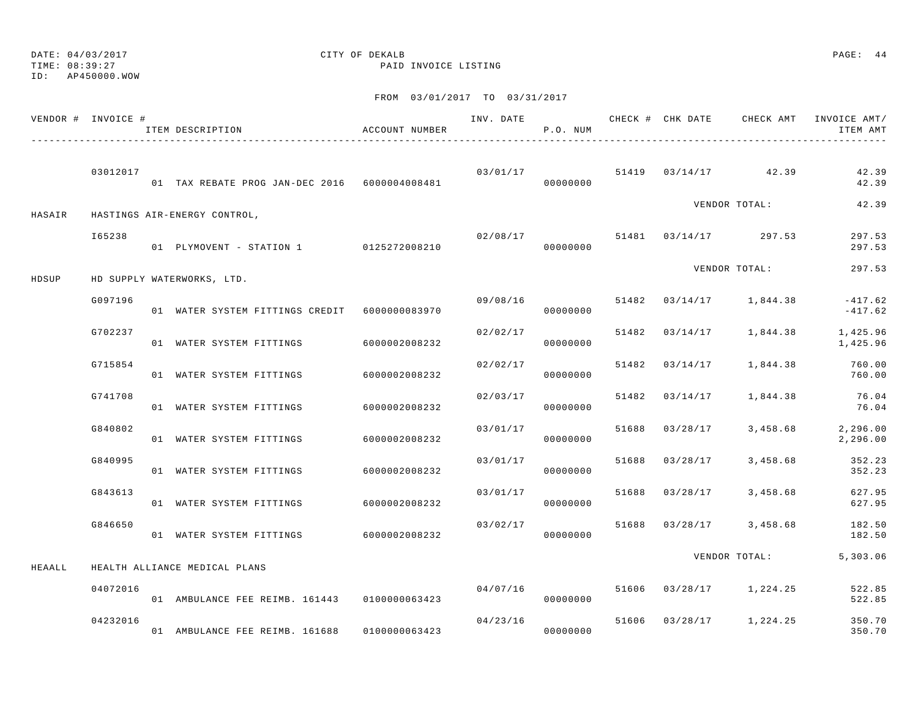DATE: 04/03/2017
TIME: 08:39:27
ID: AP450000.WOW

CITY OF DEKALB
PAID INVOICE LISTING

FROM 03/01/2017 TO 03/31/2017

| VENDOR # | INVOICE # / ITEM DESCRIPTION | ACCOUNT NUMBER | INV. DATE | P.O. NUM | CHECK # | CHK DATE | CHECK AMT | INVOICE AMT/ ITEM AMT |
|---|---|---|---|---|---|---|---|---|
| | 03012017 | | 03/01/17 | | 51419 | 03/14/17 | 42.39 | 42.39 |
| | 01 TAX REBATE PROG JAN-DEC 2016 | 6000004008481 | | 00000000 | | | | 42.39 |
| | | | | | | VENDOR TOTAL: | | 42.39 |
| HASAIR | HASTINGS AIR-ENERGY CONTROL, | | | | | | | |
| | I65238 | | 02/08/17 | | 51481 | 03/14/17 | 297.53 | 297.53 |
| | 01 PLYMOVENT - STATION 1 | 0125272008210 | | 00000000 | | | | 297.53 |
| | | | | | | VENDOR TOTAL: | | 297.53 |
| HDSUP | HD SUPPLY WATERWORKS, LTD. | | | | | | | |
| | G097196 | | 09/08/16 | | 51482 | 03/14/17 | 1,844.38 | -417.62 |
| | 01 WATER SYSTEM FITTINGS CREDIT | 6000000083970 | | 00000000 | | | | -417.62 |
| | G702237 | | 02/02/17 | | 51482 | 03/14/17 | 1,844.38 | 1,425.96 |
| | 01 WATER SYSTEM FITTINGS | 6000002008232 | | 00000000 | | | | 1,425.96 |
| | G715854 | | 02/02/17 | | 51482 | 03/14/17 | 1,844.38 | 760.00 |
| | 01 WATER SYSTEM FITTINGS | 6000002008232 | | 00000000 | | | | 760.00 |
| | G741708 | | 02/03/17 | | 51482 | 03/14/17 | 1,844.38 | 76.04 |
| | 01 WATER SYSTEM FITTINGS | 6000002008232 | | 00000000 | | | | 76.04 |
| | G840802 | | 03/01/17 | | 51688 | 03/28/17 | 3,458.68 | 2,296.00 |
| | 01 WATER SYSTEM FITTINGS | 6000002008232 | | 00000000 | | | | 2,296.00 |
| | G840995 | | 03/01/17 | | 51688 | 03/28/17 | 3,458.68 | 352.23 |
| | 01 WATER SYSTEM FITTINGS | 6000002008232 | | 00000000 | | | | 352.23 |
| | G843613 | | 03/01/17 | | 51688 | 03/28/17 | 3,458.68 | 627.95 |
| | 01 WATER SYSTEM FITTINGS | 6000002008232 | | 00000000 | | | | 627.95 |
| | G846650 | | 03/02/17 | | 51688 | 03/28/17 | 3,458.68 | 182.50 |
| | 01 WATER SYSTEM FITTINGS | 6000002008232 | | 00000000 | | | | 182.50 |
| | | | | | | VENDOR TOTAL: | | 5,303.06 |
| HEAALL | HEALTH ALLIANCE MEDICAL PLANS | | | | | | | |
| | 04072016 | | 04/07/16 | | 51606 | 03/28/17 | 1,224.25 | 522.85 |
| | 01 AMBULANCE FEE REIMB. 161443 | 0100000063423 | | 00000000 | | | | 522.85 |
| | 04232016 | | 04/23/16 | | 51606 | 03/28/17 | 1,224.25 | 350.70 |
| | 01 AMBULANCE FEE REIMB. 161688 | 0100000063423 | | 00000000 | | | | 350.70 |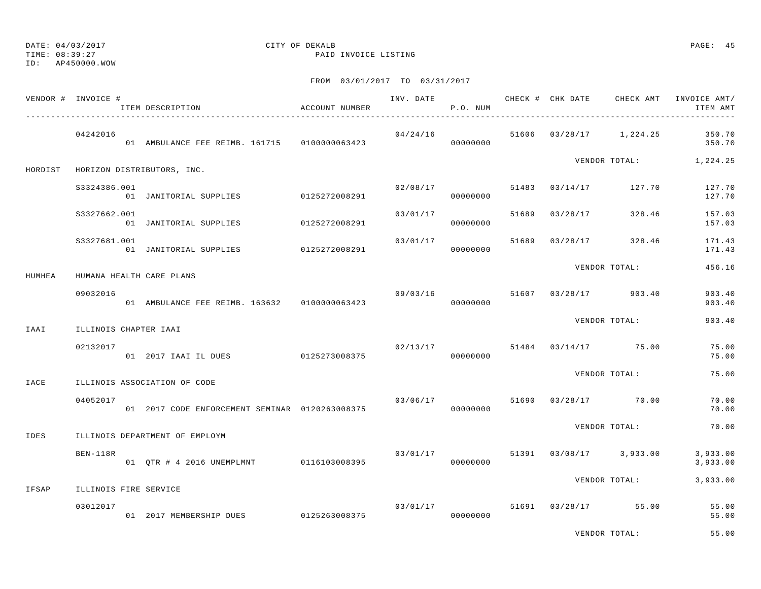DATE: 04/03/2017
TIME: 08:39:27
ID: AP450000.WOW

CITY OF DEKALB
PAID INVOICE LISTING

FROM 03/01/2017 TO 03/31/2017

| VENDOR # | INVOICE # / ITEM DESCRIPTION | ACCOUNT NUMBER | INV. DATE | P.O. NUM | CHECK # | CHK DATE | CHECK AMT | INVOICE AMT/ ITEM AMT |
|---|---|---|---|---|---|---|---|---|
| | 04242016 | | 04/24/16 | | 51606 | 03/28/17 | 1,224.25 | 350.70 |
| | 01 AMBULANCE FEE REIMB. 161715 | 0100000063423 | | 00000000 | | | | 350.70 |
| | | | | | | VENDOR TOTAL: | | 1,224.25 |
| HORDIST | HORIZON DISTRIBUTORS, INC. | | | | | | | |
| | S3324386.001 | | 02/08/17 | | 51483 | 03/14/17 | 127.70 | 127.70 |
| | 01 JANITORIAL SUPPLIES | 0125272008291 | | 00000000 | | | | 127.70 |
| | S3327662.001 | | 03/01/17 | | 51689 | 03/28/17 | 328.46 | 157.03 |
| | 01 JANITORIAL SUPPLIES | 0125272008291 | | 00000000 | | | | 157.03 |
| | S3327681.001 | | 03/01/17 | | 51689 | 03/28/17 | 328.46 | 171.43 |
| | 01 JANITORIAL SUPPLIES | 0125272008291 | | 00000000 | | | | 171.43 |
| | | | | | | VENDOR TOTAL: | | 456.16 |
| HUMHEA | HUMANA HEALTH CARE PLANS | | | | | | | |
| | 09032016 | | 09/03/16 | | 51607 | 03/28/17 | 903.40 | 903.40 |
| | 01 AMBULANCE FEE REIMB. 163632 | 0100000063423 | | 00000000 | | | | 903.40 |
| | | | | | | VENDOR TOTAL: | | 903.40 |
| IAAI | ILLINOIS CHAPTER IAAI | | | | | | | |
| | 02132017 | | 02/13/17 | | 51484 | 03/14/17 | 75.00 | 75.00 |
| | 01 2017 IAAI IL DUES | 0125273008375 | | 00000000 | | | | 75.00 |
| | | | | | | VENDOR TOTAL: | | 75.00 |
| IACE | ILLINOIS ASSOCIATION OF CODE | | | | | | | |
| | 04052017 | | 03/06/17 | | 51690 | 03/28/17 | 70.00 | 70.00 |
| | 01 2017 CODE ENFORCEMENT SEMINAR | 0120263008375 | | 00000000 | | | | 70.00 |
| | | | | | | VENDOR TOTAL: | | 70.00 |
| IDES | ILLINOIS DEPARTMENT OF EMPLOYM | | | | | | | |
| | BEN-118R | | 03/01/17 | | 51391 | 03/08/17 | 3,933.00 | 3,933.00 |
| | 01 QTR # 4 2016 UNEMPLMNT | 0116103008395 | | 00000000 | | | | 3,933.00 |
| | | | | | | VENDOR TOTAL: | | 3,933.00 |
| IFSAP | ILLINOIS FIRE SERVICE | | | | | | | |
| | 03012017 | | 03/01/17 | | 51691 | 03/28/17 | 55.00 | 55.00 |
| | 01 2017 MEMBERSHIP DUES | 0125263008375 | | 00000000 | | | | 55.00 |
| | | | | | | VENDOR TOTAL: | | 55.00 |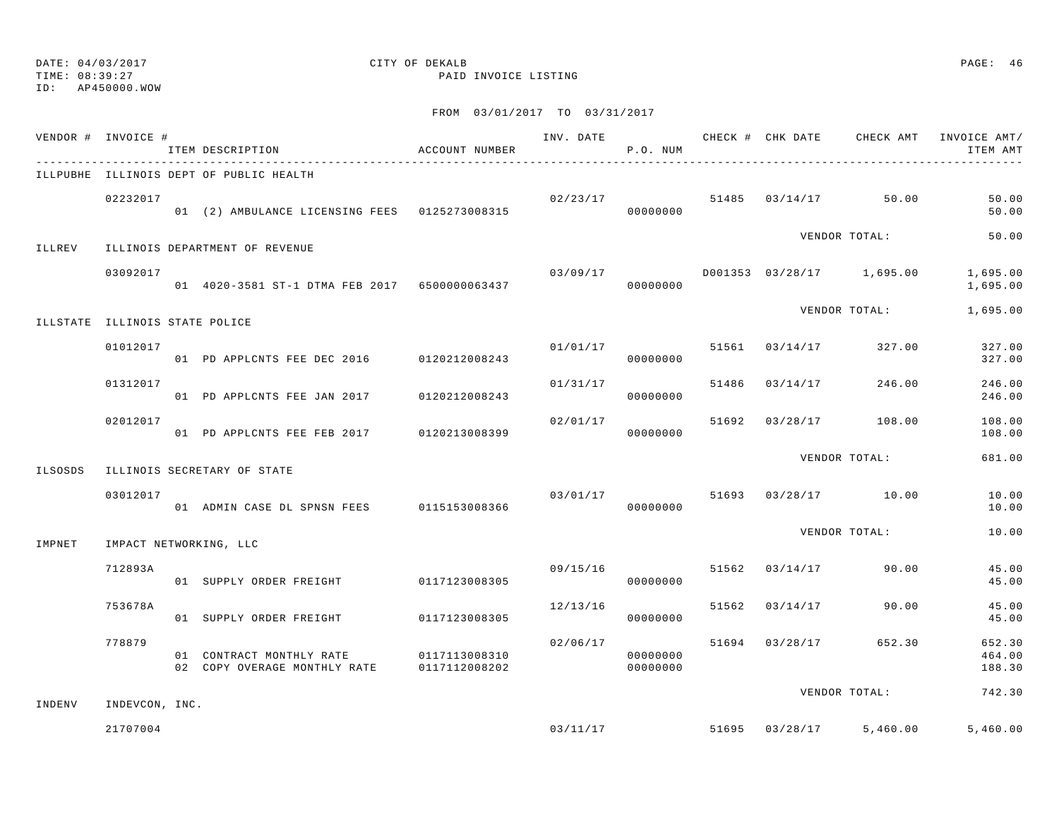DATE: 04/03/2017
TIME: 08:39:27
ID: AP450000.WOW

CITY OF DEKALB
PAID INVOICE LISTING

FROM 03/01/2017 TO 03/31/2017

| VENDOR # | INVOICE # | ITEM DESCRIPTION | ACCOUNT NUMBER | INV. DATE | P.O. NUM | CHECK # | CHK DATE | CHECK AMT | INVOICE AMT/ ITEM AMT |
|---|---|---|---|---|---|---|---|---|---|
| ILLPUBHE | ILLINOIS DEPT OF PUBLIC HEALTH | | | | | | | | |
| | 02232017 | | | 02/23/17 | | 51485 | 03/14/17 | 50.00 | 50.00 |
| | | 01 (2) AMBULANCE LICENSING FEES | 0125273008315 | | 00000000 | | | | 50.00 |
| | | | | | | | | VENDOR TOTAL: | 50.00 |
| ILLREV | ILLINOIS DEPARTMENT OF REVENUE | | | | | | | | |
| | 03092017 | | | 03/09/17 | | D001353 | 03/28/17 | 1,695.00 | 1,695.00 |
| | | 01 4020-3581 ST-1 DTMA FEB 2017 | 6500000063437 | | 00000000 | | | | 1,695.00 |
| | | | | | | | | VENDOR TOTAL: | 1,695.00 |
| ILLSTATE | ILLINOIS STATE POLICE | | | | | | | | |
| | 01012017 | | | 01/01/17 | | 51561 | 03/14/17 | 327.00 | 327.00 |
| | | 01 PD APPLCNTS FEE DEC 2016 | 0120212008243 | | 00000000 | | | | 327.00 |
| | 01312017 | | | 01/31/17 | | 51486 | 03/14/17 | 246.00 | 246.00 |
| | | 01 PD APPLCNTS FEE JAN 2017 | 0120212008243 | | 00000000 | | | | 246.00 |
| | 02012017 | | | 02/01/17 | | 51692 | 03/28/17 | 108.00 | 108.00 |
| | | 01 PD APPLCNTS FEE FEB 2017 | 0120213008399 | | 00000000 | | | | 108.00 |
| | | | | | | | | VENDOR TOTAL: | 681.00 |
| ILSOSDS | ILLINOIS SECRETARY OF STATE | | | | | | | | |
| | 03012017 | | | 03/01/17 | | 51693 | 03/28/17 | 10.00 | 10.00 |
| | | 01 ADMIN CASE DL SPNSN FEES | 0115153008366 | | 00000000 | | | | 10.00 |
| | | | | | | | | VENDOR TOTAL: | 10.00 |
| IMPNET | IMPACT NETWORKING, LLC | | | | | | | | |
| | 712893A | | | 09/15/16 | | 51562 | 03/14/17 | 90.00 | 45.00 |
| | | 01 SUPPLY ORDER FREIGHT | 0117123008305 | | 00000000 | | | | 45.00 |
| | 753678A | | | 12/13/16 | | 51562 | 03/14/17 | 90.00 | 45.00 |
| | | 01 SUPPLY ORDER FREIGHT | 0117123008305 | | 00000000 | | | | 45.00 |
| | 778879 | | | 02/06/17 | | 51694 | 03/28/17 | 652.30 | 652.30 |
| | | 01 CONTRACT MONTHLY RATE | 0117113008310 | | 00000000 | | | | 464.00 |
| | | 02 COPY OVERAGE MONTHLY RATE | 0117112008202 | | 00000000 | | | | 188.30 |
| | | | | | | | | VENDOR TOTAL: | 742.30 |
| INDENV | INDEVCON, INC. | | | | | | | | |
| | 21707004 | | | 03/11/17 | | 51695 | 03/28/17 | 5,460.00 | 5,460.00 |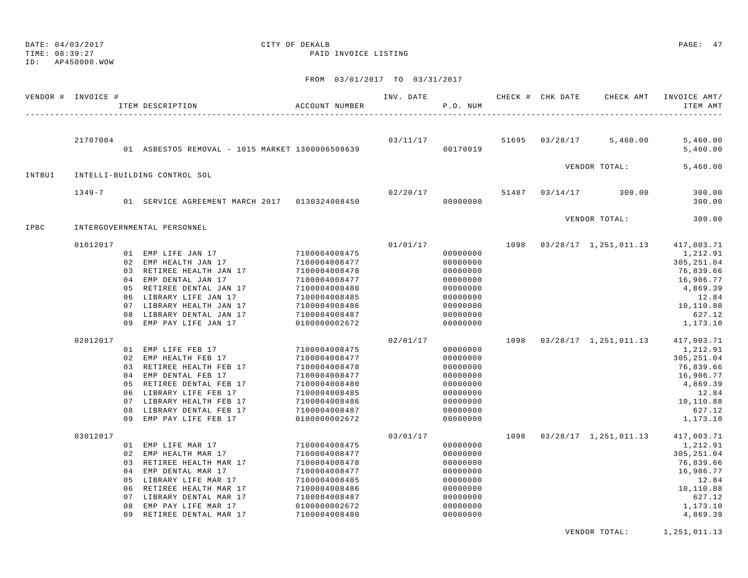DATE: 04/03/2017 CITY OF DEKALB
TIME: 08:39:27 PAID INVOICE LISTING
ID: AP450000.WOW

FROM 03/01/2017 TO 03/31/2017

| VENDOR # | INVOICE # | ITEM DESCRIPTION | ACCOUNT NUMBER | INV. DATE | P.O. NUM | CHECK # | CHK DATE | CHECK AMT | INVOICE AMT/ ITEM AMT |
|---|---|---|---|---|---|---|---|---|---|
| | 21707004 | | | 03/11/17 | | 51695 | 03/28/17 | 5,460.00 | 5,460.00 |
| | | 01 ASBESTOS REMOVAL - 1015 MARKET | 1300006508639 | | 00170019 | | | | 5,460.00 |
| | | | | | | | | VENDOR TOTAL: | 5,460.00 |
| INTBUI | INTELLI-BUILDING CONTROL SOL | | | | | | | | |
| | 1349-7 | | | 02/20/17 | | 51487 | 03/14/17 | 300.00 | 300.00 |
| | | 01 SERVICE AGREEMENT MARCH 2017 | 0130324008450 | | 00000000 | | | | 300.00 |
| | | | | | | | | VENDOR TOTAL: | 300.00 |
| IPBC | INTERGOVERNMENTAL PERSONNEL | | | | | | | | |
| | 01012017 | | | 01/01/17 | | 1098 | 03/28/17 | 1,251,011.13 | 417,003.71 |
| | | 01 EMP LIFE JAN 17 | 7100004008475 | | 00000000 | | | | 1,212.91 |
| | | 02 EMP HEALTH JAN 17 | 7100004008477 | | 00000000 | | | | 305,251.04 |
| | | 03 RETIREE HEALTH JAN 17 | 7100004008478 | | 00000000 | | | | 76,839.66 |
| | | 04 EMP DENTAL JAN 17 | 7100004008477 | | 00000000 | | | | 16,906.77 |
| | | 05 RETIREE DENTAL JAN 17 | 7100004008480 | | 00000000 | | | | 4,869.39 |
| | | 06 LIBRARY LIFE JAN 17 | 7100004008485 | | 00000000 | | | | 12.84 |
| | | 07 LIBRARY HEALTH JAN 17 | 7100004008486 | | 00000000 | | | | 10,110.88 |
| | | 08 LIBRARY DENTAL JAN 17 | 7100004008487 | | 00000000 | | | | 627.12 |
| | | 09 EMP PAY LIFE JAN 17 | 0100000002672 | | 00000000 | | | | 1,173.10 |
| | 02012017 | | | 02/01/17 | | 1098 | 03/28/17 | 1,251,011.13 | 417,003.71 |
| | | 01 EMP LIFE FEB 17 | 7100004008475 | | 00000000 | | | | 1,212.91 |
| | | 02 EMP HEALTH FEB 17 | 7100004008477 | | 00000000 | | | | 305,251.04 |
| | | 03 RETIREE HEALTH FEB 17 | 7100004008478 | | 00000000 | | | | 76,839.66 |
| | | 04 EMP DENTAL FEB 17 | 7100004008477 | | 00000000 | | | | 16,906.77 |
| | | 05 RETIREE DENTAL FEB 17 | 7100004008480 | | 00000000 | | | | 4,869.39 |
| | | 06 LIBRARY LIFE FEB 17 | 7100004008485 | | 00000000 | | | | 12.84 |
| | | 07 LIBRARY HEALTH FEB 17 | 7100004008486 | | 00000000 | | | | 10,110.88 |
| | | 08 LIBRARY DENTAL FEB 17 | 7100004008487 | | 00000000 | | | | 627.12 |
| | | 09 EMP PAY LIFE FEB 17 | 0100000002672 | | 00000000 | | | | 1,173.10 |
| | 03012017 | | | 03/01/17 | | 1098 | 03/28/17 | 1,251,011.13 | 417,003.71 |
| | | 01 EMP LIFE MAR 17 | 7100004008475 | | 00000000 | | | | 1,212.91 |
| | | 02 EMP HEALTH MAR 17 | 7100004008477 | | 00000000 | | | | 305,251.04 |
| | | 03 RETIREE HEALTH MAR 17 | 7100004008478 | | 00000000 | | | | 76,839.66 |
| | | 04 EMP DENTAL MAR 17 | 7100004008477 | | 00000000 | | | | 16,906.77 |
| | | 05 LIBRARY LIFE MAR 17 | 7100004008485 | | 00000000 | | | | 12.84 |
| | | 06 RETIREE HEALTH MAR 17 | 7100004008486 | | 00000000 | | | | 10,110.88 |
| | | 07 LIBRARY DENTAL MAR 17 | 7100004008487 | | 00000000 | | | | 627.12 |
| | | 08 EMP PAY LIFE MAR 17 | 0100000002672 | | 00000000 | | | | 1,173.10 |
| | | 09 RETIREE DENTAL MAR 17 | 7100004008480 | | 00000000 | | | | 4,869.39 |
| | | | | | | | | VENDOR TOTAL: | 1,251,011.13 |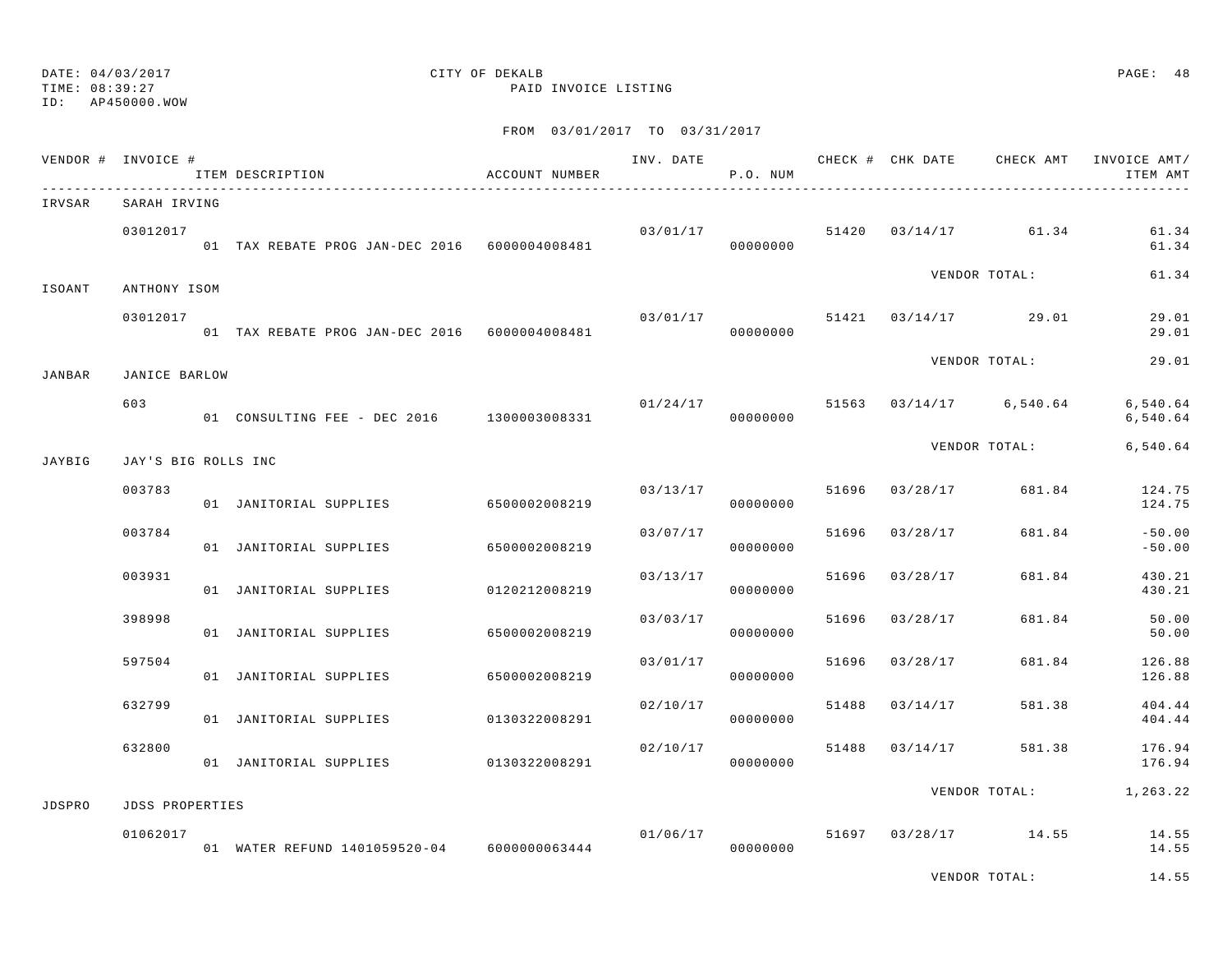DATE: 04/03/2017 CITY OF DEKALB
TIME: 08:39:27 PAID INVOICE LISTING
ID: AP450000.WOW

FROM 03/01/2017 TO 03/31/2017

| VENDOR # | INVOICE # / ITEM DESCRIPTION | ACCOUNT NUMBER | INV. DATE | P.O. NUM | CHECK # | CHK DATE | CHECK AMT | INVOICE AMT/ ITEM AMT |
|---|---|---|---|---|---|---|---|---|
| IRVSAR | SARAH IRVING | | | | | | | |
| | 03012017 | | 03/01/17 | | 51420 | 03/14/17 | 61.34 | 61.34 |
| | 01 TAX REBATE PROG JAN-DEC 2016 | 6000004008481 | | 00000000 | | | | 61.34 |
| | | | | | | VENDOR TOTAL: | | 61.34 |
| ISOANT | ANTHONY ISOM | | | | | | | |
| | 03012017 | | 03/01/17 | | 51421 | 03/14/17 | 29.01 | 29.01 |
| | 01 TAX REBATE PROG JAN-DEC 2016 | 6000004008481 | | 00000000 | | | | 29.01 |
| | | | | | | VENDOR TOTAL: | | 29.01 |
| JANBAR | JANICE BARLOW | | | | | | | |
| | 603 | | 01/24/17 | | 51563 | 03/14/17 | 6,540.64 | 6,540.64 |
| | 01 CONSULTING FEE - DEC 2016 | 1300003008331 | | 00000000 | | | | 6,540.64 |
| | | | | | | VENDOR TOTAL: | | 6,540.64 |
| JAYBIG | JAY'S BIG ROLLS INC | | | | | | | |
| | 003783 | | 03/13/17 | | 51696 | 03/28/17 | 681.84 | 124.75 |
| | 01 JANITORIAL SUPPLIES | 6500002008219 | | 00000000 | | | | 124.75 |
| | 003784 | | 03/07/17 | | 51696 | 03/28/17 | 681.84 | -50.00 |
| | 01 JANITORIAL SUPPLIES | 6500002008219 | | 00000000 | | | | -50.00 |
| | 003931 | | 03/13/17 | | 51696 | 03/28/17 | 681.84 | 430.21 |
| | 01 JANITORIAL SUPPLIES | 0120212008219 | | 00000000 | | | | 430.21 |
| | 398998 | | 03/03/17 | | 51696 | 03/28/17 | 681.84 | 50.00 |
| | 01 JANITORIAL SUPPLIES | 6500002008219 | | 00000000 | | | | 50.00 |
| | 597504 | | 03/01/17 | | 51696 | 03/28/17 | 681.84 | 126.88 |
| | 01 JANITORIAL SUPPLIES | 6500002008219 | | 00000000 | | | | 126.88 |
| | 632799 | | 02/10/17 | | 51488 | 03/14/17 | 581.38 | 404.44 |
| | 01 JANITORIAL SUPPLIES | 0130322008291 | | 00000000 | | | | 404.44 |
| | 632800 | | 02/10/17 | | 51488 | 03/14/17 | 581.38 | 176.94 |
| | 01 JANITORIAL SUPPLIES | 0130322008291 | | 00000000 | | | | 176.94 |
| | | | | | | VENDOR TOTAL: | | 1,263.22 |
| JDSPRO | JDSS PROPERTIES | | | | | | | |
| | 01062017 | | 01/06/17 | | 51697 | 03/28/17 | 14.55 | 14.55 |
| | 01 WATER REFUND 1401059520-04 | 6000000063444 | | 00000000 | | | | 14.55 |
| | | | | | | VENDOR TOTAL: | | 14.55 |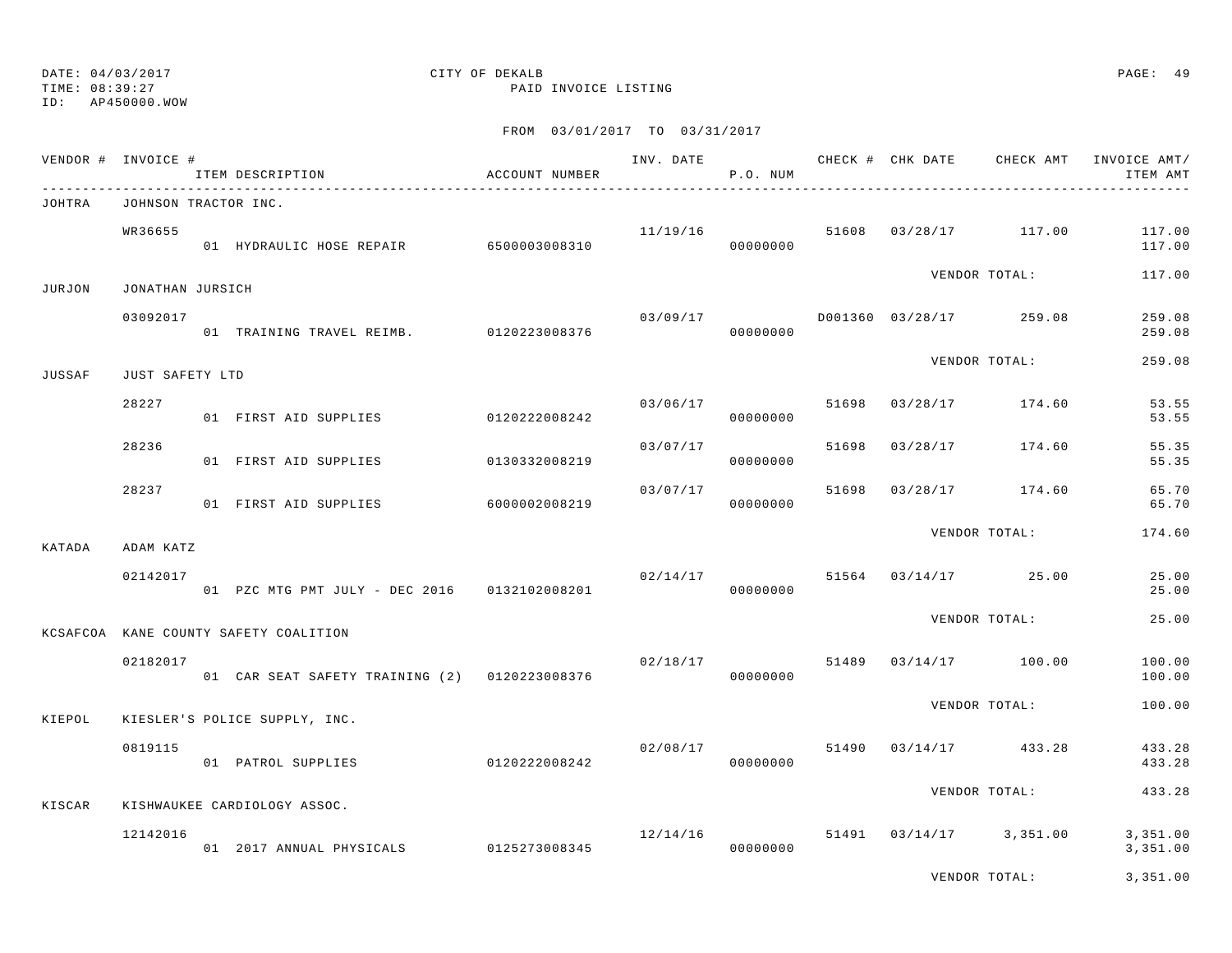DATE: 04/03/2017 CITY OF DEKALB
TIME: 08:39:27 PAID INVOICE LISTING
ID: AP450000.WOW

FROM 03/01/2017 TO 03/31/2017

| VENDOR # | INVOICE # | ITEM DESCRIPTION | ACCOUNT NUMBER | INV. DATE | P.O. NUM | CHECK # | CHK DATE | CHECK AMT | INVOICE AMT/ ITEM AMT |
|---|---|---|---|---|---|---|---|---|---|
| JOHTRA | JOHNSON TRACTOR INC. | | | | | | | | |
| | WR36655 | | | 11/19/16 | | 51608 | 03/28/17 | 117.00 | 117.00 |
| | | 01 HYDRAULIC HOSE REPAIR | 6500003008310 | | 00000000 | | | | 117.00 |
| | | | | | | | | VENDOR TOTAL: | 117.00 |
| JURJON | JONATHAN JURSICH | | | | | | | | |
| | 03092017 | | | 03/09/17 | | D001360 | 03/28/17 | 259.08 | 259.08 |
| | | 01 TRAINING TRAVEL REIMB. | 0120223008376 | | 00000000 | | | | 259.08 |
| | | | | | | | | VENDOR TOTAL: | 259.08 |
| JUSSAF | JUST SAFETY LTD | | | | | | | | |
| | 28227 | | | 03/06/17 | | 51698 | 03/28/17 | 174.60 | 53.55 |
| | | 01 FIRST AID SUPPLIES | 0120222008242 | | 00000000 | | | | 53.55 |
| | 28236 | | | 03/07/17 | | 51698 | 03/28/17 | 174.60 | 55.35 |
| | | 01 FIRST AID SUPPLIES | 0130332008219 | | 00000000 | | | | 55.35 |
| | 28237 | | | 03/07/17 | | 51698 | 03/28/17 | 174.60 | 65.70 |
| | | 01 FIRST AID SUPPLIES | 6000002008219 | | 00000000 | | | | 65.70 |
| | | | | | | | | VENDOR TOTAL: | 174.60 |
| KATADA | ADAM KATZ | | | | | | | | |
| | 02142017 | | | 02/14/17 | | 51564 | 03/14/17 | 25.00 | 25.00 |
| | | 01 PZC MTG PMT JULY - DEC 2016 | 0132102008201 | | 00000000 | | | | 25.00 |
| | | | | | | | | VENDOR TOTAL: | 25.00 |
| KCSAFCOA | KANE COUNTY SAFETY COALITION | | | | | | | | |
| | 02182017 | | | 02/18/17 | | 51489 | 03/14/17 | 100.00 | 100.00 |
| | | 01 CAR SEAT SAFETY TRAINING (2) | 0120223008376 | | 00000000 | | | | 100.00 |
| | | | | | | | | VENDOR TOTAL: | 100.00 |
| KIEPOL | KIESLER'S POLICE SUPPLY, INC. | | | | | | | | |
| | 0819115 | | | 02/08/17 | | 51490 | 03/14/17 | 433.28 | 433.28 |
| | | 01 PATROL SUPPLIES | 0120222008242 | | 00000000 | | | | 433.28 |
| | | | | | | | | VENDOR TOTAL: | 433.28 |
| KISCAR | KISHWAUKEE CARDIOLOGY ASSOC. | | | | | | | | |
| | 12142016 | | | 12/14/16 | | 51491 | 03/14/17 | 3,351.00 | 3,351.00 |
| | | 01 2017 ANNUAL PHYSICALS | 0125273008345 | | 00000000 | | | | 3,351.00 |
| | | | | | | | | VENDOR TOTAL: | 3,351.00 |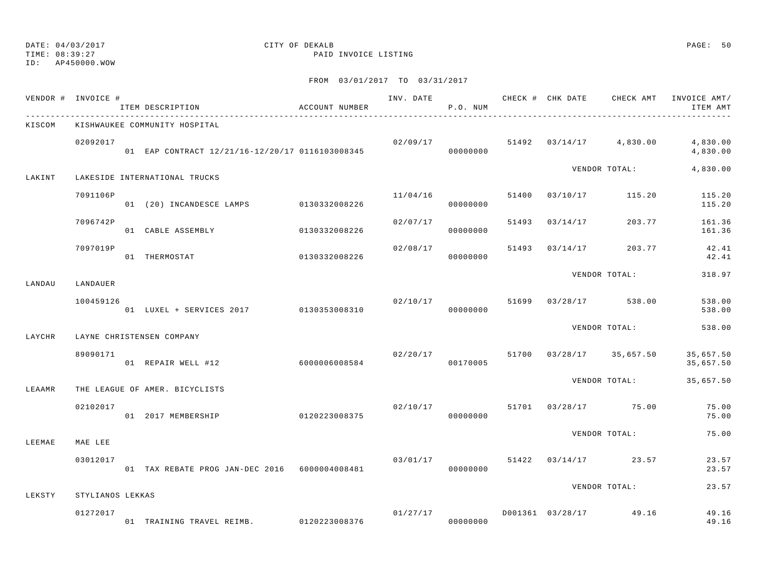DATE: 04/03/2017
TIME: 08:39:27
ID: AP450000.WOW

CITY OF DEKALB
PAID INVOICE LISTING

FROM 03/01/2017 TO 03/31/2017

| VENDOR # | INVOICE # | ITEM DESCRIPTION | ACCOUNT NUMBER | INV. DATE | P.O. NUM | CHECK # | CHK DATE | CHECK AMT | INVOICE AMT/ ITEM AMT |
|---|---|---|---|---|---|---|---|---|---|
| KISCOM | KISHWAUKEE COMMUNITY HOSPITAL | | | | | | | | |
| | 02092017 | | | 02/09/17 | | 51492 | 03/14/17 | 4,830.00 | 4,830.00 |
| | | 01 EAP CONTRACT 12/21/16-12/20/17 | 0116103008345 | | 00000000 | | | | 4,830.00 |
| | | | | | | | VENDOR TOTAL: | | 4,830.00 |
| LAKINT | LAKESIDE INTERNATIONAL TRUCKS | | | | | | | | |
| | 7091106P | | | 11/04/16 | | 51400 | 03/10/17 | 115.20 | 115.20 |
| | | 01 (20) INCANDESCE LAMPS | 0130332008226 | | 00000000 | | | | 115.20 |
| | 7096742P | | | 02/07/17 | | 51493 | 03/14/17 | 203.77 | 161.36 |
| | | 01 CABLE ASSEMBLY | 0130332008226 | | 00000000 | | | | 161.36 |
| | 7097019P | | | 02/08/17 | | 51493 | 03/14/17 | 203.77 | 42.41 |
| | | 01 THERMOSTAT | 0130332008226 | | 00000000 | | | | 42.41 |
| | | | | | | | VENDOR TOTAL: | | 318.97 |
| LANDAU | LANDAUER | | | | | | | | |
| | 100459126 | | | 02/10/17 | | 51699 | 03/28/17 | 538.00 | 538.00 |
| | | 01 LUXEL + SERVICES 2017 | 0130353008310 | | 00000000 | | | | 538.00 |
| | | | | | | | VENDOR TOTAL: | | 538.00 |
| LAYCHR | LAYNE CHRISTENSEN COMPANY | | | | | | | | |
| | 89090171 | | | 02/20/17 | | 51700 | 03/28/17 | 35,657.50 | 35,657.50 |
| | | 01 REPAIR WELL #12 | 6000006008584 | | 00170005 | | | | 35,657.50 |
| | | | | | | | VENDOR TOTAL: | | 35,657.50 |
| LEAAMR | THE LEAGUE OF AMER. BICYCLISTS | | | | | | | | |
| | 02102017 | | | 02/10/17 | | 51701 | 03/28/17 | 75.00 | 75.00 |
| | | 01 2017 MEMBERSHIP | 0120223008375 | | 00000000 | | | | 75.00 |
| | | | | | | | VENDOR TOTAL: | | 75.00 |
| LEEMAE | MAE LEE | | | | | | | | |
| | 03012017 | | | 03/01/17 | | 51422 | 03/14/17 | 23.57 | 23.57 |
| | | 01 TAX REBATE PROG JAN-DEC 2016 | 6000004008481 | | 00000000 | | | | 23.57 |
| | | | | | | | VENDOR TOTAL: | | 23.57 |
| LEKSTY | STYLIANOS LEKKAS | | | | | | | | |
| | 01272017 | | | 01/27/17 | | D001361 | 03/28/17 | 49.16 | 49.16 |
| | | 01 TRAINING TRAVEL REIMB. | 0120223008376 | | 00000000 | | | | 49.16 |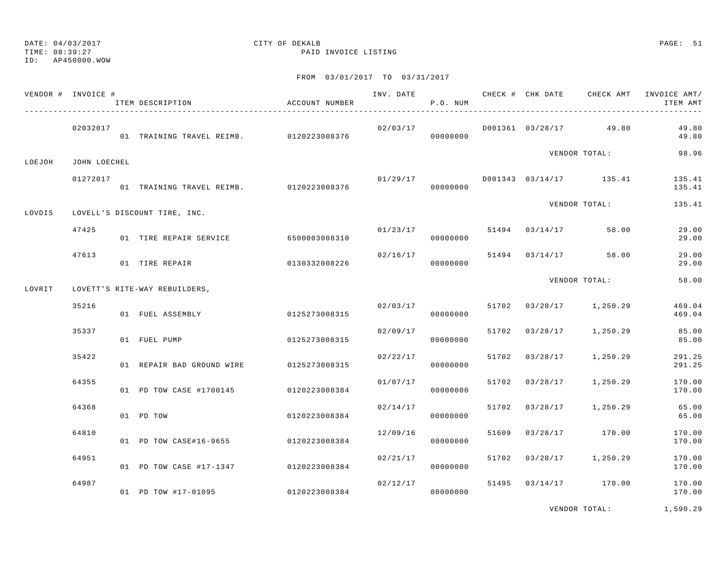DATE: 04/03/2017 CITY OF DEKALB

TIME: 08:39:27 PAID INVOICE LISTING

ID: AP450000.WOW

FROM 03/01/2017 TO 03/31/2017

| VENDOR # | INVOICE # | ITEM DESCRIPTION | ACCOUNT NUMBER | INV. DATE | P.O. NUM | CHECK # | CHK DATE | CHECK AMT | INVOICE AMT/ ITEM AMT |
|---|---|---|---|---|---|---|---|---|---|
| | 02032017 | | | 02/03/17 | | D001361 | 03/28/17 | 49.80 | 49.80 |
| | | 01 TRAINING TRAVEL REIMB. | 0120223008376 | | 00000000 | | | | 49.80 |
| | | | | | | | | VENDOR TOTAL: | 98.96 |
| LOEJOH | JOHN LOECHEL | | | | | | | | |
| | 01272017 | | | 01/29/17 | | D001343 | 03/14/17 | 135.41 | 135.41 |
| | | 01 TRAINING TRAVEL REIMB. | 0120223008376 | | 00000000 | | | | 135.41 |
| | | | | | | | | VENDOR TOTAL: | 135.41 |
| LOVDIS | LOVELL'S DISCOUNT TIRE, INC. | | | | | | | | |
| | 47425 | | | 01/23/17 | | 51494 | 03/14/17 | 58.00 | 29.00 |
| | | 01 TIRE REPAIR SERVICE | 6500003008310 | | 00000000 | | | | 29.00 |
| | 47613 | | | 02/16/17 | | 51494 | 03/14/17 | 58.00 | 29.00 |
| | | 01 TIRE REPAIR | 0130332008226 | | 00000000 | | | | 29.00 |
| | | | | | | | | VENDOR TOTAL: | 58.00 |
| LOVRIT | LOVETT'S RITE-WAY REBUILDERS, | | | | | | | | |
| | 35216 | | | 02/03/17 | | 51702 | 03/28/17 | 1,250.29 | 469.04 |
| | | 01 FUEL ASSEMBLY | 0125273008315 | | 00000000 | | | | 469.04 |
| | 35337 | | | 02/09/17 | | 51702 | 03/28/17 | 1,250.29 | 85.00 |
| | | 01 FUEL PUMP | 0125273008315 | | 00000000 | | | | 85.00 |
| | 35422 | | | 02/22/17 | | 51702 | 03/28/17 | 1,250.29 | 291.25 |
| | | 01 REPAIR BAD GROUND WIRE | 0125273008315 | | 00000000 | | | | 291.25 |
| | 64355 | | | 01/07/17 | | 51702 | 03/28/17 | 1,250.29 | 170.00 |
| | | 01 PD TOW CASE #1700145 | 0120223008384 | | 00000000 | | | | 170.00 |
| | 64368 | | | 02/14/17 | | 51702 | 03/28/17 | 1,250.29 | 65.00 |
| | | 01 PD TOW | 0120223008384 | | 00000000 | | | | 65.00 |
| | 64810 | | | 12/09/16 | | 51609 | 03/28/17 | 170.00 | 170.00 |
| | | 01 PD TOW CASE#16-9655 | 0120223008384 | | 00000000 | | | | 170.00 |
| | 64951 | | | 02/21/17 | | 51702 | 03/28/17 | 1,250.29 | 170.00 |
| | | 01 PD TOW CASE #17-1347 | 0120223008384 | | 00000000 | | | | 170.00 |
| | 64987 | | | 02/12/17 | | 51495 | 03/14/17 | 170.00 | 170.00 |
| | | 01 PD TOW #17-01095 | 0120223008384 | | 00000000 | | | | 170.00 |
| | | | | | | | | VENDOR TOTAL: | 1,590.29 |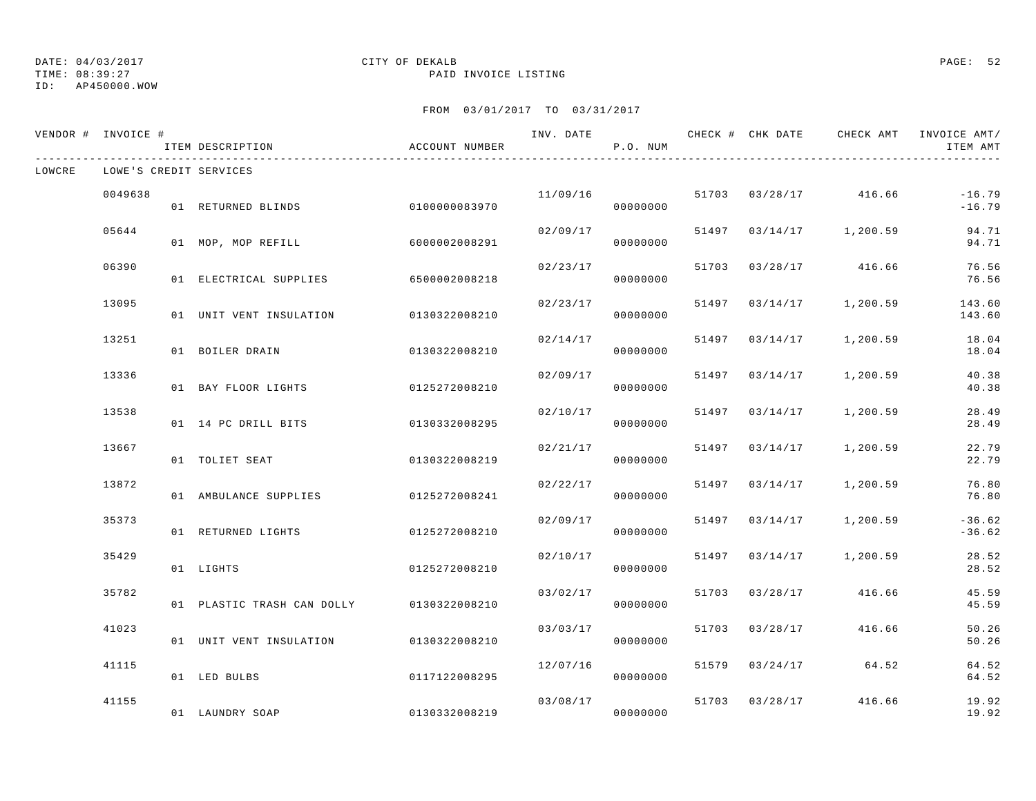DATE: 04/03/2017 CITY OF DEKALB
TIME: 08:39:27 PAID INVOICE LISTING
ID: AP450000.WOW

FROM 03/01/2017 TO 03/31/2017

| VENDOR # | INVOICE # | ITEM DESCRIPTION | ACCOUNT NUMBER | INV. DATE | P.O. NUM | CHECK # | CHK DATE | CHECK AMT | INVOICE AMT/ ITEM AMT |
|---|---|---|---|---|---|---|---|---|---|
| LOWCRE | LOWE'S CREDIT SERVICES | | | | | | | | |
| | 0049638 | | | 11/09/16 | | 51703 | 03/28/17 | 416.66 | -16.79 |
| | | 01 RETURNED BLINDS | 0100000083970 | | 00000000 | | | | -16.79 |
| | 05644 | | | 02/09/17 | | 51497 | 03/14/17 | 1,200.59 | 94.71 |
| | | 01 MOP, MOP REFILL | 6000002008291 | | 00000000 | | | | 94.71 |
| | 06390 | | | 02/23/17 | | 51703 | 03/28/17 | 416.66 | 76.56 |
| | | 01 ELECTRICAL SUPPLIES | 6500002008218 | | 00000000 | | | | 76.56 |
| | 13095 | | | 02/23/17 | | 51497 | 03/14/17 | 1,200.59 | 143.60 |
| | | 01 UNIT VENT INSULATION | 0130322008210 | | 00000000 | | | | 143.60 |
| | 13251 | | | 02/14/17 | | 51497 | 03/14/17 | 1,200.59 | 18.04 |
| | | 01 BOILER DRAIN | 0130322008210 | | 00000000 | | | | 18.04 |
| | 13336 | | | 02/09/17 | | 51497 | 03/14/17 | 1,200.59 | 40.38 |
| | | 01 BAY FLOOR LIGHTS | 0125272008210 | | 00000000 | | | | 40.38 |
| | 13538 | | | 02/10/17 | | 51497 | 03/14/17 | 1,200.59 | 28.49 |
| | | 01 14 PC DRILL BITS | 0130332008295 | | 00000000 | | | | 28.49 |
| | 13667 | | | 02/21/17 | | 51497 | 03/14/17 | 1,200.59 | 22.79 |
| | | 01 TOLIET SEAT | 0130322008219 | | 00000000 | | | | 22.79 |
| | 13872 | | | 02/22/17 | | 51497 | 03/14/17 | 1,200.59 | 76.80 |
| | | 01 AMBULANCE SUPPLIES | 0125272008241 | | 00000000 | | | | 76.80 |
| | 35373 | | | 02/09/17 | | 51497 | 03/14/17 | 1,200.59 | -36.62 |
| | | 01 RETURNED LIGHTS | 0125272008210 | | 00000000 | | | | -36.62 |
| | 35429 | | | 02/10/17 | | 51497 | 03/14/17 | 1,200.59 | 28.52 |
| | | 01 LIGHTS | 0125272008210 | | 00000000 | | | | 28.52 |
| | 35782 | | | 03/02/17 | | 51703 | 03/28/17 | 416.66 | 45.59 |
| | | 01 PLASTIC TRASH CAN DOLLY | 0130322008210 | | 00000000 | | | | 45.59 |
| | 41023 | | | 03/03/17 | | 51703 | 03/28/17 | 416.66 | 50.26 |
| | | 01 UNIT VENT INSULATION | 0130322008210 | | 00000000 | | | | 50.26 |
| | 41115 | | | 12/07/16 | | 51579 | 03/24/17 | 64.52 | 64.52 |
| | | 01 LED BULBS | 0117122008295 | | 00000000 | | | | 64.52 |
| | 41155 | | | 03/08/17 | | 51703 | 03/28/17 | 416.66 | 19.92 |
| | | 01 LAUNDRY SOAP | 0130332008219 | | 00000000 | | | | 19.92 |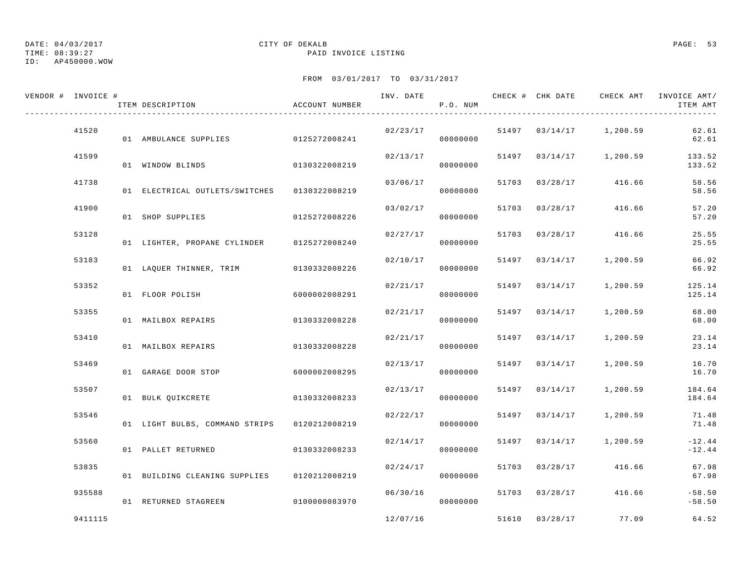DATE: 04/03/2017 CITY OF DEKALB
TIME: 08:39:27 PAID INVOICE LISTING
ID: AP450000.WOW

FROM 03/01/2017 TO 03/31/2017

| VENDOR # | INVOICE # | ITEM DESCRIPTION | ACCOUNT NUMBER | INV. DATE | P.O. NUM | CHECK # | CHK DATE | CHECK AMT | INVOICE AMT/ ITEM AMT |
|---|---|---|---|---|---|---|---|---|---|
| | 41520 | | | 02/23/17 | | 51497 | 03/14/17 | 1,200.59 | 62.61 |
| | | 01 AMBULANCE SUPPLIES | 0125272008241 | | 00000000 | | | | 62.61 |
| | 41599 | | | 02/13/17 | | 51497 | 03/14/17 | 1,200.59 | 133.52 |
| | | 01 WINDOW BLINDS | 0130322008219 | | 00000000 | | | | 133.52 |
| | 41738 | | | 03/06/17 | | 51703 | 03/28/17 | 416.66 | 58.56 |
| | | 01 ELECTRICAL OUTLETS/SWITCHES | 0130322008219 | | 00000000 | | | | 58.56 |
| | 41900 | | | 03/02/17 | | 51703 | 03/28/17 | 416.66 | 57.20 |
| | | 01 SHOP SUPPLIES | 0125272008226 | | 00000000 | | | | 57.20 |
| | 53128 | | | 02/27/17 | | 51703 | 03/28/17 | 416.66 | 25.55 |
| | | 01 LIGHTER, PROPANE CYLINDER | 0125272008240 | | 00000000 | | | | 25.55 |
| | 53183 | | | 02/10/17 | | 51497 | 03/14/17 | 1,200.59 | 66.92 |
| | | 01 LAQUER THINNER, TRIM | 0130332008226 | | 00000000 | | | | 66.92 |
| | 53352 | | | 02/21/17 | | 51497 | 03/14/17 | 1,200.59 | 125.14 |
| | | 01 FLOOR POLISH | 6000002008291 | | 00000000 | | | | 125.14 |
| | 53355 | | | 02/21/17 | | 51497 | 03/14/17 | 1,200.59 | 68.00 |
| | | 01 MAILBOX REPAIRS | 0130332008228 | | 00000000 | | | | 68.00 |
| | 53410 | | | 02/21/17 | | 51497 | 03/14/17 | 1,200.59 | 23.14 |
| | | 01 MAILBOX REPAIRS | 0130332008228 | | 00000000 | | | | 23.14 |
| | 53469 | | | 02/13/17 | | 51497 | 03/14/17 | 1,200.59 | 16.70 |
| | | 01 GARAGE DOOR STOP | 6000002008295 | | 00000000 | | | | 16.70 |
| | 53507 | | | 02/13/17 | | 51497 | 03/14/17 | 1,200.59 | 184.64 |
| | | 01 BULK QUIKCRETE | 0130332008233 | | 00000000 | | | | 184.64 |
| | 53546 | | | 02/22/17 | | 51497 | 03/14/17 | 1,200.59 | 71.48 |
| | | 01 LIGHT BULBS, COMMAND STRIPS | 0120212008219 | | 00000000 | | | | 71.48 |
| | 53560 | | | 02/14/17 | | 51497 | 03/14/17 | 1,200.59 | -12.44 |
| | | 01 PALLET RETURNED | 0130332008233 | | 00000000 | | | | -12.44 |
| | 53835 | | | 02/24/17 | | 51703 | 03/28/17 | 416.66 | 67.98 |
| | | 01 BUILDING CLEANING SUPPLIES | 0120212008219 | | 00000000 | | | | 67.98 |
| | 935588 | | | 06/30/16 | | 51703 | 03/28/17 | 416.66 | -58.50 |
| | | 01 RETURNED STAGREEN | 0100000083970 | | 00000000 | | | | -58.50 |
| | 9411115 | | | 12/07/16 | | 51610 | 03/28/17 | 77.09 | 64.52 |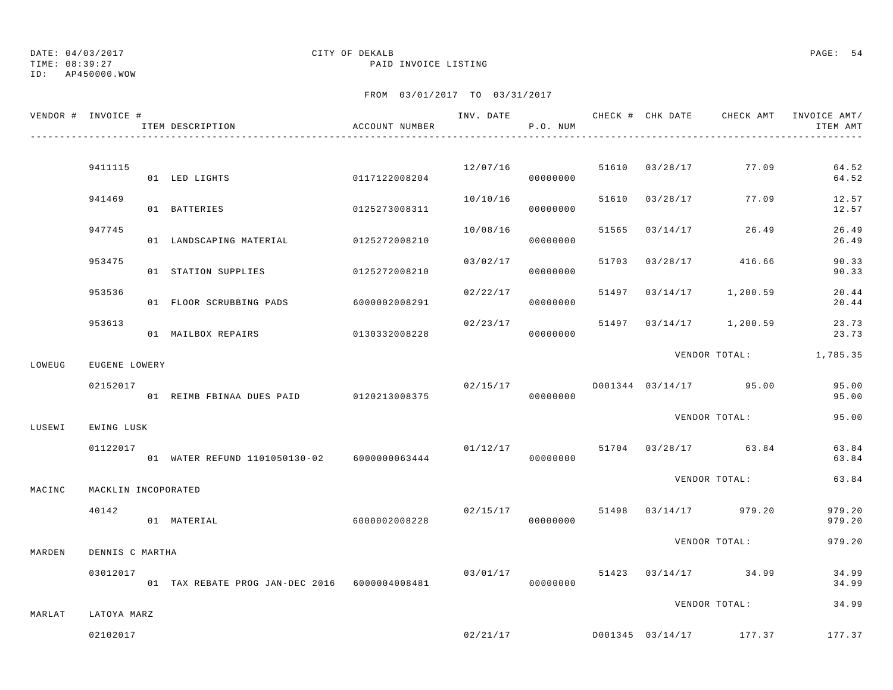DATE: 04/03/2017 CITY OF DEKALB
TIME: 08:39:27 PAID INVOICE LISTING
ID: AP450000.WOW

FROM 03/01/2017 TO 03/31/2017

| VENDOR # | INVOICE # | ITEM DESCRIPTION | ACCOUNT NUMBER | INV. DATE | P.O. NUM | CHECK # | CHK DATE | CHECK AMT | INVOICE AMT/ ITEM AMT |
|---|---|---|---|---|---|---|---|---|---|
| | 9411115 | | | 12/07/16 | | 51610 | 03/28/17 | 77.09 | 64.52 |
| | | 01 LED LIGHTS | 0117122008204 | | 00000000 | | | | 64.52 |
| | 941469 | | | 10/10/16 | | 51610 | 03/28/17 | 77.09 | 12.57 |
| | | 01 BATTERIES | 0125273008311 | | 00000000 | | | | 12.57 |
| | 947745 | | | 10/08/16 | | 51565 | 03/14/17 | 26.49 | 26.49 |
| | | 01 LANDSCAPING MATERIAL | 0125272008210 | | 00000000 | | | | 26.49 |
| | 953475 | | | 03/02/17 | | 51703 | 03/28/17 | 416.66 | 90.33 |
| | | 01 STATION SUPPLIES | 0125272008210 | | 00000000 | | | | 90.33 |
| | 953536 | | | 02/22/17 | | 51497 | 03/14/17 | 1,200.59 | 20.44 |
| | | 01 FLOOR SCRUBBING PADS | 6000002008291 | | 00000000 | | | | 20.44 |
| | 953613 | | | 02/23/17 | | 51497 | 03/14/17 | 1,200.59 | 23.73 |
| | | 01 MAILBOX REPAIRS | 0130332008228 | | 00000000 | | | | 23.73 |
| | | | | | | | | VENDOR TOTAL: | 1,785.35 |
| LOWEUG | EUGENE LOWERY | | | | | | | | |
| | 02152017 | | | 02/15/17 | | D001344 | 03/14/17 | 95.00 | 95.00 |
| | | 01 REIMB FBINAA DUES PAID | 0120213008375 | | 00000000 | | | | 95.00 |
| | | | | | | | | VENDOR TOTAL: | 95.00 |
| LUSEWI | EWING LUSK | | | | | | | | |
| | 01122017 | | | 01/12/17 | | 51704 | 03/28/17 | 63.84 | 63.84 |
| | | 01 WATER REFUND 1101050130-02 | 6000000063444 | | 00000000 | | | | 63.84 |
| | | | | | | | | VENDOR TOTAL: | 63.84 |
| MACINC | MACKLIN INCOPORATED | | | | | | | | |
| | 40142 | | | 02/15/17 | | 51498 | 03/14/17 | 979.20 | 979.20 |
| | | 01 MATERIAL | 6000002008228 | | 00000000 | | | | 979.20 |
| | | | | | | | | VENDOR TOTAL: | 979.20 |
| MARDEN | DENNIS C MARTHA | | | | | | | | |
| | 03012017 | | | 03/01/17 | | 51423 | 03/14/17 | 34.99 | 34.99 |
| | | 01 TAX REBATE PROG JAN-DEC 2016 | 6000004008481 | | 00000000 | | | | 34.99 |
| | | | | | | | | VENDOR TOTAL: | 34.99 |
| MARLAT | LATOYA MARZ | | | | | | | | |
| | 02102017 | | | 02/21/17 | | D001345 | 03/14/17 | 177.37 | 177.37 |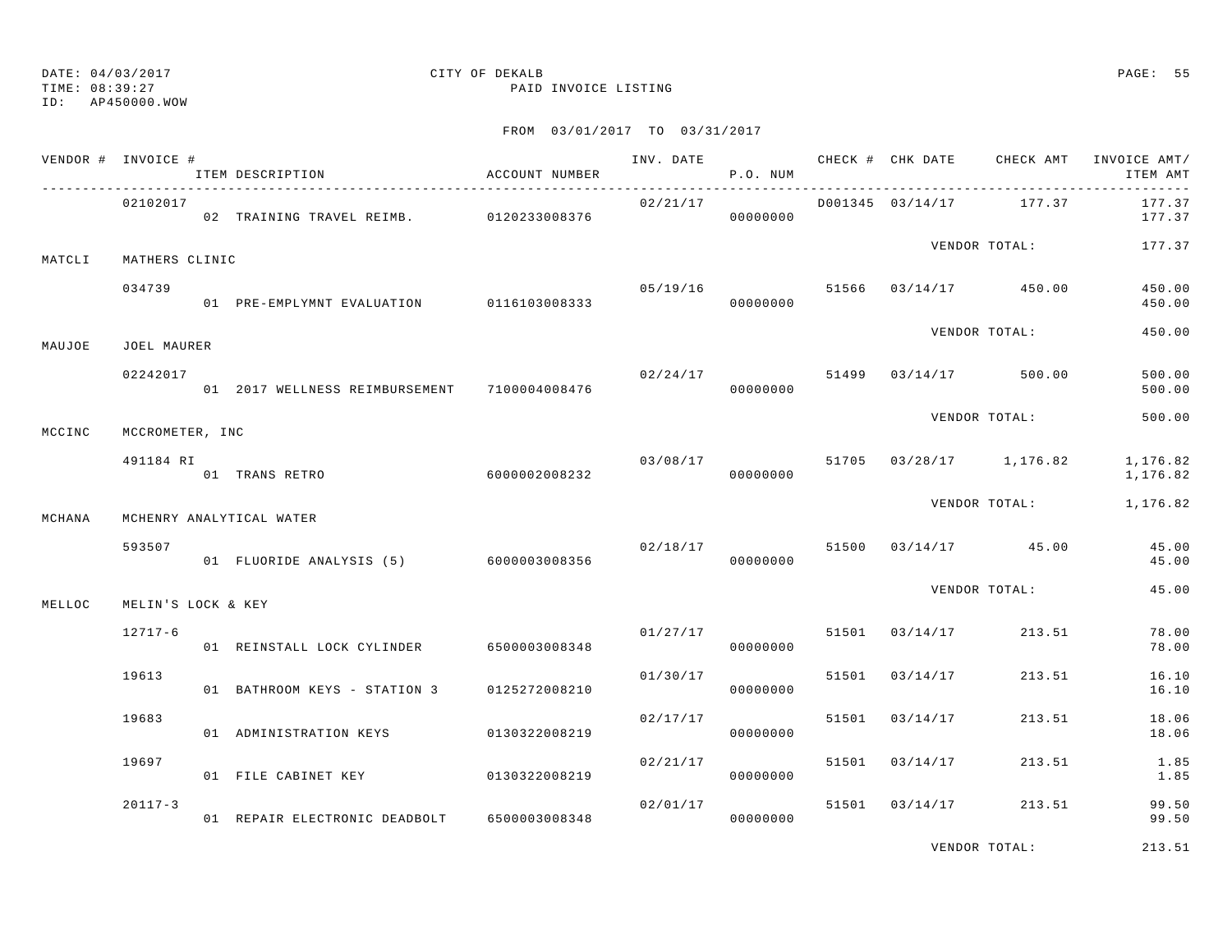DATE: 04/03/2017 CITY OF DEKALB
TIME: 08:39:27 PAID INVOICE LISTING
ID: AP450000.WOW

FROM 03/01/2017 TO 03/31/2017

| VENDOR # | INVOICE # / ITEM DESCRIPTION | ACCOUNT NUMBER | INV. DATE | P.O. NUM | CHECK # | CHK DATE | CHECK AMT | INVOICE AMT/ ITEM AMT |
|---|---|---|---|---|---|---|---|---|
| | 02102017 | | 02/21/17 | | D001345 | 03/14/17 | 177.37 | 177.37 |
| | 02 TRAINING TRAVEL REIMB. | 0120233008376 | | 00000000 | | | | 177.37 |
| | | | | | | VENDOR TOTAL: | | 177.37 |
| MATCLI | MATHERS CLINIC | | | | | | | |
| | 034739 | | 05/19/16 | | 51566 | 03/14/17 | 450.00 | 450.00 |
| | 01 PRE-EMPLYMNT EVALUATION | 0116103008333 | | 00000000 | | | | 450.00 |
| | | | | | | VENDOR TOTAL: | | 450.00 |
| MAUJOE | JOEL MAURER | | | | | | | |
| | 02242017 | | 02/24/17 | | 51499 | 03/14/17 | 500.00 | 500.00 |
| | 01 2017 WELLNESS REIMBURSEMENT | 7100004008476 | | 00000000 | | | | 500.00 |
| | | | | | | VENDOR TOTAL: | | 500.00 |
| MCCINC | MCCROMETER, INC | | | | | | | |
| | 491184 RI | | 03/08/17 | | 51705 | 03/28/17 | 1,176.82 | 1,176.82 |
| | 01 TRANS RETRO | 6000002008232 | | 00000000 | | | | 1,176.82 |
| | | | | | | VENDOR TOTAL: | | 1,176.82 |
| MCHANA | MCHENRY ANALYTICAL WATER | | | | | | | |
| | 593507 | | 02/18/17 | | 51500 | 03/14/17 | 45.00 | 45.00 |
| | 01 FLUORIDE ANALYSIS (5) | 6000003008356 | | 00000000 | | | | 45.00 |
| | | | | | | VENDOR TOTAL: | | 45.00 |
| MELLOC | MELIN'S LOCK & KEY | | | | | | | |
| | 12717-6 | | 01/27/17 | | 51501 | 03/14/17 | 213.51 | 78.00 |
| | 01 REINSTALL LOCK CYLINDER | 6500003008348 | | 00000000 | | | | 78.00 |
| | 19613 | | 01/30/17 | | 51501 | 03/14/17 | 213.51 | 16.10 |
| | 01 BATHROOM KEYS - STATION 3 | 0125272008210 | | 00000000 | | | | 16.10 |
| | 19683 | | 02/17/17 | | 51501 | 03/14/17 | 213.51 | 18.06 |
| | 01 ADMINISTRATION KEYS | 0130322008219 | | 00000000 | | | | 18.06 |
| | 19697 | | 02/21/17 | | 51501 | 03/14/17 | 213.51 | 1.85 |
| | 01 FILE CABINET KEY | 0130322008219 | | 00000000 | | | | 1.85 |
| | 20117-3 | | 02/01/17 | | 51501 | 03/14/17 | 213.51 | 99.50 |
| | 01 REPAIR ELECTRONIC DEADBOLT | 6500003008348 | | 00000000 | | | | 99.50 |
| | | | | | | VENDOR TOTAL: | | 213.51 |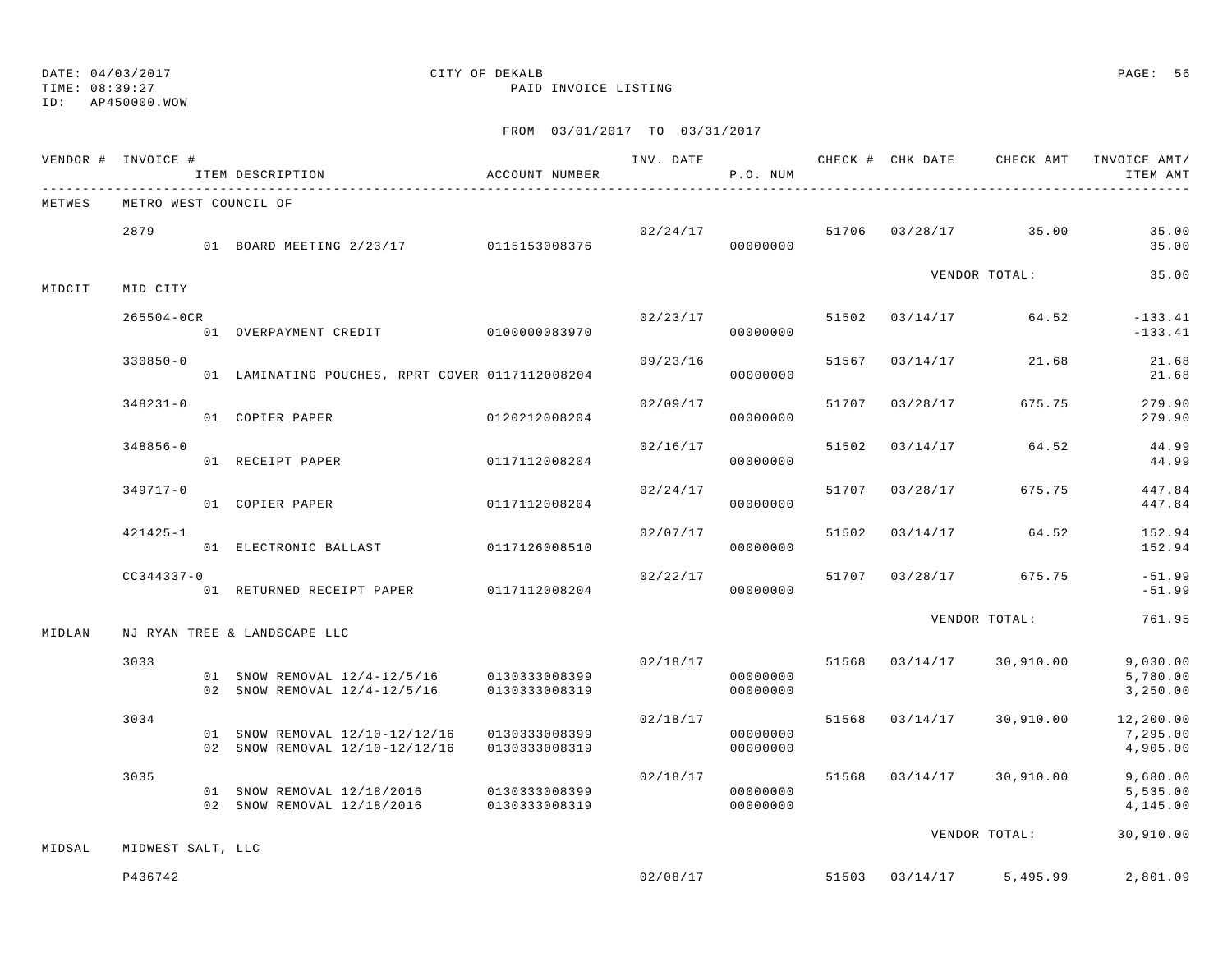DATE: 04/03/2017 CITY OF DEKALB
TIME: 08:39:27 PAID INVOICE LISTING
ID: AP450000.WOW

FROM 03/01/2017 TO 03/31/2017

| VENDOR # | INVOICE # | ITEM DESCRIPTION | ACCOUNT NUMBER | INV. DATE | P.O. NUM | CHECK # | CHK DATE | CHECK AMT | INVOICE AMT/ ITEM AMT |
|---|---|---|---|---|---|---|---|---|---|
| METWES | METRO WEST COUNCIL OF | | | | | | | | |
| | 2879 | | | 02/24/17 | | 51706 | 03/28/17 | 35.00 | 35.00 |
| | | 01 BOARD MEETING 2/23/17 | 0115153008376 | | 00000000 | | | | 35.00 |
| | | | | | | | | VENDOR TOTAL: | 35.00 |
| MIDCIT | MID CITY | | | | | | | | |
| | 265504-0CR | | | 02/23/17 | | 51502 | 03/14/17 | 64.52 | -133.41 |
| | | 01 OVERPAYMENT CREDIT | 0100000083970 | | 00000000 | | | | -133.41 |
| | 330850-0 | | | 09/23/16 | | 51567 | 03/14/17 | 21.68 | 21.68 |
| | | 01 LAMINATING POUCHES, RPRT COVER | 0117112008204 | | 00000000 | | | | 21.68 |
| | 348231-0 | | | 02/09/17 | | 51707 | 03/28/17 | 675.75 | 279.90 |
| | | 01 COPIER PAPER | 0120212008204 | | 00000000 | | | | 279.90 |
| | 348856-0 | | | 02/16/17 | | 51502 | 03/14/17 | 64.52 | 44.99 |
| | | 01 RECEIPT PAPER | 0117112008204 | | 00000000 | | | | 44.99 |
| | 349717-0 | | | 02/24/17 | | 51707 | 03/28/17 | 675.75 | 447.84 |
| | | 01 COPIER PAPER | 0117112008204 | | 00000000 | | | | 447.84 |
| | 421425-1 | | | 02/07/17 | | 51502 | 03/14/17 | 64.52 | 152.94 |
| | | 01 ELECTRONIC BALLAST | 0117126008510 | | 00000000 | | | | 152.94 |
| | CC344337-0 | | | 02/22/17 | | 51707 | 03/28/17 | 675.75 | -51.99 |
| | | 01 RETURNED RECEIPT PAPER | 0117112008204 | | 00000000 | | | | -51.99 |
| | | | | | | | | VENDOR TOTAL: | 761.95 |
| MIDLAN | NJ RYAN TREE & LANDSCAPE LLC | | | | | | | | |
| | 3033 | | | 02/18/17 | | 51568 | 03/14/17 | 30,910.00 | 9,030.00 |
| | | 01 SNOW REMOVAL 12/4-12/5/16 | 0130333008399 | | 00000000 | | | | 5,780.00 |
| | | 02 SNOW REMOVAL 12/4-12/5/16 | 0130333008319 | | 00000000 | | | | 3,250.00 |
| | 3034 | | | 02/18/17 | | 51568 | 03/14/17 | 30,910.00 | 12,200.00 |
| | | 01 SNOW REMOVAL 12/10-12/12/16 | 0130333008399 | | 00000000 | | | | 7,295.00 |
| | | 02 SNOW REMOVAL 12/10-12/12/16 | 0130333008319 | | 00000000 | | | | 4,905.00 |
| | 3035 | | | 02/18/17 | | 51568 | 03/14/17 | 30,910.00 | 9,680.00 |
| | | 01 SNOW REMOVAL 12/18/2016 | 0130333008399 | | 00000000 | | | | 5,535.00 |
| | | 02 SNOW REMOVAL 12/18/2016 | 0130333008319 | | 00000000 | | | | 4,145.00 |
| | | | | | | | | VENDOR TOTAL: | 30,910.00 |
| MIDSAL | MIDWEST SALT, LLC | | | | | | | | |
| | P436742 | | | 02/08/17 | | 51503 | 03/14/17 | 5,495.99 | 2,801.09 |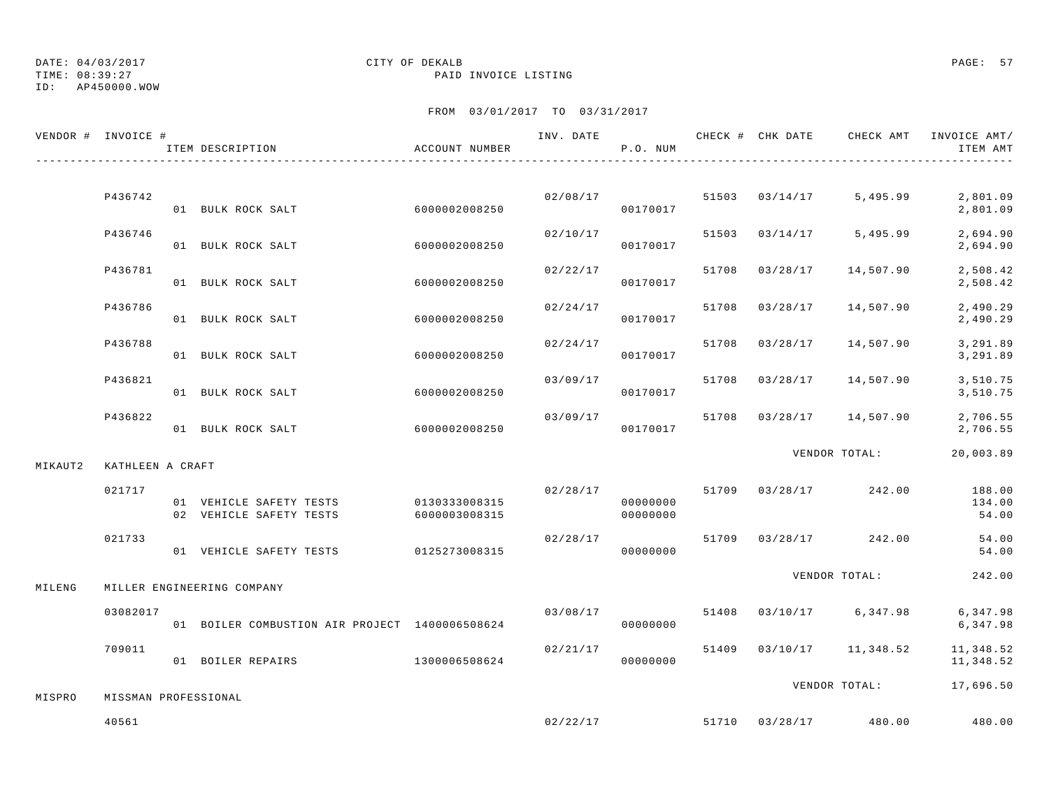DATE: 04/03/2017 CITY OF DEKALB
TIME: 08:39:27 PAID INVOICE LISTING
ID: AP450000.WOW

FROM 03/01/2017 TO 03/31/2017

| VENDOR # | INVOICE # | ITEM DESCRIPTION | ACCOUNT NUMBER | INV. DATE | P.O. NUM | CHECK # | CHK DATE | CHECK AMT | INVOICE AMT/ ITEM AMT |
|---|---|---|---|---|---|---|---|---|---|
| | P436742 | | | 02/08/17 | | 51503 | 03/14/17 | 5,495.99 | 2,801.09 |
| | | 01 BULK ROCK SALT | 6000002008250 | | 00170017 | | | | 2,801.09 |
| | P436746 | | | 02/10/17 | | 51503 | 03/14/17 | 5,495.99 | 2,694.90 |
| | | 01 BULK ROCK SALT | 6000002008250 | | 00170017 | | | | 2,694.90 |
| | P436781 | | | 02/22/17 | | 51708 | 03/28/17 | 14,507.90 | 2,508.42 |
| | | 01 BULK ROCK SALT | 6000002008250 | | 00170017 | | | | 2,508.42 |
| | P436786 | | | 02/24/17 | | 51708 | 03/28/17 | 14,507.90 | 2,490.29 |
| | | 01 BULK ROCK SALT | 6000002008250 | | 00170017 | | | | 2,490.29 |
| | P436788 | | | 02/24/17 | | 51708 | 03/28/17 | 14,507.90 | 3,291.89 |
| | | 01 BULK ROCK SALT | 6000002008250 | | 00170017 | | | | 3,291.89 |
| | P436821 | | | 03/09/17 | | 51708 | 03/28/17 | 14,507.90 | 3,510.75 |
| | | 01 BULK ROCK SALT | 6000002008250 | | 00170017 | | | | 3,510.75 |
| | P436822 | | | 03/09/17 | | 51708 | 03/28/17 | 14,507.90 | 2,706.55 |
| | | 01 BULK ROCK SALT | 6000002008250 | | 00170017 | | | | 2,706.55 |
| | | | | | | | | VENDOR TOTAL: | 20,003.89 |
| MIKAUT2 | KATHLEEN A CRAFT | | | | | | | | |
| | 021717 | | | 02/28/17 | | 51709 | 03/28/17 | 242.00 | 188.00 |
| | | 01 VEHICLE SAFETY TESTS | 0130333008315 | | 00000000 | | | | 134.00 |
| | | 02 VEHICLE SAFETY TESTS | 6000003008315 | | 00000000 | | | | 54.00 |
| | 021733 | | | 02/28/17 | | 51709 | 03/28/17 | 242.00 | 54.00 |
| | | 01 VEHICLE SAFETY TESTS | 0125273008315 | | 00000000 | | | | 54.00 |
| | | | | | | | | VENDOR TOTAL: | 242.00 |
| MILENG | MILLER ENGINEERING COMPANY | | | | | | | | |
| | 03082017 | | | 03/08/17 | | 51408 | 03/10/17 | 6,347.98 | 6,347.98 |
| | | 01 BOILER COMBUSTION AIR PROJECT | 1400006508624 | | 00000000 | | | | 6,347.98 |
| | 709011 | | | 02/21/17 | | 51409 | 03/10/17 | 11,348.52 | 11,348.52 |
| | | 01 BOILER REPAIRS | 1300006508624 | | 00000000 | | | | 11,348.52 |
| | | | | | | | | VENDOR TOTAL: | 17,696.50 |
| MISPRO | MISSMAN PROFESSIONAL | | | | | | | | |
| | 40561 | | | 02/22/17 | | 51710 | 03/28/17 | 480.00 | 480.00 |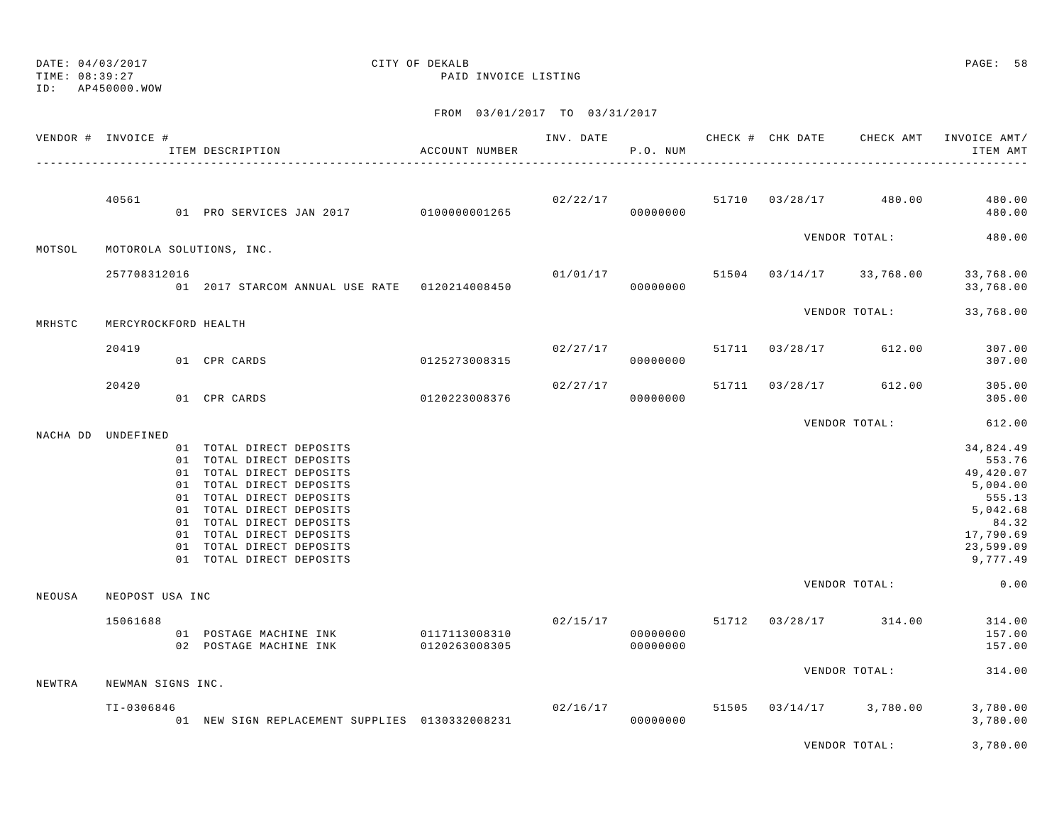DATE: 04/03/2017
TIME: 08:39:27
ID: AP450000.WOW

CITY OF DEKALB
PAID INVOICE LISTING

FROM 03/01/2017 TO 03/31/2017

| VENDOR # | INVOICE # | ITEM DESCRIPTION | ACCOUNT NUMBER | INV. DATE | P.O. NUM | CHECK # | CHK DATE | CHECK AMT | INVOICE AMT/ ITEM AMT |
|---|---|---|---|---|---|---|---|---|---|
| | 40561 | | | 02/22/17 | | 51710 | 03/28/17 | 480.00 | 480.00 |
| | | 01 PRO SERVICES JAN 2017 | 0100000001265 | | 00000000 | | | | 480.00 |
| | | | | | | | | VENDOR TOTAL: | 480.00 |
| MOTSOL | MOTOROLA SOLUTIONS, INC. | | | | | | | | |
| | 257708312016 | | | 01/01/17 | | 51504 | 03/14/17 | 33,768.00 | 33,768.00 |
| | | 01 2017 STARCOM ANNUAL USE RATE | 0120214008450 | | 00000000 | | | | 33,768.00 |
| | | | | | | | | VENDOR TOTAL: | 33,768.00 |
| MRHSTC | MERCYROCKFORD HEALTH | | | | | | | | |
| | 20419 | | | 02/27/17 | | 51711 | 03/28/17 | 612.00 | 307.00 |
| | | 01 CPR CARDS | 0125273008315 | | 00000000 | | | | 307.00 |
| | 20420 | | | 02/27/17 | | 51711 | 03/28/17 | 612.00 | 305.00 |
| | | 01 CPR CARDS | 0120223008376 | | 00000000 | | | | 305.00 |
| | | | | | | | | VENDOR TOTAL: | 612.00 |
| NACHA DD | UNDEFINED | | | | | | | | |
| | | 01 TOTAL DIRECT DEPOSITS | | | | | | | 34,824.49 |
| | | 01 TOTAL DIRECT DEPOSITS | | | | | | | 553.76 |
| | | 01 TOTAL DIRECT DEPOSITS | | | | | | | 49,420.07 |
| | | 01 TOTAL DIRECT DEPOSITS | | | | | | | 5,004.00 |
| | | 01 TOTAL DIRECT DEPOSITS | | | | | | | 555.13 |
| | | 01 TOTAL DIRECT DEPOSITS | | | | | | | 5,042.68 |
| | | 01 TOTAL DIRECT DEPOSITS | | | | | | | 84.32 |
| | | 01 TOTAL DIRECT DEPOSITS | | | | | | | 17,790.69 |
| | | 01 TOTAL DIRECT DEPOSITS | | | | | | | 23,599.09 |
| | | 01 TOTAL DIRECT DEPOSITS | | | | | | | 9,777.49 |
| | | | | | | | | VENDOR TOTAL: | 0.00 |
| NEOUSA | NEOPOST USA INC | | | | | | | | |
| | 15061688 | | | 02/15/17 | | 51712 | 03/28/17 | 314.00 | 314.00 |
| | | 01 POSTAGE MACHINE INK | 0117113008310 | | 00000000 | | | | 157.00 |
| | | 02 POSTAGE MACHINE INK | 0120263008305 | | 00000000 | | | | 157.00 |
| | | | | | | | | VENDOR TOTAL: | 314.00 |
| NEWTRA | NEWMAN SIGNS INC. | | | | | | | | |
| | TI-0306846 | | | 02/16/17 | | 51505 | 03/14/17 | 3,780.00 | 3,780.00 |
| | | 01 NEW SIGN REPLACEMENT SUPPLIES | 0130332008231 | | 00000000 | | | | 3,780.00 |
| | | | | | | | | VENDOR TOTAL: | 3,780.00 |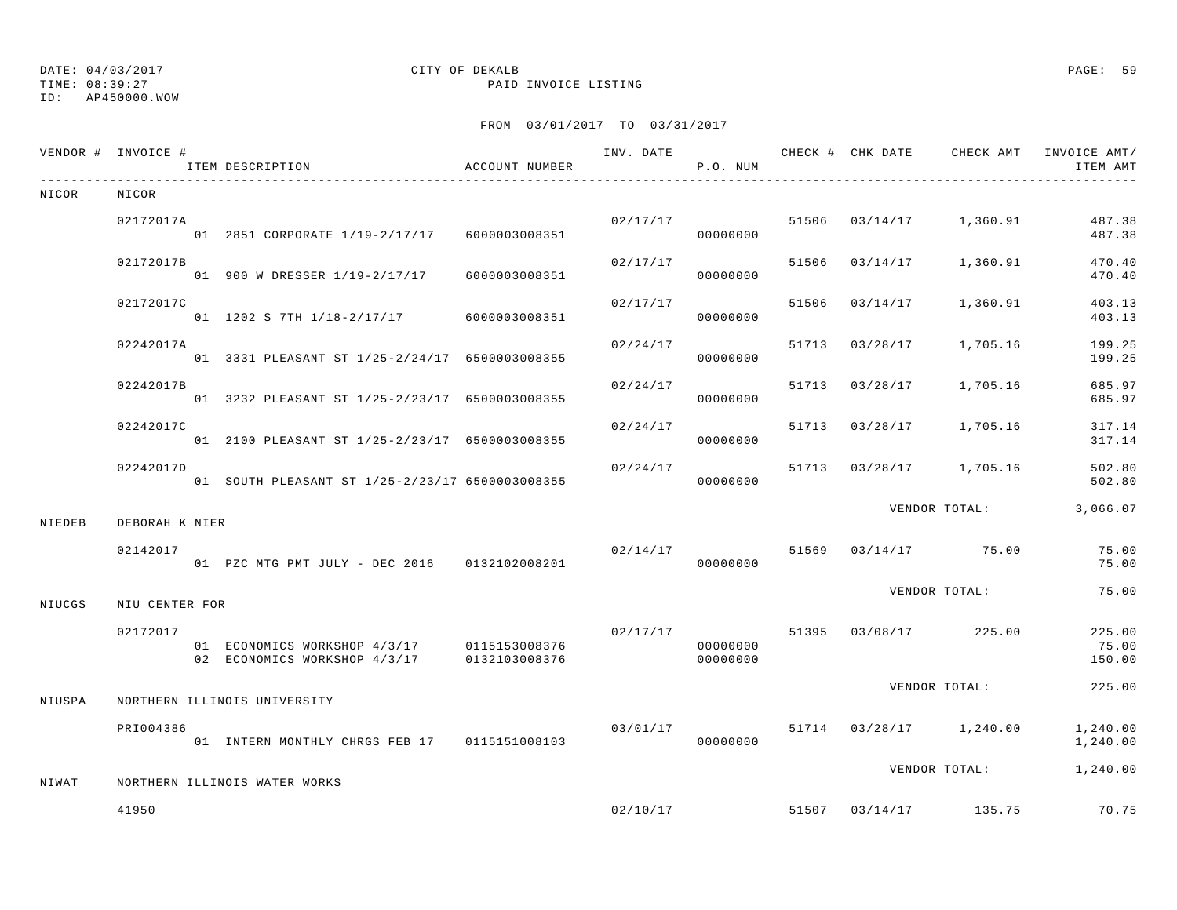DATE: 04/03/2017
TIME: 08:39:27
ID: AP450000.WOW

CITY OF DEKALB
PAID INVOICE LISTING

FROM 03/01/2017 TO 03/31/2017

| VENDOR # | INVOICE # | ITEM DESCRIPTION | ACCOUNT NUMBER | INV. DATE | P.O. NUM | CHECK # | CHK DATE | CHECK AMT | INVOICE AMT/ ITEM AMT |
|---|---|---|---|---|---|---|---|---|---|
| NICOR | NICOR | | | | | | | | |
| | 02172017A | | | 02/17/17 | | 51506 | 03/14/17 | 1,360.91 | 487.38 |
| | | 01 2851 CORPORATE 1/19-2/17/17 | 6000003008351 | | 00000000 | | | | 487.38 |
| | 02172017B | | | 02/17/17 | | 51506 | 03/14/17 | 1,360.91 | 470.40 |
| | | 01 900 W DRESSER 1/19-2/17/17 | 6000003008351 | | 00000000 | | | | 470.40 |
| | 02172017C | | | 02/17/17 | | 51506 | 03/14/17 | 1,360.91 | 403.13 |
| | | 01 1202 S 7TH 1/18-2/17/17 | 6000003008351 | | 00000000 | | | | 403.13 |
| | 02242017A | | | 02/24/17 | | 51713 | 03/28/17 | 1,705.16 | 199.25 |
| | | 01 3331 PLEASANT ST 1/25-2/24/17 | 6500003008355 | | 00000000 | | | | 199.25 |
| | 02242017B | | | 02/24/17 | | 51713 | 03/28/17 | 1,705.16 | 685.97 |
| | | 01 3232 PLEASANT ST 1/25-2/23/17 | 6500003008355 | | 00000000 | | | | 685.97 |
| | 02242017C | | | 02/24/17 | | 51713 | 03/28/17 | 1,705.16 | 317.14 |
| | | 01 2100 PLEASANT ST 1/25-2/23/17 | 6500003008355 | | 00000000 | | | | 317.14 |
| | 02242017D | | | 02/24/17 | | 51713 | 03/28/17 | 1,705.16 | 502.80 |
| | | 01 SOUTH PLEASANT ST 1/25-2/23/17 | 6500003008355 | | 00000000 | | | | 502.80 |
| | | | | | | | | VENDOR TOTAL: | 3,066.07 |
| NIEDEB | DEBORAH K NIER | | | | | | | | |
| | 02142017 | | | 02/14/17 | | 51569 | 03/14/17 | 75.00 | 75.00 |
| | | 01 PZC MTG PMT JULY - DEC 2016 | 0132102008201 | | 00000000 | | | | 75.00 |
| | | | | | | | | VENDOR TOTAL: | 75.00 |
| NIUCGS | NIU CENTER FOR | | | | | | | | |
| | 02172017 | | | 02/17/17 | | 51395 | 03/08/17 | 225.00 | 225.00 |
| | | 01 ECONOMICS WORKSHOP 4/3/17 | 0115153008376 | | 00000000 | | | | 75.00 |
| | | 02 ECONOMICS WORKSHOP 4/3/17 | 0132103008376 | | 00000000 | | | | 150.00 |
| | | | | | | | | VENDOR TOTAL: | 225.00 |
| NIUSPA | NORTHERN ILLINOIS UNIVERSITY | | | | | | | | |
| | PRI004386 | | | 03/01/17 | | 51714 | 03/28/17 | 1,240.00 | 1,240.00 |
| | | 01 INTERN MONTHLY CHRGS FEB 17 | 0115151008103 | | 00000000 | | | | 1,240.00 |
| | | | | | | | | VENDOR TOTAL: | 1,240.00 |
| NIWAT | NORTHERN ILLINOIS WATER WORKS | | | | | | | | |
| | 41950 | | | 02/10/17 | | 51507 | 03/14/17 | 135.75 | 70.75 |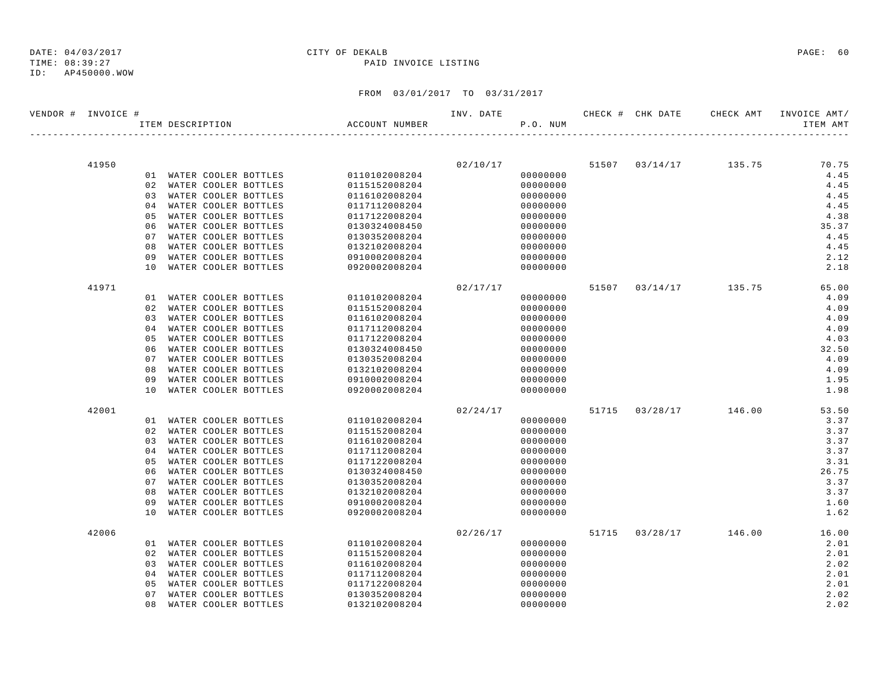DATE: 04/03/2017 CITY OF DEKALB
TIME: 08:39:27 PAID INVOICE LISTING
ID: AP450000.WOW

FROM 03/01/2017 TO 03/31/2017

| VENDOR # | INVOICE # | ITEM DESCRIPTION | ACCOUNT NUMBER | INV. DATE | P.O. NUM | CHECK # | CHK DATE | CHECK AMT | INVOICE AMT/ ITEM AMT |
|---|---|---|---|---|---|---|---|---|---|
| | 41950 | | | 02/10/17 | | 51507 | 03/14/17 | 135.75 | 70.75 |
| | | 01 WATER COOLER BOTTLES | 0110102008204 | | 00000000 | | | | 4.45 |
| | | 02 WATER COOLER BOTTLES | 0115152008204 | | 00000000 | | | | 4.45 |
| | | 03 WATER COOLER BOTTLES | 0116102008204 | | 00000000 | | | | 4.45 |
| | | 04 WATER COOLER BOTTLES | 0117112008204 | | 00000000 | | | | 4.45 |
| | | 05 WATER COOLER BOTTLES | 0117122008204 | | 00000000 | | | | 4.38 |
| | | 06 WATER COOLER BOTTLES | 0130324008450 | | 00000000 | | | | 35.37 |
| | | 07 WATER COOLER BOTTLES | 0130352008204 | | 00000000 | | | | 4.45 |
| | | 08 WATER COOLER BOTTLES | 0132102008204 | | 00000000 | | | | 4.45 |
| | | 09 WATER COOLER BOTTLES | 0910002008204 | | 00000000 | | | | 2.12 |
| | | 10 WATER COOLER BOTTLES | 0920002008204 | | 00000000 | | | | 2.18 |
| | 41971 | | | 02/17/17 | | 51507 | 03/14/17 | 135.75 | 65.00 |
| | | 01 WATER COOLER BOTTLES | 0110102008204 | | 00000000 | | | | 4.09 |
| | | 02 WATER COOLER BOTTLES | 0115152008204 | | 00000000 | | | | 4.09 |
| | | 03 WATER COOLER BOTTLES | 0116102008204 | | 00000000 | | | | 4.09 |
| | | 04 WATER COOLER BOTTLES | 0117112008204 | | 00000000 | | | | 4.09 |
| | | 05 WATER COOLER BOTTLES | 0117122008204 | | 00000000 | | | | 4.03 |
| | | 06 WATER COOLER BOTTLES | 0130324008450 | | 00000000 | | | | 32.50 |
| | | 07 WATER COOLER BOTTLES | 0130352008204 | | 00000000 | | | | 4.09 |
| | | 08 WATER COOLER BOTTLES | 0132102008204 | | 00000000 | | | | 4.09 |
| | | 09 WATER COOLER BOTTLES | 0910002008204 | | 00000000 | | | | 1.95 |
| | | 10 WATER COOLER BOTTLES | 0920002008204 | | 00000000 | | | | 1.98 |
| | 42001 | | | 02/24/17 | | 51715 | 03/28/17 | 146.00 | 53.50 |
| | | 01 WATER COOLER BOTTLES | 0110102008204 | | 00000000 | | | | 3.37 |
| | | 02 WATER COOLER BOTTLES | 0115152008204 | | 00000000 | | | | 3.37 |
| | | 03 WATER COOLER BOTTLES | 0116102008204 | | 00000000 | | | | 3.37 |
| | | 04 WATER COOLER BOTTLES | 0117112008204 | | 00000000 | | | | 3.37 |
| | | 05 WATER COOLER BOTTLES | 0117122008204 | | 00000000 | | | | 3.31 |
| | | 06 WATER COOLER BOTTLES | 0130324008450 | | 00000000 | | | | 26.75 |
| | | 07 WATER COOLER BOTTLES | 0130352008204 | | 00000000 | | | | 3.37 |
| | | 08 WATER COOLER BOTTLES | 0132102008204 | | 00000000 | | | | 3.37 |
| | | 09 WATER COOLER BOTTLES | 0910002008204 | | 00000000 | | | | 1.60 |
| | | 10 WATER COOLER BOTTLES | 0920002008204 | | 00000000 | | | | 1.62 |
| | 42006 | | | 02/26/17 | | 51715 | 03/28/17 | 146.00 | 16.00 |
| | | 01 WATER COOLER BOTTLES | 0110102008204 | | 00000000 | | | | 2.01 |
| | | 02 WATER COOLER BOTTLES | 0115152008204 | | 00000000 | | | | 2.01 |
| | | 03 WATER COOLER BOTTLES | 0116102008204 | | 00000000 | | | | 2.02 |
| | | 04 WATER COOLER BOTTLES | 0117112008204 | | 00000000 | | | | 2.01 |
| | | 05 WATER COOLER BOTTLES | 0117122008204 | | 00000000 | | | | 2.01 |
| | | 07 WATER COOLER BOTTLES | 0130352008204 | | 00000000 | | | | 2.02 |
| | | 08 WATER COOLER BOTTLES | 0132102008204 | | 00000000 | | | | 2.02 |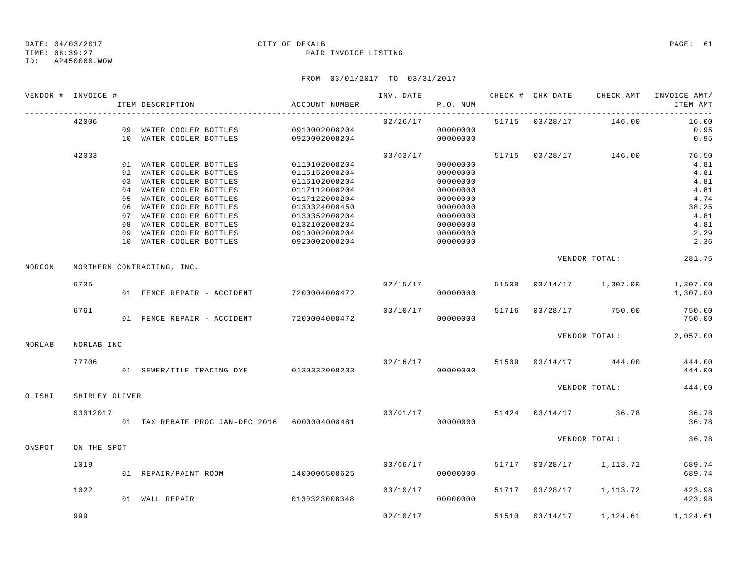DATE: 04/03/2017 CITY OF DEKALB
TIME: 08:39:27 PAID INVOICE LISTING
ID: AP450000.WOW

FROM 03/01/2017 TO 03/31/2017

| VENDOR # | INVOICE # | ITEM DESCRIPTION | ACCOUNT NUMBER | INV. DATE | P.O. NUM | CHECK # | CHK DATE | CHECK AMT | INVOICE AMT/ ITEM AMT |
|---|---|---|---|---|---|---|---|---|---|
| | 42006 | | | 02/26/17 | | 51715 | 03/28/17 | 146.00 | 16.00 |
| | | 09 WATER COOLER BOTTLES | 0910002008204 | | 00000000 | | | | 0.95 |
| | | 10 WATER COOLER BOTTLES | 0920002008204 | | 00000000 | | | | 0.95 |
| | 42033 | | | 03/03/17 | | 51715 | 03/28/17 | 146.00 | 76.50 |
| | | 01 WATER COOLER BOTTLES | 0110102008204 | | 00000000 | | | | 4.81 |
| | | 02 WATER COOLER BOTTLES | 0115152008204 | | 00000000 | | | | 4.81 |
| | | 03 WATER COOLER BOTTLES | 0116102008204 | | 00000000 | | | | 4.81 |
| | | 04 WATER COOLER BOTTLES | 0117112008204 | | 00000000 | | | | 4.81 |
| | | 05 WATER COOLER BOTTLES | 0117122008204 | | 00000000 | | | | 4.74 |
| | | 06 WATER COOLER BOTTLES | 0130324008450 | | 00000000 | | | | 38.25 |
| | | 07 WATER COOLER BOTTLES | 0130352008204 | | 00000000 | | | | 4.81 |
| | | 08 WATER COOLER BOTTLES | 0132102008204 | | 00000000 | | | | 4.81 |
| | | 09 WATER COOLER BOTTLES | 0910002008204 | | 00000000 | | | | 2.29 |
| | | 10 WATER COOLER BOTTLES | 0920002008204 | | 00000000 | | | | 2.36 |
| | | | | | | | | VENDOR TOTAL: | 281.75 |
| NORCON | NORTHERN CONTRACTING, INC. | | | | | | | | |
| | 6735 | | | 02/15/17 | | 51508 | 03/14/17 | 1,307.00 | 1,307.00 |
| | | 01 FENCE REPAIR - ACCIDENT | 7200004008472 | | 00000000 | | | | 1,307.00 |
| | 6761 | | | 03/10/17 | | 51716 | 03/28/17 | 750.00 | 750.00 |
| | | 01 FENCE REPAIR - ACCIDENT | 7200004008472 | | 00000000 | | | | 750.00 |
| | | | | | | | | VENDOR TOTAL: | 2,057.00 |
| NORLAB | NORLAB INC | | | | | | | | |
| | 77706 | | | 02/16/17 | | 51509 | 03/14/17 | 444.00 | 444.00 |
| | | 01 SEWER/TILE TRACING DYE | 0130332008233 | | 00000000 | | | | 444.00 |
| | | | | | | | | VENDOR TOTAL: | 444.00 |
| OLISHI | SHIRLEY OLIVER | | | | | | | | |
| | 03012017 | | | 03/01/17 | | 51424 | 03/14/17 | 36.78 | 36.78 |
| | | 01 TAX REBATE PROG JAN-DEC 2016 | 6000004008481 | | 00000000 | | | | 36.78 |
| | | | | | | | | VENDOR TOTAL: | 36.78 |
| ONSPOT | ON THE SPOT | | | | | | | | |
| | 1019 | | | 03/06/17 | | 51717 | 03/28/17 | 1,113.72 | 689.74 |
| | | 01 REPAIR/PAINT ROOM | 1400006508625 | | 00000000 | | | | 689.74 |
| | 1022 | | | 03/10/17 | | 51717 | 03/28/17 | 1,113.72 | 423.98 |
| | | 01 WALL REPAIR | 0130323008348 | | 00000000 | | | | 423.98 |
| | 999 | | | 02/10/17 | | 51510 | 03/14/17 | 1,124.61 | 1,124.61 |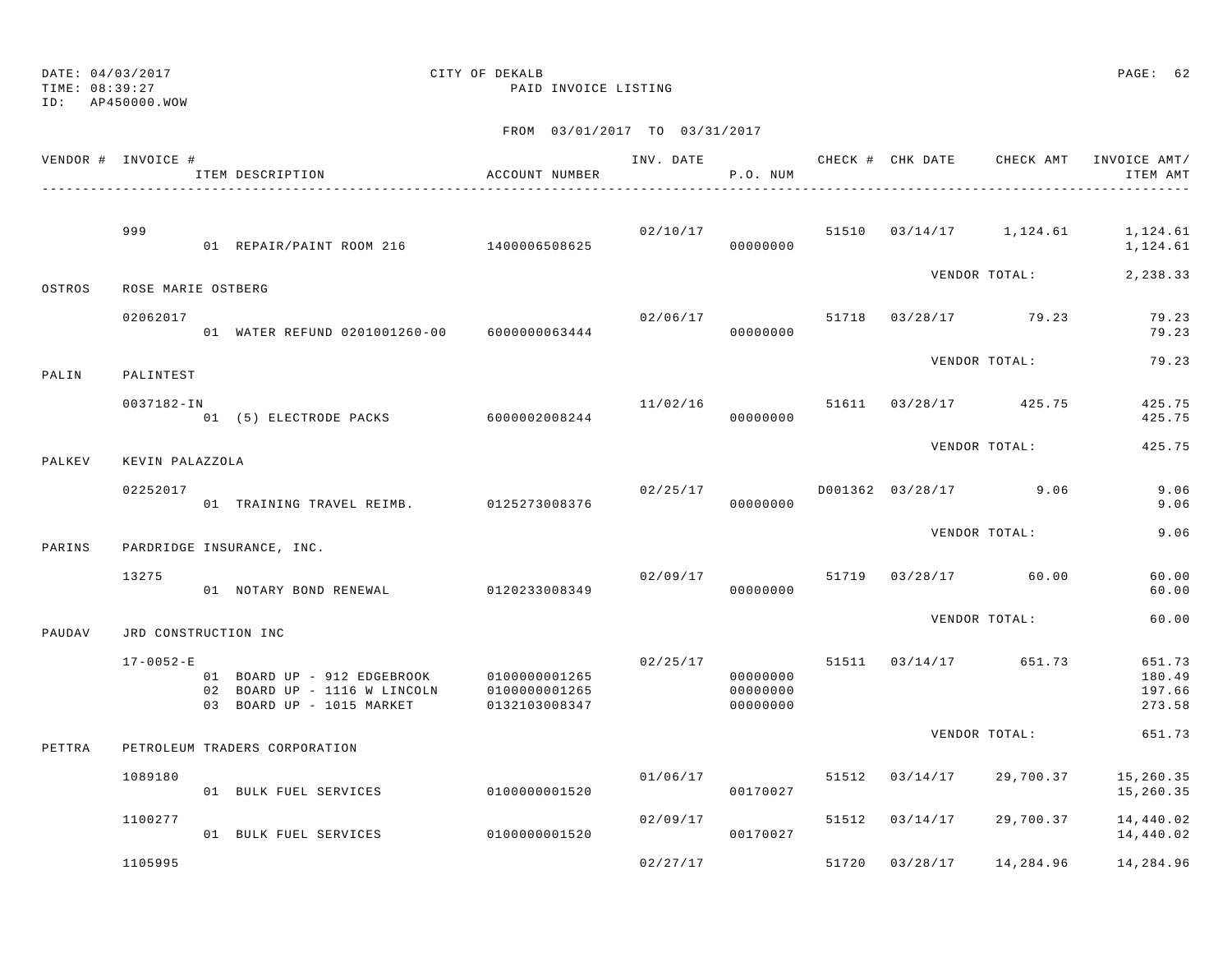DATE: 04/03/2017
TIME: 08:39:27
ID: AP450000.WOW

CITY OF DEKALB
PAID INVOICE LISTING

FROM 03/01/2017 TO 03/31/2017

| VENDOR # | INVOICE # / ITEM DESCRIPTION | ACCOUNT NUMBER | INV. DATE | P.O. NUM | CHECK # | CHK DATE | CHECK AMT | INVOICE AMT/ ITEM AMT |
|---|---|---|---|---|---|---|---|---|
| | 999 | | 02/10/17 | | 51510 | 03/14/17 | 1,124.61 | 1,124.61 |
| | 01 REPAIR/PAINT ROOM 216 | 1400006508625 | | 00000000 | | | | 1,124.61 |
| | | | | | | VENDOR TOTAL: | | 2,238.33 |
| OSTROS | ROSE MARIE OSTBERG | | | | | | | |
| | 02062017 | | 02/06/17 | | 51718 | 03/28/17 | 79.23 | 79.23 |
| | 01 WATER REFUND 0201001260-00 | 6000000063444 | | 00000000 | | | | 79.23 |
| | | | | | | VENDOR TOTAL: | | 79.23 |
| PALIN | PALINTEST | | | | | | | |
| | 0037182-IN | | 11/02/16 | | 51611 | 03/28/17 | 425.75 | 425.75 |
| | 01 (5) ELECTRODE PACKS | 6000002008244 | | 00000000 | | | | 425.75 |
| | | | | | | VENDOR TOTAL: | | 425.75 |
| PALKEV | KEVIN PALAZZOLA | | | | | | | |
| | 02252017 | | 02/25/17 | | D001362 | 03/28/17 | 9.06 | 9.06 |
| | 01 TRAINING TRAVEL REIMB. | 0125273008376 | | 00000000 | | | | 9.06 |
| | | | | | | VENDOR TOTAL: | | 9.06 |
| PARINS | PARDRIDGE INSURANCE, INC. | | | | | | | |
| | 13275 | | 02/09/17 | | 51719 | 03/28/17 | 60.00 | 60.00 |
| | 01 NOTARY BOND RENEWAL | 0120233008349 | | 00000000 | | | | 60.00 |
| | | | | | | VENDOR TOTAL: | | 60.00 |
| PAUDAV | JRD CONSTRUCTION INC | | | | | | | |
| | 17-0052-E | | 02/25/17 | | 51511 | 03/14/17 | 651.73 | 651.73 |
| | 01 BOARD UP - 912 EDGEBROOK | 0100000001265 | | 00000000 | | | | 180.49 |
| | 02 BOARD UP - 1116 W LINCOLN | 0100000001265 | | 00000000 | | | | 197.66 |
| | 03 BOARD UP - 1015 MARKET | 0132103008347 | | 00000000 | | | | 273.58 |
| | | | | | | VENDOR TOTAL: | | 651.73 |
| PETTRA | PETROLEUM TRADERS CORPORATION | | | | | | | |
| | 1089180 | | 01/06/17 | | 51512 | 03/14/17 | 29,700.37 | 15,260.35 |
| | 01 BULK FUEL SERVICES | 0100000001520 | | 00170027 | | | | 15,260.35 |
| | 1100277 | | 02/09/17 | | 51512 | 03/14/17 | 29,700.37 | 14,440.02 |
| | 01 BULK FUEL SERVICES | 0100000001520 | | 00170027 | | | | 14,440.02 |
| | 1105995 | | 02/27/17 | | 51720 | 03/28/17 | 14,284.96 | 14,284.96 |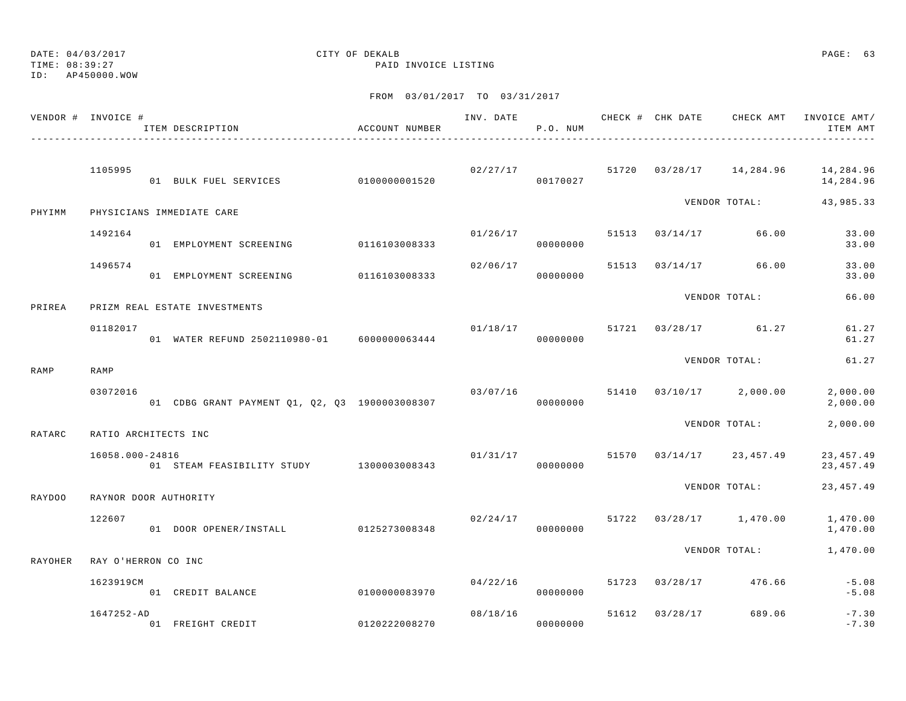DATE: 04/03/2017 CITY OF DEKALB
TIME: 08:39:27 PAID INVOICE LISTING
ID: AP450000.WOW

FROM 03/01/2017 TO 03/31/2017

| VENDOR # | INVOICE # / ITEM DESCRIPTION | ACCOUNT NUMBER | INV. DATE | P.O. NUM | CHECK # | CHK DATE | CHECK AMT | INVOICE AMT/ ITEM AMT |
|---|---|---|---|---|---|---|---|---|
| | 1105995 | | 02/27/17 | | 51720 | 03/28/17 | 14,284.96 | 14,284.96 |
| | 01 BULK FUEL SERVICES | 0100000001520 | | 00170027 | | | | 14,284.96 |
| | | | | | | VENDOR TOTAL: | | 43,985.33 |
| PHYIMM | PHYSICIANS IMMEDIATE CARE | | | | | | | |
| | 1492164 | | 01/26/17 | | 51513 | 03/14/17 | 66.00 | 33.00 |
| | 01 EMPLOYMENT SCREENING | 0116103008333 | | 00000000 | | | | 33.00 |
| | 1496574 | | 02/06/17 | | 51513 | 03/14/17 | 66.00 | 33.00 |
| | 01 EMPLOYMENT SCREENING | 0116103008333 | | 00000000 | | | | 33.00 |
| | | | | | | VENDOR TOTAL: | | 66.00 |
| PRIREA | PRIZM REAL ESTATE INVESTMENTS | | | | | | | |
| | 01182017 | | 01/18/17 | | 51721 | 03/28/17 | 61.27 | 61.27 |
| | 01 WATER REFUND 2502110980-01 | 6000000063444 | | 00000000 | | | | 61.27 |
| | | | | | | VENDOR TOTAL: | | 61.27 |
| RAMP | RAMP | | | | | | | |
| | 03072016 | | 03/07/16 | | 51410 | 03/10/17 | 2,000.00 | 2,000.00 |
| | 01 CDBG GRANT PAYMENT Q1, Q2, Q3 | 1900003008307 | | 00000000 | | | | 2,000.00 |
| | | | | | | VENDOR TOTAL: | | 2,000.00 |
| RATARC | RATIO ARCHITECTS INC | | | | | | | |
| | 16058.000-24816 | | 01/31/17 | | 51570 | 03/14/17 | 23,457.49 | 23,457.49 |
| | 01 STEAM FEASIBILITY STUDY | 1300003008343 | | 00000000 | | | | 23,457.49 |
| | | | | | | VENDOR TOTAL: | | 23,457.49 |
| RAYDOO | RAYNOR DOOR AUTHORITY | | | | | | | |
| | 122607 | | 02/24/17 | | 51722 | 03/28/17 | 1,470.00 | 1,470.00 |
| | 01 DOOR OPENER/INSTALL | 0125273008348 | | 00000000 | | | | 1,470.00 |
| | | | | | | VENDOR TOTAL: | | 1,470.00 |
| RAYOHER | RAY O'HERRON CO INC | | | | | | | |
| | 1623919CM | | 04/22/16 | | 51723 | 03/28/17 | 476.66 | -5.08 |
| | 01 CREDIT BALANCE | 0100000083970 | | 00000000 | | | | -5.08 |
| | 1647252-AD | | 08/18/16 | | 51612 | 03/28/17 | 689.06 | -7.30 |
| | 01 FREIGHT CREDIT | 0120222008270 | | 00000000 | | | | -7.30 |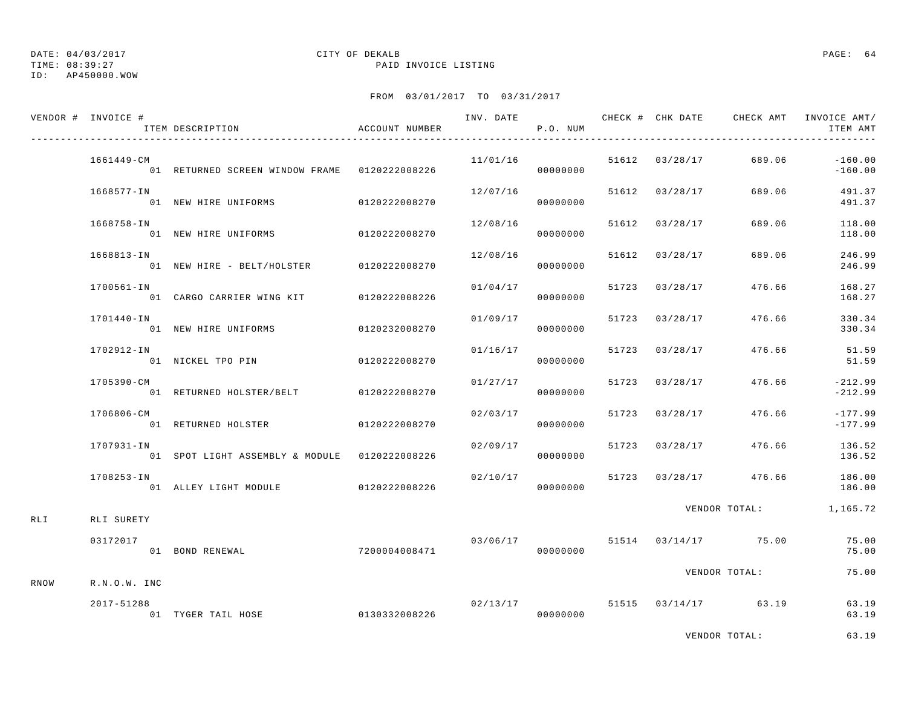DATE: 04/03/2017
TIME: 08:39:27
ID: AP450000.WOW

CITY OF DEKALB
PAID INVOICE LISTING

FROM 03/01/2017 TO 03/31/2017

| VENDOR # | INVOICE # | ITEM DESCRIPTION | ACCOUNT NUMBER | INV. DATE | P.O. NUM | CHECK # | CHK DATE | CHECK AMT | INVOICE AMT/ ITEM AMT |
|---|---|---|---|---|---|---|---|---|---|
| | 1661449-CM | | | 11/01/16 | | 51612 | 03/28/17 | 689.06 | -160.00 |
| | | 01 RETURNED SCREEN WINDOW FRAME | 0120222008226 | | 00000000 | | | | -160.00 |
| | 1668577-IN | | | 12/07/16 | | 51612 | 03/28/17 | 689.06 | 491.37 |
| | | 01 NEW HIRE UNIFORMS | 0120222008270 | | 00000000 | | | | 491.37 |
| | 1668758-IN | | | 12/08/16 | | 51612 | 03/28/17 | 689.06 | 118.00 |
| | | 01 NEW HIRE UNIFORMS | 0120222008270 | | 00000000 | | | | 118.00 |
| | 1668813-IN | | | 12/08/16 | | 51612 | 03/28/17 | 689.06 | 246.99 |
| | | 01 NEW HIRE - BELT/HOLSTER | 0120222008270 | | 00000000 | | | | 246.99 |
| | 1700561-IN | | | 01/04/17 | | 51723 | 03/28/17 | 476.66 | 168.27 |
| | | 01 CARGO CARRIER WING KIT | 0120222008226 | | 00000000 | | | | 168.27 |
| | 1701440-IN | | | 01/09/17 | | 51723 | 03/28/17 | 476.66 | 330.34 |
| | | 01 NEW HIRE UNIFORMS | 0120232008270 | | 00000000 | | | | 330.34 |
| | 1702912-IN | | | 01/16/17 | | 51723 | 03/28/17 | 476.66 | 51.59 |
| | | 01 NICKEL TPO PIN | 0120222008270 | | 00000000 | | | | 51.59 |
| | 1705390-CM | | | 01/27/17 | | 51723 | 03/28/17 | 476.66 | -212.99 |
| | | 01 RETURNED HOLSTER/BELT | 0120222008270 | | 00000000 | | | | -212.99 |
| | 1706806-CM | | | 02/03/17 | | 51723 | 03/28/17 | 476.66 | -177.99 |
| | | 01 RETURNED HOLSTER | 0120222008270 | | 00000000 | | | | -177.99 |
| | 1707931-IN | | | 02/09/17 | | 51723 | 03/28/17 | 476.66 | 136.52 |
| | | 01 SPOT LIGHT ASSEMBLY & MODULE | 0120222008226 | | 00000000 | | | | 136.52 |
| | 1708253-IN | | | 02/10/17 | | 51723 | 03/28/17 | 476.66 | 186.00 |
| | | 01 ALLEY LIGHT MODULE | 0120222008226 | | 00000000 | | | | 186.00 |
| | | | | | | | VENDOR TOTAL: | | 1,165.72 |
| RLI | RLI SURETY | | | | | | | | |
| | 03172017 | | | 03/06/17 | | 51514 | 03/14/17 | 75.00 | 75.00 |
| | | 01 BOND RENEWAL | 7200004008471 | | 00000000 | | | | 75.00 |
| | | | | | | | VENDOR TOTAL: | | 75.00 |
| RNOW | R.N.O.W. INC | | | | | | | | |
| | 2017-51288 | | | 02/13/17 | | 51515 | 03/14/17 | 63.19 | 63.19 |
| | | 01 TYGER TAIL HOSE | 0130332008226 | | 00000000 | | | | 63.19 |
| | | | | | | | VENDOR TOTAL: | | 63.19 |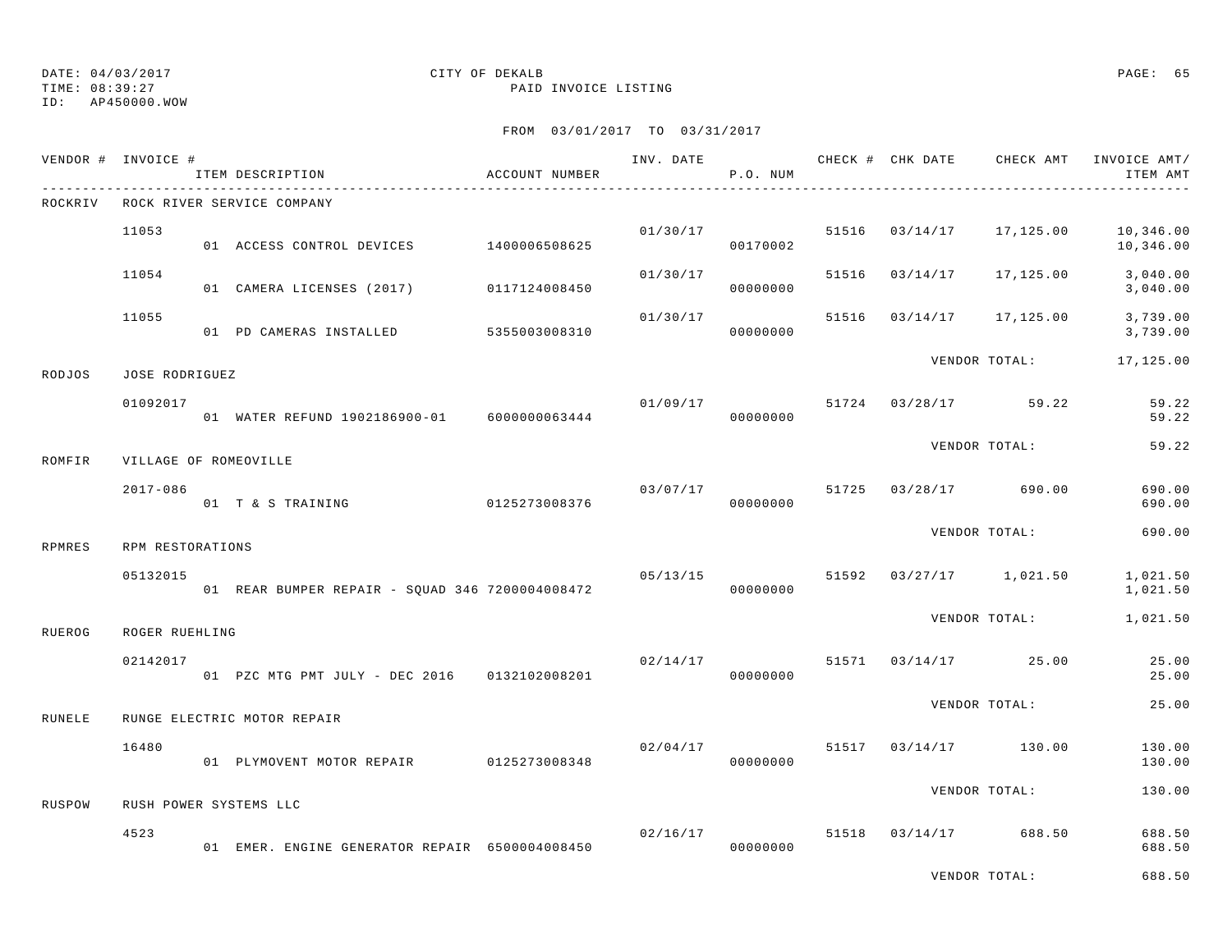DATE: 04/03/2017 CITY OF DEKALB
TIME: 08:39:27 PAID INVOICE LISTING
ID: AP450000.WOW

FROM 03/01/2017 TO 03/31/2017

| VENDOR # | INVOICE # | ITEM DESCRIPTION | ACCOUNT NUMBER | INV. DATE | P.O. NUM | CHECK # | CHK DATE | CHECK AMT | INVOICE AMT/ ITEM AMT |
|---|---|---|---|---|---|---|---|---|---|
| ROCKRIV | ROCK RIVER SERVICE COMPANY | | | | | | | | |
| | 11053 | | | 01/30/17 | | 51516 | 03/14/17 | 17,125.00 | 10,346.00 |
| | | 01 ACCESS CONTROL DEVICES | 1400006508625 | | 00170002 | | | | 10,346.00 |
| | 11054 | | | 01/30/17 | | 51516 | 03/14/17 | 17,125.00 | 3,040.00 |
| | | 01 CAMERA LICENSES (2017) | 0117124008450 | | 00000000 | | | | 3,040.00 |
| | 11055 | | | 01/30/17 | | 51516 | 03/14/17 | 17,125.00 | 3,739.00 |
| | | 01 PD CAMERAS INSTALLED | 5355003008310 | | 00000000 | | | | 3,739.00 |
| | | | | | | | VENDOR TOTAL: | | 17,125.00 |
| RODJOS | JOSE RODRIGUEZ | | | | | | | | |
| | 01092017 | | | 01/09/17 | | 51724 | 03/28/17 | 59.22 | 59.22 |
| | | 01 WATER REFUND 1902186900-01 | 6000000063444 | | 00000000 | | | | 59.22 |
| | | | | | | | VENDOR TOTAL: | | 59.22 |
| ROMFIR | VILLAGE OF ROMEOVILLE | | | | | | | | |
| | 2017-086 | | | 03/07/17 | | 51725 | 03/28/17 | 690.00 | 690.00 |
| | | 01 T & S TRAINING | 0125273008376 | | 00000000 | | | | 690.00 |
| | | | | | | | VENDOR TOTAL: | | 690.00 |
| RPMRES | RPM RESTORATIONS | | | | | | | | |
| | 05132015 | | | 05/13/15 | | 51592 | 03/27/17 | 1,021.50 | 1,021.50 |
| | | 01 REAR BUMPER REPAIR - SQUAD 346 | 7200004008472 | | 00000000 | | | | 1,021.50 |
| | | | | | | | VENDOR TOTAL: | | 1,021.50 |
| RUEROG | ROGER RUEHLING | | | | | | | | |
| | 02142017 | | | 02/14/17 | | 51571 | 03/14/17 | 25.00 | 25.00 |
| | | 01 PZC MTG PMT JULY - DEC 2016 | 0132102008201 | | 00000000 | | | | 25.00 |
| | | | | | | | VENDOR TOTAL: | | 25.00 |
| RUNELE | RUNGE ELECTRIC MOTOR REPAIR | | | | | | | | |
| | 16480 | | | 02/04/17 | | 51517 | 03/14/17 | 130.00 | 130.00 |
| | | 01 PLYMOVENT MOTOR REPAIR | 0125273008348 | | 00000000 | | | | 130.00 |
| | | | | | | | VENDOR TOTAL: | | 130.00 |
| RUSPOW | RUSH POWER SYSTEMS LLC | | | | | | | | |
| | 4523 | | | 02/16/17 | | 51518 | 03/14/17 | 688.50 | 688.50 |
| | | 01 EMER. ENGINE GENERATOR REPAIR | 6500004008450 | | 00000000 | | | | 688.50 |
| | | | | | | | VENDOR TOTAL: | | 688.50 |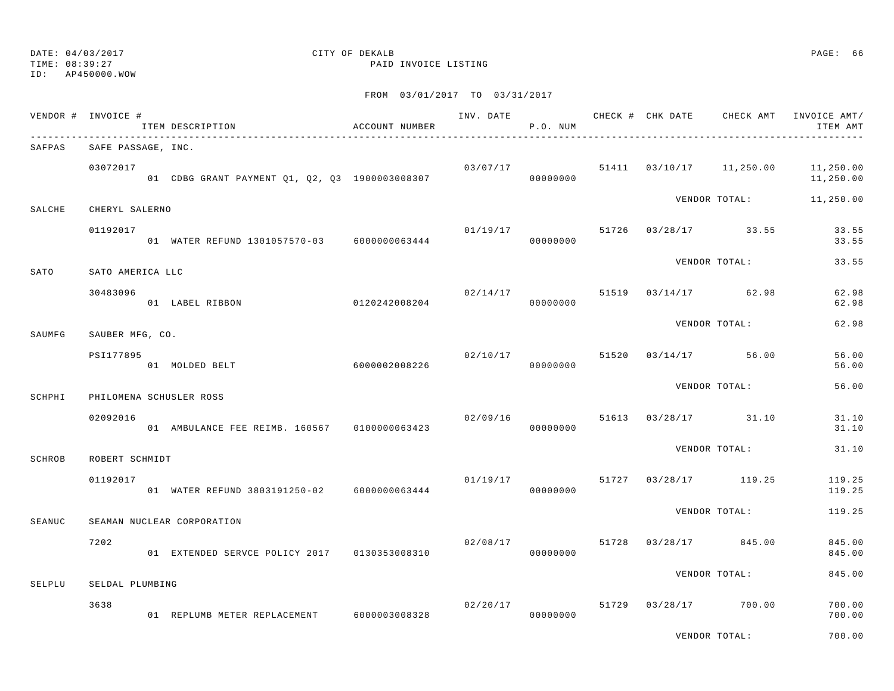DATE: 04/03/2017
TIME: 08:39:27
ID: AP450000.WOW

CITY OF DEKALB
PAID INVOICE LISTING

FROM 03/01/2017 TO 03/31/2017

| VENDOR # | INVOICE # / ITEM DESCRIPTION | ACCOUNT NUMBER | INV. DATE | P.O. NUM | CHECK # | CHK DATE | CHECK AMT | INVOICE AMT/ ITEM AMT |
|---|---|---|---|---|---|---|---|---|
| SAFPAS | SAFE PASSAGE, INC. | | | | | | | |
| | 03072017 | | 03/07/17 | | 51411 | 03/10/17 | 11,250.00 | 11,250.00 |
| | 01 CDBG GRANT PAYMENT Q1, Q2, Q3 | 1900003008307 | | 00000000 | | | | 11,250.00 |
| | | | | | | VENDOR TOTAL: | | 11,250.00 |
| SALCHE | CHERYL SALERNO | | | | | | | |
| | 01192017 | | 01/19/17 | | 51726 | 03/28/17 | 33.55 | 33.55 |
| | 01 WATER REFUND 1301057570-03 | 6000000063444 | | 00000000 | | | | 33.55 |
| | | | | | | VENDOR TOTAL: | | 33.55 |
| SATO | SATO AMERICA LLC | | | | | | | |
| | 30483096 | | 02/14/17 | | 51519 | 03/14/17 | 62.98 | 62.98 |
| | 01 LABEL RIBBON | 0120242008204 | | 00000000 | | | | 62.98 |
| | | | | | | VENDOR TOTAL: | | 62.98 |
| SAUMFG | SAUBER MFG, CO. | | | | | | | |
| | PSI177895 | | 02/10/17 | | 51520 | 03/14/17 | 56.00 | 56.00 |
| | 01 MOLDED BELT | 6000002008226 | | 00000000 | | | | 56.00 |
| | | | | | | VENDOR TOTAL: | | 56.00 |
| SCHPHI | PHILOMENA SCHUSLER ROSS | | | | | | | |
| | 02092016 | | 02/09/16 | | 51613 | 03/28/17 | 31.10 | 31.10 |
| | 01 AMBULANCE FEE REIMB. 160567 | 0100000063423 | | 00000000 | | | | 31.10 |
| | | | | | | VENDOR TOTAL: | | 31.10 |
| SCHROB | ROBERT SCHMIDT | | | | | | | |
| | 01192017 | | 01/19/17 | | 51727 | 03/28/17 | 119.25 | 119.25 |
| | 01 WATER REFUND 3803191250-02 | 6000000063444 | | 00000000 | | | | 119.25 |
| | | | | | | VENDOR TOTAL: | | 119.25 |
| SEANUC | SEAMAN NUCLEAR CORPORATION | | | | | | | |
| | 7202 | | 02/08/17 | | 51728 | 03/28/17 | 845.00 | 845.00 |
| | 01 EXTENDED SERVCE POLICY 2017 | 0130353008310 | | 00000000 | | | | 845.00 |
| | | | | | | VENDOR TOTAL: | | 845.00 |
| SELPLU | SELDAL PLUMBING | | | | | | | |
| | 3638 | | 02/20/17 | | 51729 | 03/28/17 | 700.00 | 700.00 |
| | 01 REPLUMB METER REPLACEMENT | 6000003008328 | | 00000000 | | | | 700.00 |
| | | | | | | VENDOR TOTAL: | | 700.00 |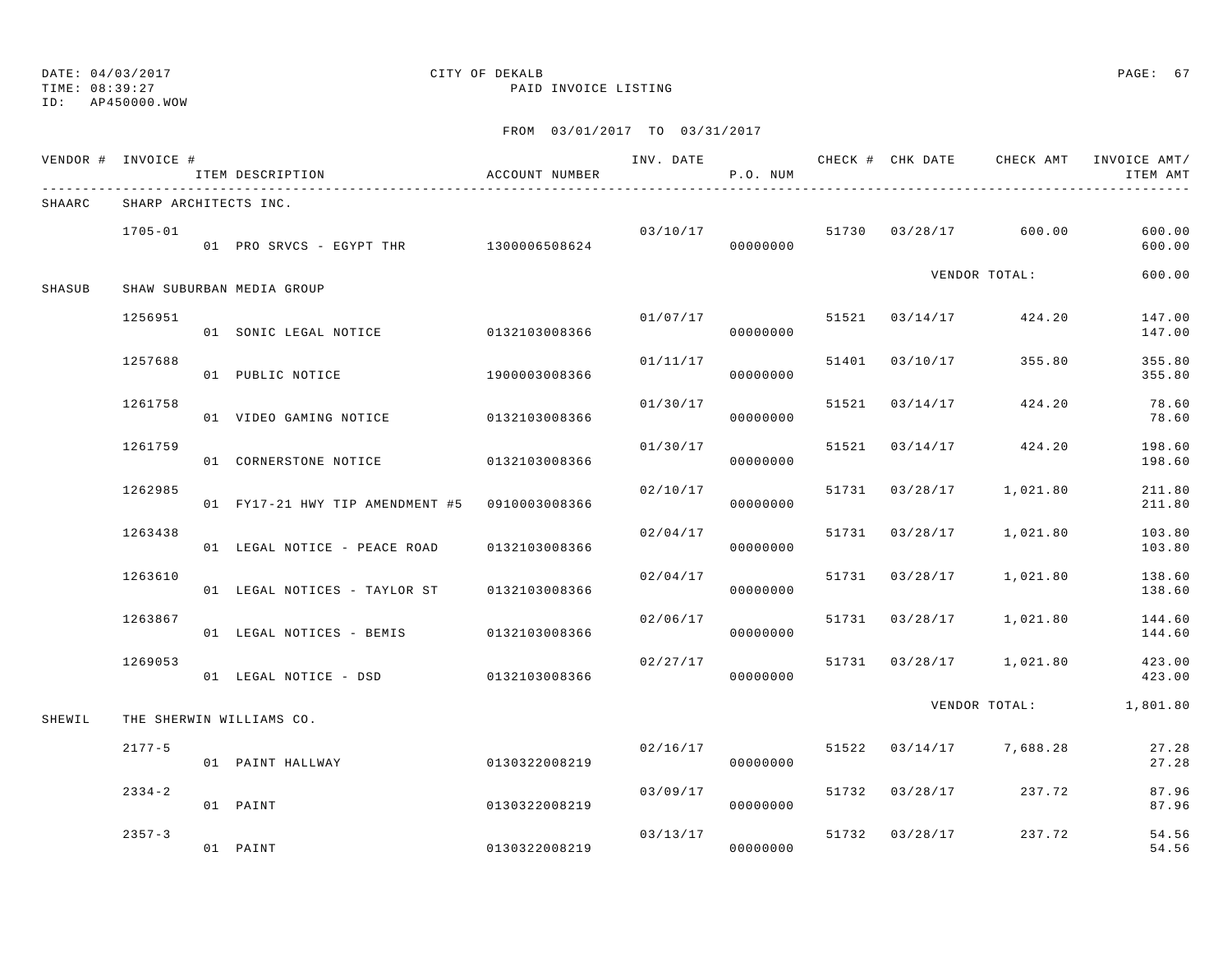DATE: 04/03/2017
TIME: 08:39:27
ID: AP450000.WOW

CITY OF DEKALB
PAID INVOICE LISTING

FROM 03/01/2017 TO 03/31/2017

| VENDOR # | INVOICE # | ITEM DESCRIPTION | ACCOUNT NUMBER | INV. DATE | P.O. NUM | CHECK # | CHK DATE | CHECK AMT | INVOICE AMT/ ITEM AMT |
|---|---|---|---|---|---|---|---|---|---|
| SHAARC | SHARP ARCHITECTS INC. | | | | | | | | |
| | 1705-01 | | | 03/10/17 | | 51730 | 03/28/17 | 600.00 | 600.00 |
| | | 01 PRO SRVCS - EGYPT THR | 1300006508624 | | 00000000 | | | | 600.00 |
| | | | | | | | | VENDOR TOTAL: | 600.00 |
| SHASUB | SHAW SUBURBAN MEDIA GROUP | | | | | | | | |
| | 1256951 | | | 01/07/17 | | 51521 | 03/14/17 | 424.20 | 147.00 |
| | | 01 SONIC LEGAL NOTICE | 0132103008366 | | 00000000 | | | | 147.00 |
| | 1257688 | | | 01/11/17 | | 51401 | 03/10/17 | 355.80 | 355.80 |
| | | 01 PUBLIC NOTICE | 1900003008366 | | 00000000 | | | | 355.80 |
| | 1261758 | | | 01/30/17 | | 51521 | 03/14/17 | 424.20 | 78.60 |
| | | 01 VIDEO GAMING NOTICE | 0132103008366 | | 00000000 | | | | 78.60 |
| | 1261759 | | | 01/30/17 | | 51521 | 03/14/17 | 424.20 | 198.60 |
| | | 01 CORNERSTONE NOTICE | 0132103008366 | | 00000000 | | | | 198.60 |
| | 1262985 | | | 02/10/17 | | 51731 | 03/28/17 | 1,021.80 | 211.80 |
| | | 01 FY17-21 HWY TIP AMENDMENT #5 | 0910003008366 | | 00000000 | | | | 211.80 |
| | 1263438 | | | 02/04/17 | | 51731 | 03/28/17 | 1,021.80 | 103.80 |
| | | 01 LEGAL NOTICE - PEACE ROAD | 0132103008366 | | 00000000 | | | | 103.80 |
| | 1263610 | | | 02/04/17 | | 51731 | 03/28/17 | 1,021.80 | 138.60 |
| | | 01 LEGAL NOTICES - TAYLOR ST | 0132103008366 | | 00000000 | | | | 138.60 |
| | 1263867 | | | 02/06/17 | | 51731 | 03/28/17 | 1,021.80 | 144.60 |
| | | 01 LEGAL NOTICES - BEMIS | 0132103008366 | | 00000000 | | | | 144.60 |
| | 1269053 | | | 02/27/17 | | 51731 | 03/28/17 | 1,021.80 | 423.00 |
| | | 01 LEGAL NOTICE - DSD | 0132103008366 | | 00000000 | | | | 423.00 |
| | | | | | | | | VENDOR TOTAL: | 1,801.80 |
| SHEWIL | THE SHERWIN WILLIAMS CO. | | | | | | | | |
| | 2177-5 | | | 02/16/17 | | 51522 | 03/14/17 | 7,688.28 | 27.28 |
| | | 01 PAINT HALLWAY | 0130322008219 | | 00000000 | | | | 27.28 |
| | 2334-2 | | | 03/09/17 | | 51732 | 03/28/17 | 237.72 | 87.96 |
| | | 01 PAINT | 0130322008219 | | 00000000 | | | | 87.96 |
| | 2357-3 | | | 03/13/17 | | 51732 | 03/28/17 | 237.72 | 54.56 |
| | | 01 PAINT | 0130322008219 | | 00000000 | | | | 54.56 |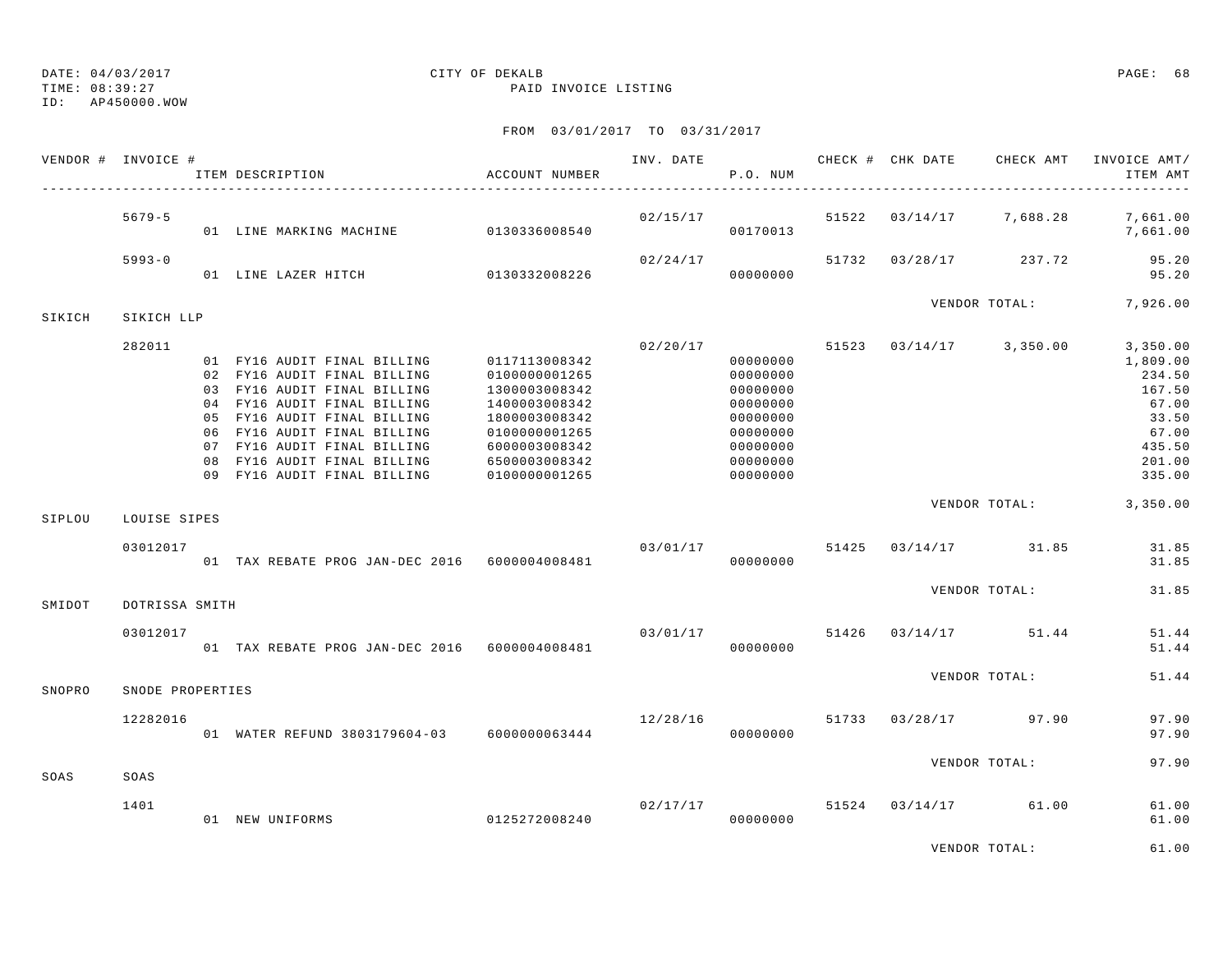DATE: 04/03/2017
TIME: 08:39:27
ID: AP450000.WOW

CITY OF DEKALB
PAID INVOICE LISTING

FROM 03/01/2017 TO 03/31/2017

| VENDOR # | INVOICE # | ITEM DESCRIPTION | ACCOUNT NUMBER | INV. DATE | P.O. NUM | CHECK # | CHK DATE | CHECK AMT | INVOICE AMT/ ITEM AMT |
|---|---|---|---|---|---|---|---|---|---|
| | 5679-5 | | | 02/15/17 | | 51522 | 03/14/17 | 7,688.28 | 7,661.00 |
| | | 01 LINE MARKING MACHINE | 0130336008540 | | 00170013 | | | | 7,661.00 |
| | 5993-0 | | | 02/24/17 | | 51732 | 03/28/17 | 237.72 | 95.20 |
| | | 01 LINE LAZER HITCH | 0130332008226 | | 00000000 | | | | 95.20 |
| | | | | | | | VENDOR TOTAL: | | 7,926.00 |
| SIKICH | SIKICH LLP | | | | | | | | |
| | 282011 | | | 02/20/17 | | 51523 | 03/14/17 | 3,350.00 | 3,350.00 |
| | | 01 FY16 AUDIT FINAL BILLING | 0117113008342 | | 00000000 | | | | 1,809.00 |
| | | 02 FY16 AUDIT FINAL BILLING | 0100000001265 | | 00000000 | | | | 234.50 |
| | | 03 FY16 AUDIT FINAL BILLING | 1300003008342 | | 00000000 | | | | 167.50 |
| | | 04 FY16 AUDIT FINAL BILLING | 1400003008342 | | 00000000 | | | | 67.00 |
| | | 05 FY16 AUDIT FINAL BILLING | 1800003008342 | | 00000000 | | | | 33.50 |
| | | 06 FY16 AUDIT FINAL BILLING | 0100000001265 | | 00000000 | | | | 67.00 |
| | | 07 FY16 AUDIT FINAL BILLING | 6000003008342 | | 00000000 | | | | 435.50 |
| | | 08 FY16 AUDIT FINAL BILLING | 6500003008342 | | 00000000 | | | | 201.00 |
| | | 09 FY16 AUDIT FINAL BILLING | 0100000001265 | | 00000000 | | | | 335.00 |
| | | | | | | | VENDOR TOTAL: | | 3,350.00 |
| SIPLOU | LOUISE SIPES | | | | | | | | |
| | 03012017 | | | 03/01/17 | | 51425 | 03/14/17 | 31.85 | 31.85 |
| | | 01 TAX REBATE PROG JAN-DEC 2016 | 6000004008481 | | 00000000 | | | | 31.85 |
| | | | | | | | VENDOR TOTAL: | | 31.85 |
| SMIDOT | DOTRISSA SMITH | | | | | | | | |
| | 03012017 | | | 03/01/17 | | 51426 | 03/14/17 | 51.44 | 51.44 |
| | | 01 TAX REBATE PROG JAN-DEC 2016 | 6000004008481 | | 00000000 | | | | 51.44 |
| | | | | | | | VENDOR TOTAL: | | 51.44 |
| SNOPRO | SNODE PROPERTIES | | | | | | | | |
| | 12282016 | | | 12/28/16 | | 51733 | 03/28/17 | 97.90 | 97.90 |
| | | 01 WATER REFUND 3803179604-03 | 6000000063444 | | 00000000 | | | | 97.90 |
| | | | | | | | VENDOR TOTAL: | | 97.90 |
| SOAS | SOAS | | | | | | | | |
| | 1401 | | | 02/17/17 | | 51524 | 03/14/17 | 61.00 | 61.00 |
| | | 01 NEW UNIFORMS | 0125272008240 | | 00000000 | | | | 61.00 |
| | | | | | | | VENDOR TOTAL: | | 61.00 |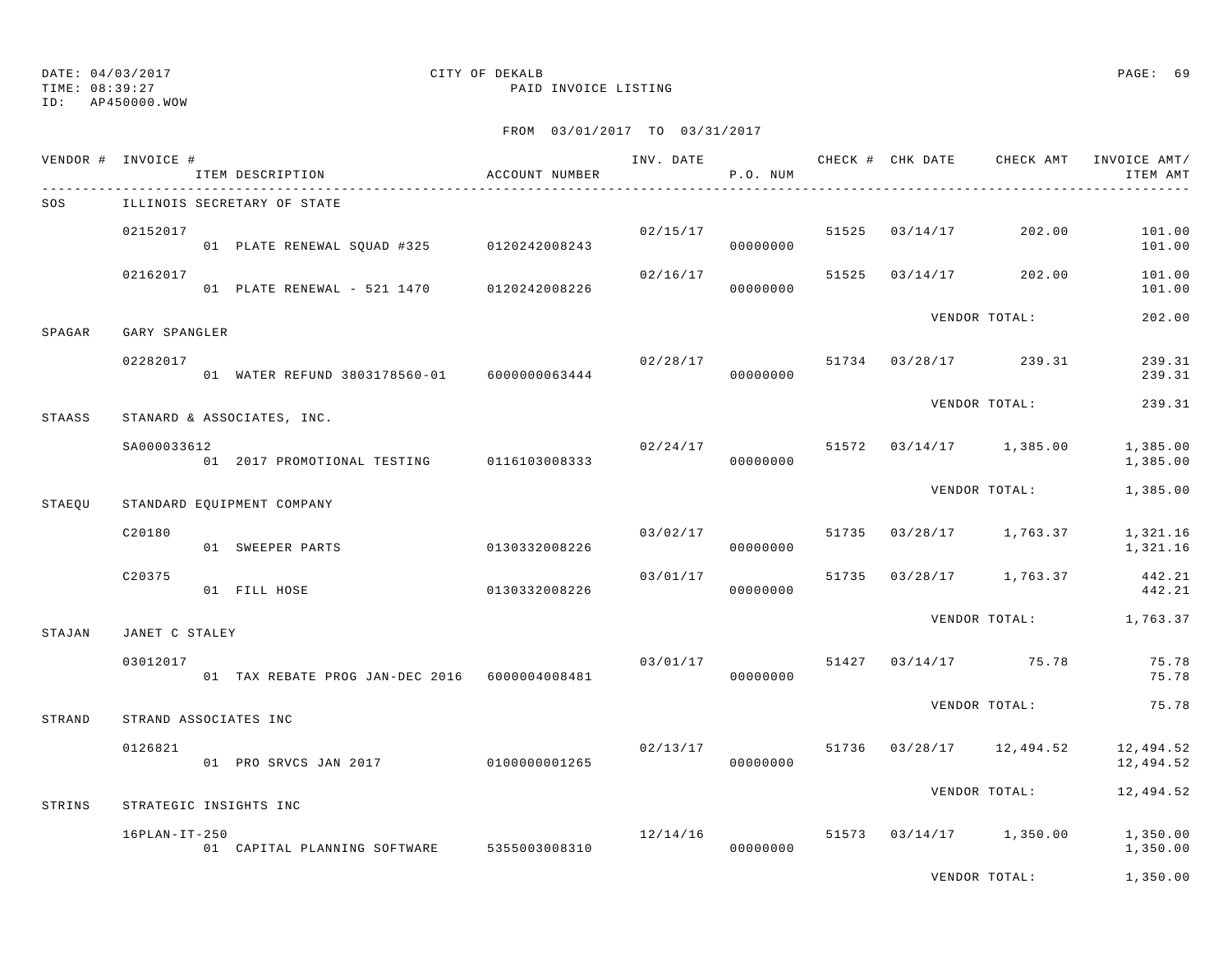DATE: 04/03/2017
TIME: 08:39:27
ID: AP450000.WOW

CITY OF DEKALB
PAID INVOICE LISTING

FROM 03/01/2017 TO 03/31/2017

| VENDOR # | INVOICE # / ITEM DESCRIPTION | ACCOUNT NUMBER | INV. DATE | P.O. NUM | CHECK # | CHK DATE | CHECK AMT | INVOICE AMT/ ITEM AMT |
|---|---|---|---|---|---|---|---|---|
| SOS | ILLINOIS SECRETARY OF STATE | | | | | | | |
| | 02152017 | | 02/15/17 | | 51525 | 03/14/17 | 202.00 | 101.00 |
| | 01 PLATE RENEWAL SQUAD #325 | 0120242008243 | | 00000000 | | | | 101.00 |
| | 02162017 | | 02/16/17 | | 51525 | 03/14/17 | 202.00 | 101.00 |
| | 01 PLATE RENEWAL - 521 1470 | 0120242008226 | | 00000000 | | | | 101.00 |
| | | | | | | VENDOR TOTAL: | | 202.00 |
| SPAGAR | GARY SPANGLER | | | | | | | |
| | 02282017 | | 02/28/17 | | 51734 | 03/28/17 | 239.31 | 239.31 |
| | 01 WATER REFUND 3803178560-01 | 6000000063444 | | 00000000 | | | | 239.31 |
| | | | | | | VENDOR TOTAL: | | 239.31 |
| STAASS | STANARD & ASSOCIATES, INC. | | | | | | | |
| | SA000033612 | | 02/24/17 | | 51572 | 03/14/17 | 1,385.00 | 1,385.00 |
| | 01 2017 PROMOTIONAL TESTING | 0116103008333 | | 00000000 | | | | 1,385.00 |
| | | | | | | VENDOR TOTAL: | | 1,385.00 |
| STAEQU | STANDARD EQUIPMENT COMPANY | | | | | | | |
| | C20180 | | 03/02/17 | | 51735 | 03/28/17 | 1,763.37 | 1,321.16 |
| | 01 SWEEPER PARTS | 0130332008226 | | 00000000 | | | | 1,321.16 |
| | C20375 | | 03/01/17 | | 51735 | 03/28/17 | 1,763.37 | 442.21 |
| | 01 FILL HOSE | 0130332008226 | | 00000000 | | | | 442.21 |
| | | | | | | VENDOR TOTAL: | | 1,763.37 |
| STAJAN | JANET C STALEY | | | | | | | |
| | 03012017 | | 03/01/17 | | 51427 | 03/14/17 | 75.78 | 75.78 |
| | 01 TAX REBATE PROG JAN-DEC 2016 | 6000004008481 | | 00000000 | | | | 75.78 |
| | | | | | | VENDOR TOTAL: | | 75.78 |
| STRAND | STRAND ASSOCIATES INC | | | | | | | |
| | 0126821 | | 02/13/17 | | 51736 | 03/28/17 | 12,494.52 | 12,494.52 |
| | 01 PRO SRVCS JAN 2017 | 0100000001265 | | 00000000 | | | | 12,494.52 |
| | | | | | | VENDOR TOTAL: | | 12,494.52 |
| STRINS | STRATEGIC INSIGHTS INC | | | | | | | |
| | 16PLAN-IT-250 | | 12/14/16 | | 51573 | 03/14/17 | 1,350.00 | 1,350.00 |
| | 01 CAPITAL PLANNING SOFTWARE | 5355003008310 | | 00000000 | | | | 1,350.00 |
| | | | | | | VENDOR TOTAL: | | 1,350.00 |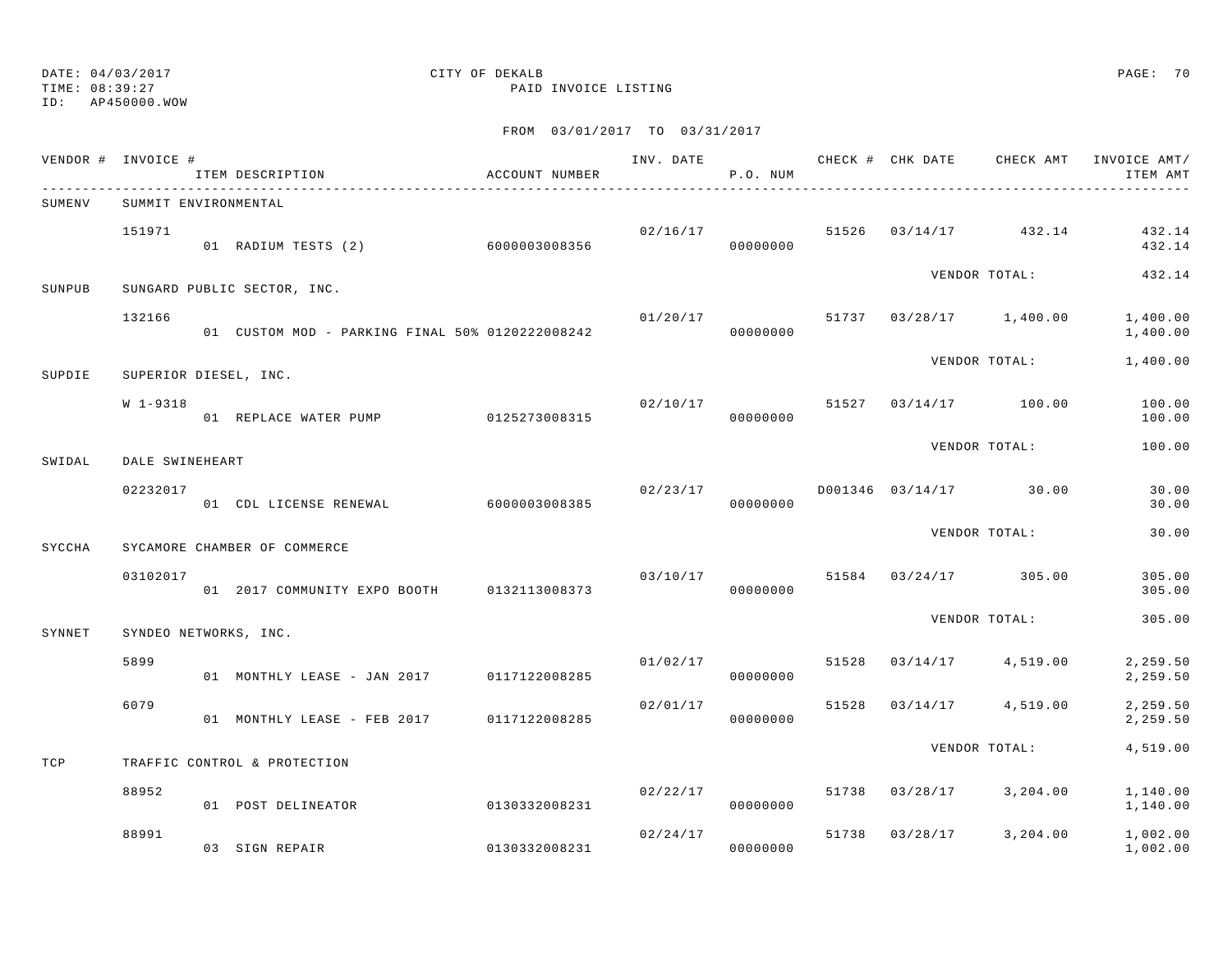DATE: 04/03/2017
TIME: 08:39:27
ID: AP450000.WOW

CITY OF DEKALB
PAID INVOICE LISTING

FROM 03/01/2017 TO 03/31/2017

| VENDOR # | INVOICE # | ITEM DESCRIPTION | ACCOUNT NUMBER | INV. DATE | P.O. NUM | CHECK # | CHK DATE | CHECK AMT | INVOICE AMT/ ITEM AMT |
|---|---|---|---|---|---|---|---|---|---|
| SUMENV | SUMMIT ENVIRONMENTAL | | | | | | | | |
| | 151971 | | | 02/16/17 | | 51526 | 03/14/17 | 432.14 | 432.14 |
| | | 01 RADIUM TESTS (2) | 6000003008356 | | 00000000 | | | | 432.14 |
| | | | | | | | VENDOR TOTAL: | | 432.14 |
| SUNPUB | SUNGARD PUBLIC SECTOR, INC. | | | | | | | | |
| | 132166 | | | 01/20/17 | | 51737 | 03/28/17 | 1,400.00 | 1,400.00 |
| | | 01 CUSTOM MOD - PARKING FINAL 50% | 0120222008242 | | 00000000 | | | | 1,400.00 |
| | | | | | | | VENDOR TOTAL: | | 1,400.00 |
| SUPDIE | SUPERIOR DIESEL, INC. | | | | | | | | |
| | W 1-9318 | | | 02/10/17 | | 51527 | 03/14/17 | 100.00 | 100.00 |
| | | 01 REPLACE WATER PUMP | 0125273008315 | | 00000000 | | | | 100.00 |
| | | | | | | | VENDOR TOTAL: | | 100.00 |
| SWIDAL | DALE SWINEHEART | | | | | | | | |
| | 02232017 | | | 02/23/17 | | D001346 | 03/14/17 | 30.00 | 30.00 |
| | | 01 CDL LICENSE RENEWAL | 6000003008385 | | 00000000 | | | | 30.00 |
| | | | | | | | VENDOR TOTAL: | | 30.00 |
| SYCCHA | SYCAMORE CHAMBER OF COMMERCE | | | | | | | | |
| | 03102017 | | | 03/10/17 | | 51584 | 03/24/17 | 305.00 | 305.00 |
| | | 01 2017 COMMUNITY EXPO BOOTH | 0132113008373 | | 00000000 | | | | 305.00 |
| | | | | | | | VENDOR TOTAL: | | 305.00 |
| SYNNET | SYNDEO NETWORKS, INC. | | | | | | | | |
| | 5899 | | | 01/02/17 | | 51528 | 03/14/17 | 4,519.00 | 2,259.50 |
| | | 01 MONTHLY LEASE - JAN 2017 | 0117122008285 | | 00000000 | | | | 2,259.50 |
| | 6079 | | | 02/01/17 | | 51528 | 03/14/17 | 4,519.00 | 2,259.50 |
| | | 01 MONTHLY LEASE - FEB 2017 | 0117122008285 | | 00000000 | | | | 2,259.50 |
| | | | | | | | VENDOR TOTAL: | | 4,519.00 |
| TCP | TRAFFIC CONTROL & PROTECTION | | | | | | | | |
| | 88952 | | | 02/22/17 | | 51738 | 03/28/17 | 3,204.00 | 1,140.00 |
| | | 01 POST DELINEATOR | 0130332008231 | | 00000000 | | | | 1,140.00 |
| | 88991 | | | 02/24/17 | | 51738 | 03/28/17 | 3,204.00 | 1,002.00 |
| | | 03 SIGN REPAIR | 0130332008231 | | 00000000 | | | | 1,002.00 |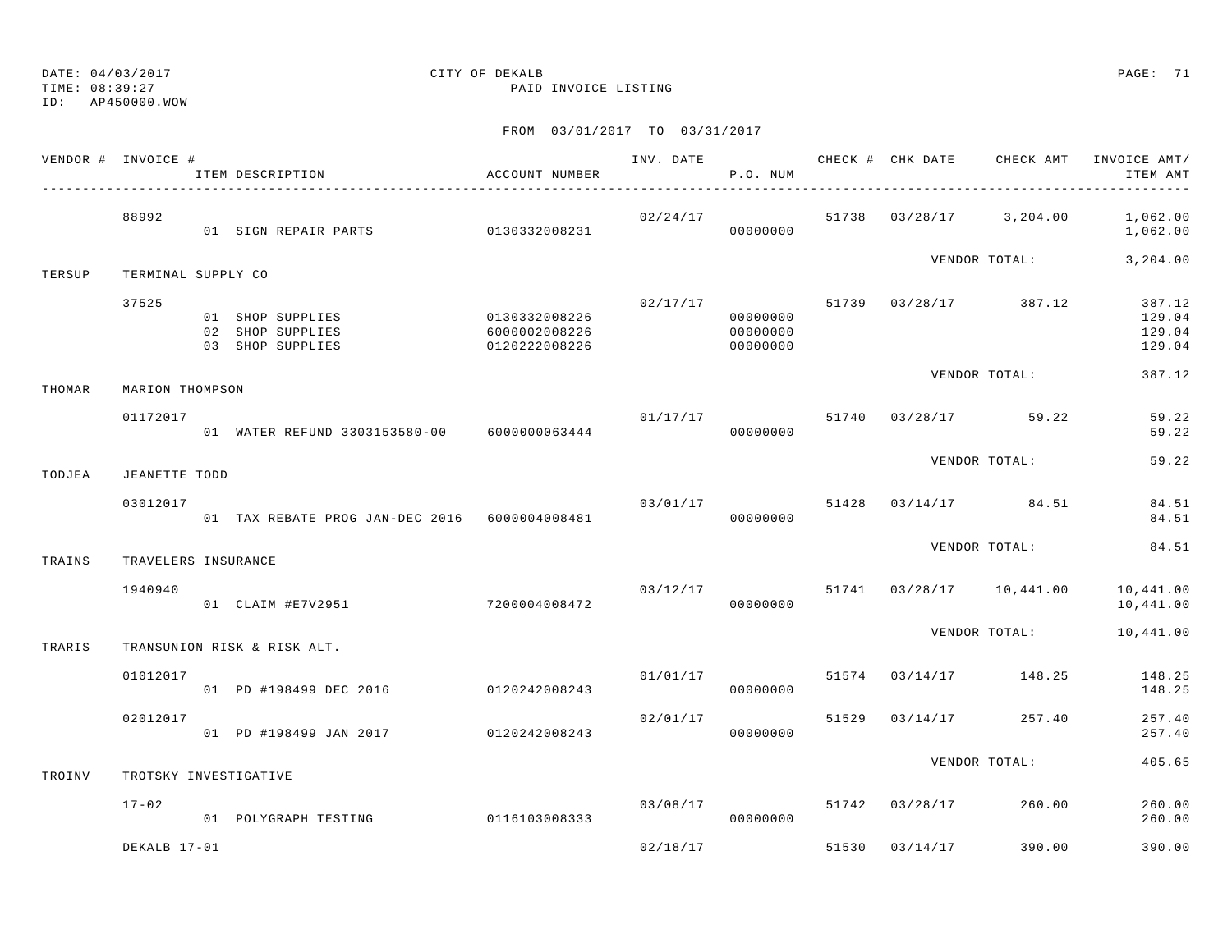DATE: 04/03/2017
TIME: 08:39:27
ID: AP450000.WOW

CITY OF DEKALB
PAID INVOICE LISTING

FROM 03/01/2017 TO 03/31/2017

| VENDOR # | INVOICE # / ITEM DESCRIPTION | ACCOUNT NUMBER | INV. DATE | P.O. NUM | CHECK # | CHK DATE | CHECK AMT | INVOICE AMT/ ITEM AMT |
|---|---|---|---|---|---|---|---|---|
| | 88992 | | 02/24/17 | | 51738 | 03/28/17 | 3,204.00 | 1,062.00 |
| | 01 SIGN REPAIR PARTS | 0130332008231 | | 00000000 | | | | 1,062.00 |
| | | | | | | VENDOR TOTAL: | | 3,204.00 |
| TERSUP | TERMINAL SUPPLY CO | | | | | | | |
| | 37525 | | 02/17/17 | | 51739 | 03/28/17 | 387.12 | 387.12 |
| | 01 SHOP SUPPLIES | 0130332008226 | | 00000000 | | | | 129.04 |
| | 02 SHOP SUPPLIES | 6000002008226 | | 00000000 | | | | 129.04 |
| | 03 SHOP SUPPLIES | 0120222008226 | | 00000000 | | | | 129.04 |
| | | | | | | VENDOR TOTAL: | | 387.12 |
| THOMAR | MARION THOMPSON | | | | | | | |
| | 01172017 | | 01/17/17 | | 51740 | 03/28/17 | 59.22 | 59.22 |
| | 01 WATER REFUND 3303153580-00 | 6000000063444 | | 00000000 | | | | 59.22 |
| | | | | | | VENDOR TOTAL: | | 59.22 |
| TODJEA | JEANETTE TODD | | | | | | | |
| | 03012017 | | 03/01/17 | | 51428 | 03/14/17 | 84.51 | 84.51 |
| | 01 TAX REBATE PROG JAN-DEC 2016 | 6000004008481 | | 00000000 | | | | 84.51 |
| | | | | | | VENDOR TOTAL: | | 84.51 |
| TRAINS | TRAVELERS INSURANCE | | | | | | | |
| | 1940940 | | 03/12/17 | | 51741 | 03/28/17 | 10,441.00 | 10,441.00 |
| | 01 CLAIM #E7V2951 | 7200004008472 | | 00000000 | | | | 10,441.00 |
| | | | | | | VENDOR TOTAL: | | 10,441.00 |
| TRARIS | TRANSUNION RISK & RISK ALT. | | | | | | | |
| | 01012017 | | 01/01/17 | | 51574 | 03/14/17 | 148.25 | 148.25 |
| | 01 PD #198499 DEC 2016 | 0120242008243 | | 00000000 | | | | 148.25 |
| | 02012017 | | 02/01/17 | | 51529 | 03/14/17 | 257.40 | 257.40 |
| | 01 PD #198499 JAN 2017 | 0120242008243 | | 00000000 | | | | 257.40 |
| | | | | | | VENDOR TOTAL: | | 405.65 |
| TROINV | TROTSKY INVESTIGATIVE | | | | | | | |
| | 17-02 | | 03/08/17 | | 51742 | 03/28/17 | 260.00 | 260.00 |
| | 01 POLYGRAPH TESTING | 0116103008333 | | 00000000 | | | | 260.00 |
| | DEKALB 17-01 | | 02/18/17 | | 51530 | 03/14/17 | 390.00 | 390.00 |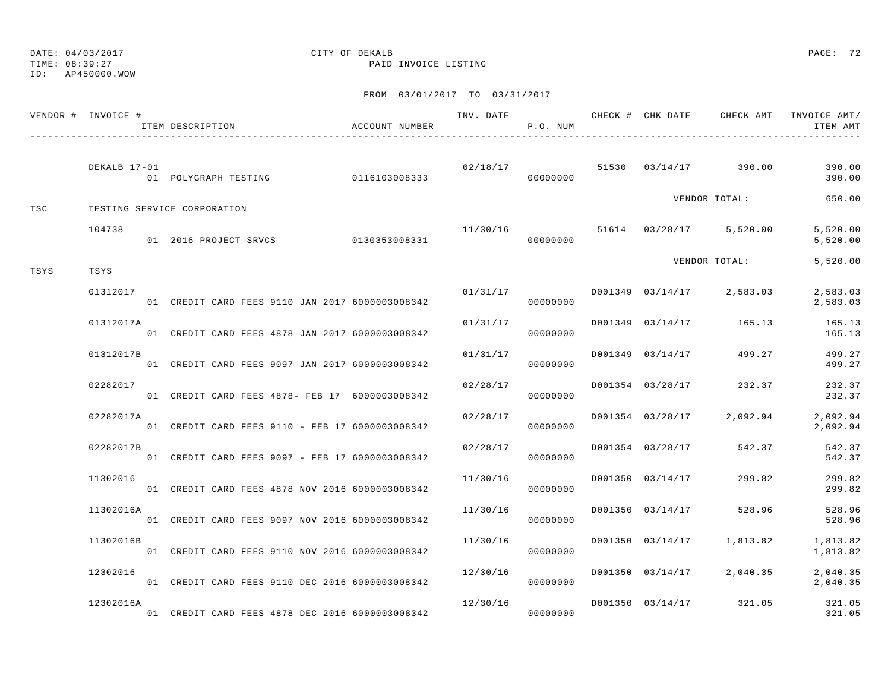DATE: 04/03/2017 CITY OF DEKALB
TIME: 08:39:27 PAID INVOICE LISTING
ID: AP450000.WOW

FROM 03/01/2017 TO 03/31/2017

| VENDOR # | INVOICE # / ITEM DESCRIPTION | ACCOUNT NUMBER | INV. DATE | P.O. NUM | CHECK # | CHK DATE | CHECK AMT | INVOICE AMT/ ITEM AMT |
|---|---|---|---|---|---|---|---|---|
| | DEKALB 17-01 | | 02/18/17 | | 51530 | 03/14/17 | 390.00 | 390.00 |
| | 01 POLYGRAPH TESTING | 0116103008333 | | 00000000 | | | | 390.00 |
| | | | | | | VENDOR TOTAL: | | 650.00 |
| TSC | TESTING SERVICE CORPORATION | | | | | | | |
| | 104738 | | 11/30/16 | | 51614 | 03/28/17 | 5,520.00 | 5,520.00 |
| | 01 2016 PROJECT SRVCS | 0130353008331 | | 00000000 | | | | 5,520.00 |
| | | | | | | VENDOR TOTAL: | | 5,520.00 |
| TSYS | TSYS | | | | | | | |
| | 01312017 | | 01/31/17 | | D001349 | 03/14/17 | 2,583.03 | 2,583.03 |
| | 01 CREDIT CARD FEES 9110 JAN 2017 | 6000003008342 | | 00000000 | | | | 2,583.03 |
| | 01312017A | | 01/31/17 | | D001349 | 03/14/17 | 165.13 | 165.13 |
| | 01 CREDIT CARD FEES 4878 JAN 2017 | 6000003008342 | | 00000000 | | | | 165.13 |
| | 01312017B | | 01/31/17 | | D001349 | 03/14/17 | 499.27 | 499.27 |
| | 01 CREDIT CARD FEES 9097 JAN 2017 | 6000003008342 | | 00000000 | | | | 499.27 |
| | 02282017 | | 02/28/17 | | D001354 | 03/28/17 | 232.37 | 232.37 |
| | 01 CREDIT CARD FEES 4878- FEB 17 | 6000003008342 | | 00000000 | | | | 232.37 |
| | 02282017A | | 02/28/17 | | D001354 | 03/28/17 | 2,092.94 | 2,092.94 |
| | 01 CREDIT CARD FEES 9110 - FEB 17 | 6000003008342 | | 00000000 | | | | 2,092.94 |
| | 02282017B | | 02/28/17 | | D001354 | 03/28/17 | 542.37 | 542.37 |
| | 01 CREDIT CARD FEES 9097 - FEB 17 | 6000003008342 | | 00000000 | | | | 542.37 |
| | 11302016 | | 11/30/16 | | D001350 | 03/14/17 | 299.82 | 299.82 |
| | 01 CREDIT CARD FEES 4878 NOV 2016 | 6000003008342 | | 00000000 | | | | 299.82 |
| | 11302016A | | 11/30/16 | | D001350 | 03/14/17 | 528.96 | 528.96 |
| | 01 CREDIT CARD FEES 9097 NOV 2016 | 6000003008342 | | 00000000 | | | | 528.96 |
| | 11302016B | | 11/30/16 | | D001350 | 03/14/17 | 1,813.82 | 1,813.82 |
| | 01 CREDIT CARD FEES 9110 NOV 2016 | 6000003008342 | | 00000000 | | | | 1,813.82 |
| | 12302016 | | 12/30/16 | | D001350 | 03/14/17 | 2,040.35 | 2,040.35 |
| | 01 CREDIT CARD FEES 9110 DEC 2016 | 6000003008342 | | 00000000 | | | | 2,040.35 |
| | 12302016A | | 12/30/16 | | D001350 | 03/14/17 | 321.05 | 321.05 |
| | 01 CREDIT CARD FEES 4878 DEC 2016 | 6000003008342 | | 00000000 | | | | 321.05 |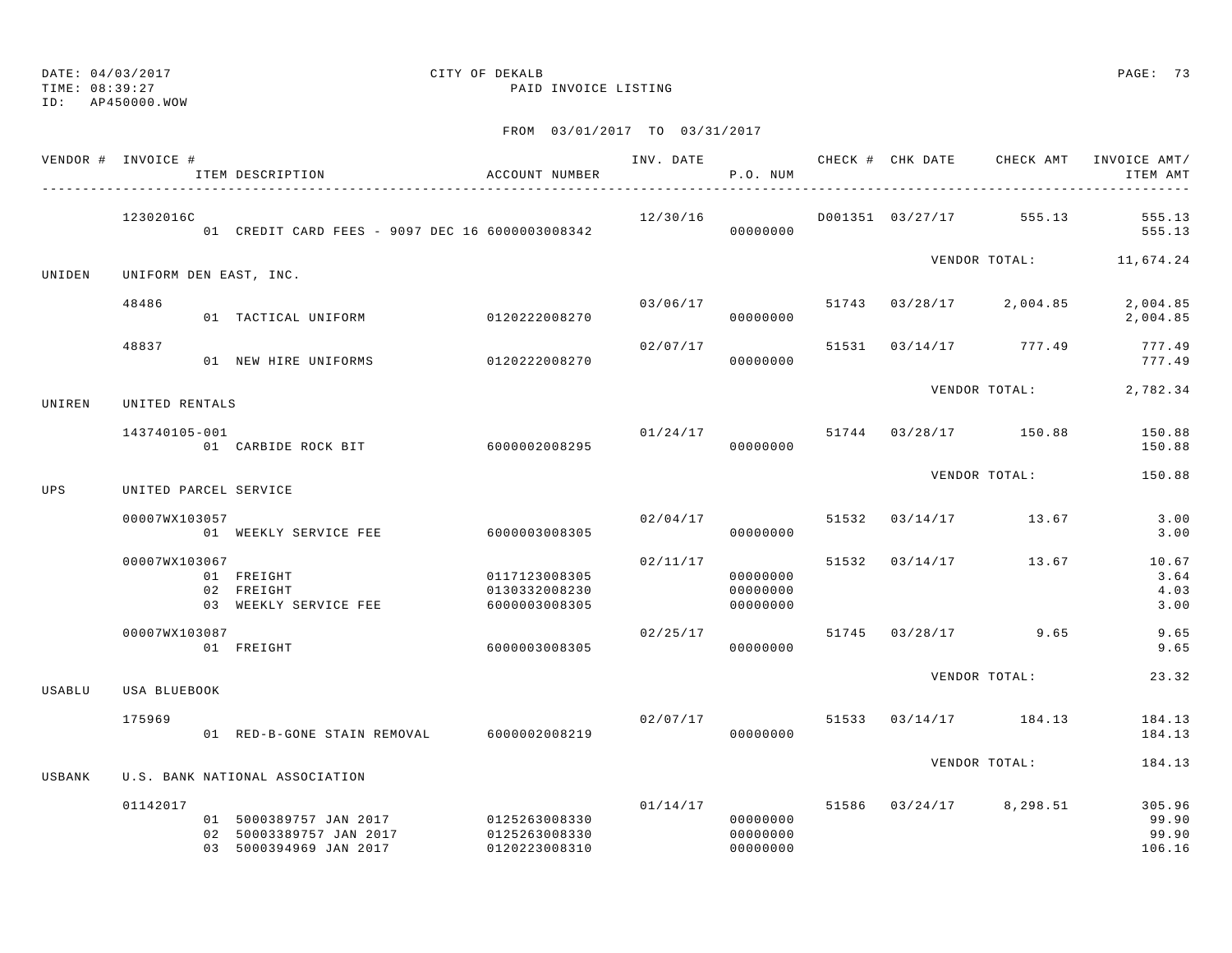DATE: 04/03/2017 CITY OF DEKALB
TIME: 08:39:27 PAID INVOICE LISTING
ID: AP450000.WOW

FROM 03/01/2017 TO 03/31/2017

| VENDOR # | INVOICE # / ITEM DESCRIPTION | ACCOUNT NUMBER | INV. DATE | P.O. NUM | CHECK # | CHK DATE | CHECK AMT | INVOICE AMT/ ITEM AMT |
|---|---|---|---|---|---|---|---|---|
| | 12302016C | | 12/30/16 | | D001351 | 03/27/17 | 555.13 | 555.13 |
| | 01 CREDIT CARD FEES - 9097 DEC 16 | 6000003008342 | | 00000000 | | | | 555.13 |
| | | | | | | VENDOR TOTAL: | | 11,674.24 |
| UNIDEN | UNIFORM DEN EAST, INC. | | | | | | | |
| | 48486 | | 03/06/17 | | 51743 | 03/28/17 | 2,004.85 | 2,004.85 |
| | 01 TACTICAL UNIFORM | 0120222008270 | | 00000000 | | | | 2,004.85 |
| | 48837 | | 02/07/17 | | 51531 | 03/14/17 | 777.49 | 777.49 |
| | 01 NEW HIRE UNIFORMS | 0120222008270 | | 00000000 | | | | 777.49 |
| | | | | | | VENDOR TOTAL: | | 2,782.34 |
| UNIREN | UNITED RENTALS | | | | | | | |
| | 143740105-001 | | 01/24/17 | | 51744 | 03/28/17 | 150.88 | 150.88 |
| | 01 CARBIDE ROCK BIT | 6000002008295 | | 00000000 | | | | 150.88 |
| | | | | | | VENDOR TOTAL: | | 150.88 |
| UPS | UNITED PARCEL SERVICE | | | | | | | |
| | 00007WX103057 | | 02/04/17 | | 51532 | 03/14/17 | 13.67 | 3.00 |
| | 01 WEEKLY SERVICE FEE | 6000003008305 | | 00000000 | | | | 3.00 |
| | 00007WX103067 | | 02/11/17 | | 51532 | 03/14/17 | 13.67 | 10.67 |
| | 01 FREIGHT | 0117123008305 | | 00000000 | | | | 3.64 |
| | 02 FREIGHT | 0130332008230 | | 00000000 | | | | 4.03 |
| | 03 WEEKLY SERVICE FEE | 6000003008305 | | 00000000 | | | | 3.00 |
| | 00007WX103087 | | 02/25/17 | | 51745 | 03/28/17 | 9.65 | 9.65 |
| | 01 FREIGHT | 6000003008305 | | 00000000 | | | | 9.65 |
| | | | | | | VENDOR TOTAL: | | 23.32 |
| USABLU | USA BLUEBOOK | | | | | | | |
| | 175969 | | 02/07/17 | | 51533 | 03/14/17 | 184.13 | 184.13 |
| | 01 RED-B-GONE STAIN REMOVAL | 6000002008219 | | 00000000 | | | | 184.13 |
| | | | | | | VENDOR TOTAL: | | 184.13 |
| USBANK | U.S. BANK NATIONAL ASSOCIATION | | | | | | | |
| | 01142017 | | 01/14/17 | | 51586 | 03/24/17 | 8,298.51 | 305.96 |
| | 01 5000389757 JAN 2017 | 0125263008330 | | 00000000 | | | | 99.90 |
| | 02 50003389757 JAN 2017 | 0125263008330 | | 00000000 | | | | 99.90 |
| | 03 5000394969 JAN 2017 | 0120223008310 | | 00000000 | | | | 106.16 |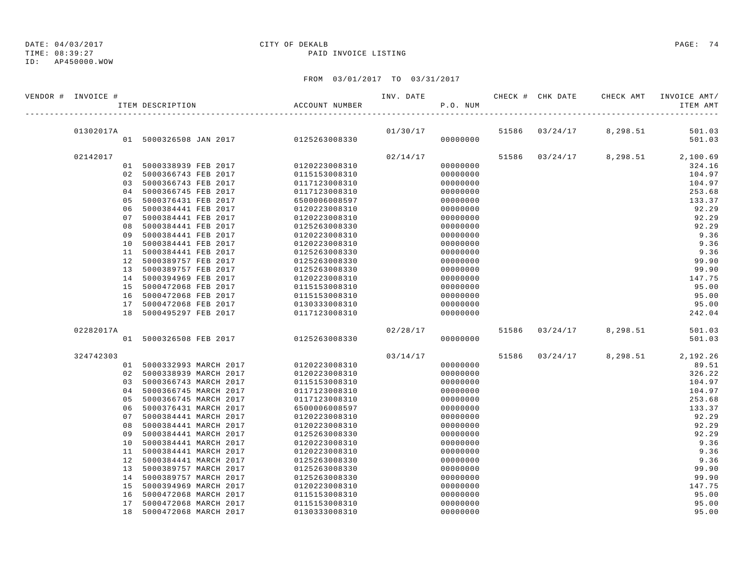DATE: 04/03/2017 CITY OF DEKALB
TIME: 08:39:27 PAID INVOICE LISTING
ID: AP450000.WOW

FROM 03/01/2017 TO 03/31/2017

| VENDOR # | INVOICE # | ITEM DESCRIPTION | ACCOUNT NUMBER | INV. DATE | P.O. NUM | CHECK # | CHK DATE | CHECK AMT | INVOICE AMT/ ITEM AMT |
|---|---|---|---|---|---|---|---|---|---|
| | 01302017A | | | 01/30/17 | | 51586 | 03/24/17 | 8,298.51 | 501.03 |
| | | 01 5000326508 JAN 2017 | 0125263008330 | | 00000000 | | | | 501.03 |
| | 02142017 | | | 02/14/17 | | 51586 | 03/24/17 | 8,298.51 | 2,100.69 |
| | | 01 5000338939 FEB 2017 | 0120223008310 | | 00000000 | | | | 324.16 |
| | | 02 5000366743 FEB 2017 | 0115153008310 | | 00000000 | | | | 104.97 |
| | | 03 5000366743 FEB 2017 | 0117123008310 | | 00000000 | | | | 104.97 |
| | | 04 5000366745 FEB 2017 | 0117123008310 | | 00000000 | | | | 253.68 |
| | | 05 5000376431 FEB 2017 | 6500006008597 | | 00000000 | | | | 133.37 |
| | | 06 5000384441 FEB 2017 | 0120223008310 | | 00000000 | | | | 92.29 |
| | | 07 5000384441 FEB 2017 | 0120223008310 | | 00000000 | | | | 92.29 |
| | | 08 5000384441 FEB 2017 | 0125263008330 | | 00000000 | | | | 92.29 |
| | | 09 5000384441 FEB 2017 | 0120223008310 | | 00000000 | | | | 9.36 |
| | | 10 5000384441 FEB 2017 | 0120223008310 | | 00000000 | | | | 9.36 |
| | | 11 5000384441 FEB 2017 | 0125263008330 | | 00000000 | | | | 9.36 |
| | | 12 5000389757 FEB 2017 | 0125263008330 | | 00000000 | | | | 99.90 |
| | | 13 5000389757 FEB 2017 | 0125263008330 | | 00000000 | | | | 99.90 |
| | | 14 5000394969 FEB 2017 | 0120223008310 | | 00000000 | | | | 147.75 |
| | | 15 5000472068 FEB 2017 | 0115153008310 | | 00000000 | | | | 95.00 |
| | | 16 5000472068 FEB 2017 | 0115153008310 | | 00000000 | | | | 95.00 |
| | | 17 5000472068 FEB 2017 | 0130333008310 | | 00000000 | | | | 95.00 |
| | | 18 5000495297 FEB 2017 | 0117123008310 | | 00000000 | | | | 242.04 |
| | 02282017A | | | 02/28/17 | | 51586 | 03/24/17 | 8,298.51 | 501.03 |
| | | 01 5000326508 FEB 2017 | 0125263008330 | | 00000000 | | | | 501.03 |
| | 324742303 | | | 03/14/17 | | 51586 | 03/24/17 | 8,298.51 | 2,192.26 |
| | | 01 5000332993 MARCH 2017 | 0120223008310 | | 00000000 | | | | 89.51 |
| | | 02 5000338939 MARCH 2017 | 0120223008310 | | 00000000 | | | | 326.22 |
| | | 03 5000366743 MARCH 2017 | 0115153008310 | | 00000000 | | | | 104.97 |
| | | 04 5000366745 MARCH 2017 | 0117123008310 | | 00000000 | | | | 104.97 |
| | | 05 5000366745 MARCH 2017 | 0117123008310 | | 00000000 | | | | 253.68 |
| | | 06 5000376431 MARCH 2017 | 6500006008597 | | 00000000 | | | | 133.37 |
| | | 07 5000384441 MARCH 2017 | 0120223008310 | | 00000000 | | | | 92.29 |
| | | 08 5000384441 MARCH 2017 | 0120223008310 | | 00000000 | | | | 92.29 |
| | | 09 5000384441 MARCH 2017 | 0125263008330 | | 00000000 | | | | 92.29 |
| | | 10 5000384441 MARCH 2017 | 0120223008310 | | 00000000 | | | | 9.36 |
| | | 11 5000384441 MARCH 2017 | 0120223008310 | | 00000000 | | | | 9.36 |
| | | 12 5000384441 MARCH 2017 | 0125263008330 | | 00000000 | | | | 9.36 |
| | | 13 5000389757 MARCH 2017 | 0125263008330 | | 00000000 | | | | 99.90 |
| | | 14 5000389757 MARCH 2017 | 0125263008330 | | 00000000 | | | | 99.90 |
| | | 15 5000394969 MARCH 2017 | 0120223008310 | | 00000000 | | | | 147.75 |
| | | 16 5000472068 MARCH 2017 | 0115153008310 | | 00000000 | | | | 95.00 |
| | | 17 5000472068 MARCH 2017 | 0115153008310 | | 00000000 | | | | 95.00 |
| | | 18 5000472068 MARCH 2017 | 0130333008310 | | 00000000 | | | | 95.00 |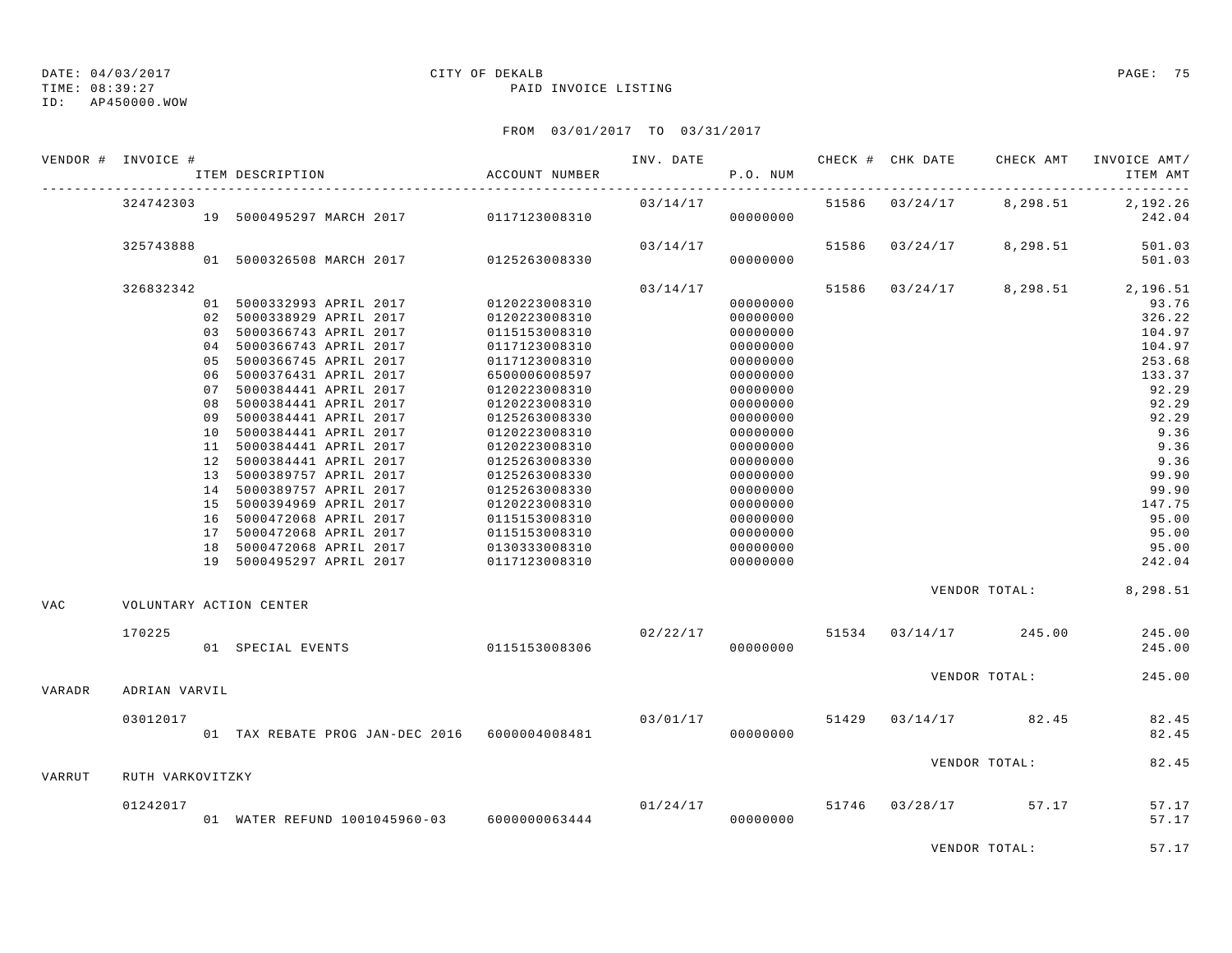DATE: 04/03/2017
TIME: 08:39:27
ID: AP450000.WOW

CITY OF DEKALB
PAID INVOICE LISTING

FROM 03/01/2017 TO 03/31/2017

| VENDOR # | INVOICE # | ITEM DESCRIPTION | ACCOUNT NUMBER | INV. DATE | P.O. NUM | CHECK # | CHK DATE | CHECK AMT | INVOICE AMT/ ITEM AMT |
|---|---|---|---|---|---|---|---|---|---|
| | 324742303 | | | 03/14/17 | | 51586 | 03/24/17 | 8,298.51 | 2,192.26 |
| | | 19 5000495297 MARCH 2017 | 0117123008310 | | 00000000 | | | | 242.04 |
| | 325743888 | | | 03/14/17 | | 51586 | 03/24/17 | 8,298.51 | 501.03 |
| | | 01 5000326508 MARCH 2017 | 0125263008330 | | 00000000 | | | | 501.03 |
| | 326832342 | | | 03/14/17 | | 51586 | 03/24/17 | 8,298.51 | 2,196.51 |
| | | 01 5000332993 APRIL 2017 | 0120223008310 | | 00000000 | | | | 93.76 |
| | | 02 5000338929 APRIL 2017 | 0120223008310 | | 00000000 | | | | 326.22 |
| | | 03 5000366743 APRIL 2017 | 0115153008310 | | 00000000 | | | | 104.97 |
| | | 04 5000366743 APRIL 2017 | 0117123008310 | | 00000000 | | | | 104.97 |
| | | 05 5000366745 APRIL 2017 | 0117123008310 | | 00000000 | | | | 253.68 |
| | | 06 5000376431 APRIL 2017 | 6500006008597 | | 00000000 | | | | 133.37 |
| | | 07 5000384441 APRIL 2017 | 0120223008310 | | 00000000 | | | | 92.29 |
| | | 08 5000384441 APRIL 2017 | 0120223008310 | | 00000000 | | | | 92.29 |
| | | 09 5000384441 APRIL 2017 | 0125263008330 | | 00000000 | | | | 92.29 |
| | | 10 5000384441 APRIL 2017 | 0120223008310 | | 00000000 | | | | 9.36 |
| | | 11 5000384441 APRIL 2017 | 0120223008310 | | 00000000 | | | | 9.36 |
| | | 12 5000384441 APRIL 2017 | 0125263008330 | | 00000000 | | | | 9.36 |
| | | 13 5000389757 APRIL 2017 | 0125263008330 | | 00000000 | | | | 99.90 |
| | | 14 5000389757 APRIL 2017 | 0125263008330 | | 00000000 | | | | 99.90 |
| | | 15 5000394969 APRIL 2017 | 0120223008310 | | 00000000 | | | | 147.75 |
| | | 16 5000472068 APRIL 2017 | 0115153008310 | | 00000000 | | | | 95.00 |
| | | 17 5000472068 APRIL 2017 | 0115153008310 | | 00000000 | | | | 95.00 |
| | | 18 5000472068 APRIL 2017 | 0130333008310 | | 00000000 | | | | 95.00 |
| | | 19 5000495297 APRIL 2017 | 0117123008310 | | 00000000 | | | | 242.04 |
| | | | | | | | | VENDOR TOTAL: | 8,298.51 |
| VAC | VOLUNTARY ACTION CENTER | | | | | | | | |
| | 170225 | | | 02/22/17 | | 51534 | 03/14/17 | 245.00 | 245.00 |
| | | 01 SPECIAL EVENTS | 0115153008306 | | 00000000 | | | | 245.00 |
| | | | | | | | | VENDOR TOTAL: | 245.00 |
| VARADR | ADRIAN VARVIL | | | | | | | | |
| | 03012017 | | | 03/01/17 | | 51429 | 03/14/17 | 82.45 | 82.45 |
| | | 01 TAX REBATE PROG JAN-DEC 2016 | 6000004008481 | | 00000000 | | | | 82.45 |
| | | | | | | | | VENDOR TOTAL: | 82.45 |
| VARRUT | RUTH VARKOVITZKY | | | | | | | | |
| | 01242017 | | | 01/24/17 | | 51746 | 03/28/17 | 57.17 | 57.17 |
| | | 01 WATER REFUND 1001045960-03 | 6000000063444 | | 00000000 | | | | 57.17 |
| | | | | | | | | VENDOR TOTAL: | 57.17 |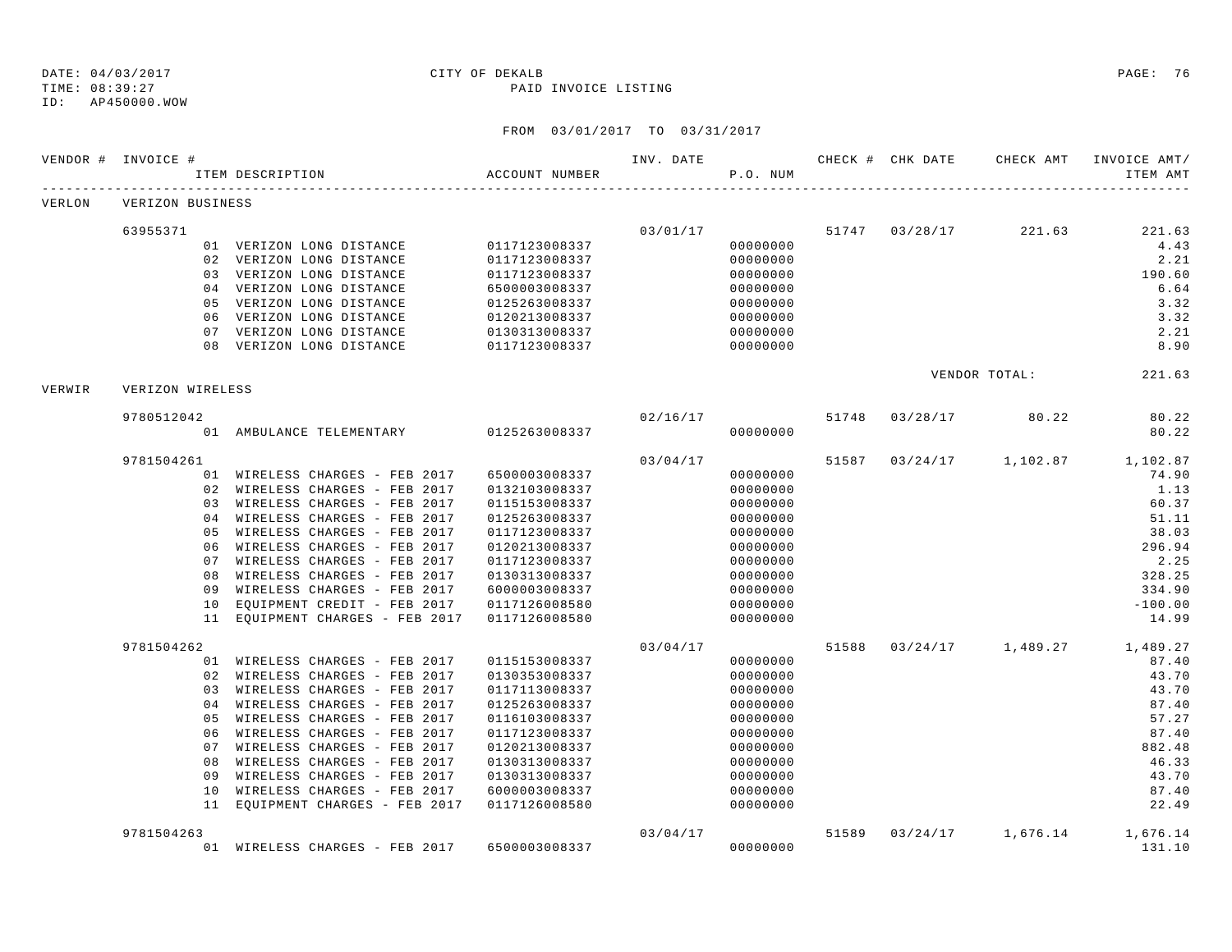DATE: 04/03/2017 CITY OF DEKALB
TIME: 08:39:27 PAID INVOICE LISTING
ID: AP450000.WOW

FROM 03/01/2017 TO 03/31/2017

| VENDOR # | INVOICE # | | ITEM DESCRIPTION | ACCOUNT NUMBER | INV. DATE | P.O. NUM | CHECK # | CHK DATE | CHECK AMT | INVOICE AMT/ ITEM AMT |
|---|---|---|---|---|---|---|---|---|---|---|
| VERLON | VERIZON BUSINESS | | | | | | | | | |
| | 63955371 | | | | 03/01/17 | | 51747 | 03/28/17 | 221.63 | 221.63 |
| | | 01 | VERIZON LONG DISTANCE | 0117123008337 | | 00000000 | | | | 4.43 |
| | | 02 | VERIZON LONG DISTANCE | 0117123008337 | | 00000000 | | | | 2.21 |
| | | 03 | VERIZON LONG DISTANCE | 0117123008337 | | 00000000 | | | | 190.60 |
| | | 04 | VERIZON LONG DISTANCE | 6500003008337 | | 00000000 | | | | 6.64 |
| | | 05 | VERIZON LONG DISTANCE | 0125263008337 | | 00000000 | | | | 3.32 |
| | | 06 | VERIZON LONG DISTANCE | 0120213008337 | | 00000000 | | | | 3.32 |
| | | 07 | VERIZON LONG DISTANCE | 0130313008337 | | 00000000 | | | | 2.21 |
| | | 08 | VERIZON LONG DISTANCE | 0117123008337 | | 00000000 | | | | 8.90 |
| | | | | | | | | | VENDOR TOTAL: | 221.63 |
| VERWIR | VERIZON WIRELESS | | | | | | | | | |
| | 9780512042 | | | | 02/16/17 | | 51748 | 03/28/17 | 80.22 | 80.22 |
| | | 01 | AMBULANCE TELEMENTARY | 0125263008337 | | 00000000 | | | | 80.22 |
| | 9781504261 | | | | 03/04/17 | | 51587 | 03/24/17 | 1,102.87 | 1,102.87 |
| | | 01 | WIRELESS CHARGES - FEB 2017 | 6500003008337 | | 00000000 | | | | 74.90 |
| | | 02 | WIRELESS CHARGES - FEB 2017 | 0132103008337 | | 00000000 | | | | 1.13 |
| | | 03 | WIRELESS CHARGES - FEB 2017 | 0115153008337 | | 00000000 | | | | 60.37 |
| | | 04 | WIRELESS CHARGES - FEB 2017 | 0125263008337 | | 00000000 | | | | 51.11 |
| | | 05 | WIRELESS CHARGES - FEB 2017 | 0117123008337 | | 00000000 | | | | 38.03 |
| | | 06 | WIRELESS CHARGES - FEB 2017 | 0120213008337 | | 00000000 | | | | 296.94 |
| | | 07 | WIRELESS CHARGES - FEB 2017 | 0117123008337 | | 00000000 | | | | 2.25 |
| | | 08 | WIRELESS CHARGES - FEB 2017 | 0130313008337 | | 00000000 | | | | 328.25 |
| | | 09 | WIRELESS CHARGES - FEB 2017 | 6000003008337 | | 00000000 | | | | 334.90 |
| | | 10 | EQUIPMENT CREDIT - FEB 2017 | 0117126008580 | | 00000000 | | | | -100.00 |
| | | 11 | EQUIPMENT CHARGES - FEB 2017 | 0117126008580 | | 00000000 | | | | 14.99 |
| | 9781504262 | | | | 03/04/17 | | 51588 | 03/24/17 | 1,489.27 | 1,489.27 |
| | | 01 | WIRELESS CHARGES - FEB 2017 | 0115153008337 | | 00000000 | | | | 87.40 |
| | | 02 | WIRELESS CHARGES - FEB 2017 | 0130353008337 | | 00000000 | | | | 43.70 |
| | | 03 | WIRELESS CHARGES - FEB 2017 | 0117113008337 | | 00000000 | | | | 43.70 |
| | | 04 | WIRELESS CHARGES - FEB 2017 | 0125263008337 | | 00000000 | | | | 87.40 |
| | | 05 | WIRELESS CHARGES - FEB 2017 | 0116103008337 | | 00000000 | | | | 57.27 |
| | | 06 | WIRELESS CHARGES - FEB 2017 | 0117123008337 | | 00000000 | | | | 87.40 |
| | | 07 | WIRELESS CHARGES - FEB 2017 | 0120213008337 | | 00000000 | | | | 882.48 |
| | | 08 | WIRELESS CHARGES - FEB 2017 | 0130313008337 | | 00000000 | | | | 46.33 |
| | | 09 | WIRELESS CHARGES - FEB 2017 | 0130313008337 | | 00000000 | | | | 43.70 |
| | | 10 | WIRELESS CHARGES - FEB 2017 | 6000003008337 | | 00000000 | | | | 87.40 |
| | | 11 | EQUIPMENT CHARGES - FEB 2017 | 0117126008580 | | 00000000 | | | | 22.49 |
| | 9781504263 | | | | 03/04/17 | | 51589 | 03/24/17 | 1,676.14 | 1,676.14 |
| | | 01 | WIRELESS CHARGES - FEB 2017 | 6500003008337 | | 00000000 | | | | 131.10 |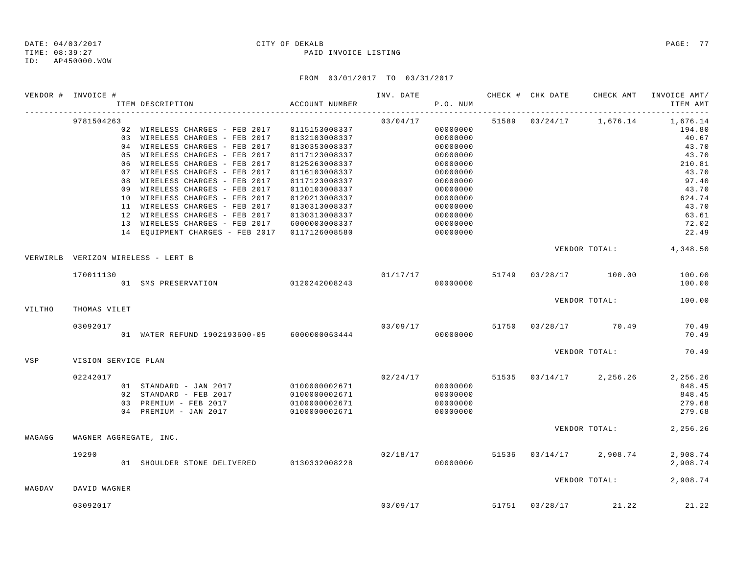DATE: 04/03/2017 CITY OF DEKALB
TIME: 08:39:27 PAID INVOICE LISTING
ID: AP450000.WOW

FROM 03/01/2017 TO 03/31/2017

| VENDOR # | INVOICE # | ITEM DESCRIPTION | ACCOUNT NUMBER | INV. DATE | P.O. NUM | CHECK # | CHK DATE | CHECK AMT | INVOICE AMT/ ITEM AMT |
|---|---|---|---|---|---|---|---|---|---|
| | 9781504263 | | | 03/04/17 | | 51589 | 03/24/17 | 1,676.14 | 1,676.14 |
| | | 02 WIRELESS CHARGES - FEB 2017 | 0115153008337 | | 00000000 | | | | 194.80 |
| | | 03 WIRELESS CHARGES - FEB 2017 | 0132103008337 | | 00000000 | | | | 40.67 |
| | | 04 WIRELESS CHARGES - FEB 2017 | 0130353008337 | | 00000000 | | | | 43.70 |
| | | 05 WIRELESS CHARGES - FEB 2017 | 0117123008337 | | 00000000 | | | | 43.70 |
| | | 06 WIRELESS CHARGES - FEB 2017 | 0125263008337 | | 00000000 | | | | 210.81 |
| | | 07 WIRELESS CHARGES - FEB 2017 | 0116103008337 | | 00000000 | | | | 43.70 |
| | | 08 WIRELESS CHARGES - FEB 2017 | 0117123008337 | | 00000000 | | | | 97.40 |
| | | 09 WIRELESS CHARGES - FEB 2017 | 0110103008337 | | 00000000 | | | | 43.70 |
| | | 10 WIRELESS CHARGES - FEB 2017 | 0120213008337 | | 00000000 | | | | 624.74 |
| | | 11 WIRELESS CHARGES - FEB 2017 | 0130313008337 | | 00000000 | | | | 43.70 |
| | | 12 WIRELESS CHARGES - FEB 2017 | 0130313008337 | | 00000000 | | | | 63.61 |
| | | 13 WIRELESS CHARGES - FEB 2017 | 6000003008337 | | 00000000 | | | | 72.02 |
| | | 14 EQUIPMENT CHARGES - FEB 2017 | 0117126008580 | | 00000000 | | | | 22.49 |
| | | | | | | | | VENDOR TOTAL: | 4,348.50 |
| VERWIRLB | VERIZON WIRELESS - LERT B | | | | | | | | |
| | 170011130 | | | 01/17/17 | | 51749 | 03/28/17 | 100.00 | 100.00 |
| | | 01 SMS PRESERVATION | 0120242008243 | | 00000000 | | | | 100.00 |
| | | | | | | | | VENDOR TOTAL: | 100.00 |
| VILTHO | THOMAS VILET | | | | | | | | |
| | 03092017 | | | 03/09/17 | | 51750 | 03/28/17 | 70.49 | 70.49 |
| | | 01 WATER REFUND 1902193600-05 | 6000000063444 | | 00000000 | | | | 70.49 |
| | | | | | | | | VENDOR TOTAL: | 70.49 |
| VSP | VISION SERVICE PLAN | | | | | | | | |
| | 02242017 | | | 02/24/17 | | 51535 | 03/14/17 | 2,256.26 | 2,256.26 |
| | | 01 STANDARD - JAN 2017 | 0100000002671 | | 00000000 | | | | 848.45 |
| | | 02 STANDARD - FEB 2017 | 0100000002671 | | 00000000 | | | | 848.45 |
| | | 03 PREMIUM - FEB 2017 | 0100000002671 | | 00000000 | | | | 279.68 |
| | | 04 PREMIUM - JAN 2017 | 0100000002671 | | 00000000 | | | | 279.68 |
| | | | | | | | | VENDOR TOTAL: | 2,256.26 |
| WAGAGG | WAGNER AGGREGATE, INC. | | | | | | | | |
| | 19290 | | | 02/18/17 | | 51536 | 03/14/17 | 2,908.74 | 2,908.74 |
| | | 01 SHOULDER STONE DELIVERED | 0130332008228 | | 00000000 | | | | 2,908.74 |
| | | | | | | | | VENDOR TOTAL: | 2,908.74 |
| WAGDAV | DAVID WAGNER | | | | | | | | |
| | 03092017 | | | 03/09/17 | | 51751 | 03/28/17 | 21.22 | 21.22 |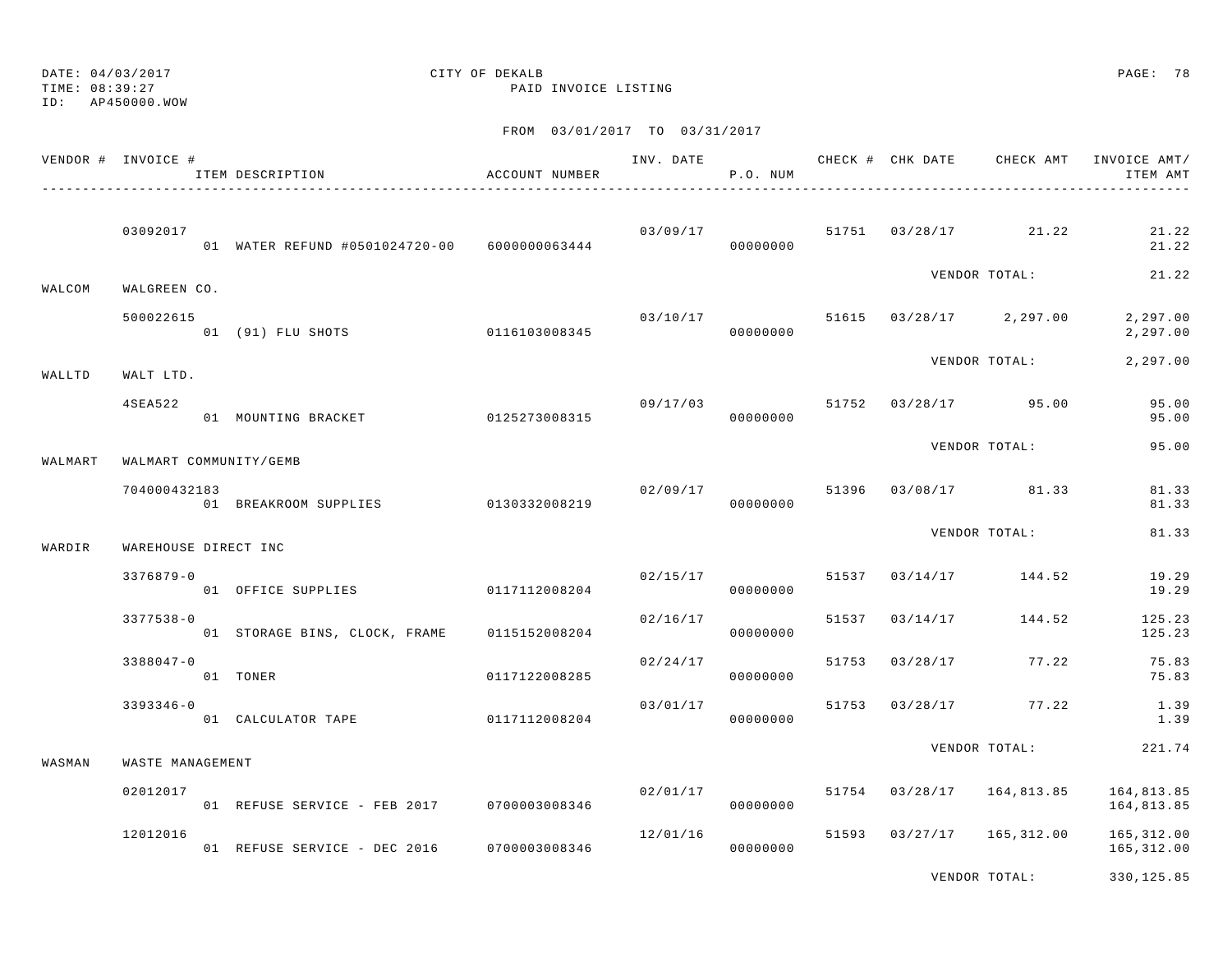DATE: 04/03/2017 CITY OF DEKALB
TIME: 08:39:27 PAID INVOICE LISTING
ID: AP450000.WOW

FROM 03/01/2017 TO 03/31/2017

| VENDOR # | INVOICE # / ITEM DESCRIPTION | ACCOUNT NUMBER | INV. DATE | P.O. NUM | CHECK # | CHK DATE | CHECK AMT | INVOICE AMT/ ITEM AMT |
|---|---|---|---|---|---|---|---|---|
| | 03092017 | | 03/09/17 | | 51751 | 03/28/17 | 21.22 | 21.22 |
| | 01 WATER REFUND #0501024720-00 | 6000000063444 | | 00000000 | | | | 21.22 |
| | | | | | | VENDOR TOTAL: | | 21.22 |
| WALCOM | WALGREEN CO. | | | | | | | |
| | 500022615 | | 03/10/17 | | 51615 | 03/28/17 | 2,297.00 | 2,297.00 |
| | 01 (91) FLU SHOTS | 0116103008345 | | 00000000 | | | | 2,297.00 |
| | | | | | | VENDOR TOTAL: | | 2,297.00 |
| WALLTD | WALT LTD. | | | | | | | |
| | 4SEA522 | | 09/17/03 | | 51752 | 03/28/17 | 95.00 | 95.00 |
| | 01 MOUNTING BRACKET | 0125273008315 | | 00000000 | | | | 95.00 |
| | | | | | | VENDOR TOTAL: | | 95.00 |
| WALMART | WALMART COMMUNITY/GEMB | | | | | | | |
| | 704000432183 | | 02/09/17 | | 51396 | 03/08/17 | 81.33 | 81.33 |
| | 01 BREAKROOM SUPPLIES | 0130332008219 | | 00000000 | | | | 81.33 |
| | | | | | | VENDOR TOTAL: | | 81.33 |
| WARDIR | WAREHOUSE DIRECT INC | | | | | | | |
| | 3376879-0 | | 02/15/17 | | 51537 | 03/14/17 | 144.52 | 19.29 |
| | 01 OFFICE SUPPLIES | 0117112008204 | | 00000000 | | | | 19.29 |
| | 3377538-0 | | 02/16/17 | | 51537 | 03/14/17 | 144.52 | 125.23 |
| | 01 STORAGE BINS, CLOCK, FRAME | 0115152008204 | | 00000000 | | | | 125.23 |
| | 3388047-0 | | 02/24/17 | | 51753 | 03/28/17 | 77.22 | 75.83 |
| | 01 TONER | 0117122008285 | | 00000000 | | | | 75.83 |
| | 3393346-0 | | 03/01/17 | | 51753 | 03/28/17 | 77.22 | 1.39 |
| | 01 CALCULATOR TAPE | 0117112008204 | | 00000000 | | | | 1.39 |
| | | | | | | VENDOR TOTAL: | | 221.74 |
| WASMAN | WASTE MANAGEMENT | | | | | | | |
| | 02012017 | | 02/01/17 | | 51754 | 03/28/17 | 164,813.85 | 164,813.85 |
| | 01 REFUSE SERVICE - FEB 2017 | 0700003008346 | | 00000000 | | | | 164,813.85 |
| | 12012016 | | 12/01/16 | | 51593 | 03/27/17 | 165,312.00 | 165,312.00 |
| | 01 REFUSE SERVICE - DEC 2016 | 0700003008346 | | 00000000 | | | | 165,312.00 |
| | | | | | | VENDOR TOTAL: | | 330,125.85 |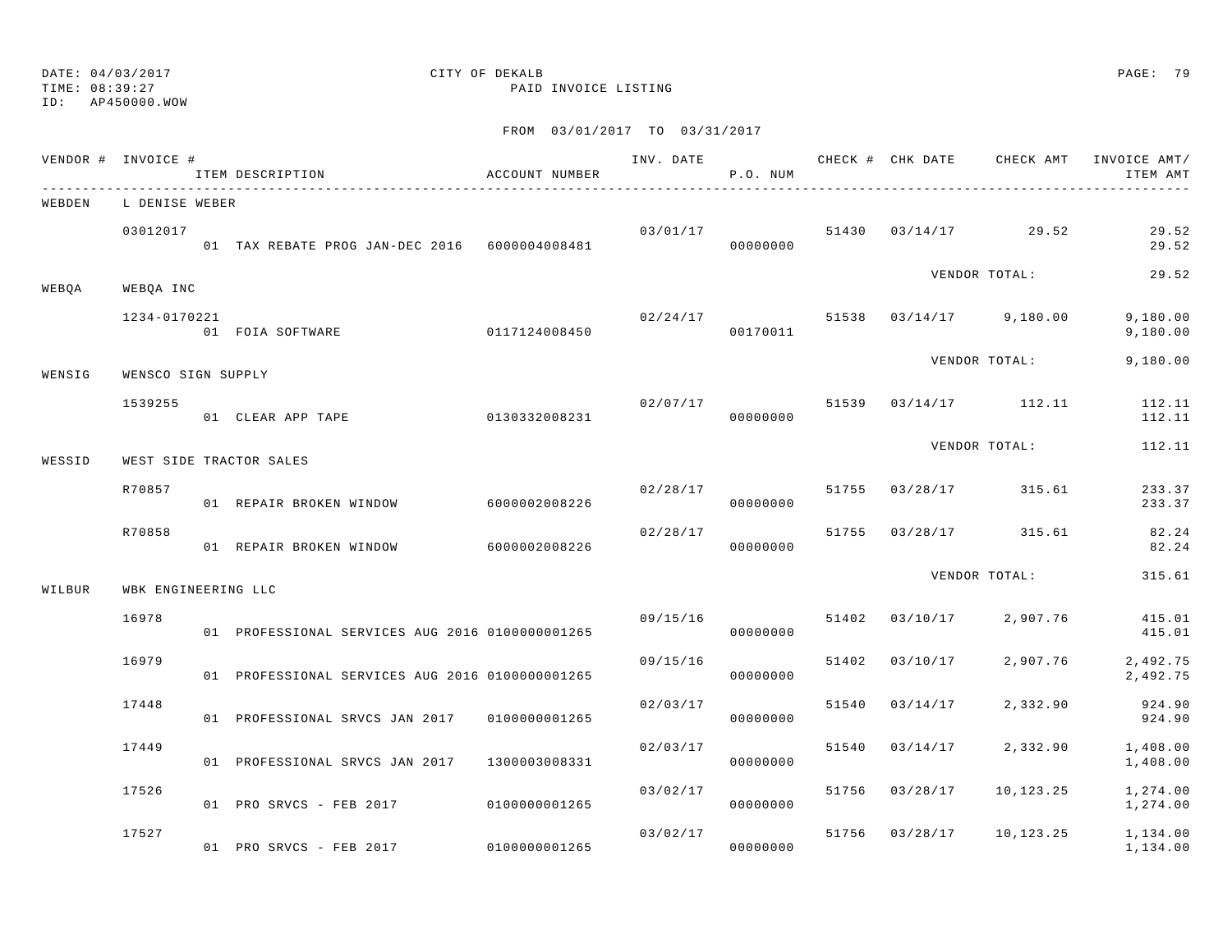DATE: 04/03/2017 CITY OF DEKALB
TIME: 08:39:27 PAID INVOICE LISTING
ID: AP450000.WOW

FROM 03/01/2017 TO 03/31/2017

| VENDOR # | INVOICE # | ITEM DESCRIPTION | ACCOUNT NUMBER | INV. DATE | P.O. NUM | CHECK # | CHK DATE | CHECK AMT | INVOICE AMT/ ITEM AMT |
|---|---|---|---|---|---|---|---|---|---|
| WEBDEN | L DENISE WEBER | | | | | | | | |
| | 03012017 | | | 03/01/17 | | 51430 | 03/14/17 | 29.52 | 29.52 |
| | | 01 TAX REBATE PROG JAN-DEC 2016 | 6000004008481 | | 00000000 | | | | 29.52 |
| | | | | | | | VENDOR TOTAL: | | 29.52 |
| WEBQA | WEBQA INC | | | | | | | | |
| | 1234-0170221 | | | 02/24/17 | | 51538 | 03/14/17 | 9,180.00 | 9,180.00 |
| | | 01 FOIA SOFTWARE | 0117124008450 | | 00170011 | | | | 9,180.00 |
| | | | | | | | VENDOR TOTAL: | | 9,180.00 |
| WENSIG | WENSCO SIGN SUPPLY | | | | | | | | |
| | 1539255 | | | 02/07/17 | | 51539 | 03/14/17 | 112.11 | 112.11 |
| | | 01 CLEAR APP TAPE | 0130332008231 | | 00000000 | | | | 112.11 |
| | | | | | | | VENDOR TOTAL: | | 112.11 |
| WESSID | WEST SIDE TRACTOR SALES | | | | | | | | |
| | R70857 | | | 02/28/17 | | 51755 | 03/28/17 | 315.61 | 233.37 |
| | | 01 REPAIR BROKEN WINDOW | 6000002008226 | | 00000000 | | | | 233.37 |
| | R70858 | | | 02/28/17 | | 51755 | 03/28/17 | 315.61 | 82.24 |
| | | 01 REPAIR BROKEN WINDOW | 6000002008226 | | 00000000 | | | | 82.24 |
| | | | | | | | VENDOR TOTAL: | | 315.61 |
| WILBUR | WBK ENGINEERING LLC | | | | | | | | |
| | 16978 | | | 09/15/16 | | 51402 | 03/10/17 | 2,907.76 | 415.01 |
| | | 01 PROFESSIONAL SERVICES AUG 2016 | 0100000001265 | | 00000000 | | | | 415.01 |
| | 16979 | | | 09/15/16 | | 51402 | 03/10/17 | 2,907.76 | 2,492.75 |
| | | 01 PROFESSIONAL SERVICES AUG 2016 | 0100000001265 | | 00000000 | | | | 2,492.75 |
| | 17448 | | | 02/03/17 | | 51540 | 03/14/17 | 2,332.90 | 924.90 |
| | | 01 PROFESSIONAL SRVCS JAN 2017 | 0100000001265 | | 00000000 | | | | 924.90 |
| | 17449 | | | 02/03/17 | | 51540 | 03/14/17 | 2,332.90 | 1,408.00 |
| | | 01 PROFESSIONAL SRVCS JAN 2017 | 1300003008331 | | 00000000 | | | | 1,408.00 |
| | 17526 | | | 03/02/17 | | 51756 | 03/28/17 | 10,123.25 | 1,274.00 |
| | | 01 PRO SRVCS - FEB 2017 | 0100000001265 | | 00000000 | | | | 1,274.00 |
| | 17527 | | | 03/02/17 | | 51756 | 03/28/17 | 10,123.25 | 1,134.00 |
| | | 01 PRO SRVCS - FEB 2017 | 0100000001265 | | 00000000 | | | | 1,134.00 |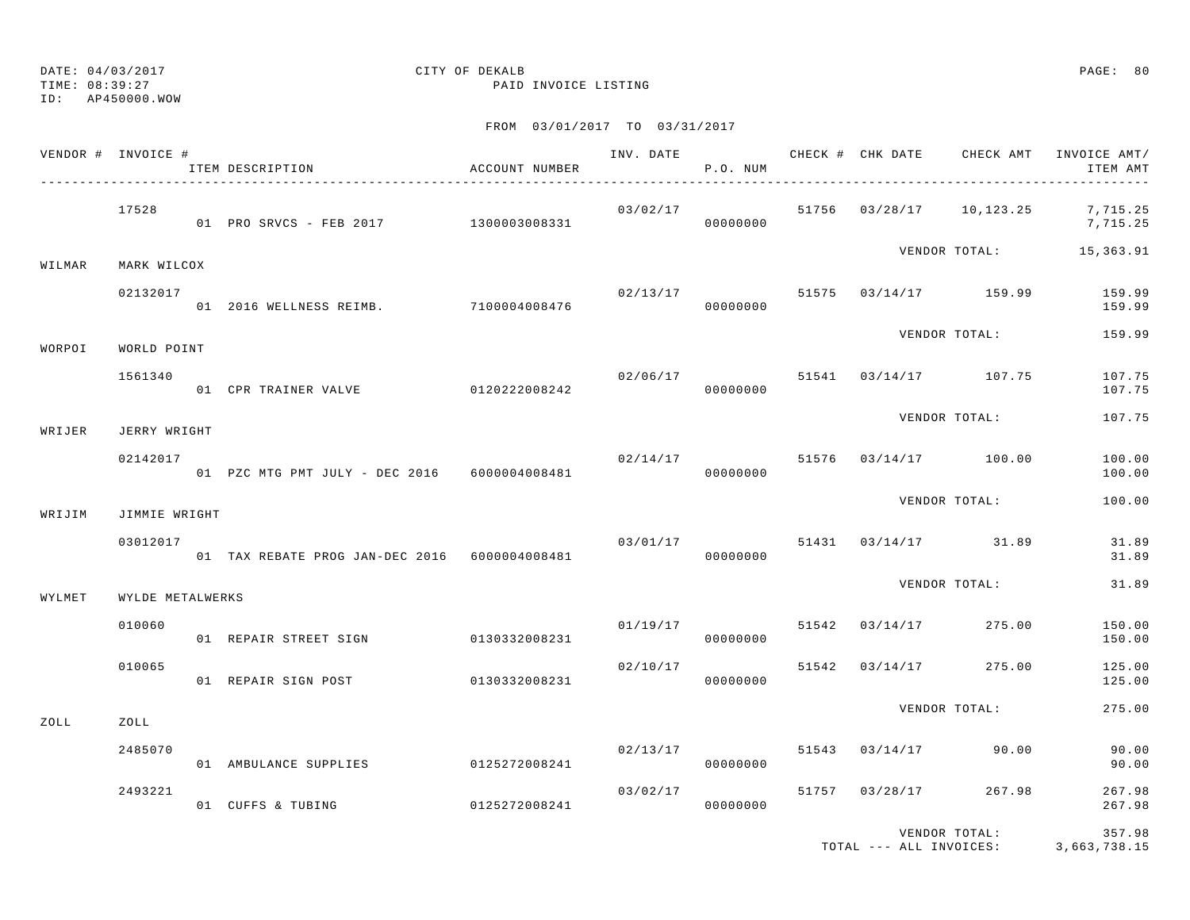DATE: 04/03/2017 CITY OF DEKALB
TIME: 08:39:27 PAID INVOICE LISTING
ID: AP450000.WOW

FROM 03/01/2017 TO 03/31/2017

| VENDOR # | INVOICE # / ITEM DESCRIPTION | ACCOUNT NUMBER | INV. DATE | P.O. NUM | CHECK # | CHK DATE | CHECK AMT | INVOICE AMT/ ITEM AMT |
|---|---|---|---|---|---|---|---|---|
| | 17528 | | 03/02/17 | | 51756 | 03/28/17 | 10,123.25 | 7,715.25 |
| | 01 PRO SRVCS - FEB 2017 | 1300003008331 | | 00000000 | | | | 7,715.25 |
| | | | | | | VENDOR TOTAL: | | 15,363.91 |
| WILMAR | MARK WILCOX | | | | | | | |
| | 02132017 | | 02/13/17 | | 51575 | 03/14/17 | 159.99 | 159.99 |
| | 01 2016 WELLNESS REIMB. | 7100004008476 | | 00000000 | | | | 159.99 |
| | | | | | | VENDOR TOTAL: | | 159.99 |
| WORPOI | WORLD POINT | | | | | | | |
| | 1561340 | | 02/06/17 | | 51541 | 03/14/17 | 107.75 | 107.75 |
| | 01 CPR TRAINER VALVE | 0120222008242 | | 00000000 | | | | 107.75 |
| | | | | | | VENDOR TOTAL: | | 107.75 |
| WRIJER | JERRY WRIGHT | | | | | | | |
| | 02142017 | | 02/14/17 | | 51576 | 03/14/17 | 100.00 | 100.00 |
| | 01 PZC MTG PMT JULY - DEC 2016 | 6000004008481 | | 00000000 | | | | 100.00 |
| | | | | | | VENDOR TOTAL: | | 100.00 |
| WRIJIM | JIMMIE WRIGHT | | | | | | | |
| | 03012017 | | 03/01/17 | | 51431 | 03/14/17 | 31.89 | 31.89 |
| | 01 TAX REBATE PROG JAN-DEC 2016 | 6000004008481 | | 00000000 | | | | 31.89 |
| | | | | | | VENDOR TOTAL: | | 31.89 |
| WYLMET | WYLDE METALWERKS | | | | | | | |
| | 010060 | | 01/19/17 | | 51542 | 03/14/17 | 275.00 | 150.00 |
| | 01 REPAIR STREET SIGN | 0130332008231 | | 00000000 | | | | 150.00 |
| | 010065 | | 02/10/17 | | 51542 | 03/14/17 | 275.00 | 125.00 |
| | 01 REPAIR SIGN POST | 0130332008231 | | 00000000 | | | | 125.00 |
| | | | | | | VENDOR TOTAL: | | 275.00 |
| ZOLL | ZOLL | | | | | | | |
| | 2485070 | | 02/13/17 | | 51543 | 03/14/17 | 90.00 | 90.00 |
| | 01 AMBULANCE SUPPLIES | 0125272008241 | | 00000000 | | | | 90.00 |
| | 2493221 | | 03/02/17 | | 51757 | 03/28/17 | 267.98 | 267.98 |
| | 01 CUFFS & TUBING | 0125272008241 | | 00000000 | | | | 267.98 |
| | | | | | | VENDOR TOTAL: | | 357.98 |
| | | | | | | TOTAL --- ALL INVOICES: | | 3,663,738.15 |